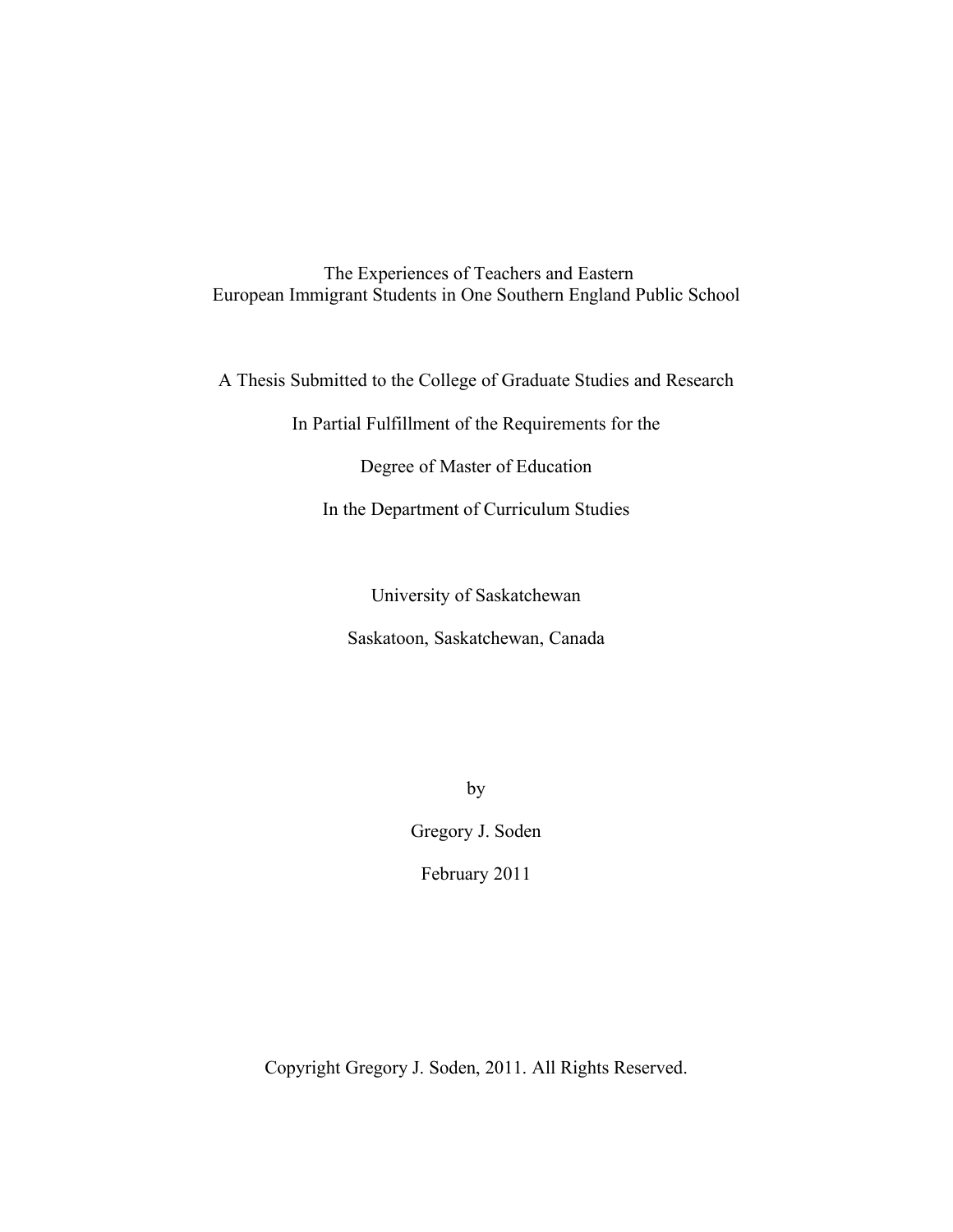# The Experiences of Teachers and Eastern European Immigrant Students in One Southern England Public School

A Thesis Submitted to the College of Graduate Studies and Research

In Partial Fulfillment of the Requirements for the

Degree of Master of Education

In the Department of Curriculum Studies

University of Saskatchewan

Saskatoon, Saskatchewan, Canada

by

Gregory J. Soden

February 2011

Copyright Gregory J. Soden, 2011. All Rights Reserved.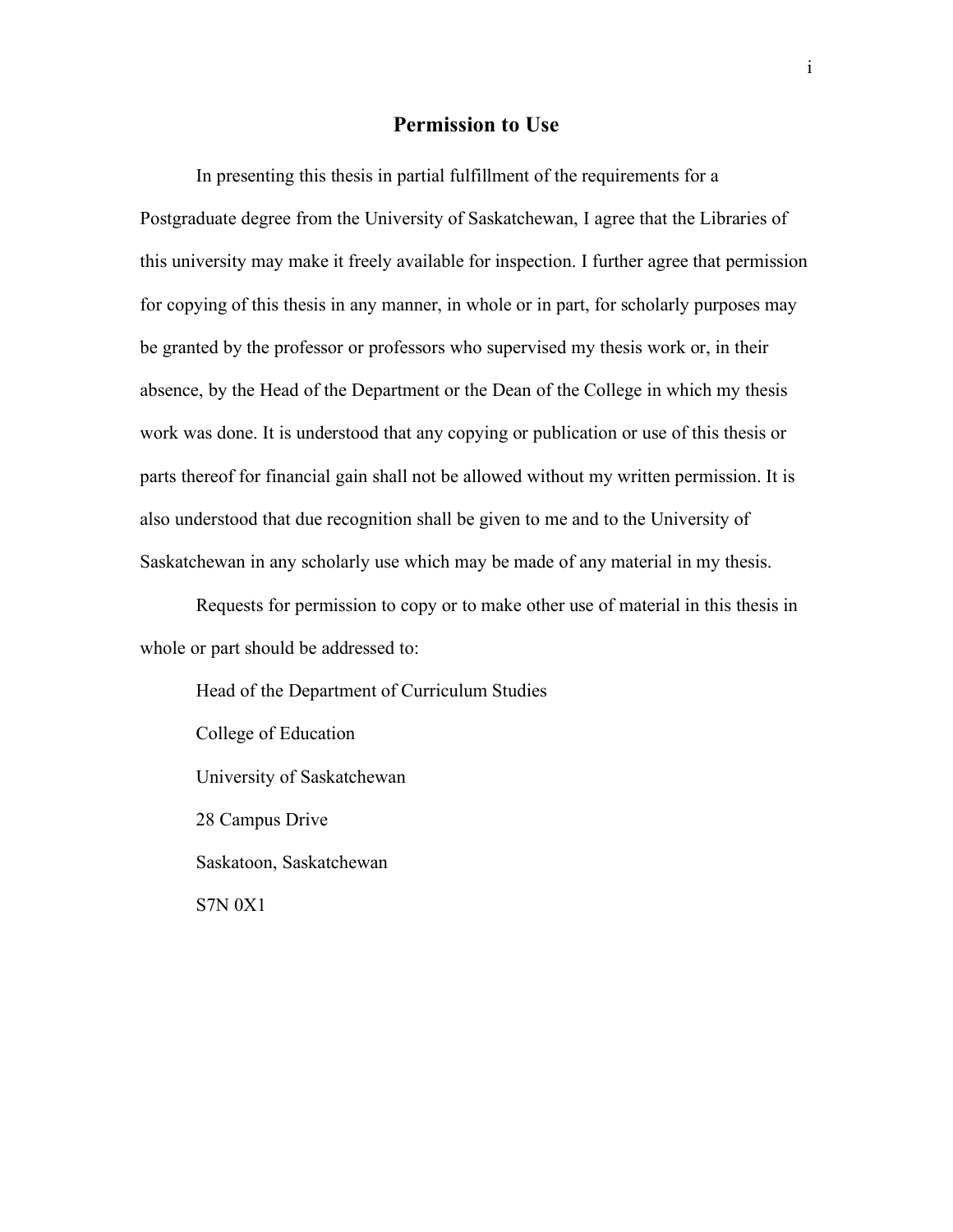# Permission to Use

In presenting this thesis in partial fulfillment of the requirements for a Postgraduate degree from the University of Saskatchewan, I agree that the Libraries of this university may make it freely available for inspection. I further agree that permission for copying of this thesis in any manner, in whole or in part, for scholarly purposes may be granted by the professor or professors who supervised my thesis work or, in their absence, by the Head of the Department or the Dean of the College in which my thesis work was done. It is understood that any copying or publication or use of this thesis or parts thereof for financial gain shall not be allowed without my written permission. It is also understood that due recognition shall be given to me and to the University of Saskatchewan in any scholarly use which may be made of any material in my thesis.

Requests for permission to copy or to make other use of material in this thesis in whole or part should be addressed to:

Head of the Department of Curriculum Studies

College of Education

University of Saskatchewan

28 Campus Drive

Saskatoon, Saskatchewan

S7N 0X1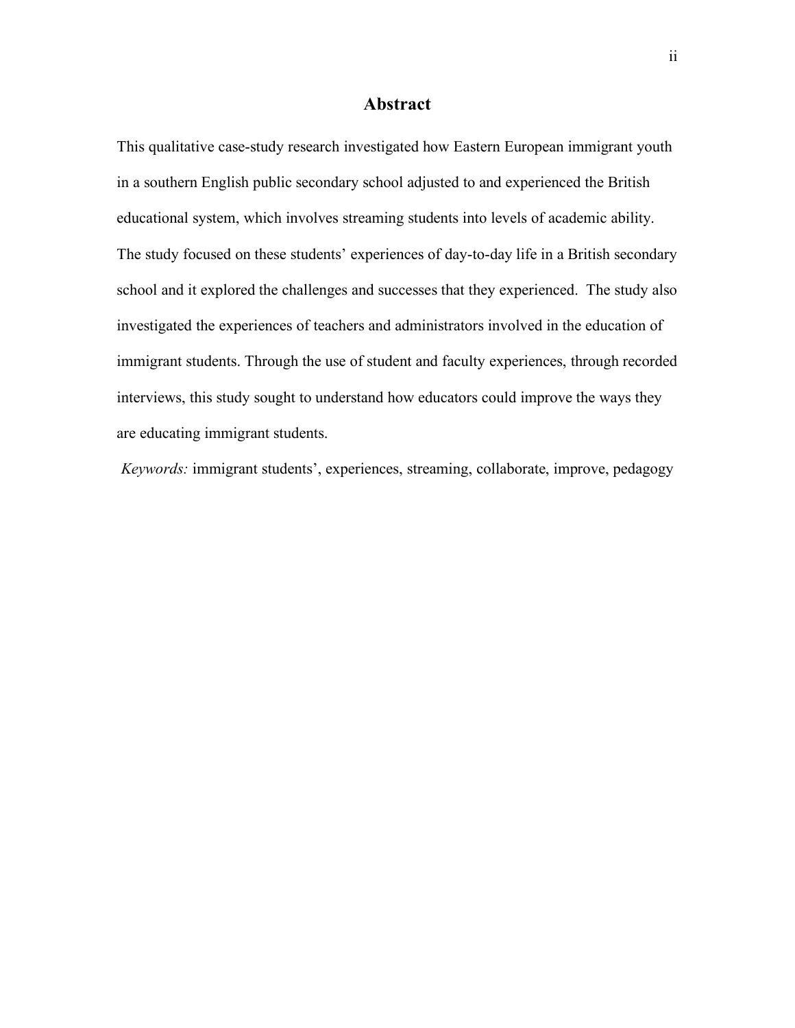# Abstract

This qualitative case-study research investigated how Eastern European immigrant youth in a southern English public secondary school adjusted to and experienced the British educational system, which involves streaming students into levels of academic ability. The study focused on these students' experiences of day-to-day life in a British secondary school and it explored the challenges and successes that they experienced. The study also investigated the experiences of teachers and administrators involved in the education of immigrant students. Through the use of student and faculty experiences, through recorded interviews, this study sought to understand how educators could improve the ways they are educating immigrant students.

*Keywords:* immigrant students', experiences, streaming, collaborate, improve, pedagogy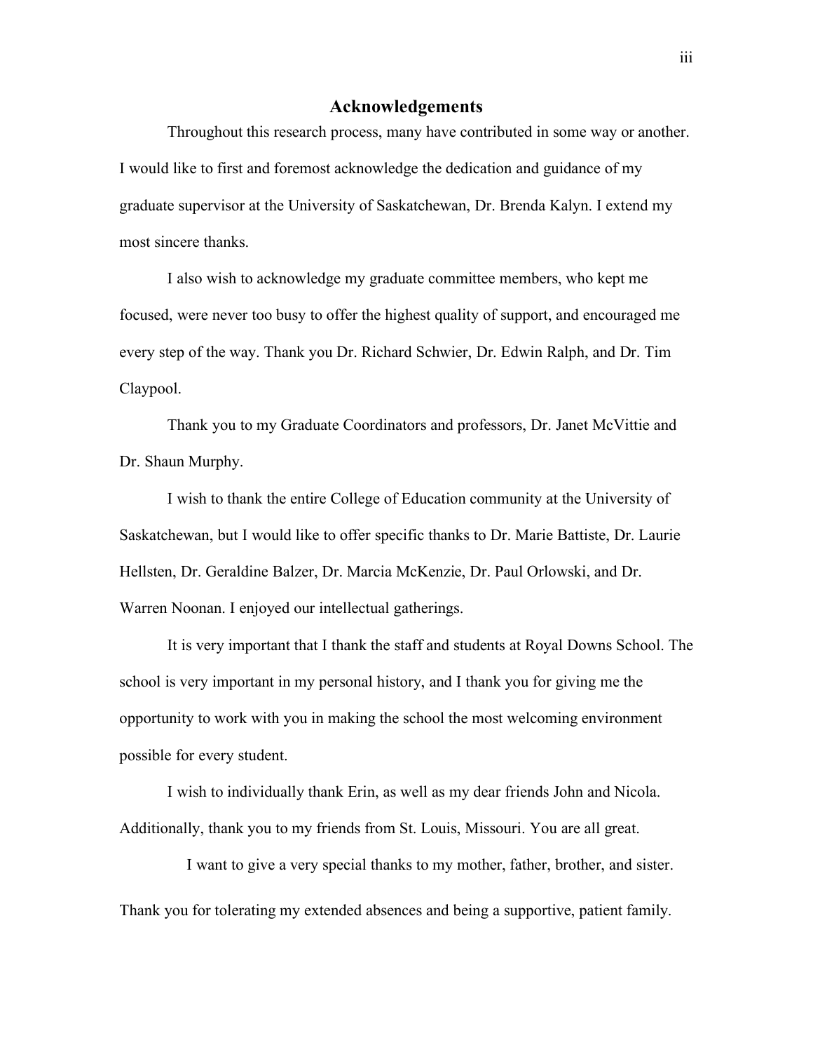# Acknowledgements

Throughout this research process, many have contributed in some way or another. I would like to first and foremost acknowledge the dedication and guidance of my graduate supervisor at the University of Saskatchewan, Dr. Brenda Kalyn. I extend my most sincere thanks.

I also wish to acknowledge my graduate committee members, who kept me focused, were never too busy to offer the highest quality of support, and encouraged me every step of the way. Thank you Dr. Richard Schwier, Dr. Edwin Ralph, and Dr. Tim Claypool.

Thank you to my Graduate Coordinators and professors, Dr. Janet McVittie and Dr. Shaun Murphy.

I wish to thank the entire College of Education community at the University of Saskatchewan, but I would like to offer specific thanks to Dr. Marie Battiste, Dr. Laurie Hellsten, Dr. Geraldine Balzer, Dr. Marcia McKenzie, Dr. Paul Orlowski, and Dr. Warren Noonan. I enjoyed our intellectual gatherings.

It is very important that I thank the staff and students at Royal Downs School. The school is very important in my personal history, and I thank you for giving me the opportunity to work with you in making the school the most welcoming environment possible for every student.

I wish to individually thank Erin, as well as my dear friends John and Nicola. Additionally, thank you to my friends from St. Louis, Missouri. You are all great.

I want to give a very special thanks to my mother, father, brother, and sister. Thank you for tolerating my extended absences and being a supportive, patient family.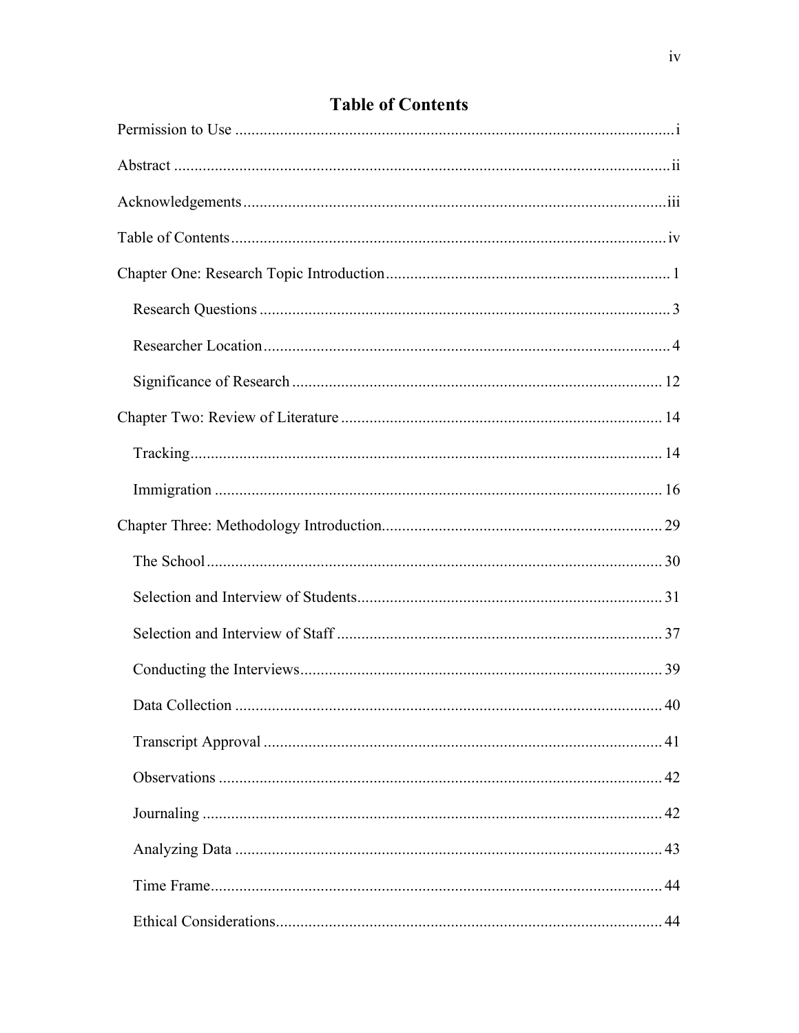# Table of Contents

Permission to Use ............................................................................................................ i

Abstract ........................................................................................................................ ii

Acknowledgements ....................................................................................................... iii

Table of Contents .......................................................................................................... iv

Chapter One: Research Topic Introduction ..................................................................... 1

  Research Questions ..................................................................................................... 3

  Researcher Location .................................................................................................... 4

  Significance of Research ............................................................................................ 12

Chapter Two: Review of Literature ............................................................................... 14

  Tracking .................................................................................................................... 14

  Immigration .............................................................................................................. 16

Chapter Three: Methodology Introduction ..................................................................... 29

  The School ................................................................................................................. 30

  Selection and Interview of Students ............................................................................ 31

  Selection and Interview of Staff ................................................................................. 37

  Conducting the Interviews .......................................................................................... 39

  Data Collection .......................................................................................................... 40

  Transcript Approval ................................................................................................... 41

  Observations .............................................................................................................. 42

  Journaling .................................................................................................................. 42

  Analyzing Data .......................................................................................................... 43

  Time Frame ................................................................................................................ 44

  Ethical Considerations ................................................................................................ 44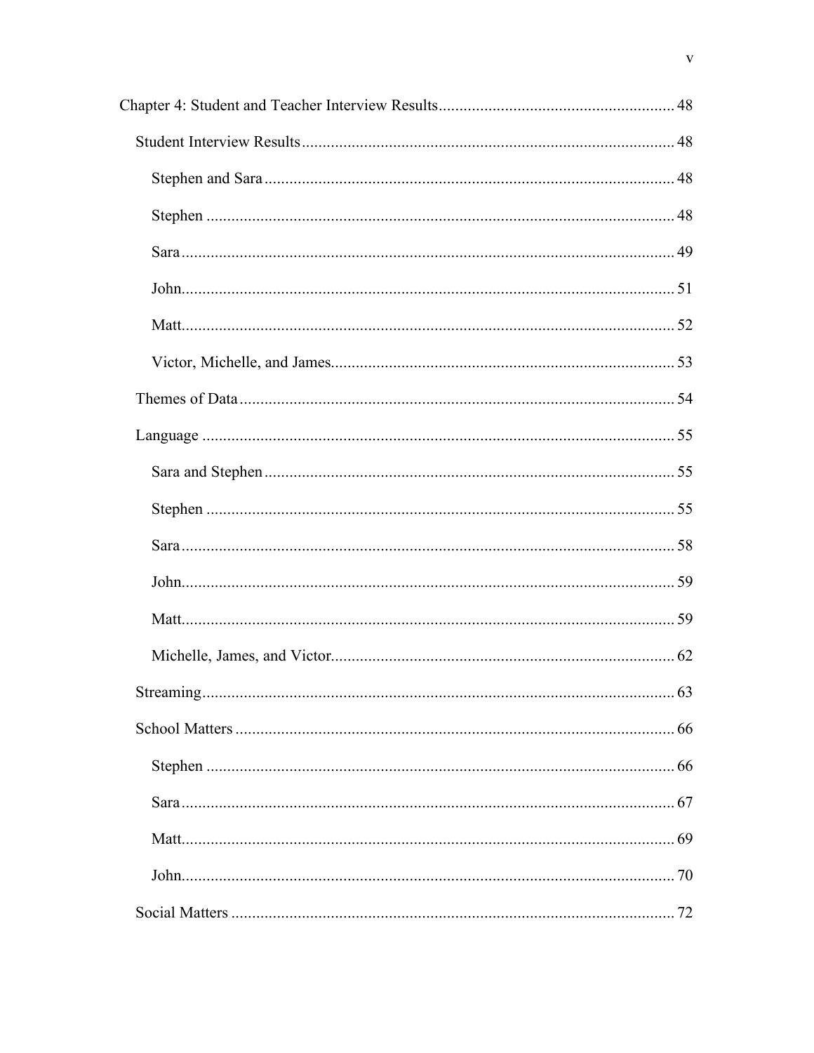Chapter 4: Student and Teacher Interview Results ........................................................ 48

Student Interview Results ........................................................................................ 48

Stephen and Sara ................................................................................................ 48

Stephen ............................................................................................................... 48

Sara ..................................................................................................................... 49

John ..................................................................................................................... 51

Matt ..................................................................................................................... 52

Victor, Michelle, and James ................................................................................ 53

Themes of Data ........................................................................................................ 54

Language .................................................................................................................. 55

Sara and Stephen ................................................................................................ 55

Stephen ............................................................................................................... 55

Sara ..................................................................................................................... 58

John ..................................................................................................................... 59

Matt ..................................................................................................................... 59

Michelle, James, and Victor ................................................................................ 62

Streaming ................................................................................................................. 63

School Matters ......................................................................................................... 66

Stephen ............................................................................................................... 66

Sara ..................................................................................................................... 67

Matt ..................................................................................................................... 69

John ..................................................................................................................... 70

Social Matters .......................................................................................................... 72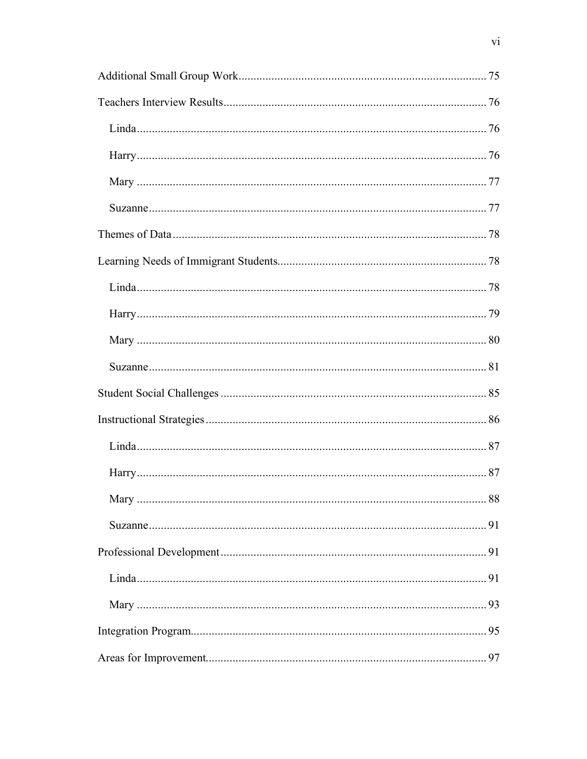Additional Small Group Work 75

Teachers Interview Results 76

- Linda 76
- Harry 76
- Mary 77
- Suzanne 77

Themes of Data 78

Learning Needs of Immigrant Students 78

- Linda 78
- Harry 79
- Mary 80
- Suzanne 81

Student Social Challenges 85

Instructional Strategies 86

- Linda 87
- Harry 87
- Mary 88
- Suzanne 91

Professional Development 91

- Linda 91
- Mary 93

Integration Program 95

Areas for Improvement 97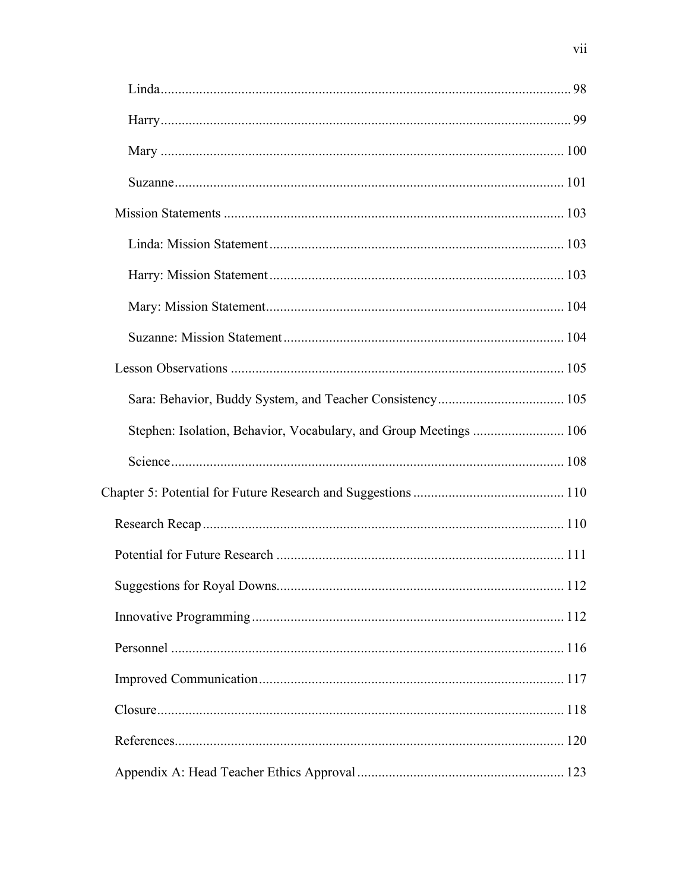Linda ........................................................................................................ 98

Harry ........................................................................................................ 99

Mary ........................................................................................................ 100

Suzanne ........................................................................................................ 101

Mission Statements ........................................................................................................ 103

Linda: Mission Statement ........................................................................................................ 103

Harry: Mission Statement ........................................................................................................ 103

Mary: Mission Statement ........................................................................................................ 104

Suzanne: Mission Statement ........................................................................................................ 104

Lesson Observations ........................................................................................................ 105

Sara: Behavior, Buddy System, and Teacher Consistency ........................................ 105

Stephen: Isolation, Behavior, Vocabulary, and Group Meetings ........................... 106

Science ........................................................................................................ 108

Chapter 5: Potential for Future Research and Suggestions ........................................ 110

Research Recap ........................................................................................................ 110

Potential for Future Research ........................................................................................................ 111

Suggestions for Royal Downs ........................................................................................................ 112

Innovative Programming ........................................................................................................ 112

Personnel ........................................................................................................ 116

Improved Communication ........................................................................................................ 117

Closure ........................................................................................................ 118

References ........................................................................................................ 120

Appendix A: Head Teacher Ethics Approval ........................................................ 123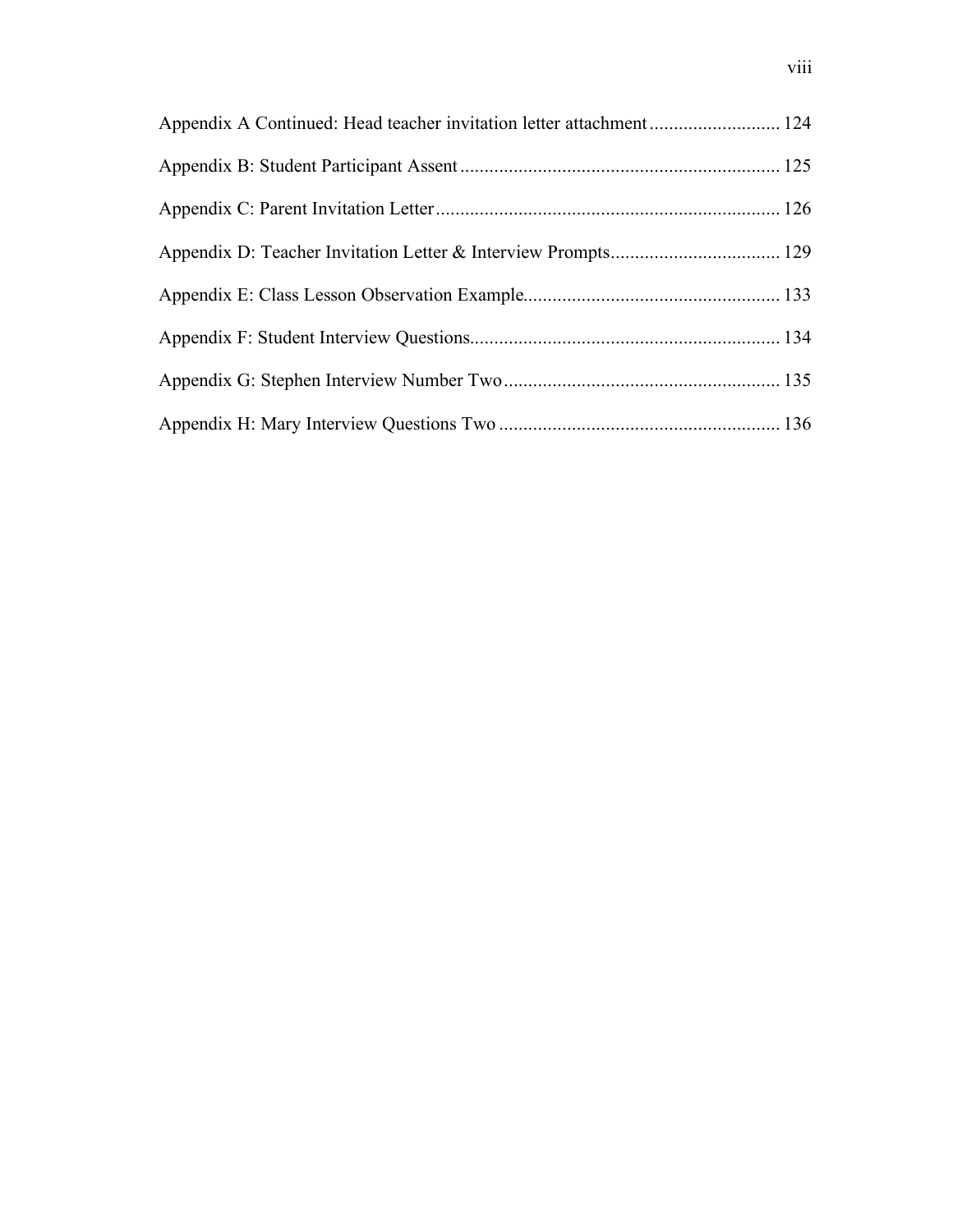Appendix A Continued: Head teacher invitation letter attachment........................... 124

Appendix B: Student Participant Assent................................................................. 125

Appendix C: Parent Invitation Letter...................................................................... 126

Appendix D: Teacher Invitation Letter & Interview Prompts.................................. 129

Appendix E: Class Lesson Observation Example.................................................... 133

Appendix F: Student Interview Questions............................................................... 134

Appendix G: Stephen Interview Number Two......................................................... 135

Appendix H: Mary Interview Questions Two .......................................................... 136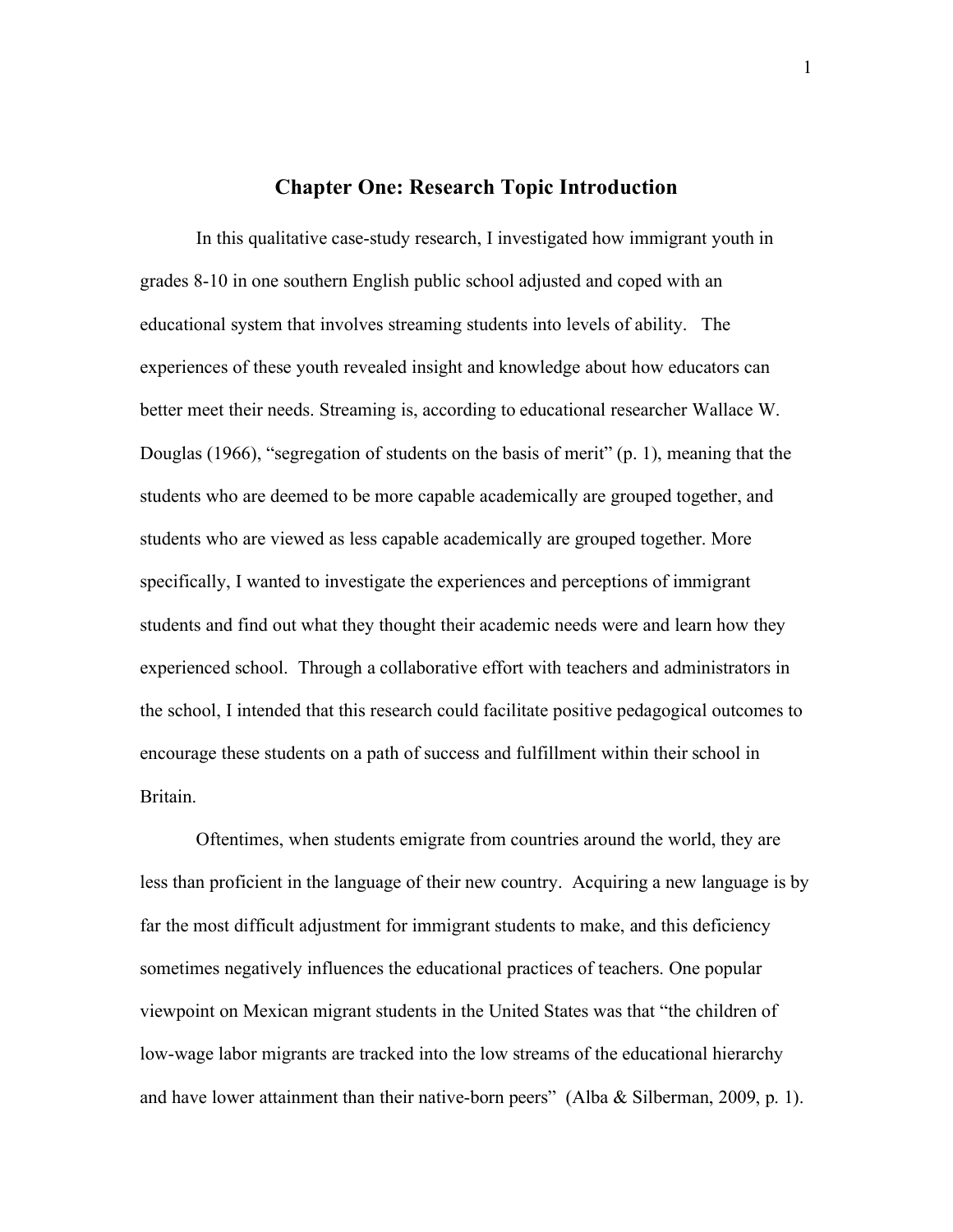# Chapter One: Research Topic Introduction

In this qualitative case-study research, I investigated how immigrant youth in grades 8-10 in one southern English public school adjusted and coped with an educational system that involves streaming students into levels of ability. The experiences of these youth revealed insight and knowledge about how educators can better meet their needs. Streaming is, according to educational researcher Wallace W. Douglas (1966), "segregation of students on the basis of merit" (p. 1), meaning that the students who are deemed to be more capable academically are grouped together, and students who are viewed as less capable academically are grouped together. More specifically, I wanted to investigate the experiences and perceptions of immigrant students and find out what they thought their academic needs were and learn how they experienced school. Through a collaborative effort with teachers and administrators in the school, I intended that this research could facilitate positive pedagogical outcomes to encourage these students on a path of success and fulfillment within their school in Britain.

Oftentimes, when students emigrate from countries around the world, they are less than proficient in the language of their new country. Acquiring a new language is by far the most difficult adjustment for immigrant students to make, and this deficiency sometimes negatively influences the educational practices of teachers. One popular viewpoint on Mexican migrant students in the United States was that "the children of low-wage labor migrants are tracked into the low streams of the educational hierarchy and have lower attainment than their native-born peers" (Alba & Silberman, 2009, p. 1).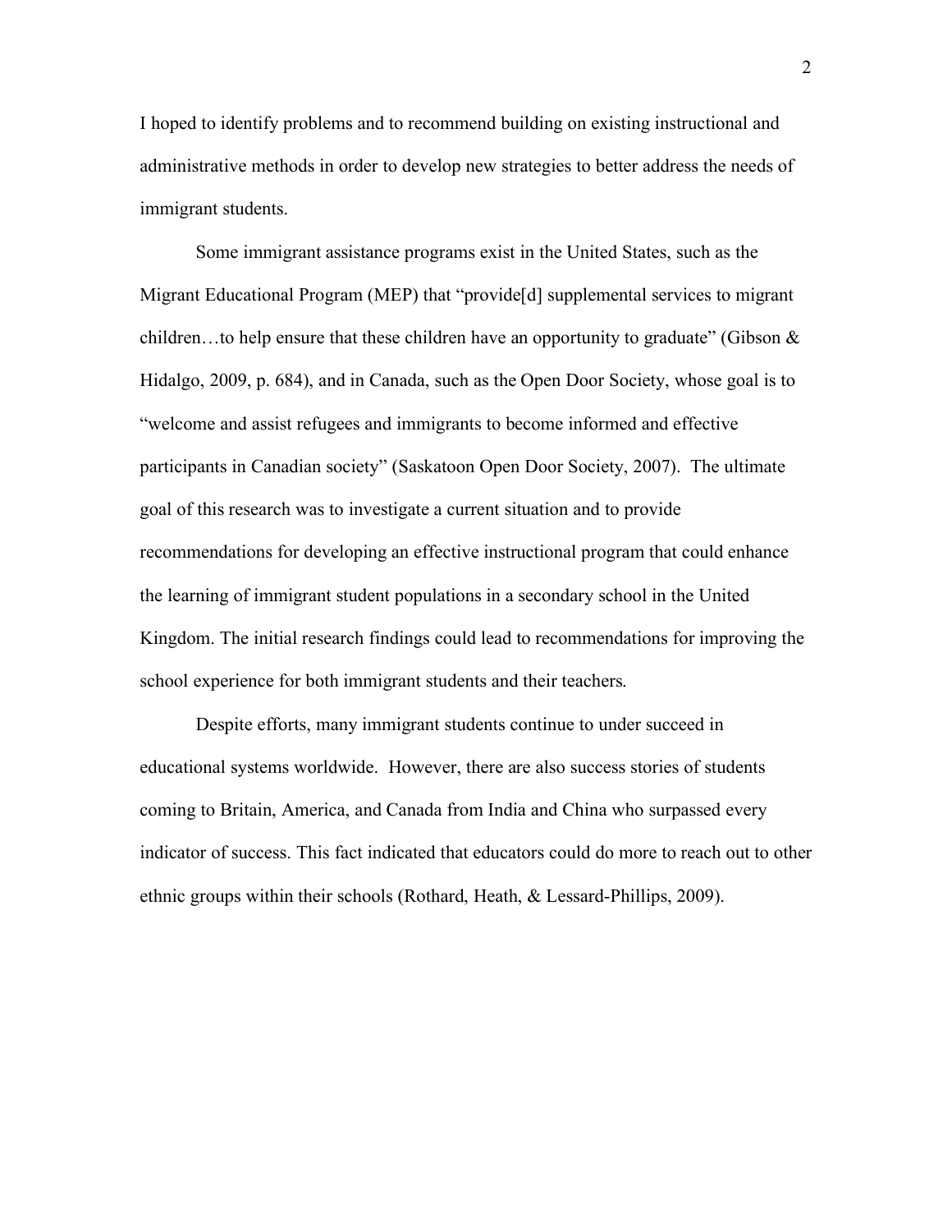I hoped to identify problems and to recommend building on existing instructional and administrative methods in order to develop new strategies to better address the needs of immigrant students.

Some immigrant assistance programs exist in the United States, such as the Migrant Educational Program (MEP) that "provide[d] supplemental services to migrant children…to help ensure that these children have an opportunity to graduate" (Gibson & Hidalgo, 2009, p. 684), and in Canada, such as the Open Door Society, whose goal is to "welcome and assist refugees and immigrants to become informed and effective participants in Canadian society" (Saskatoon Open Door Society, 2007). The ultimate goal of this research was to investigate a current situation and to provide recommendations for developing an effective instructional program that could enhance the learning of immigrant student populations in a secondary school in the United Kingdom. The initial research findings could lead to recommendations for improving the school experience for both immigrant students and their teachers.

Despite efforts, many immigrant students continue to under succeed in educational systems worldwide. However, there are also success stories of students coming to Britain, America, and Canada from India and China who surpassed every indicator of success. This fact indicated that educators could do more to reach out to other ethnic groups within their schools (Rothard, Heath, & Lessard-Phillips, 2009).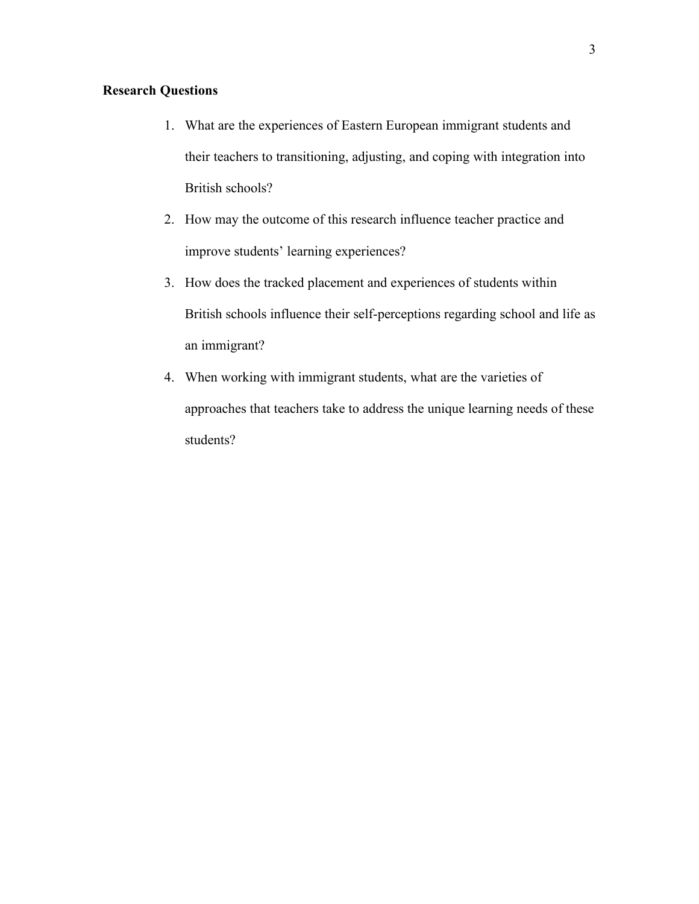## Research Questions

1. What are the experiences of Eastern European immigrant students and their teachers to transitioning, adjusting, and coping with integration into British schools?
2. How may the outcome of this research influence teacher practice and improve students' learning experiences?
3. How does the tracked placement and experiences of students within British schools influence their self-perceptions regarding school and life as an immigrant?
4. When working with immigrant students, what are the varieties of approaches that teachers take to address the unique learning needs of these students?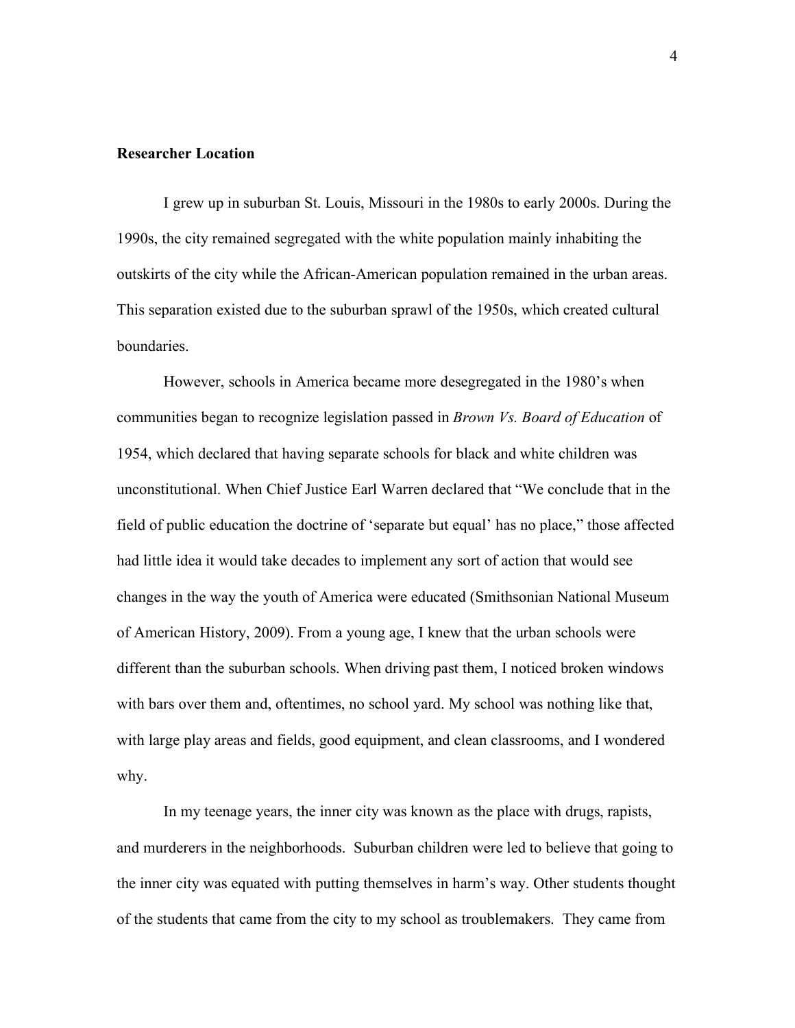**Researcher Location**

I grew up in suburban St. Louis, Missouri in the 1980s to early 2000s. During the 1990s, the city remained segregated with the white population mainly inhabiting the outskirts of the city while the African-American population remained in the urban areas. This separation existed due to the suburban sprawl of the 1950s, which created cultural boundaries.

However, schools in America became more desegregated in the 1980's when communities began to recognize legislation passed in *Brown Vs. Board of Education* of 1954, which declared that having separate schools for black and white children was unconstitutional. When Chief Justice Earl Warren declared that "We conclude that in the field of public education the doctrine of 'separate but equal' has no place," those affected had little idea it would take decades to implement any sort of action that would see changes in the way the youth of America were educated (Smithsonian National Museum of American History, 2009). From a young age, I knew that the urban schools were different than the suburban schools. When driving past them, I noticed broken windows with bars over them and, oftentimes, no school yard. My school was nothing like that, with large play areas and fields, good equipment, and clean classrooms, and I wondered why.

In my teenage years, the inner city was known as the place with drugs, rapists, and murderers in the neighborhoods. Suburban children were led to believe that going to the inner city was equated with putting themselves in harm's way. Other students thought of the students that came from the city to my school as troublemakers. They came from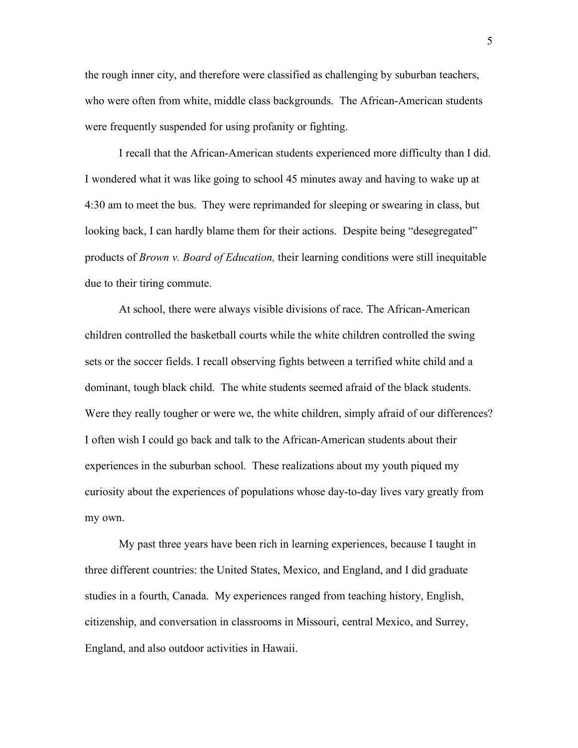the rough inner city, and therefore were classified as challenging by suburban teachers, who were often from white, middle class backgrounds. The African-American students were frequently suspended for using profanity or fighting.

I recall that the African-American students experienced more difficulty than I did. I wondered what it was like going to school 45 minutes away and having to wake up at 4:30 am to meet the bus. They were reprimanded for sleeping or swearing in class, but looking back, I can hardly blame them for their actions. Despite being "desegregated" products of *Brown v. Board of Education,* their learning conditions were still inequitable due to their tiring commute.

At school, there were always visible divisions of race. The African-American children controlled the basketball courts while the white children controlled the swing sets or the soccer fields. I recall observing fights between a terrified white child and a dominant, tough black child. The white students seemed afraid of the black students. Were they really tougher or were we, the white children, simply afraid of our differences? I often wish I could go back and talk to the African-American students about their experiences in the suburban school. These realizations about my youth piqued my curiosity about the experiences of populations whose day-to-day lives vary greatly from my own.

My past three years have been rich in learning experiences, because I taught in three different countries: the United States, Mexico, and England, and I did graduate studies in a fourth, Canada. My experiences ranged from teaching history, English, citizenship, and conversation in classrooms in Missouri, central Mexico, and Surrey, England, and also outdoor activities in Hawaii.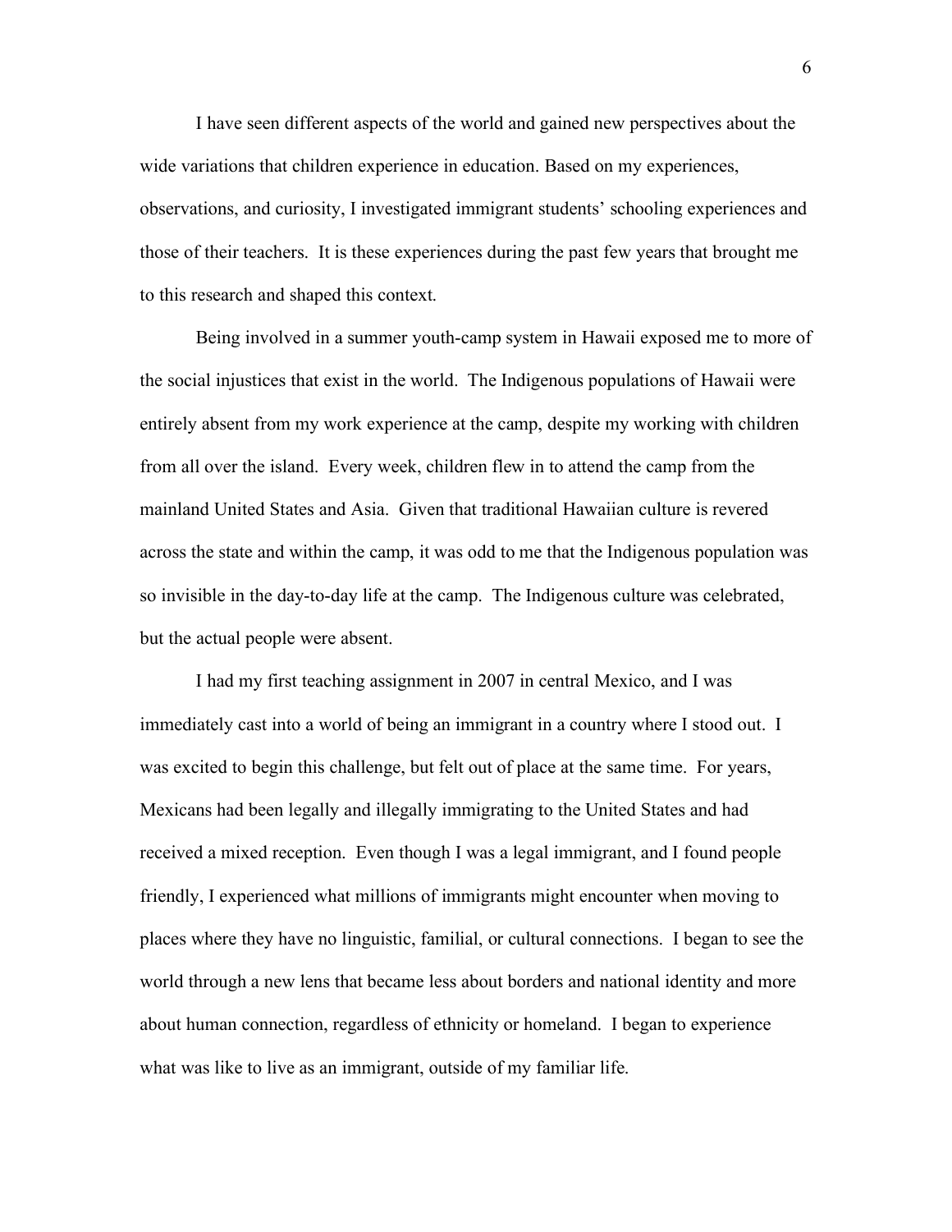I have seen different aspects of the world and gained new perspectives about the wide variations that children experience in education. Based on my experiences, observations, and curiosity, I investigated immigrant students' schooling experiences and those of their teachers. It is these experiences during the past few years that brought me to this research and shaped this context.

Being involved in a summer youth-camp system in Hawaii exposed me to more of the social injustices that exist in the world. The Indigenous populations of Hawaii were entirely absent from my work experience at the camp, despite my working with children from all over the island. Every week, children flew in to attend the camp from the mainland United States and Asia. Given that traditional Hawaiian culture is revered across the state and within the camp, it was odd to me that the Indigenous population was so invisible in the day-to-day life at the camp. The Indigenous culture was celebrated, but the actual people were absent.

I had my first teaching assignment in 2007 in central Mexico, and I was immediately cast into a world of being an immigrant in a country where I stood out. I was excited to begin this challenge, but felt out of place at the same time. For years, Mexicans had been legally and illegally immigrating to the United States and had received a mixed reception. Even though I was a legal immigrant, and I found people friendly, I experienced what millions of immigrants might encounter when moving to places where they have no linguistic, familial, or cultural connections. I began to see the world through a new lens that became less about borders and national identity and more about human connection, regardless of ethnicity or homeland. I began to experience what was like to live as an immigrant, outside of my familiar life.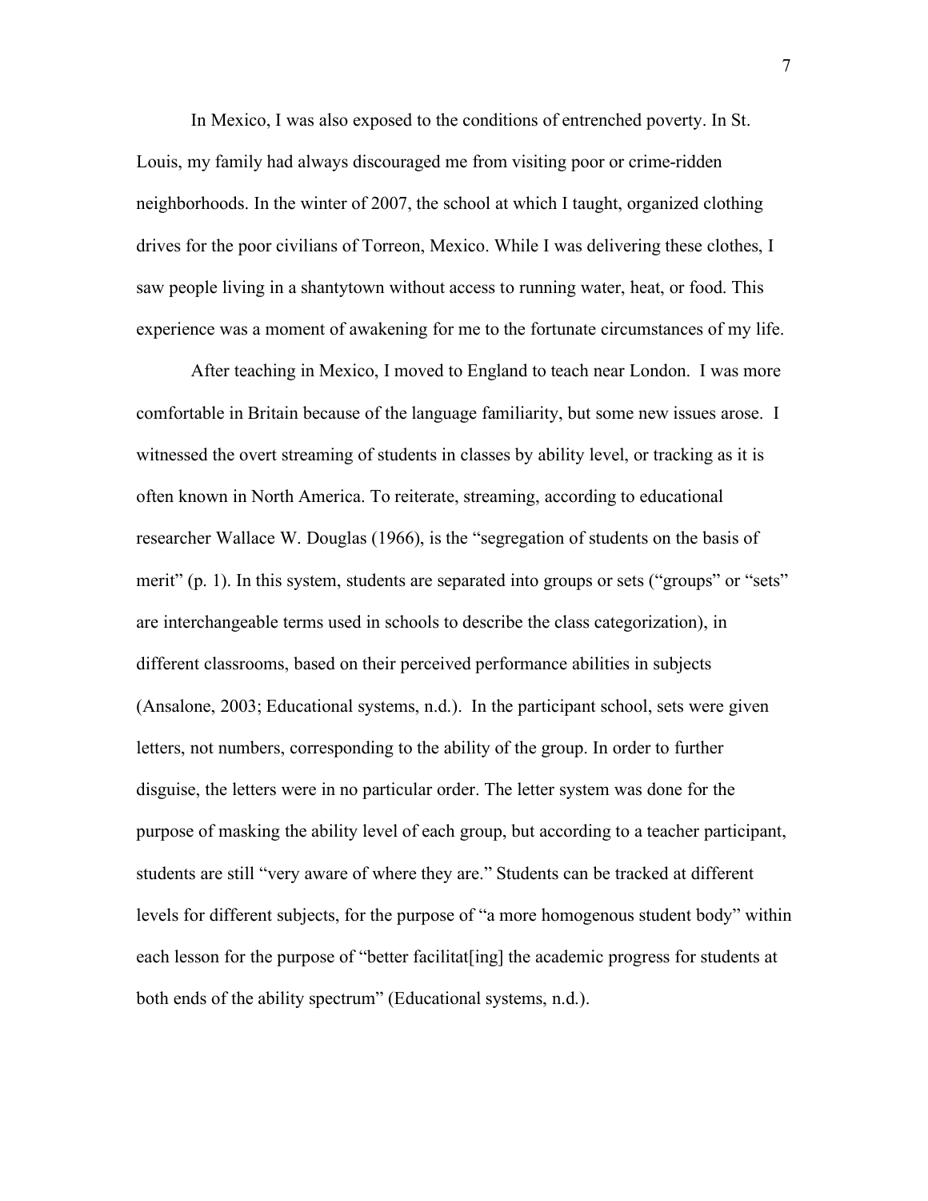In Mexico, I was also exposed to the conditions of entrenched poverty. In St. Louis, my family had always discouraged me from visiting poor or crime-ridden neighborhoods. In the winter of 2007, the school at which I taught, organized clothing drives for the poor civilians of Torreon, Mexico. While I was delivering these clothes, I saw people living in a shantytown without access to running water, heat, or food. This experience was a moment of awakening for me to the fortunate circumstances of my life.

After teaching in Mexico, I moved to England to teach near London. I was more comfortable in Britain because of the language familiarity, but some new issues arose. I witnessed the overt streaming of students in classes by ability level, or tracking as it is often known in North America. To reiterate, streaming, according to educational researcher Wallace W. Douglas (1966), is the "segregation of students on the basis of merit" (p. 1). In this system, students are separated into groups or sets ("groups" or "sets" are interchangeable terms used in schools to describe the class categorization), in different classrooms, based on their perceived performance abilities in subjects (Ansalone, 2003; Educational systems, n.d.). In the participant school, sets were given letters, not numbers, corresponding to the ability of the group. In order to further disguise, the letters were in no particular order. The letter system was done for the purpose of masking the ability level of each group, but according to a teacher participant, students are still "very aware of where they are." Students can be tracked at different levels for different subjects, for the purpose of "a more homogenous student body" within each lesson for the purpose of "better facilitat[ing] the academic progress for students at both ends of the ability spectrum" (Educational systems, n.d.).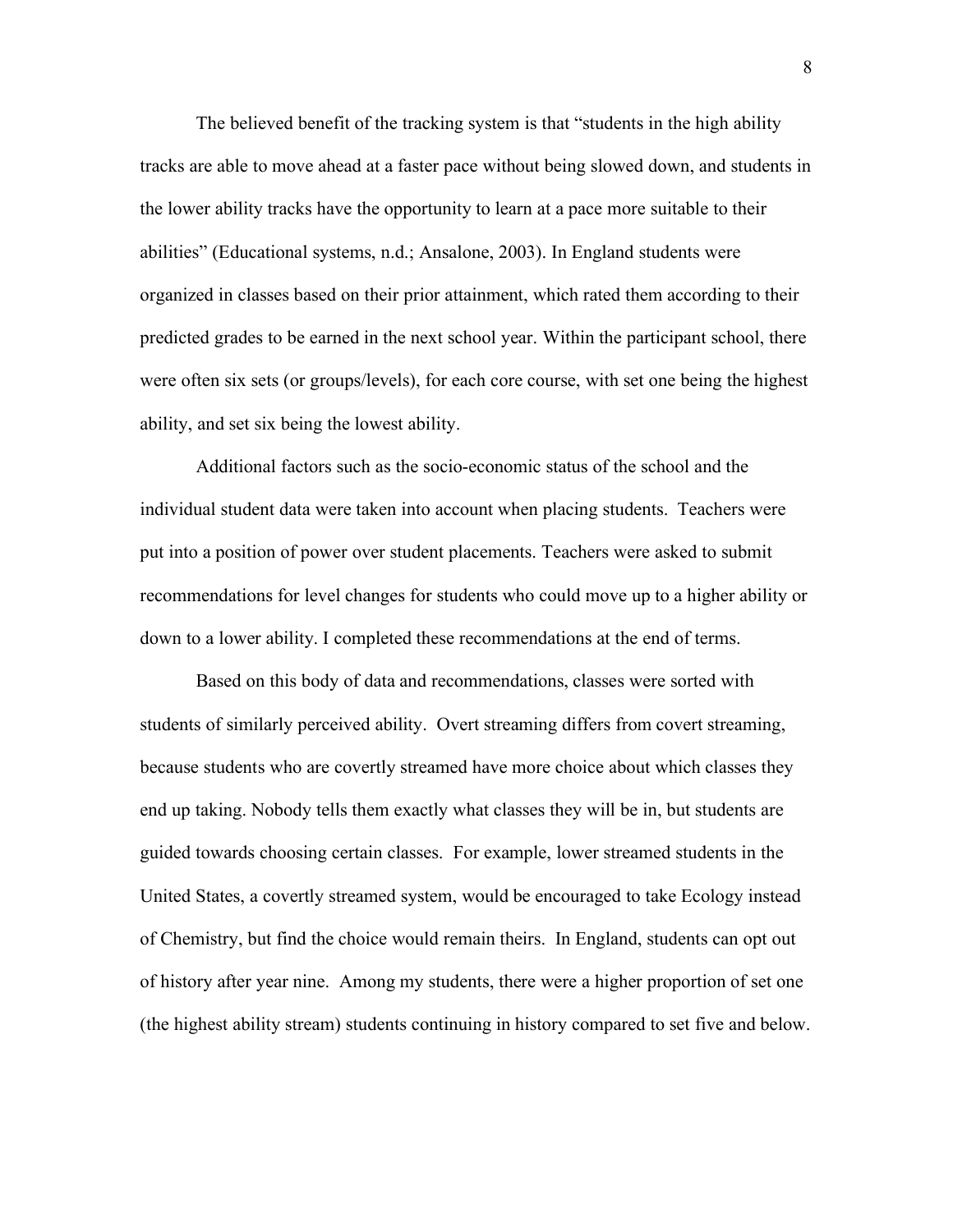The believed benefit of the tracking system is that "students in the high ability tracks are able to move ahead at a faster pace without being slowed down, and students in the lower ability tracks have the opportunity to learn at a pace more suitable to their abilities" (Educational systems, n.d.; Ansalone, 2003). In England students were organized in classes based on their prior attainment, which rated them according to their predicted grades to be earned in the next school year. Within the participant school, there were often six sets (or groups/levels), for each core course, with set one being the highest ability, and set six being the lowest ability.

Additional factors such as the socio-economic status of the school and the individual student data were taken into account when placing students. Teachers were put into a position of power over student placements. Teachers were asked to submit recommendations for level changes for students who could move up to a higher ability or down to a lower ability. I completed these recommendations at the end of terms.

Based on this body of data and recommendations, classes were sorted with students of similarly perceived ability. Overt streaming differs from covert streaming, because students who are covertly streamed have more choice about which classes they end up taking. Nobody tells them exactly what classes they will be in, but students are guided towards choosing certain classes. For example, lower streamed students in the United States, a covertly streamed system, would be encouraged to take Ecology instead of Chemistry, but find the choice would remain theirs. In England, students can opt out of history after year nine. Among my students, there were a higher proportion of set one (the highest ability stream) students continuing in history compared to set five and below.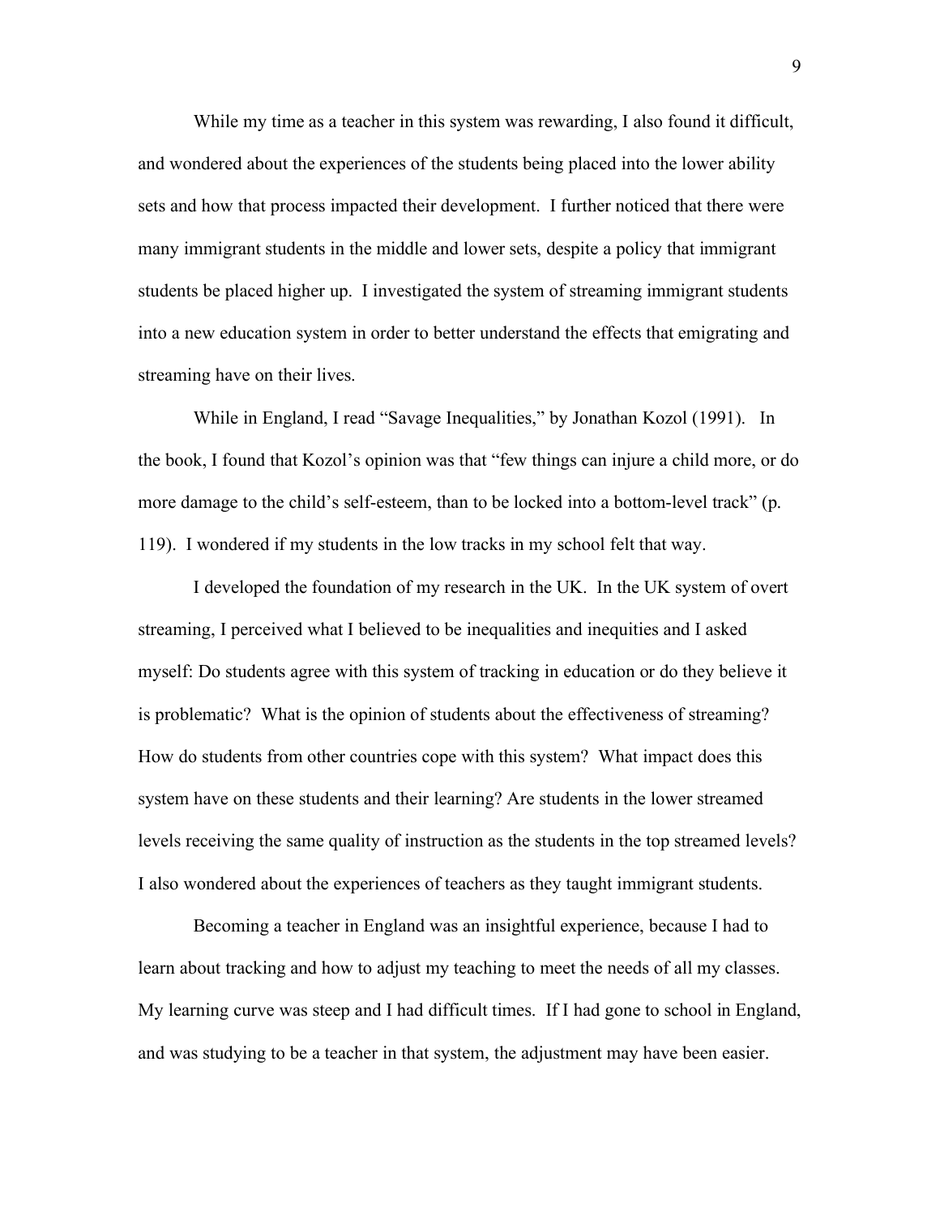While my time as a teacher in this system was rewarding, I also found it difficult, and wondered about the experiences of the students being placed into the lower ability sets and how that process impacted their development. I further noticed that there were many immigrant students in the middle and lower sets, despite a policy that immigrant students be placed higher up. I investigated the system of streaming immigrant students into a new education system in order to better understand the effects that emigrating and streaming have on their lives.

While in England, I read "Savage Inequalities," by Jonathan Kozol (1991). In the book, I found that Kozol's opinion was that "few things can injure a child more, or do more damage to the child's self-esteem, than to be locked into a bottom-level track" (p. 119). I wondered if my students in the low tracks in my school felt that way.

I developed the foundation of my research in the UK. In the UK system of overt streaming, I perceived what I believed to be inequalities and inequities and I asked myself: Do students agree with this system of tracking in education or do they believe it is problematic? What is the opinion of students about the effectiveness of streaming? How do students from other countries cope with this system? What impact does this system have on these students and their learning? Are students in the lower streamed levels receiving the same quality of instruction as the students in the top streamed levels? I also wondered about the experiences of teachers as they taught immigrant students.

Becoming a teacher in England was an insightful experience, because I had to learn about tracking and how to adjust my teaching to meet the needs of all my classes. My learning curve was steep and I had difficult times. If I had gone to school in England, and was studying to be a teacher in that system, the adjustment may have been easier.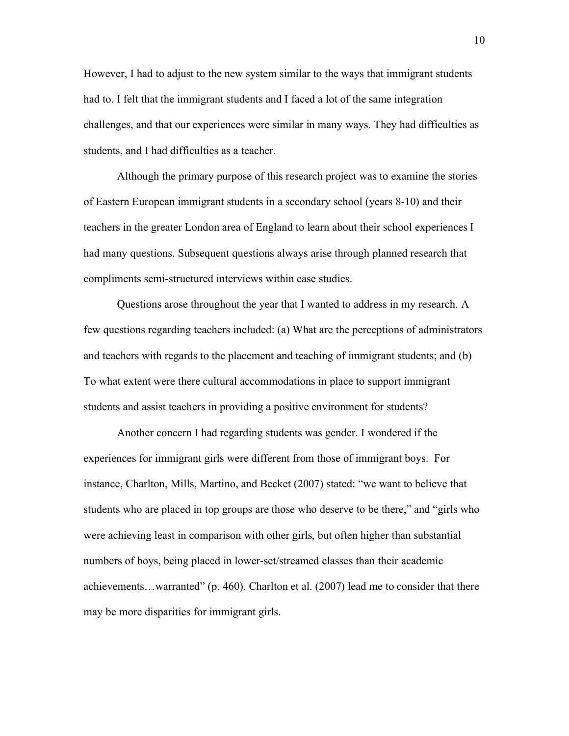However, I had to adjust to the new system similar to the ways that immigrant students had to. I felt that the immigrant students and I faced a lot of the same integration challenges, and that our experiences were similar in many ways. They had difficulties as students, and I had difficulties as a teacher.

Although the primary purpose of this research project was to examine the stories of Eastern European immigrant students in a secondary school (years 8-10) and their teachers in the greater London area of England to learn about their school experiences I had many questions. Subsequent questions always arise through planned research that compliments semi-structured interviews within case studies.

Questions arose throughout the year that I wanted to address in my research. A few questions regarding teachers included: (a) What are the perceptions of administrators and teachers with regards to the placement and teaching of immigrant students; and (b) To what extent were there cultural accommodations in place to support immigrant students and assist teachers in providing a positive environment for students?

Another concern I had regarding students was gender. I wondered if the experiences for immigrant girls were different from those of immigrant boys. For instance, Charlton, Mills, Martino, and Becket (2007) stated: "we want to believe that students who are placed in top groups are those who deserve to be there," and "girls who were achieving least in comparison with other girls, but often higher than substantial numbers of boys, being placed in lower-set/streamed classes than their academic achievements…warranted" (p. 460). Charlton et al. (2007) lead me to consider that there may be more disparities for immigrant girls.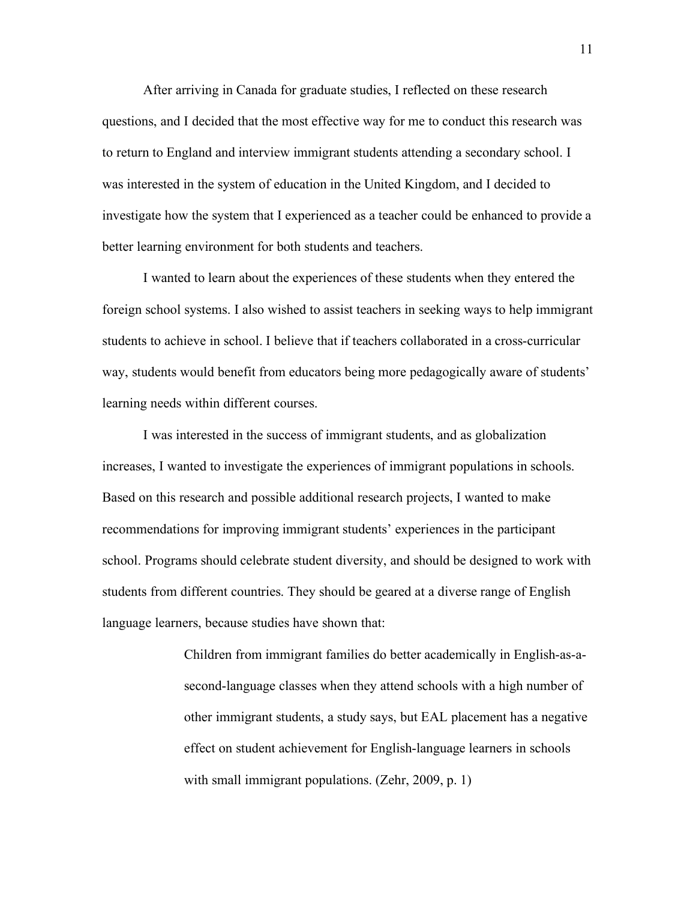After arriving in Canada for graduate studies, I reflected on these research questions, and I decided that the most effective way for me to conduct this research was to return to England and interview immigrant students attending a secondary school. I was interested in the system of education in the United Kingdom, and I decided to investigate how the system that I experienced as a teacher could be enhanced to provide a better learning environment for both students and teachers.

I wanted to learn about the experiences of these students when they entered the foreign school systems. I also wished to assist teachers in seeking ways to help immigrant students to achieve in school. I believe that if teachers collaborated in a cross-curricular way, students would benefit from educators being more pedagogically aware of students' learning needs within different courses.

I was interested in the success of immigrant students, and as globalization increases, I wanted to investigate the experiences of immigrant populations in schools. Based on this research and possible additional research projects, I wanted to make recommendations for improving immigrant students' experiences in the participant school. Programs should celebrate student diversity, and should be designed to work with students from different countries. They should be geared at a diverse range of English language learners, because studies have shown that:

> Children from immigrant families do better academically in English-as-a-second-language classes when they attend schools with a high number of other immigrant students, a study says, but EAL placement has a negative effect on student achievement for English-language learners in schools with small immigrant populations. (Zehr, 2009, p. 1)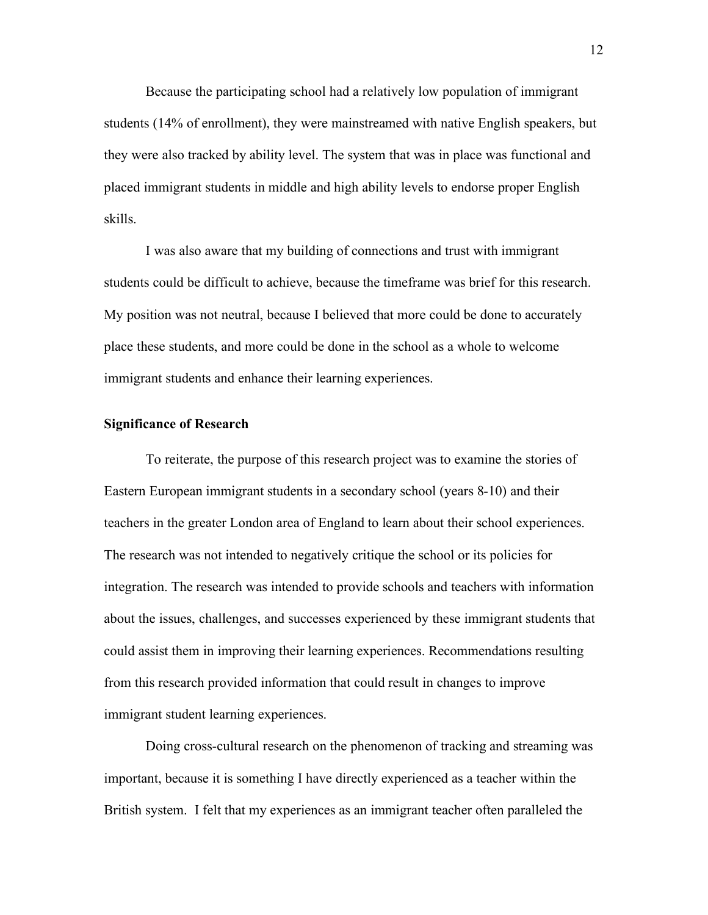Because the participating school had a relatively low population of immigrant students (14% of enrollment), they were mainstreamed with native English speakers, but they were also tracked by ability level. The system that was in place was functional and placed immigrant students in middle and high ability levels to endorse proper English skills.

I was also aware that my building of connections and trust with immigrant students could be difficult to achieve, because the timeframe was brief for this research. My position was not neutral, because I believed that more could be done to accurately place these students, and more could be done in the school as a whole to welcome immigrant students and enhance their learning experiences.

**Significance of Research**

To reiterate, the purpose of this research project was to examine the stories of Eastern European immigrant students in a secondary school (years 8-10) and their teachers in the greater London area of England to learn about their school experiences. The research was not intended to negatively critique the school or its policies for integration. The research was intended to provide schools and teachers with information about the issues, challenges, and successes experienced by these immigrant students that could assist them in improving their learning experiences. Recommendations resulting from this research provided information that could result in changes to improve immigrant student learning experiences.

Doing cross-cultural research on the phenomenon of tracking and streaming was important, because it is something I have directly experienced as a teacher within the British system. I felt that my experiences as an immigrant teacher often paralleled the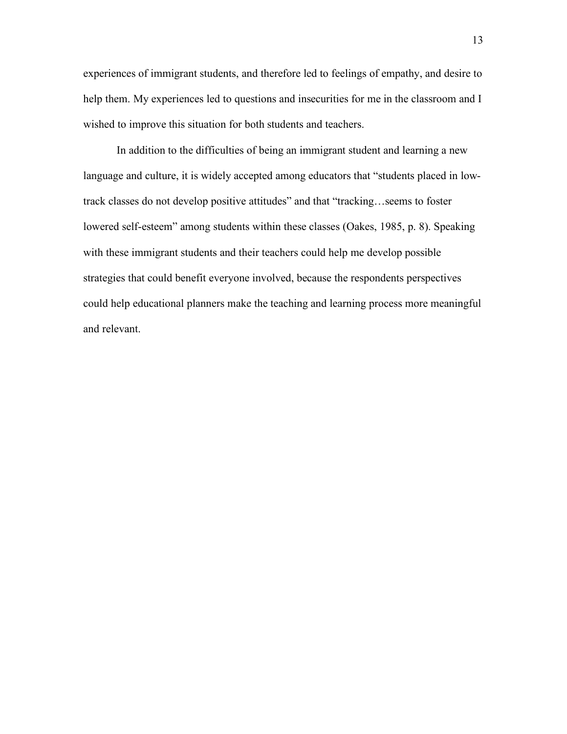experiences of immigrant students, and therefore led to feelings of empathy, and desire to help them. My experiences led to questions and insecurities for me in the classroom and I wished to improve this situation for both students and teachers.

In addition to the difficulties of being an immigrant student and learning a new language and culture, it is widely accepted among educators that "students placed in low-track classes do not develop positive attitudes" and that "tracking…seems to foster lowered self-esteem" among students within these classes (Oakes, 1985, p. 8). Speaking with these immigrant students and their teachers could help me develop possible strategies that could benefit everyone involved, because the respondents perspectives could help educational planners make the teaching and learning process more meaningful and relevant.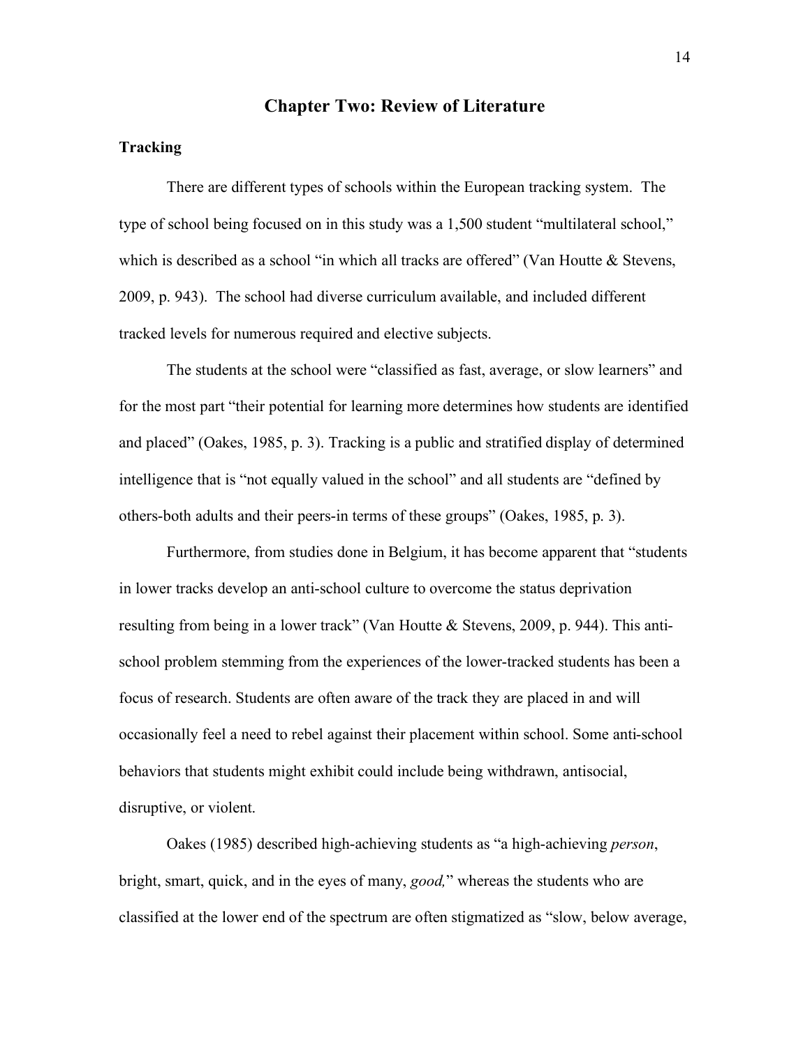# Chapter Two: Review of Literature

## Tracking

There are different types of schools within the European tracking system. The type of school being focused on in this study was a 1,500 student "multilateral school," which is described as a school "in which all tracks are offered" (Van Houtte & Stevens, 2009, p. 943). The school had diverse curriculum available, and included different tracked levels for numerous required and elective subjects.

The students at the school were "classified as fast, average, or slow learners" and for the most part "their potential for learning more determines how students are identified and placed" (Oakes, 1985, p. 3). Tracking is a public and stratified display of determined intelligence that is "not equally valued in the school" and all students are "defined by others-both adults and their peers-in terms of these groups" (Oakes, 1985, p. 3).

Furthermore, from studies done in Belgium, it has become apparent that "students in lower tracks develop an anti-school culture to overcome the status deprivation resulting from being in a lower track" (Van Houtte & Stevens, 2009, p. 944). This anti-school problem stemming from the experiences of the lower-tracked students has been a focus of research. Students are often aware of the track they are placed in and will occasionally feel a need to rebel against their placement within school. Some anti-school behaviors that students might exhibit could include being withdrawn, antisocial, disruptive, or violent.

Oakes (1985) described high-achieving students as "a high-achieving *person*, bright, smart, quick, and in the eyes of many, *good,*" whereas the students who are classified at the lower end of the spectrum are often stigmatized as "slow, below average,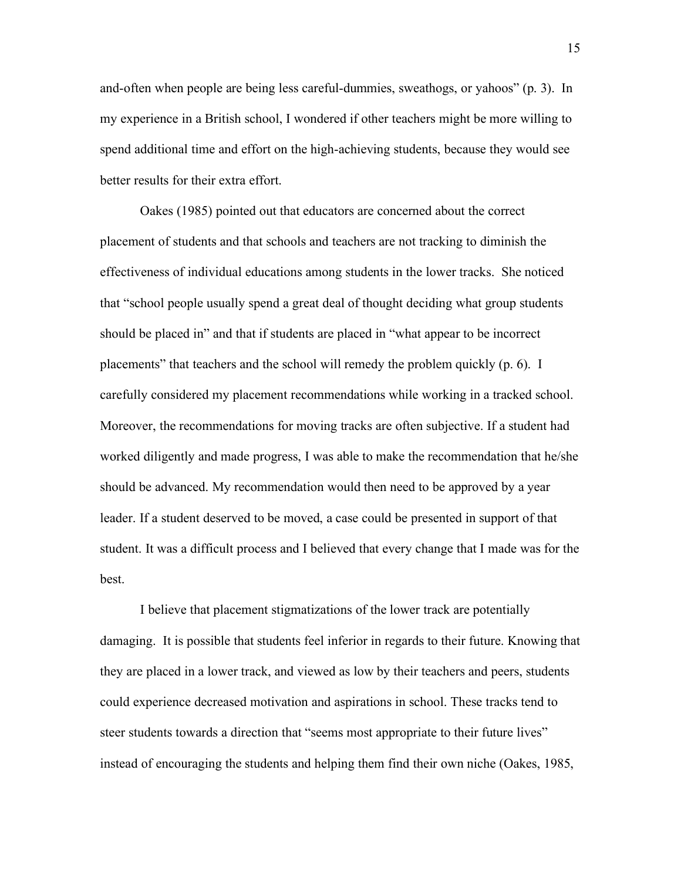and-often when people are being less careful-dummies, sweathogs, or yahoos" (p. 3). In my experience in a British school, I wondered if other teachers might be more willing to spend additional time and effort on the high-achieving students, because they would see better results for their extra effort.

Oakes (1985) pointed out that educators are concerned about the correct placement of students and that schools and teachers are not tracking to diminish the effectiveness of individual educations among students in the lower tracks. She noticed that "school people usually spend a great deal of thought deciding what group students should be placed in" and that if students are placed in "what appear to be incorrect placements" that teachers and the school will remedy the problem quickly (p. 6). I carefully considered my placement recommendations while working in a tracked school. Moreover, the recommendations for moving tracks are often subjective. If a student had worked diligently and made progress, I was able to make the recommendation that he/she should be advanced. My recommendation would then need to be approved by a year leader. If a student deserved to be moved, a case could be presented in support of that student. It was a difficult process and I believed that every change that I made was for the best.

I believe that placement stigmatizations of the lower track are potentially damaging. It is possible that students feel inferior in regards to their future. Knowing that they are placed in a lower track, and viewed as low by their teachers and peers, students could experience decreased motivation and aspirations in school. These tracks tend to steer students towards a direction that "seems most appropriate to their future lives" instead of encouraging the students and helping them find their own niche (Oakes, 1985,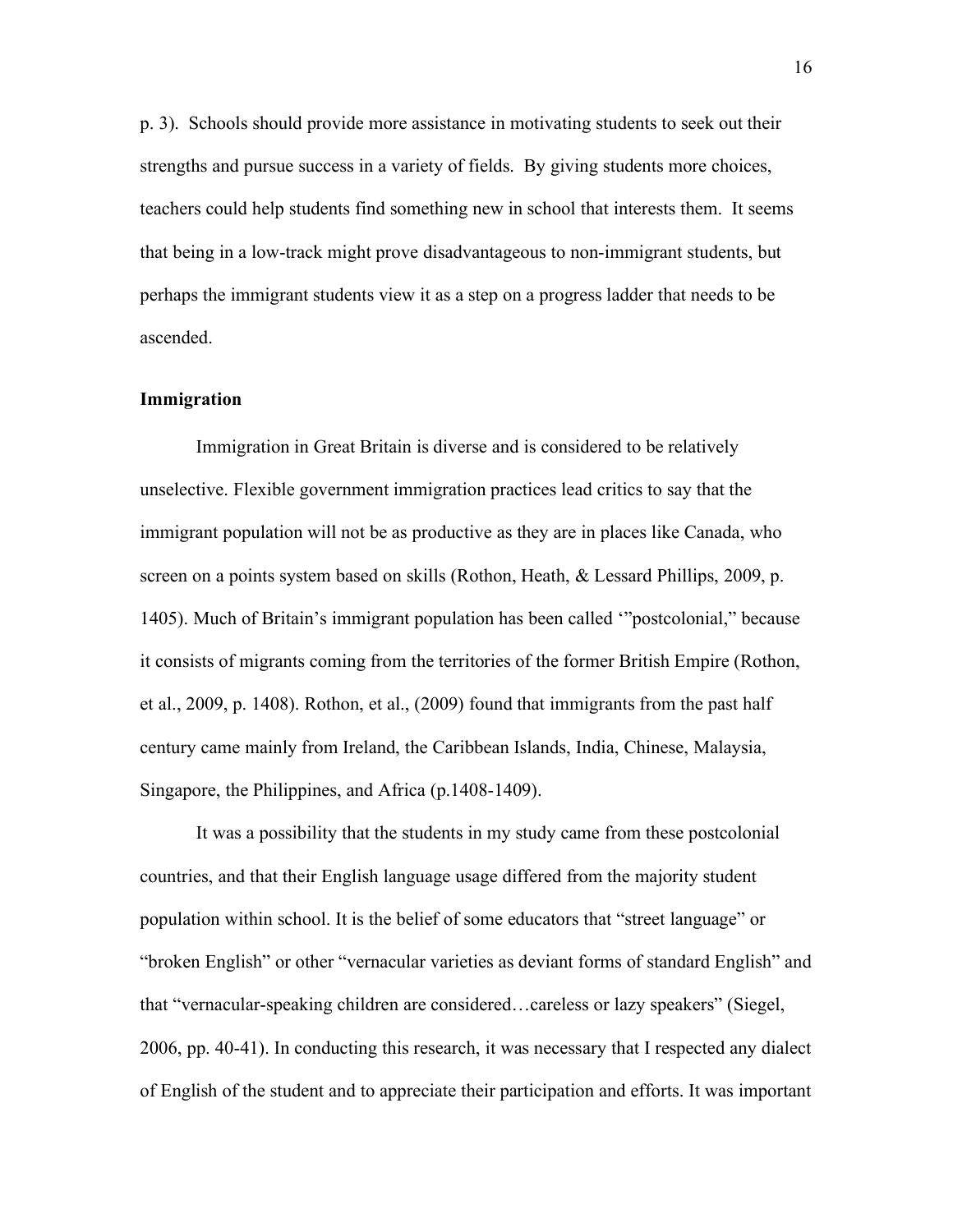p. 3). Schools should provide more assistance in motivating students to seek out their strengths and pursue success in a variety of fields. By giving students more choices, teachers could help students find something new in school that interests them. It seems that being in a low-track might prove disadvantageous to non-immigrant students, but perhaps the immigrant students view it as a step on a progress ladder that needs to be ascended.

**Immigration**

Immigration in Great Britain is diverse and is considered to be relatively unselective. Flexible government immigration practices lead critics to say that the immigrant population will not be as productive as they are in places like Canada, who screen on a points system based on skills (Rothon, Heath, & Lessard Phillips, 2009, p. 1405). Much of Britain's immigrant population has been called '"postcolonial," because it consists of migrants coming from the territories of the former British Empire (Rothon, et al., 2009, p. 1408). Rothon, et al., (2009) found that immigrants from the past half century came mainly from Ireland, the Caribbean Islands, India, Chinese, Malaysia, Singapore, the Philippines, and Africa (p.1408-1409).

It was a possibility that the students in my study came from these postcolonial countries, and that their English language usage differed from the majority student population within school. It is the belief of some educators that "street language" or "broken English" or other "vernacular varieties as deviant forms of standard English" and that "vernacular-speaking children are considered…careless or lazy speakers" (Siegel, 2006, pp. 40-41). In conducting this research, it was necessary that I respected any dialect of English of the student and to appreciate their participation and efforts. It was important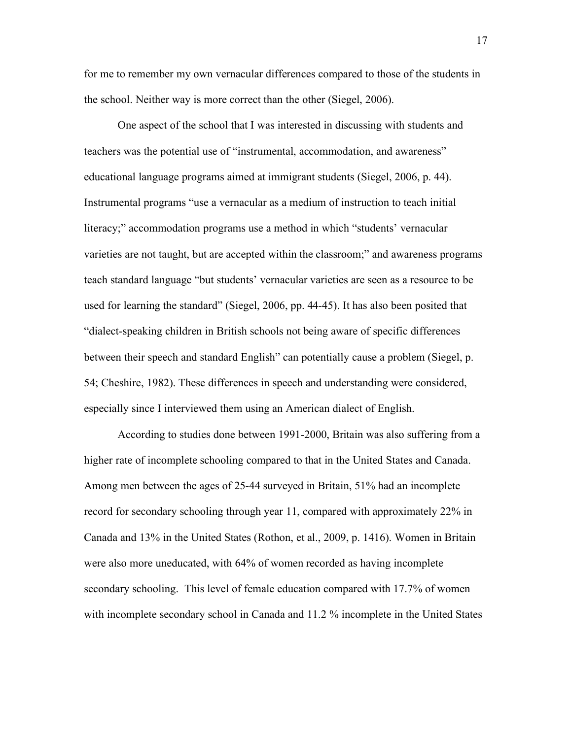for me to remember my own vernacular differences compared to those of the students in the school. Neither way is more correct than the other (Siegel, 2006).

One aspect of the school that I was interested in discussing with students and teachers was the potential use of "instrumental, accommodation, and awareness" educational language programs aimed at immigrant students (Siegel, 2006, p. 44). Instrumental programs "use a vernacular as a medium of instruction to teach initial literacy;" accommodation programs use a method in which "students' vernacular varieties are not taught, but are accepted within the classroom;" and awareness programs teach standard language "but students' vernacular varieties are seen as a resource to be used for learning the standard" (Siegel, 2006, pp. 44-45). It has also been posited that "dialect-speaking children in British schools not being aware of specific differences between their speech and standard English" can potentially cause a problem (Siegel, p. 54; Cheshire, 1982). These differences in speech and understanding were considered, especially since I interviewed them using an American dialect of English.

According to studies done between 1991-2000, Britain was also suffering from a higher rate of incomplete schooling compared to that in the United States and Canada. Among men between the ages of 25-44 surveyed in Britain, 51% had an incomplete record for secondary schooling through year 11, compared with approximately 22% in Canada and 13% in the United States (Rothon, et al., 2009, p. 1416). Women in Britain were also more uneducated, with 64% of women recorded as having incomplete secondary schooling. This level of female education compared with 17.7% of women with incomplete secondary school in Canada and 11.2 % incomplete in the United States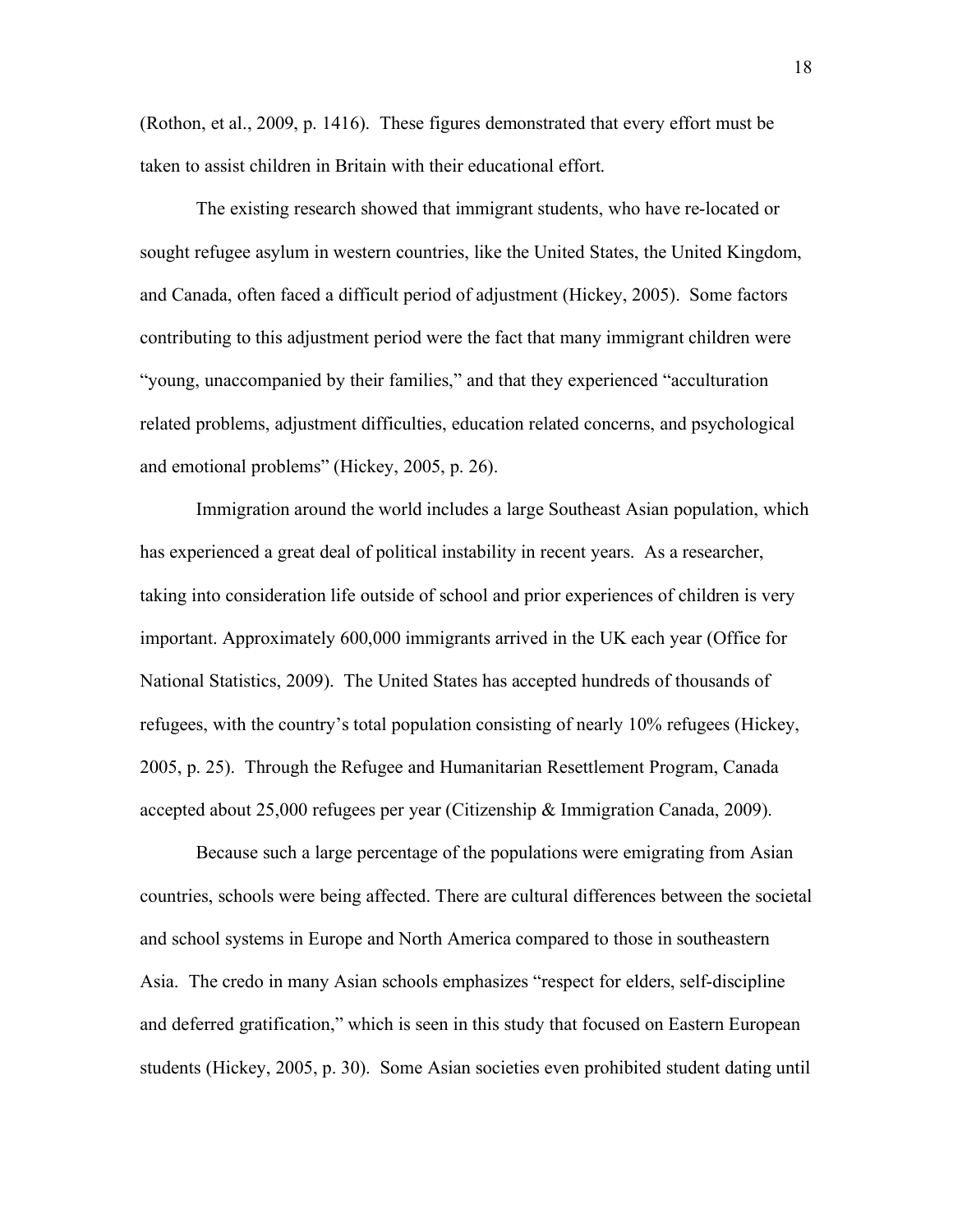(Rothon, et al., 2009, p. 1416). These figures demonstrated that every effort must be taken to assist children in Britain with their educational effort.

The existing research showed that immigrant students, who have re-located or sought refugee asylum in western countries, like the United States, the United Kingdom, and Canada, often faced a difficult period of adjustment (Hickey, 2005). Some factors contributing to this adjustment period were the fact that many immigrant children were "young, unaccompanied by their families," and that they experienced "acculturation related problems, adjustment difficulties, education related concerns, and psychological and emotional problems" (Hickey, 2005, p. 26).

Immigration around the world includes a large Southeast Asian population, which has experienced a great deal of political instability in recent years. As a researcher, taking into consideration life outside of school and prior experiences of children is very important. Approximately 600,000 immigrants arrived in the UK each year (Office for National Statistics, 2009). The United States has accepted hundreds of thousands of refugees, with the country's total population consisting of nearly 10% refugees (Hickey, 2005, p. 25). Through the Refugee and Humanitarian Resettlement Program, Canada accepted about 25,000 refugees per year (Citizenship & Immigration Canada, 2009).

Because such a large percentage of the populations were emigrating from Asian countries, schools were being affected. There are cultural differences between the societal and school systems in Europe and North America compared to those in southeastern Asia. The credo in many Asian schools emphasizes "respect for elders, self-discipline and deferred gratification," which is seen in this study that focused on Eastern European students (Hickey, 2005, p. 30). Some Asian societies even prohibited student dating until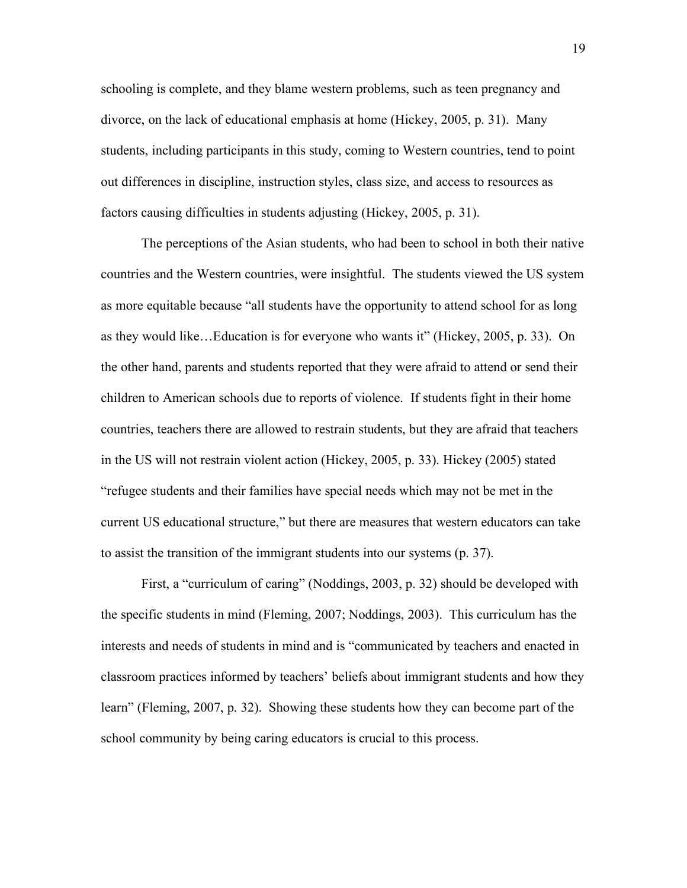schooling is complete, and they blame western problems, such as teen pregnancy and divorce, on the lack of educational emphasis at home (Hickey, 2005, p. 31). Many students, including participants in this study, coming to Western countries, tend to point out differences in discipline, instruction styles, class size, and access to resources as factors causing difficulties in students adjusting (Hickey, 2005, p. 31).

The perceptions of the Asian students, who had been to school in both their native countries and the Western countries, were insightful. The students viewed the US system as more equitable because "all students have the opportunity to attend school for as long as they would like…Education is for everyone who wants it" (Hickey, 2005, p. 33). On the other hand, parents and students reported that they were afraid to attend or send their children to American schools due to reports of violence. If students fight in their home countries, teachers there are allowed to restrain students, but they are afraid that teachers in the US will not restrain violent action (Hickey, 2005, p. 33). Hickey (2005) stated "refugee students and their families have special needs which may not be met in the current US educational structure," but there are measures that western educators can take to assist the transition of the immigrant students into our systems (p. 37).

First, a "curriculum of caring" (Noddings, 2003, p. 32) should be developed with the specific students in mind (Fleming, 2007; Noddings, 2003). This curriculum has the interests and needs of students in mind and is "communicated by teachers and enacted in classroom practices informed by teachers' beliefs about immigrant students and how they learn" (Fleming, 2007, p. 32). Showing these students how they can become part of the school community by being caring educators is crucial to this process.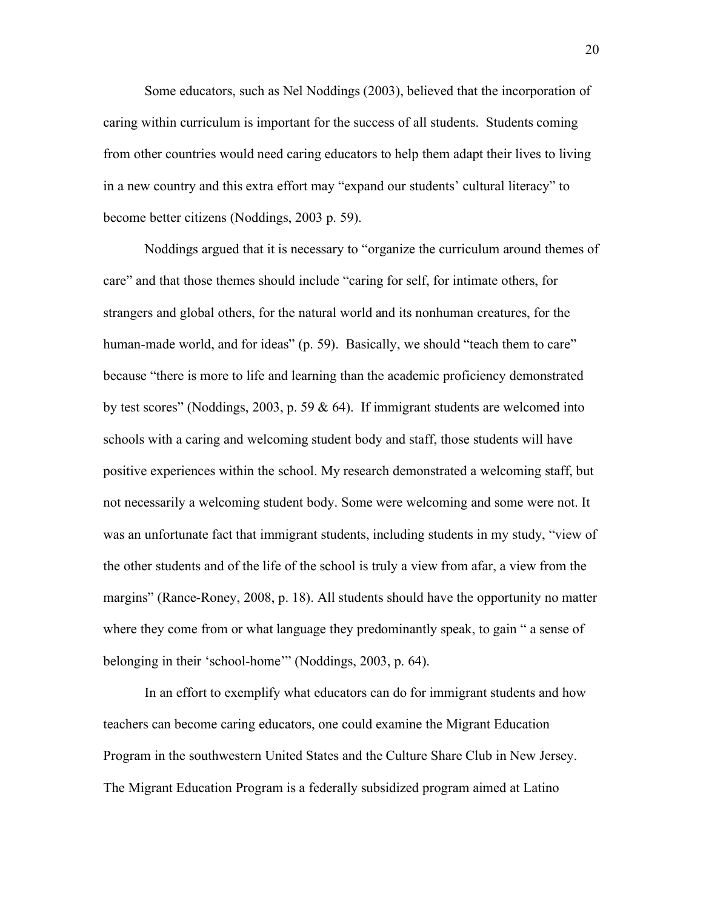Some educators, such as Nel Noddings (2003), believed that the incorporation of caring within curriculum is important for the success of all students. Students coming from other countries would need caring educators to help them adapt their lives to living in a new country and this extra effort may "expand our students' cultural literacy" to become better citizens (Noddings, 2003 p. 59).

Noddings argued that it is necessary to "organize the curriculum around themes of care" and that those themes should include "caring for self, for intimate others, for strangers and global others, for the natural world and its nonhuman creatures, for the human-made world, and for ideas" (p. 59). Basically, we should "teach them to care" because "there is more to life and learning than the academic proficiency demonstrated by test scores" (Noddings, 2003, p. 59 & 64). If immigrant students are welcomed into schools with a caring and welcoming student body and staff, those students will have positive experiences within the school. My research demonstrated a welcoming staff, but not necessarily a welcoming student body. Some were welcoming and some were not. It was an unfortunate fact that immigrant students, including students in my study, "view of the other students and of the life of the school is truly a view from afar, a view from the margins" (Rance-Roney, 2008, p. 18). All students should have the opportunity no matter where they come from or what language they predominantly speak, to gain " a sense of belonging in their 'school-home'" (Noddings, 2003, p. 64).

In an effort to exemplify what educators can do for immigrant students and how teachers can become caring educators, one could examine the Migrant Education Program in the southwestern United States and the Culture Share Club in New Jersey. The Migrant Education Program is a federally subsidized program aimed at Latino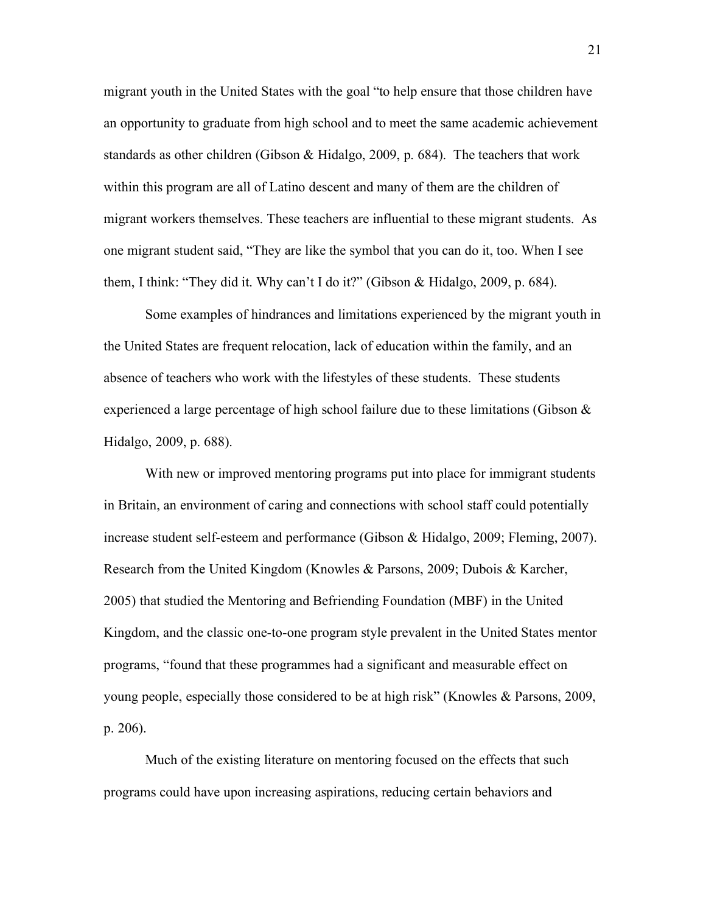migrant youth in the United States with the goal "to help ensure that those children have an opportunity to graduate from high school and to meet the same academic achievement standards as other children (Gibson & Hidalgo, 2009, p. 684). The teachers that work within this program are all of Latino descent and many of them are the children of migrant workers themselves. These teachers are influential to these migrant students. As one migrant student said, "They are like the symbol that you can do it, too. When I see them, I think: "They did it. Why can't I do it?" (Gibson & Hidalgo, 2009, p. 684).

Some examples of hindrances and limitations experienced by the migrant youth in the United States are frequent relocation, lack of education within the family, and an absence of teachers who work with the lifestyles of these students. These students experienced a large percentage of high school failure due to these limitations (Gibson & Hidalgo, 2009, p. 688).

With new or improved mentoring programs put into place for immigrant students in Britain, an environment of caring and connections with school staff could potentially increase student self-esteem and performance (Gibson & Hidalgo, 2009; Fleming, 2007). Research from the United Kingdom (Knowles & Parsons, 2009; Dubois & Karcher, 2005) that studied the Mentoring and Befriending Foundation (MBF) in the United Kingdom, and the classic one-to-one program style prevalent in the United States mentor programs, "found that these programmes had a significant and measurable effect on young people, especially those considered to be at high risk" (Knowles & Parsons, 2009, p. 206).

Much of the existing literature on mentoring focused on the effects that such programs could have upon increasing aspirations, reducing certain behaviors and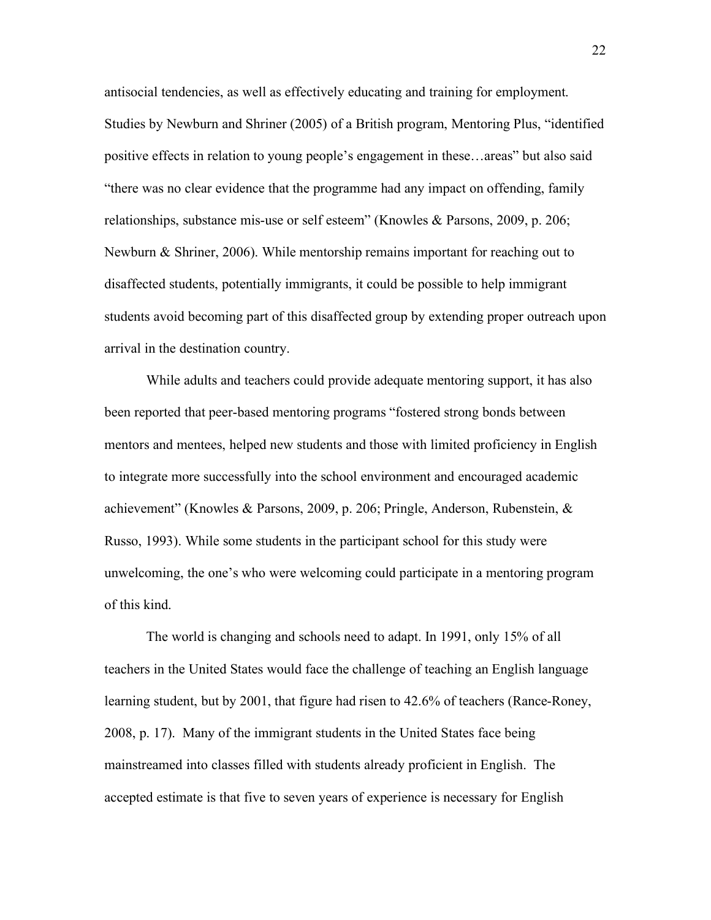antisocial tendencies, as well as effectively educating and training for employment. Studies by Newburn and Shriner (2005) of a British program, Mentoring Plus, "identified positive effects in relation to young people's engagement in these…areas" but also said "there was no clear evidence that the programme had any impact on offending, family relationships, substance mis-use or self esteem" (Knowles & Parsons, 2009, p. 206; Newburn & Shriner, 2006). While mentorship remains important for reaching out to disaffected students, potentially immigrants, it could be possible to help immigrant students avoid becoming part of this disaffected group by extending proper outreach upon arrival in the destination country.

While adults and teachers could provide adequate mentoring support, it has also been reported that peer-based mentoring programs "fostered strong bonds between mentors and mentees, helped new students and those with limited proficiency in English to integrate more successfully into the school environment and encouraged academic achievement" (Knowles & Parsons, 2009, p. 206; Pringle, Anderson, Rubenstein, & Russo, 1993). While some students in the participant school for this study were unwelcoming, the one's who were welcoming could participate in a mentoring program of this kind.

The world is changing and schools need to adapt. In 1991, only 15% of all teachers in the United States would face the challenge of teaching an English language learning student, but by 2001, that figure had risen to 42.6% of teachers (Rance-Roney, 2008, p. 17). Many of the immigrant students in the United States face being mainstreamed into classes filled with students already proficient in English. The accepted estimate is that five to seven years of experience is necessary for English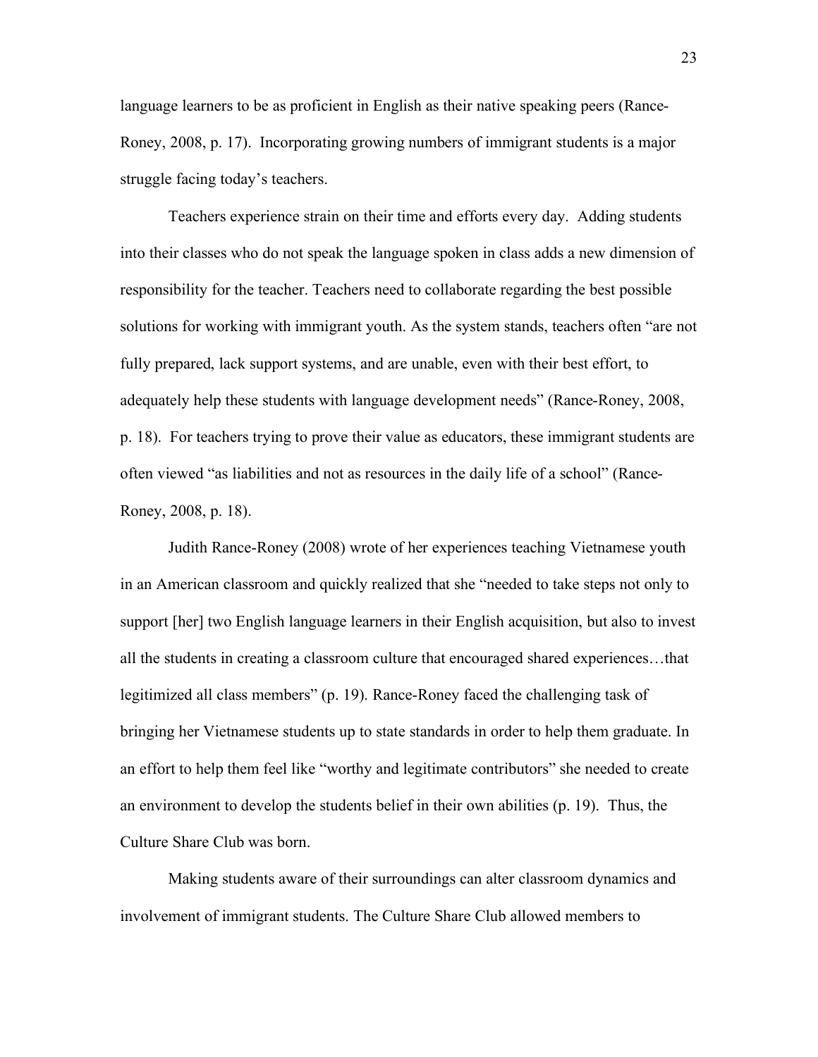language learners to be as proficient in English as their native speaking peers (Rance-Roney, 2008, p. 17). Incorporating growing numbers of immigrant students is a major struggle facing today's teachers.

Teachers experience strain on their time and efforts every day. Adding students into their classes who do not speak the language spoken in class adds a new dimension of responsibility for the teacher. Teachers need to collaborate regarding the best possible solutions for working with immigrant youth. As the system stands, teachers often "are not fully prepared, lack support systems, and are unable, even with their best effort, to adequately help these students with language development needs" (Rance-Roney, 2008, p. 18). For teachers trying to prove their value as educators, these immigrant students are often viewed "as liabilities and not as resources in the daily life of a school" (Rance-Roney, 2008, p. 18).

Judith Rance-Roney (2008) wrote of her experiences teaching Vietnamese youth in an American classroom and quickly realized that she "needed to take steps not only to support [her] two English language learners in their English acquisition, but also to invest all the students in creating a classroom culture that encouraged shared experiences…that legitimized all class members" (p. 19). Rance-Roney faced the challenging task of bringing her Vietnamese students up to state standards in order to help them graduate. In an effort to help them feel like "worthy and legitimate contributors" she needed to create an environment to develop the students belief in their own abilities (p. 19). Thus, the Culture Share Club was born.

Making students aware of their surroundings can alter classroom dynamics and involvement of immigrant students. The Culture Share Club allowed members to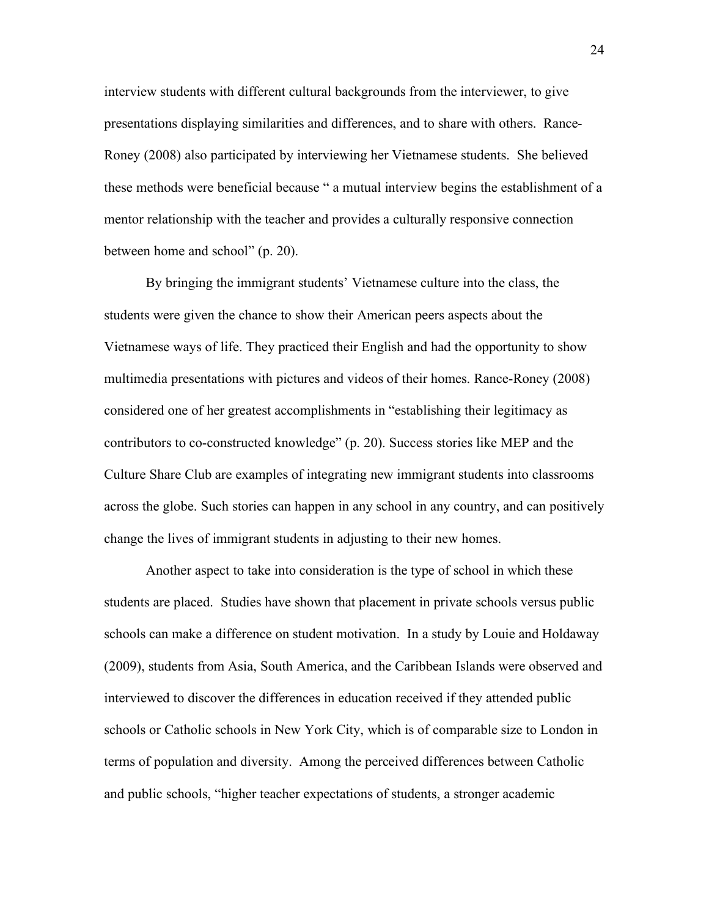interview students with different cultural backgrounds from the interviewer, to give presentations displaying similarities and differences, and to share with others. Rance-Roney (2008) also participated by interviewing her Vietnamese students. She believed these methods were beneficial because " a mutual interview begins the establishment of a mentor relationship with the teacher and provides a culturally responsive connection between home and school" (p. 20).

By bringing the immigrant students' Vietnamese culture into the class, the students were given the chance to show their American peers aspects about the Vietnamese ways of life. They practiced their English and had the opportunity to show multimedia presentations with pictures and videos of their homes. Rance-Roney (2008) considered one of her greatest accomplishments in "establishing their legitimacy as contributors to co-constructed knowledge" (p. 20). Success stories like MEP and the Culture Share Club are examples of integrating new immigrant students into classrooms across the globe. Such stories can happen in any school in any country, and can positively change the lives of immigrant students in adjusting to their new homes.

Another aspect to take into consideration is the type of school in which these students are placed. Studies have shown that placement in private schools versus public schools can make a difference on student motivation. In a study by Louie and Holdaway (2009), students from Asia, South America, and the Caribbean Islands were observed and interviewed to discover the differences in education received if they attended public schools or Catholic schools in New York City, which is of comparable size to London in terms of population and diversity. Among the perceived differences between Catholic and public schools, "higher teacher expectations of students, a stronger academic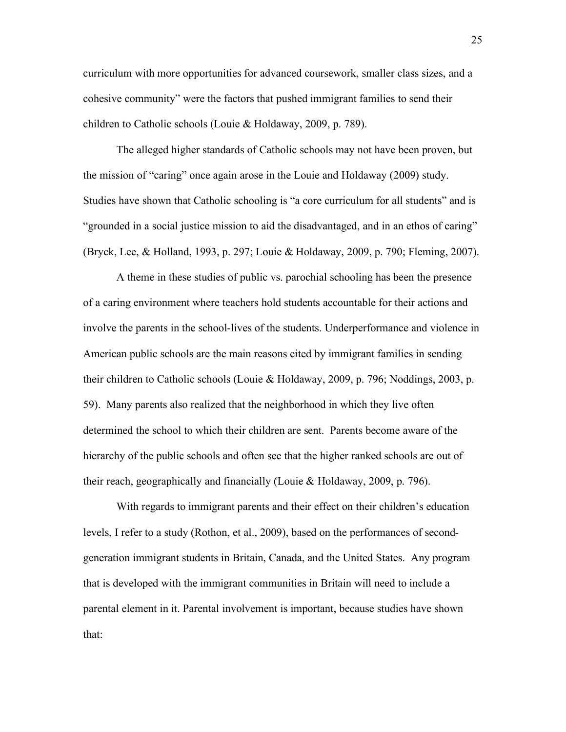curriculum with more opportunities for advanced coursework, smaller class sizes, and a cohesive community" were the factors that pushed immigrant families to send their children to Catholic schools (Louie & Holdaway, 2009, p. 789).

The alleged higher standards of Catholic schools may not have been proven, but the mission of "caring" once again arose in the Louie and Holdaway (2009) study. Studies have shown that Catholic schooling is "a core curriculum for all students" and is "grounded in a social justice mission to aid the disadvantaged, and in an ethos of caring" (Bryck, Lee, & Holland, 1993, p. 297; Louie & Holdaway, 2009, p. 790; Fleming, 2007).

A theme in these studies of public vs. parochial schooling has been the presence of a caring environment where teachers hold students accountable for their actions and involve the parents in the school-lives of the students. Underperformance and violence in American public schools are the main reasons cited by immigrant families in sending their children to Catholic schools (Louie & Holdaway, 2009, p. 796; Noddings, 2003, p. 59). Many parents also realized that the neighborhood in which they live often determined the school to which their children are sent. Parents become aware of the hierarchy of the public schools and often see that the higher ranked schools are out of their reach, geographically and financially (Louie & Holdaway, 2009, p. 796).

With regards to immigrant parents and their effect on their children's education levels, I refer to a study (Rothon, et al., 2009), based on the performances of second-generation immigrant students in Britain, Canada, and the United States. Any program that is developed with the immigrant communities in Britain will need to include a parental element in it. Parental involvement is important, because studies have shown that: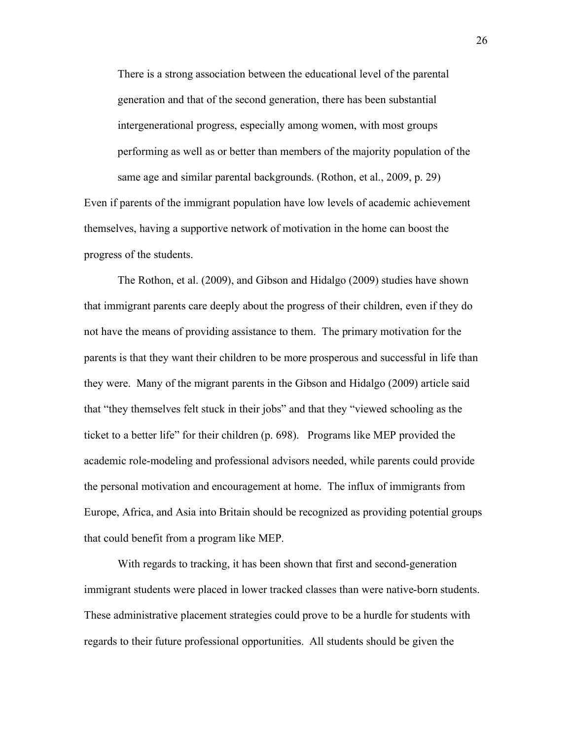> There is a strong association between the educational level of the parental generation and that of the second generation, there has been substantial intergenerational progress, especially among women, with most groups performing as well as or better than members of the majority population of the same age and similar parental backgrounds. (Rothon, et al., 2009, p. 29)

Even if parents of the immigrant population have low levels of academic achievement themselves, having a supportive network of motivation in the home can boost the progress of the students.

The Rothon, et al. (2009), and Gibson and Hidalgo (2009) studies have shown that immigrant parents care deeply about the progress of their children, even if they do not have the means of providing assistance to them. The primary motivation for the parents is that they want their children to be more prosperous and successful in life than they were. Many of the migrant parents in the Gibson and Hidalgo (2009) article said that "they themselves felt stuck in their jobs" and that they "viewed schooling as the ticket to a better life" for their children (p. 698). Programs like MEP provided the academic role-modeling and professional advisors needed, while parents could provide the personal motivation and encouragement at home. The influx of immigrants from Europe, Africa, and Asia into Britain should be recognized as providing potential groups that could benefit from a program like MEP.

With regards to tracking, it has been shown that first and second-generation immigrant students were placed in lower tracked classes than were native-born students. These administrative placement strategies could prove to be a hurdle for students with regards to their future professional opportunities. All students should be given the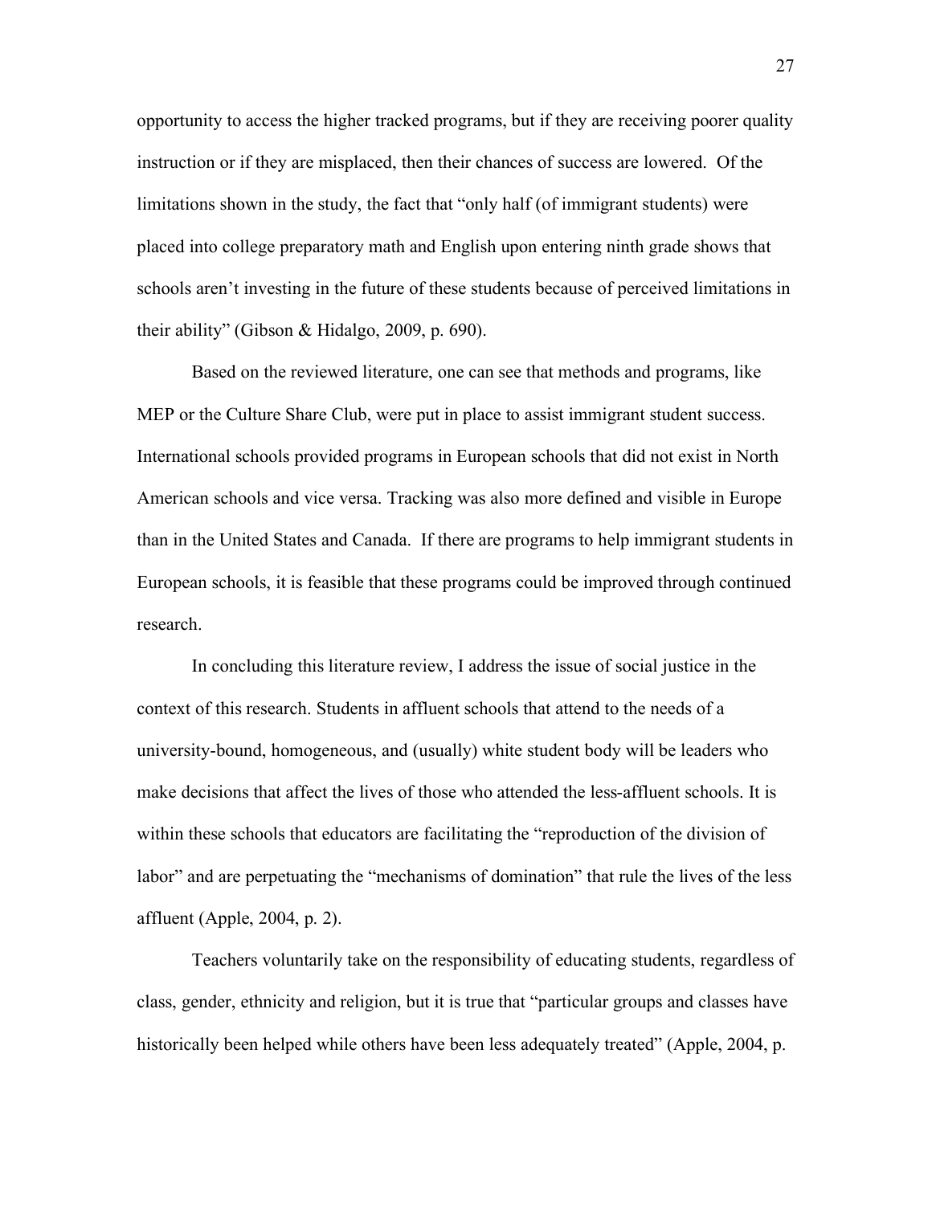opportunity to access the higher tracked programs, but if they are receiving poorer quality instruction or if they are misplaced, then their chances of success are lowered. Of the limitations shown in the study, the fact that "only half (of immigrant students) were placed into college preparatory math and English upon entering ninth grade shows that schools aren't investing in the future of these students because of perceived limitations in their ability" (Gibson & Hidalgo, 2009, p. 690).

Based on the reviewed literature, one can see that methods and programs, like MEP or the Culture Share Club, were put in place to assist immigrant student success. International schools provided programs in European schools that did not exist in North American schools and vice versa. Tracking was also more defined and visible in Europe than in the United States and Canada. If there are programs to help immigrant students in European schools, it is feasible that these programs could be improved through continued research.

In concluding this literature review, I address the issue of social justice in the context of this research. Students in affluent schools that attend to the needs of a university-bound, homogeneous, and (usually) white student body will be leaders who make decisions that affect the lives of those who attended the less-affluent schools. It is within these schools that educators are facilitating the "reproduction of the division of labor" and are perpetuating the "mechanisms of domination" that rule the lives of the less affluent (Apple, 2004, p. 2).

Teachers voluntarily take on the responsibility of educating students, regardless of class, gender, ethnicity and religion, but it is true that "particular groups and classes have historically been helped while others have been less adequately treated" (Apple, 2004, p.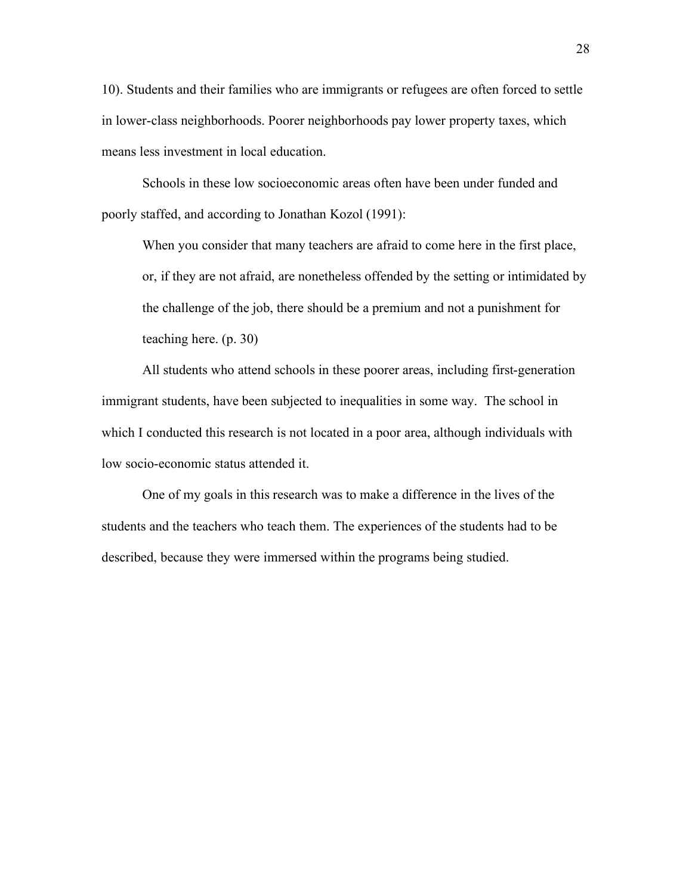10). Students and their families who are immigrants or refugees are often forced to settle in lower-class neighborhoods. Poorer neighborhoods pay lower property taxes, which means less investment in local education.

Schools in these low socioeconomic areas often have been under funded and poorly staffed, and according to Jonathan Kozol (1991):

> When you consider that many teachers are afraid to come here in the first place, or, if they are not afraid, are nonetheless offended by the setting or intimidated by the challenge of the job, there should be a premium and not a punishment for teaching here. (p. 30)

All students who attend schools in these poorer areas, including first-generation immigrant students, have been subjected to inequalities in some way. The school in which I conducted this research is not located in a poor area, although individuals with low socio-economic status attended it.

One of my goals in this research was to make a difference in the lives of the students and the teachers who teach them. The experiences of the students had to be described, because they were immersed within the programs being studied.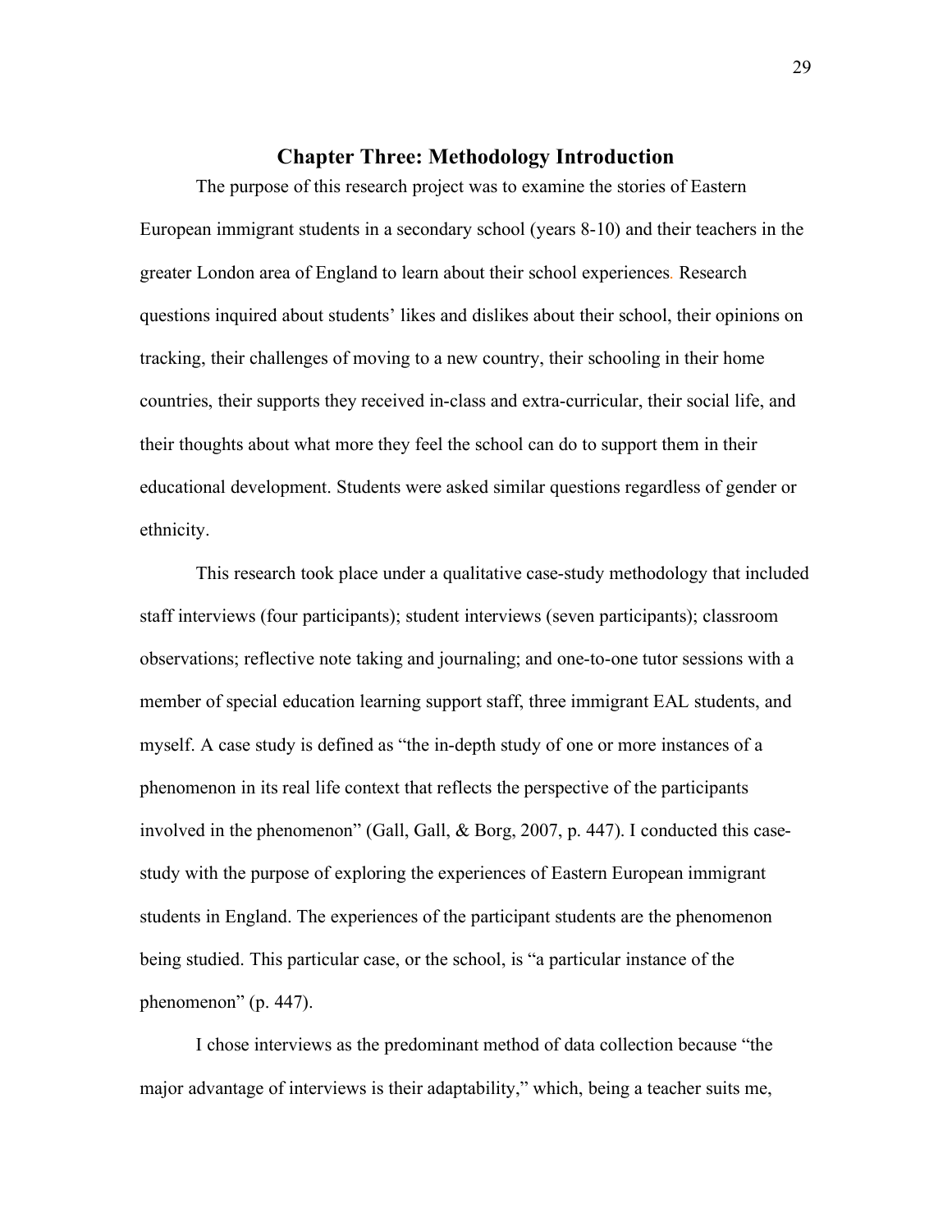## Chapter Three: Methodology Introduction

The purpose of this research project was to examine the stories of Eastern European immigrant students in a secondary school (years 8-10) and their teachers in the greater London area of England to learn about their school experiences. Research questions inquired about students' likes and dislikes about their school, their opinions on tracking, their challenges of moving to a new country, their schooling in their home countries, their supports they received in-class and extra-curricular, their social life, and their thoughts about what more they feel the school can do to support them in their educational development. Students were asked similar questions regardless of gender or ethnicity.

This research took place under a qualitative case-study methodology that included staff interviews (four participants); student interviews (seven participants); classroom observations; reflective note taking and journaling; and one-to-one tutor sessions with a member of special education learning support staff, three immigrant EAL students, and myself. A case study is defined as "the in-depth study of one or more instances of a phenomenon in its real life context that reflects the perspective of the participants involved in the phenomenon" (Gall, Gall, & Borg, 2007, p. 447). I conducted this case-study with the purpose of exploring the experiences of Eastern European immigrant students in England. The experiences of the participant students are the phenomenon being studied. This particular case, or the school, is "a particular instance of the phenomenon" (p. 447).

I chose interviews as the predominant method of data collection because "the major advantage of interviews is their adaptability," which, being a teacher suits me,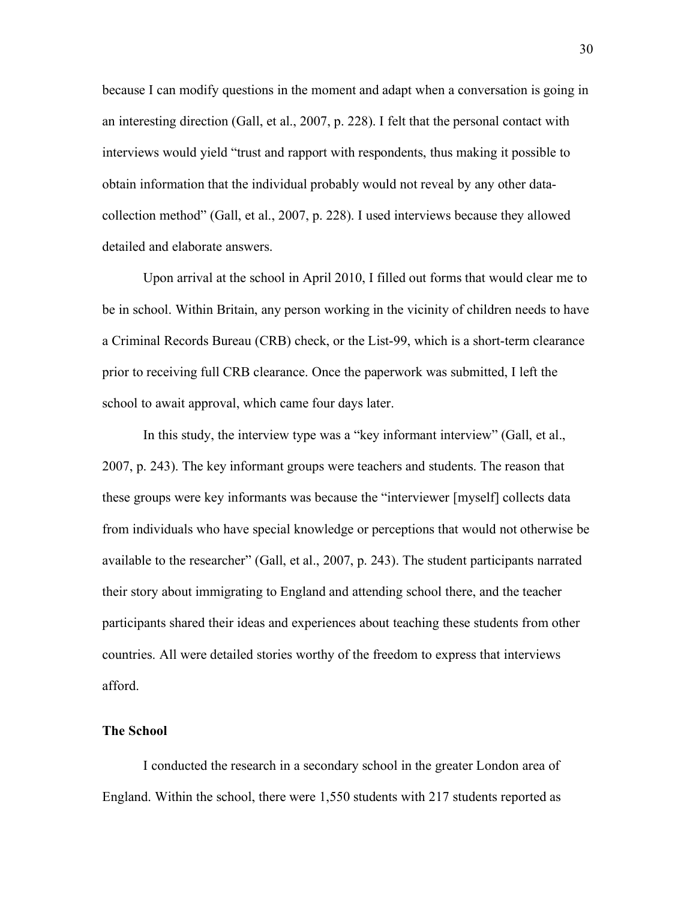because I can modify questions in the moment and adapt when a conversation is going in an interesting direction (Gall, et al., 2007, p. 228). I felt that the personal contact with interviews would yield "trust and rapport with respondents, thus making it possible to obtain information that the individual probably would not reveal by any other data-collection method" (Gall, et al., 2007, p. 228). I used interviews because they allowed detailed and elaborate answers.

Upon arrival at the school in April 2010, I filled out forms that would clear me to be in school. Within Britain, any person working in the vicinity of children needs to have a Criminal Records Bureau (CRB) check, or the List-99, which is a short-term clearance prior to receiving full CRB clearance. Once the paperwork was submitted, I left the school to await approval, which came four days later.

In this study, the interview type was a "key informant interview" (Gall, et al., 2007, p. 243). The key informant groups were teachers and students. The reason that these groups were key informants was because the "interviewer [myself] collects data from individuals who have special knowledge or perceptions that would not otherwise be available to the researcher" (Gall, et al., 2007, p. 243). The student participants narrated their story about immigrating to England and attending school there, and the teacher participants shared their ideas and experiences about teaching these students from other countries. All were detailed stories worthy of the freedom to express that interviews afford.

**The School**

I conducted the research in a secondary school in the greater London area of England. Within the school, there were 1,550 students with 217 students reported as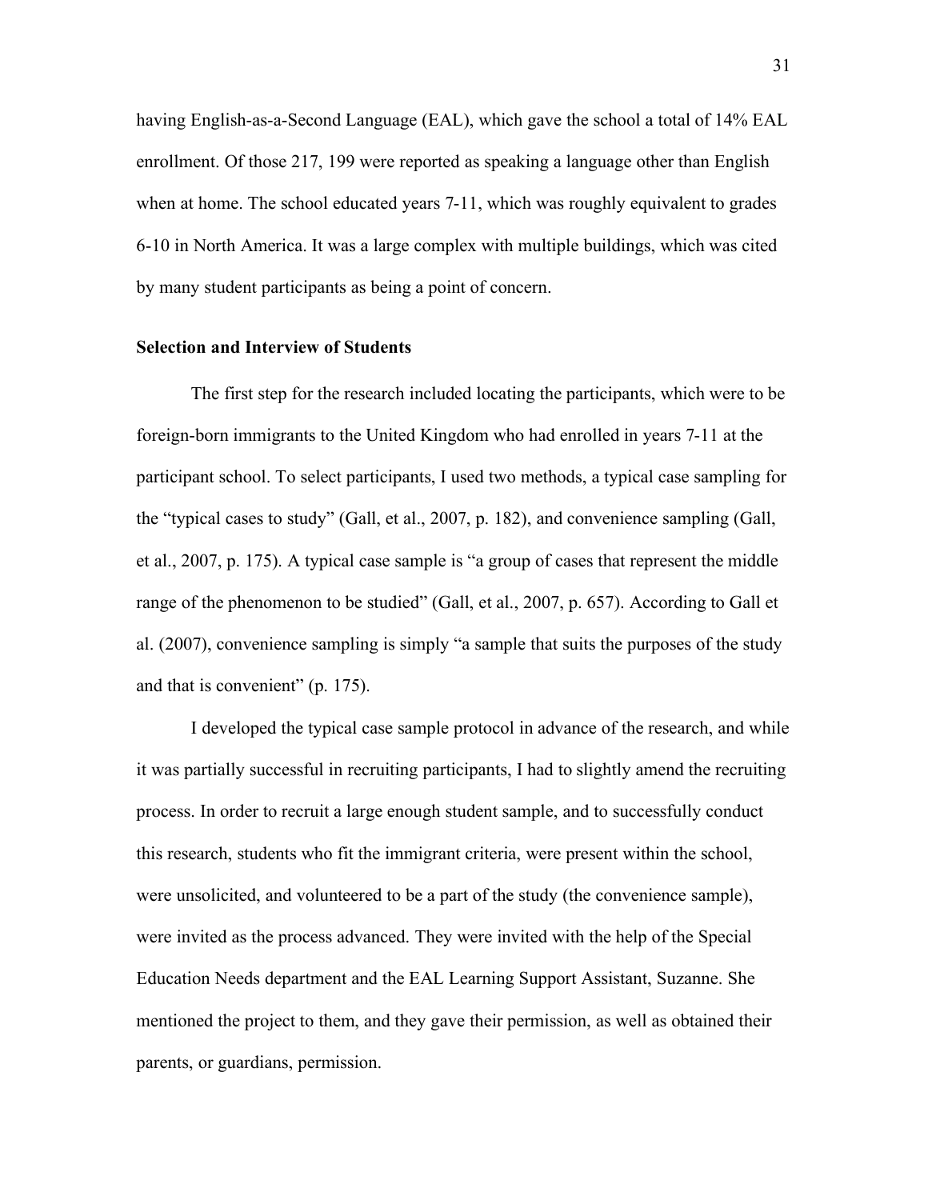having English-as-a-Second Language (EAL), which gave the school a total of 14% EAL enrollment. Of those 217, 199 were reported as speaking a language other than English when at home. The school educated years 7-11, which was roughly equivalent to grades 6-10 in North America. It was a large complex with multiple buildings, which was cited by many student participants as being a point of concern.

**Selection and Interview of Students**

The first step for the research included locating the participants, which were to be foreign-born immigrants to the United Kingdom who had enrolled in years 7-11 at the participant school. To select participants, I used two methods, a typical case sampling for the "typical cases to study" (Gall, et al., 2007, p. 182), and convenience sampling (Gall, et al., 2007, p. 175). A typical case sample is "a group of cases that represent the middle range of the phenomenon to be studied" (Gall, et al., 2007, p. 657). According to Gall et al. (2007), convenience sampling is simply "a sample that suits the purposes of the study and that is convenient" (p. 175).

I developed the typical case sample protocol in advance of the research, and while it was partially successful in recruiting participants, I had to slightly amend the recruiting process. In order to recruit a large enough student sample, and to successfully conduct this research, students who fit the immigrant criteria, were present within the school, were unsolicited, and volunteered to be a part of the study (the convenience sample), were invited as the process advanced. They were invited with the help of the Special Education Needs department and the EAL Learning Support Assistant, Suzanne. She mentioned the project to them, and they gave their permission, as well as obtained their parents, or guardians, permission.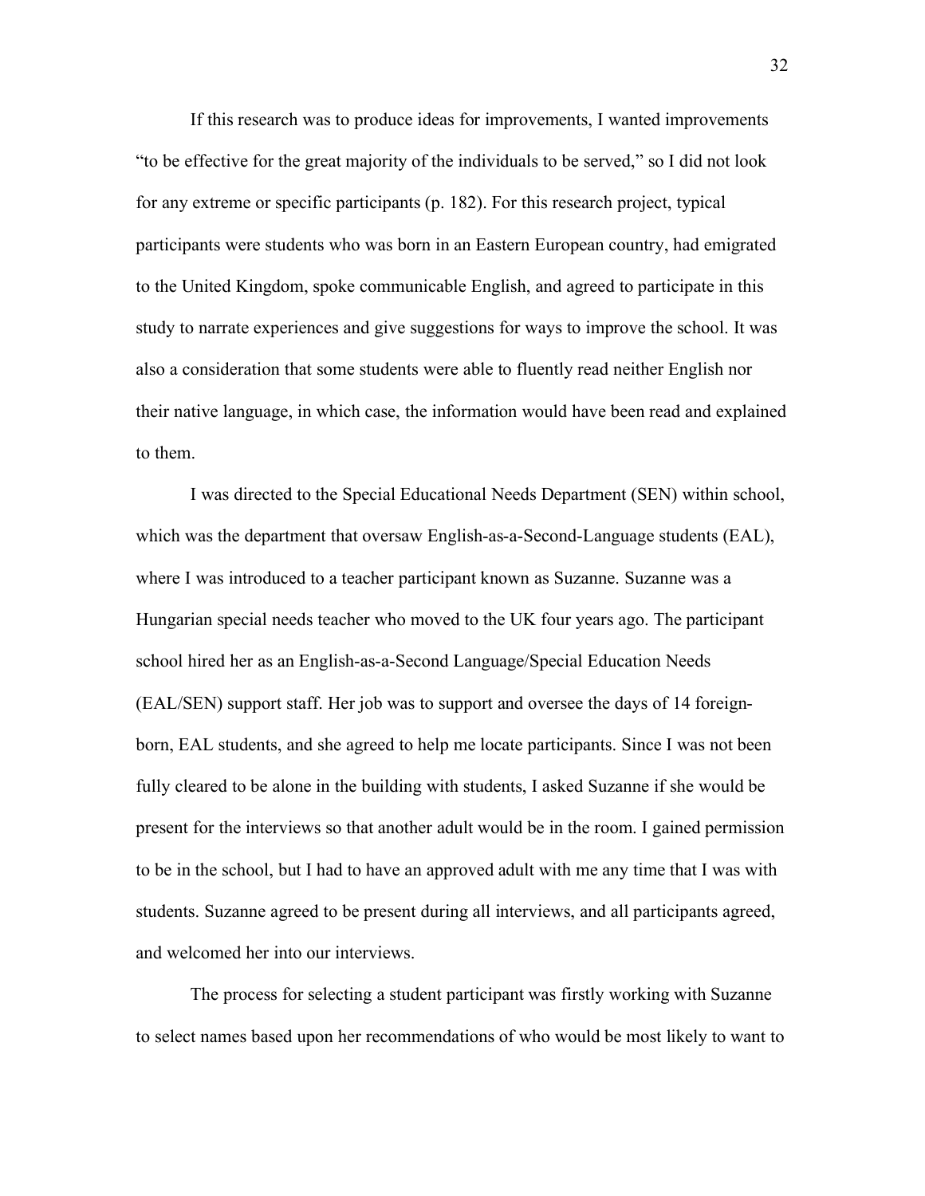If this research was to produce ideas for improvements, I wanted improvements "to be effective for the great majority of the individuals to be served," so I did not look for any extreme or specific participants (p. 182). For this research project, typical participants were students who was born in an Eastern European country, had emigrated to the United Kingdom, spoke communicable English, and agreed to participate in this study to narrate experiences and give suggestions for ways to improve the school. It was also a consideration that some students were able to fluently read neither English nor their native language, in which case, the information would have been read and explained to them.

I was directed to the Special Educational Needs Department (SEN) within school, which was the department that oversaw English-as-a-Second-Language students (EAL), where I was introduced to a teacher participant known as Suzanne. Suzanne was a Hungarian special needs teacher who moved to the UK four years ago. The participant school hired her as an English-as-a-Second Language/Special Education Needs (EAL/SEN) support staff. Her job was to support and oversee the days of 14 foreign-born, EAL students, and she agreed to help me locate participants. Since I was not been fully cleared to be alone in the building with students, I asked Suzanne if she would be present for the interviews so that another adult would be in the room. I gained permission to be in the school, but I had to have an approved adult with me any time that I was with students. Suzanne agreed to be present during all interviews, and all participants agreed, and welcomed her into our interviews.

The process for selecting a student participant was firstly working with Suzanne to select names based upon her recommendations of who would be most likely to want to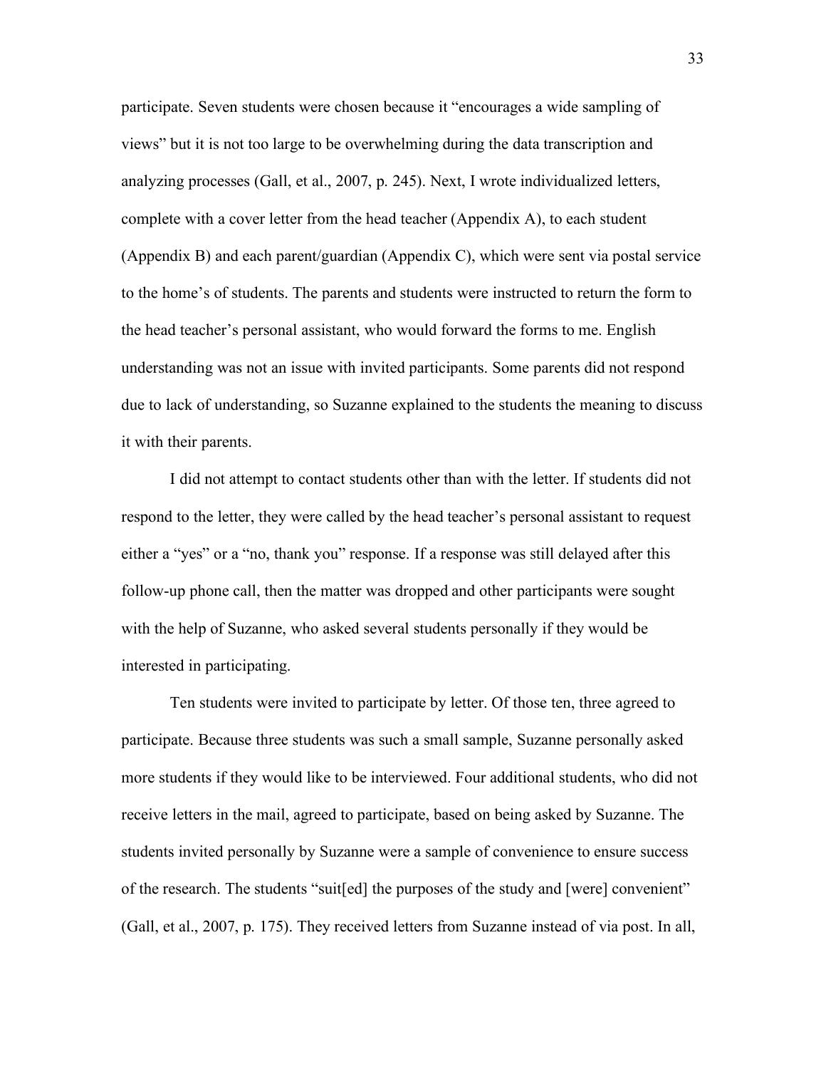participate. Seven students were chosen because it "encourages a wide sampling of views" but it is not too large to be overwhelming during the data transcription and analyzing processes (Gall, et al., 2007, p. 245). Next, I wrote individualized letters, complete with a cover letter from the head teacher (Appendix A), to each student (Appendix B) and each parent/guardian (Appendix C), which were sent via postal service to the home's of students. The parents and students were instructed to return the form to the head teacher's personal assistant, who would forward the forms to me. English understanding was not an issue with invited participants. Some parents did not respond due to lack of understanding, so Suzanne explained to the students the meaning to discuss it with their parents.

I did not attempt to contact students other than with the letter. If students did not respond to the letter, they were called by the head teacher's personal assistant to request either a "yes" or a "no, thank you" response. If a response was still delayed after this follow-up phone call, then the matter was dropped and other participants were sought with the help of Suzanne, who asked several students personally if they would be interested in participating.

Ten students were invited to participate by letter. Of those ten, three agreed to participate. Because three students was such a small sample, Suzanne personally asked more students if they would like to be interviewed. Four additional students, who did not receive letters in the mail, agreed to participate, based on being asked by Suzanne. The students invited personally by Suzanne were a sample of convenience to ensure success of the research. The students "suit[ed] the purposes of the study and [were] convenient" (Gall, et al., 2007, p. 175). They received letters from Suzanne instead of via post. In all,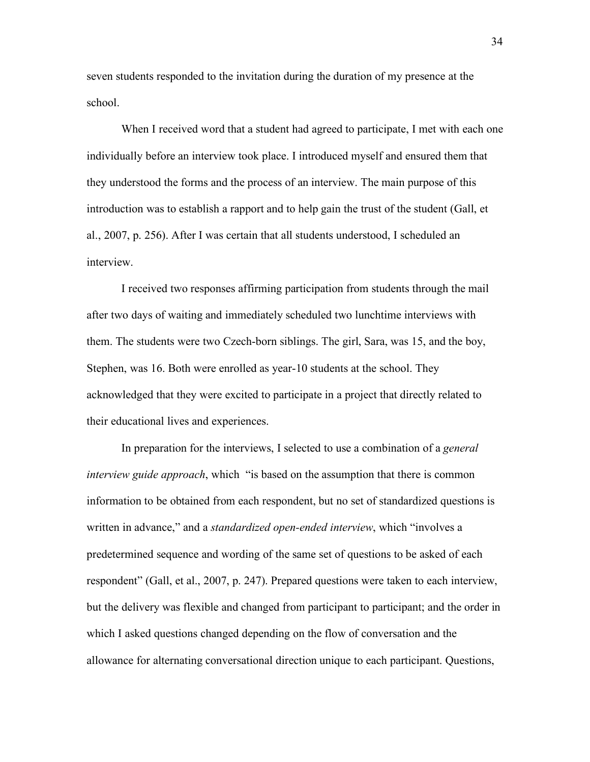seven students responded to the invitation during the duration of my presence at the school.

When I received word that a student had agreed to participate, I met with each one individually before an interview took place. I introduced myself and ensured them that they understood the forms and the process of an interview. The main purpose of this introduction was to establish a rapport and to help gain the trust of the student (Gall, et al., 2007, p. 256). After I was certain that all students understood, I scheduled an interview.

I received two responses affirming participation from students through the mail after two days of waiting and immediately scheduled two lunchtime interviews with them. The students were two Czech-born siblings. The girl, Sara, was 15, and the boy, Stephen, was 16. Both were enrolled as year-10 students at the school. They acknowledged that they were excited to participate in a project that directly related to their educational lives and experiences.

In preparation for the interviews, I selected to use a combination of a *general interview guide approach*, which "is based on the assumption that there is common information to be obtained from each respondent, but no set of standardized questions is written in advance," and a *standardized open-ended interview*, which "involves a predetermined sequence and wording of the same set of questions to be asked of each respondent" (Gall, et al., 2007, p. 247). Prepared questions were taken to each interview, but the delivery was flexible and changed from participant to participant; and the order in which I asked questions changed depending on the flow of conversation and the allowance for alternating conversational direction unique to each participant. Questions,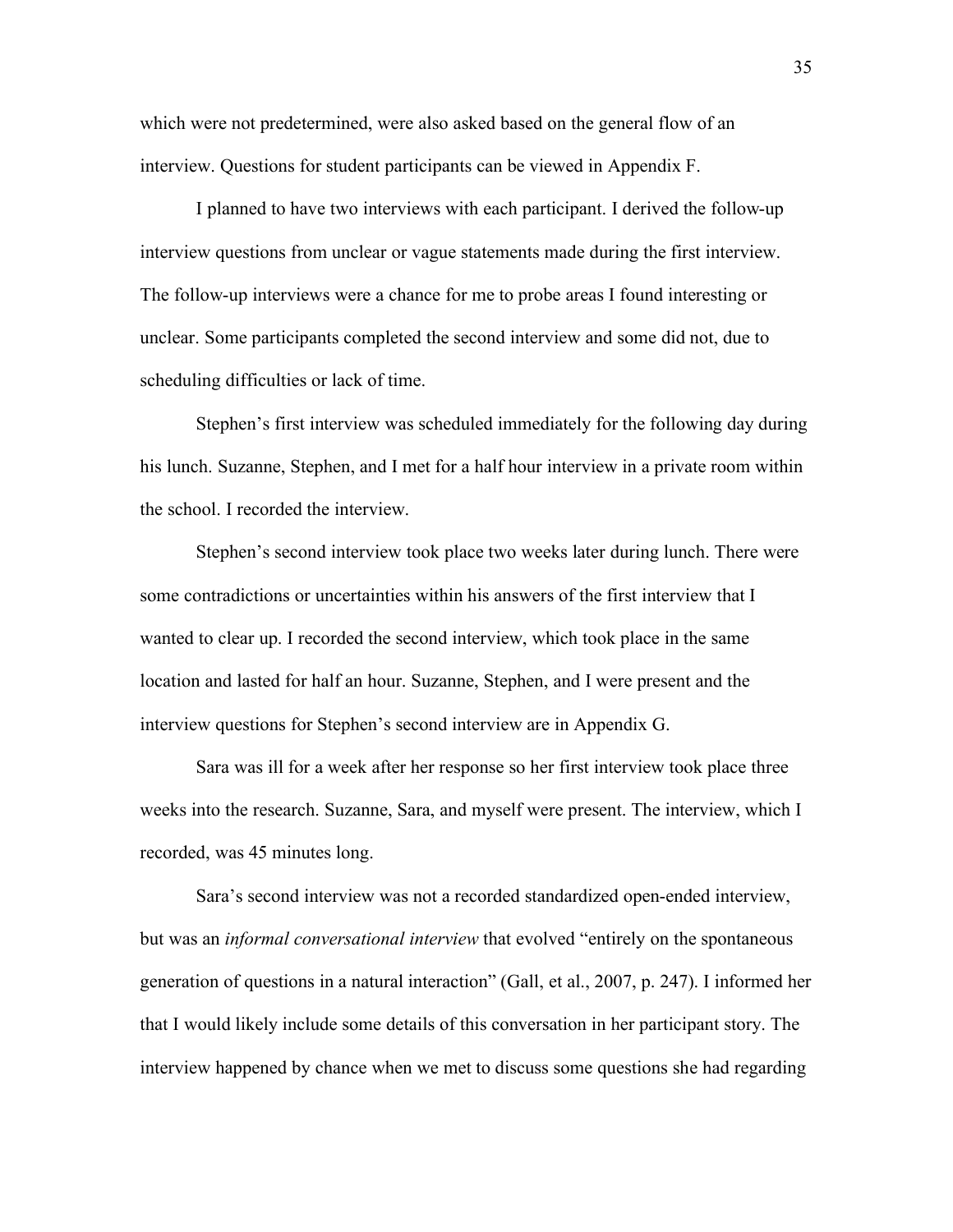which were not predetermined, were also asked based on the general flow of an interview. Questions for student participants can be viewed in Appendix F.

I planned to have two interviews with each participant. I derived the follow-up interview questions from unclear or vague statements made during the first interview. The follow-up interviews were a chance for me to probe areas I found interesting or unclear. Some participants completed the second interview and some did not, due to scheduling difficulties or lack of time.

Stephen's first interview was scheduled immediately for the following day during his lunch. Suzanne, Stephen, and I met for a half hour interview in a private room within the school. I recorded the interview.

Stephen's second interview took place two weeks later during lunch. There were some contradictions or uncertainties within his answers of the first interview that I wanted to clear up. I recorded the second interview, which took place in the same location and lasted for half an hour. Suzanne, Stephen, and I were present and the interview questions for Stephen's second interview are in Appendix G.

Sara was ill for a week after her response so her first interview took place three weeks into the research. Suzanne, Sara, and myself were present. The interview, which I recorded, was 45 minutes long.

Sara's second interview was not a recorded standardized open-ended interview, but was an *informal conversational interview* that evolved "entirely on the spontaneous generation of questions in a natural interaction" (Gall, et al., 2007, p. 247). I informed her that I would likely include some details of this conversation in her participant story. The interview happened by chance when we met to discuss some questions she had regarding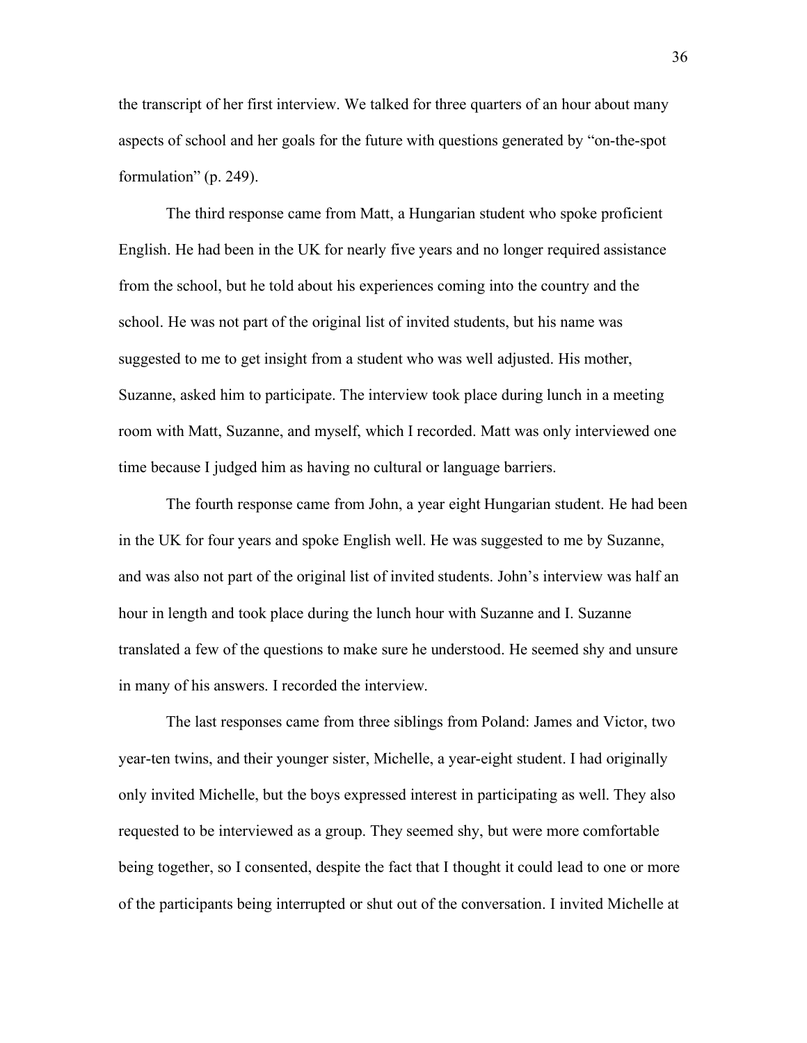the transcript of her first interview. We talked for three quarters of an hour about many aspects of school and her goals for the future with questions generated by "on-the-spot formulation" (p. 249).

The third response came from Matt, a Hungarian student who spoke proficient English. He had been in the UK for nearly five years and no longer required assistance from the school, but he told about his experiences coming into the country and the school. He was not part of the original list of invited students, but his name was suggested to me to get insight from a student who was well adjusted. His mother, Suzanne, asked him to participate. The interview took place during lunch in a meeting room with Matt, Suzanne, and myself, which I recorded. Matt was only interviewed one time because I judged him as having no cultural or language barriers.

The fourth response came from John, a year eight Hungarian student. He had been in the UK for four years and spoke English well. He was suggested to me by Suzanne, and was also not part of the original list of invited students. John's interview was half an hour in length and took place during the lunch hour with Suzanne and I. Suzanne translated a few of the questions to make sure he understood. He seemed shy and unsure in many of his answers. I recorded the interview.

The last responses came from three siblings from Poland: James and Victor, two year-ten twins, and their younger sister, Michelle, a year-eight student. I had originally only invited Michelle, but the boys expressed interest in participating as well. They also requested to be interviewed as a group. They seemed shy, but were more comfortable being together, so I consented, despite the fact that I thought it could lead to one or more of the participants being interrupted or shut out of the conversation. I invited Michelle at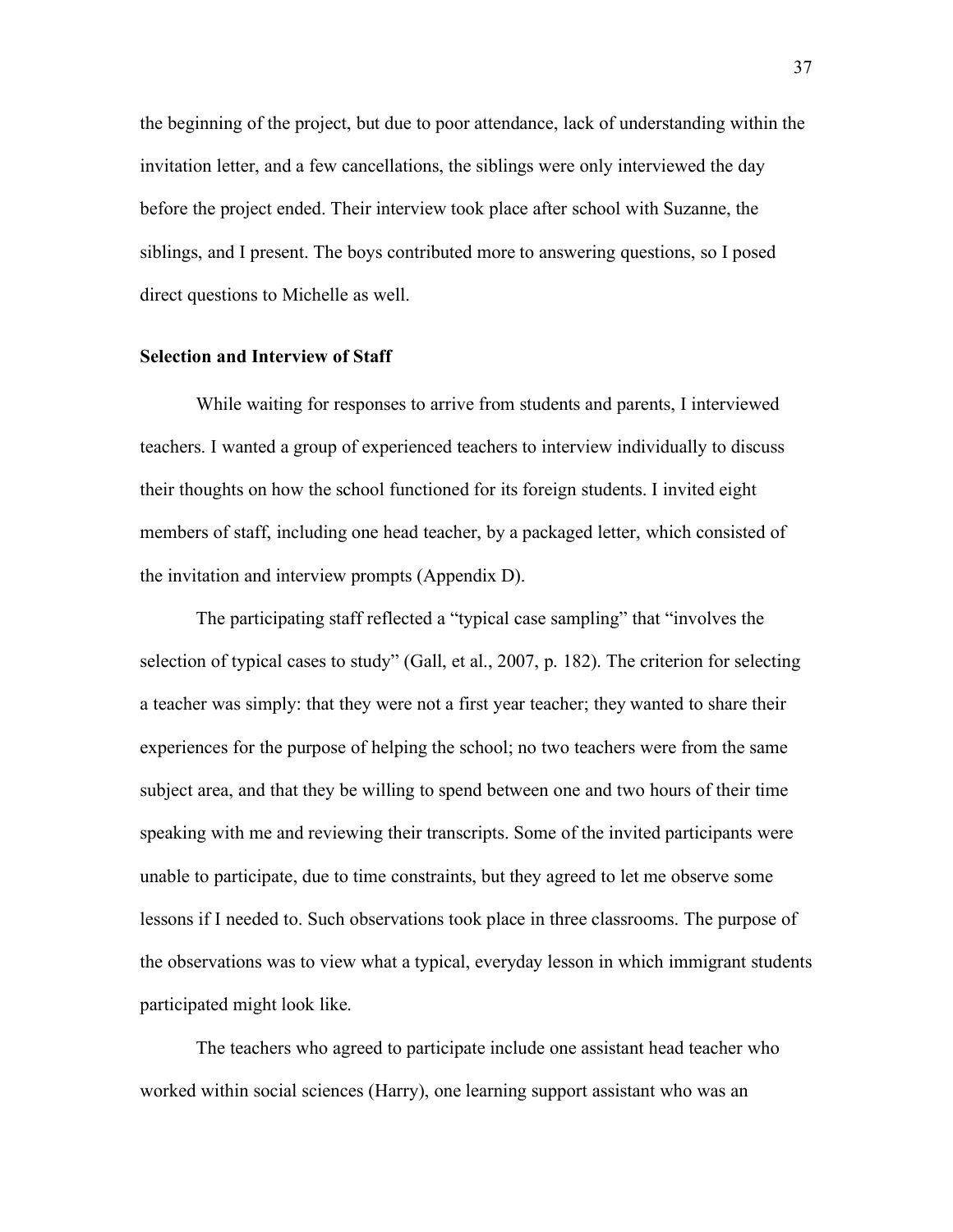the beginning of the project, but due to poor attendance, lack of understanding within the invitation letter, and a few cancellations, the siblings were only interviewed the day before the project ended. Their interview took place after school with Suzanne, the siblings, and I present. The boys contributed more to answering questions, so I posed direct questions to Michelle as well.

### Selection and Interview of Staff

While waiting for responses to arrive from students and parents, I interviewed teachers. I wanted a group of experienced teachers to interview individually to discuss their thoughts on how the school functioned for its foreign students. I invited eight members of staff, including one head teacher, by a packaged letter, which consisted of the invitation and interview prompts (Appendix D).

The participating staff reflected a "typical case sampling" that "involves the selection of typical cases to study" (Gall, et al., 2007, p. 182). The criterion for selecting a teacher was simply: that they were not a first year teacher; they wanted to share their experiences for the purpose of helping the school; no two teachers were from the same subject area, and that they be willing to spend between one and two hours of their time speaking with me and reviewing their transcripts. Some of the invited participants were unable to participate, due to time constraints, but they agreed to let me observe some lessons if I needed to. Such observations took place in three classrooms. The purpose of the observations was to view what a typical, everyday lesson in which immigrant students participated might look like.

The teachers who agreed to participate include one assistant head teacher who worked within social sciences (Harry), one learning support assistant who was an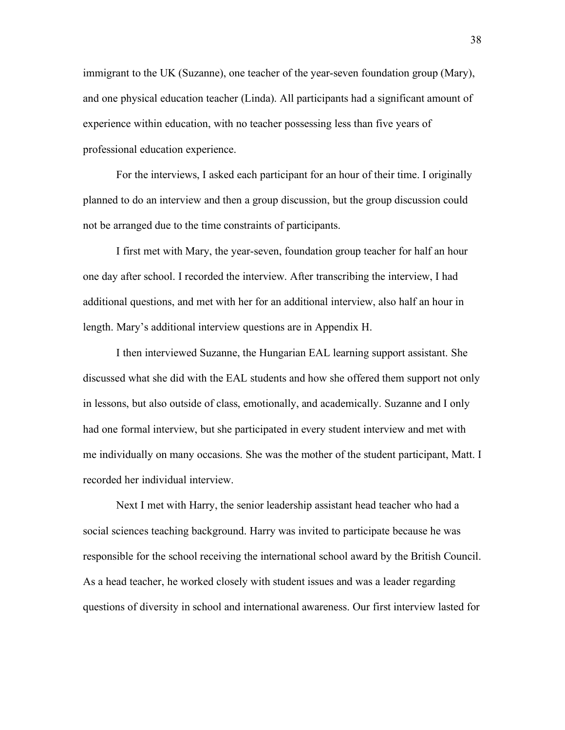immigrant to the UK (Suzanne), one teacher of the year-seven foundation group (Mary), and one physical education teacher (Linda). All participants had a significant amount of experience within education, with no teacher possessing less than five years of professional education experience.

For the interviews, I asked each participant for an hour of their time. I originally planned to do an interview and then a group discussion, but the group discussion could not be arranged due to the time constraints of participants.

I first met with Mary, the year-seven, foundation group teacher for half an hour one day after school. I recorded the interview. After transcribing the interview, I had additional questions, and met with her for an additional interview, also half an hour in length. Mary's additional interview questions are in Appendix H.

I then interviewed Suzanne, the Hungarian EAL learning support assistant. She discussed what she did with the EAL students and how she offered them support not only in lessons, but also outside of class, emotionally, and academically. Suzanne and I only had one formal interview, but she participated in every student interview and met with me individually on many occasions. She was the mother of the student participant, Matt. I recorded her individual interview.

Next I met with Harry, the senior leadership assistant head teacher who had a social sciences teaching background. Harry was invited to participate because he was responsible for the school receiving the international school award by the British Council. As a head teacher, he worked closely with student issues and was a leader regarding questions of diversity in school and international awareness. Our first interview lasted for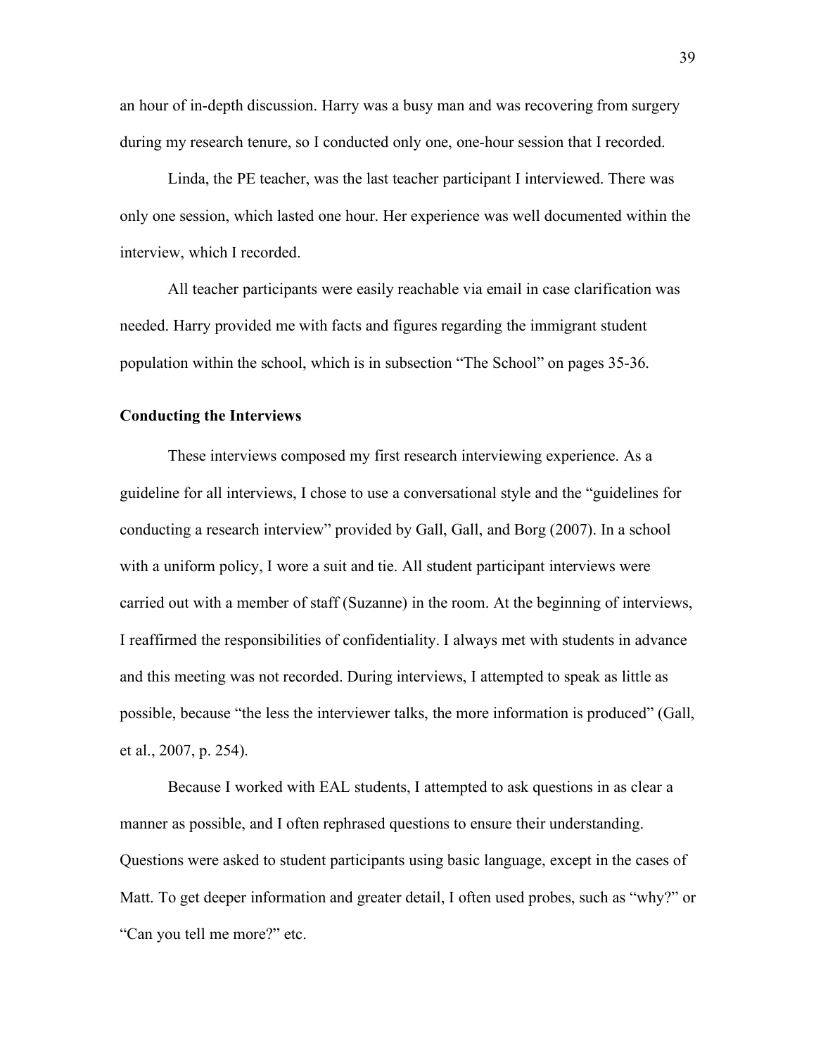an hour of in-depth discussion. Harry was a busy man and was recovering from surgery during my research tenure, so I conducted only one, one-hour session that I recorded.

Linda, the PE teacher, was the last teacher participant I interviewed. There was only one session, which lasted one hour. Her experience was well documented within the interview, which I recorded.

All teacher participants were easily reachable via email in case clarification was needed. Harry provided me with facts and figures regarding the immigrant student population within the school, which is in subsection "The School" on pages 35-36.

### Conducting the Interviews

These interviews composed my first research interviewing experience. As a guideline for all interviews, I chose to use a conversational style and the "guidelines for conducting a research interview" provided by Gall, Gall, and Borg (2007). In a school with a uniform policy, I wore a suit and tie. All student participant interviews were carried out with a member of staff (Suzanne) in the room. At the beginning of interviews, I reaffirmed the responsibilities of confidentiality. I always met with students in advance and this meeting was not recorded. During interviews, I attempted to speak as little as possible, because "the less the interviewer talks, the more information is produced" (Gall, et al., 2007, p. 254).

Because I worked with EAL students, I attempted to ask questions in as clear a manner as possible, and I often rephrased questions to ensure their understanding. Questions were asked to student participants using basic language, except in the cases of Matt. To get deeper information and greater detail, I often used probes, such as "why?" or "Can you tell me more?" etc.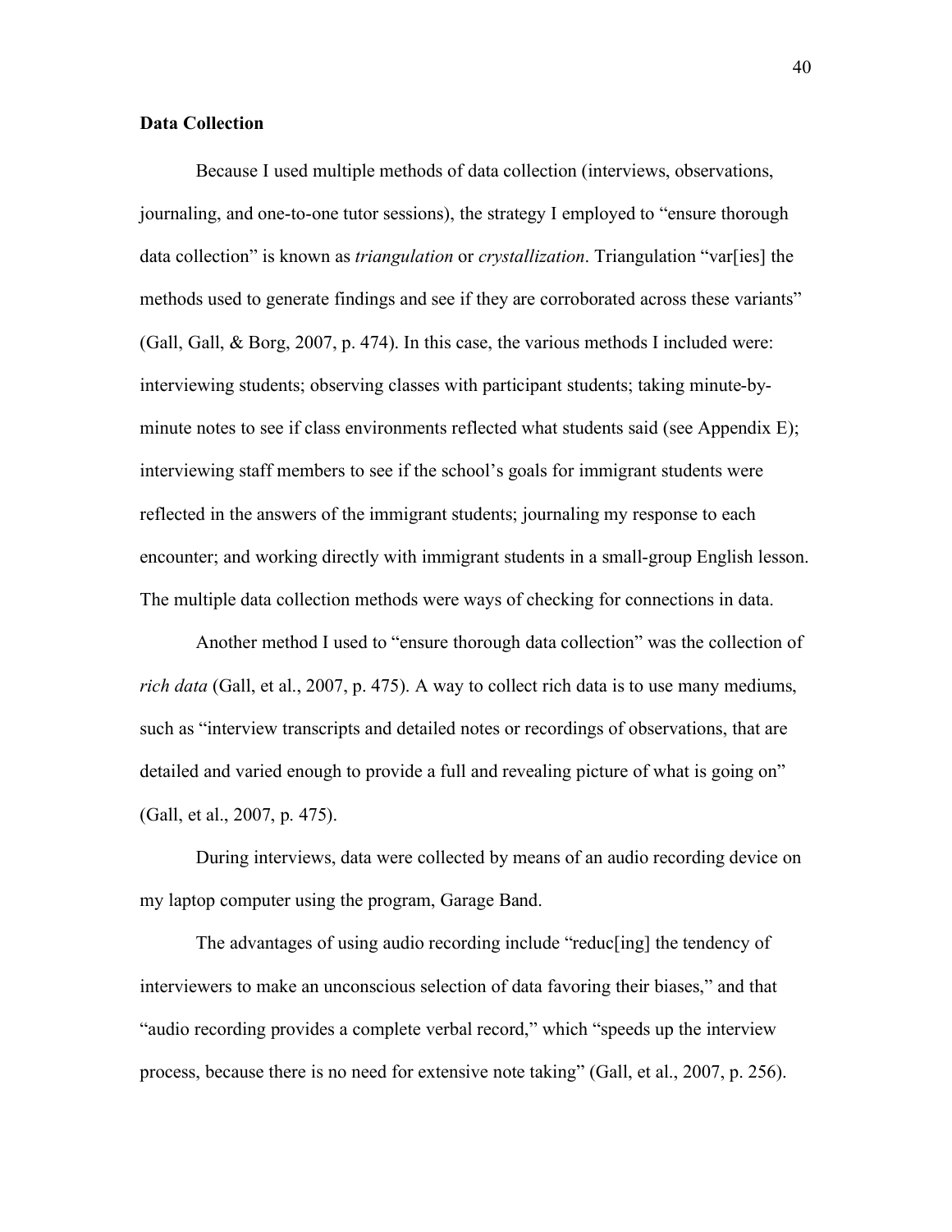## Data Collection

Because I used multiple methods of data collection (interviews, observations, journaling, and one-to-one tutor sessions), the strategy I employed to "ensure thorough data collection" is known as *triangulation* or *crystallization*. Triangulation "var[ies] the methods used to generate findings and see if they are corroborated across these variants" (Gall, Gall, & Borg, 2007, p. 474). In this case, the various methods I included were: interviewing students; observing classes with participant students; taking minute-by-minute notes to see if class environments reflected what students said (see Appendix E); interviewing staff members to see if the school's goals for immigrant students were reflected in the answers of the immigrant students; journaling my response to each encounter; and working directly with immigrant students in a small-group English lesson. The multiple data collection methods were ways of checking for connections in data.

Another method I used to "ensure thorough data collection" was the collection of *rich data* (Gall, et al., 2007, p. 475). A way to collect rich data is to use many mediums, such as "interview transcripts and detailed notes or recordings of observations, that are detailed and varied enough to provide a full and revealing picture of what is going on" (Gall, et al., 2007, p. 475).

During interviews, data were collected by means of an audio recording device on my laptop computer using the program, Garage Band.

The advantages of using audio recording include "reduc[ing] the tendency of interviewers to make an unconscious selection of data favoring their biases," and that "audio recording provides a complete verbal record," which "speeds up the interview process, because there is no need for extensive note taking" (Gall, et al., 2007, p. 256).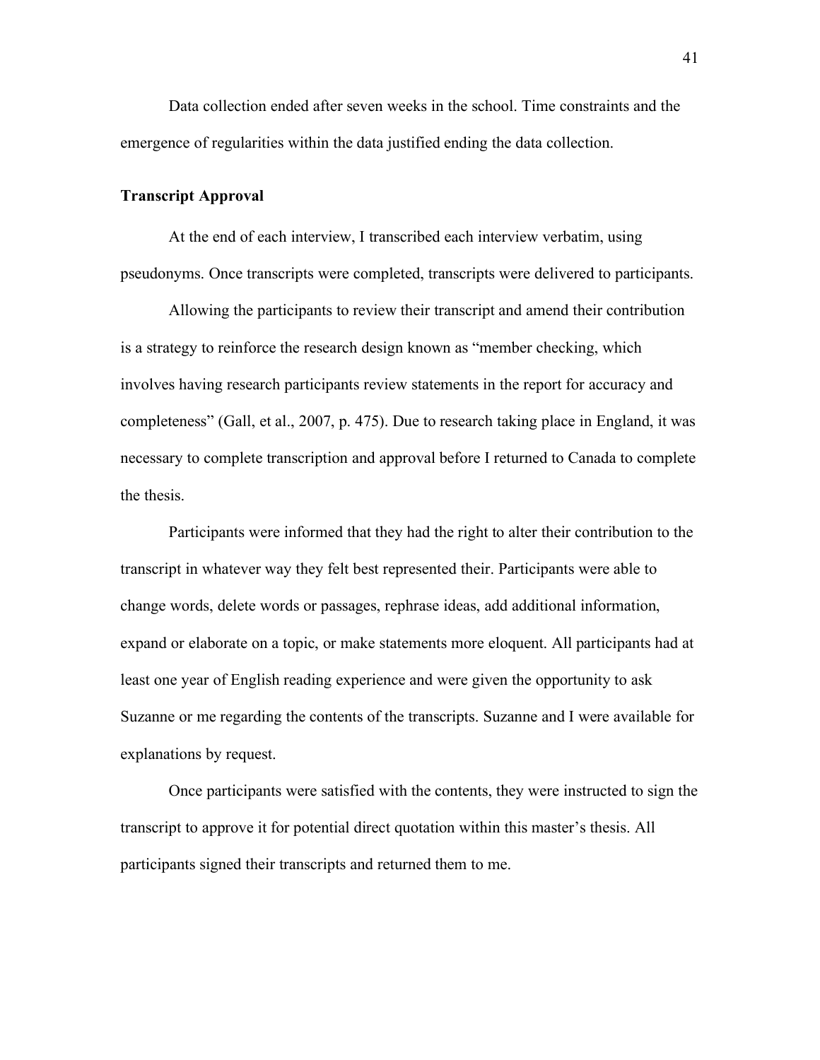Data collection ended after seven weeks in the school. Time constraints and the emergence of regularities within the data justified ending the data collection.

**Transcript Approval**

At the end of each interview, I transcribed each interview verbatim, using pseudonyms. Once transcripts were completed, transcripts were delivered to participants.

Allowing the participants to review their transcript and amend their contribution is a strategy to reinforce the research design known as "member checking, which involves having research participants review statements in the report for accuracy and completeness" (Gall, et al., 2007, p. 475). Due to research taking place in England, it was necessary to complete transcription and approval before I returned to Canada to complete the thesis.

Participants were informed that they had the right to alter their contribution to the transcript in whatever way they felt best represented their. Participants were able to change words, delete words or passages, rephrase ideas, add additional information, expand or elaborate on a topic, or make statements more eloquent. All participants had at least one year of English reading experience and were given the opportunity to ask Suzanne or me regarding the contents of the transcripts. Suzanne and I were available for explanations by request.

Once participants were satisfied with the contents, they were instructed to sign the transcript to approve it for potential direct quotation within this master's thesis. All participants signed their transcripts and returned them to me.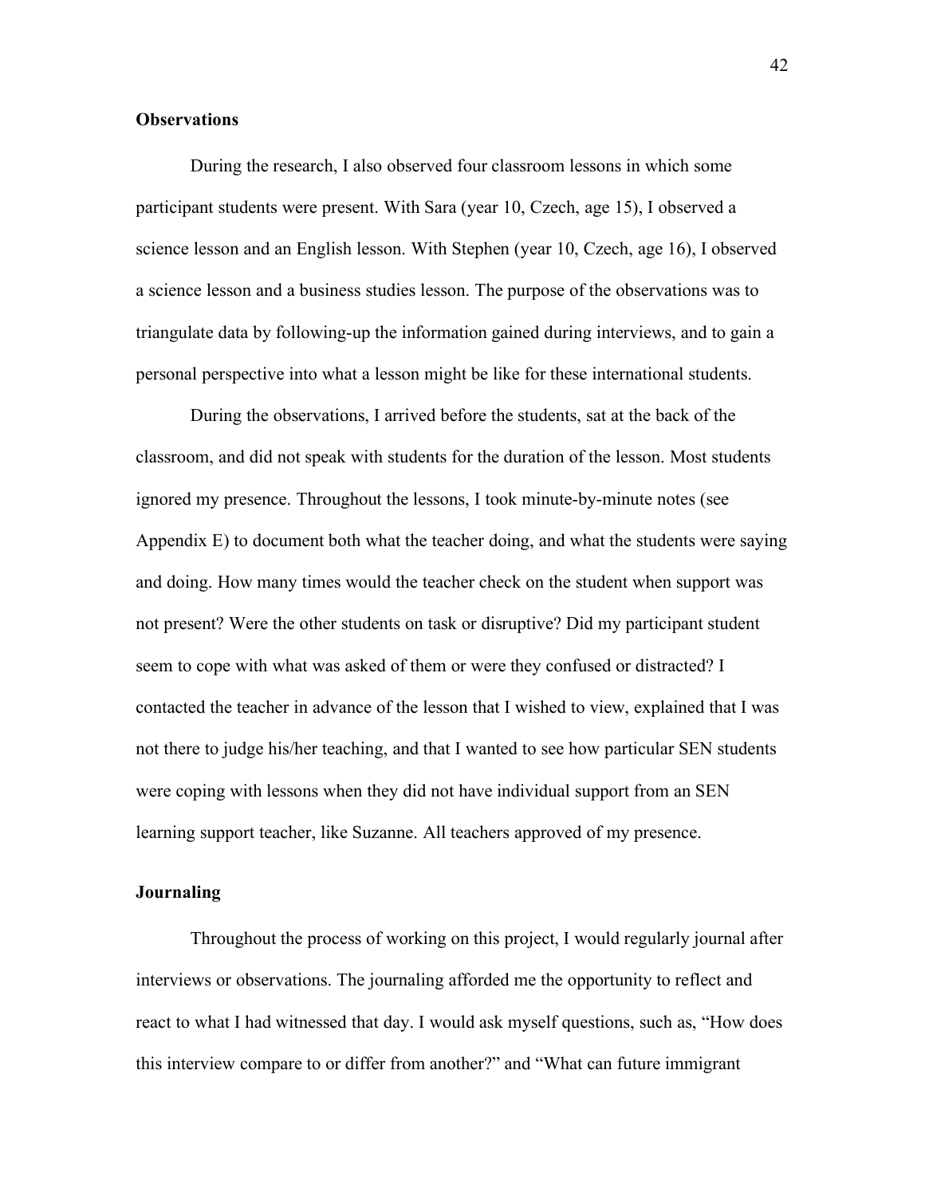### Observations

During the research, I also observed four classroom lessons in which some participant students were present. With Sara (year 10, Czech, age 15), I observed a science lesson and an English lesson. With Stephen (year 10, Czech, age 16), I observed a science lesson and a business studies lesson. The purpose of the observations was to triangulate data by following-up the information gained during interviews, and to gain a personal perspective into what a lesson might be like for these international students.

During the observations, I arrived before the students, sat at the back of the classroom, and did not speak with students for the duration of the lesson. Most students ignored my presence. Throughout the lessons, I took minute-by-minute notes (see Appendix E) to document both what the teacher doing, and what the students were saying and doing. How many times would the teacher check on the student when support was not present? Were the other students on task or disruptive? Did my participant student seem to cope with what was asked of them or were they confused or distracted? I contacted the teacher in advance of the lesson that I wished to view, explained that I was not there to judge his/her teaching, and that I wanted to see how particular SEN students were coping with lessons when they did not have individual support from an SEN learning support teacher, like Suzanne. All teachers approved of my presence.

### Journaling

Throughout the process of working on this project, I would regularly journal after interviews or observations. The journaling afforded me the opportunity to reflect and react to what I had witnessed that day. I would ask myself questions, such as, "How does this interview compare to or differ from another?" and "What can future immigrant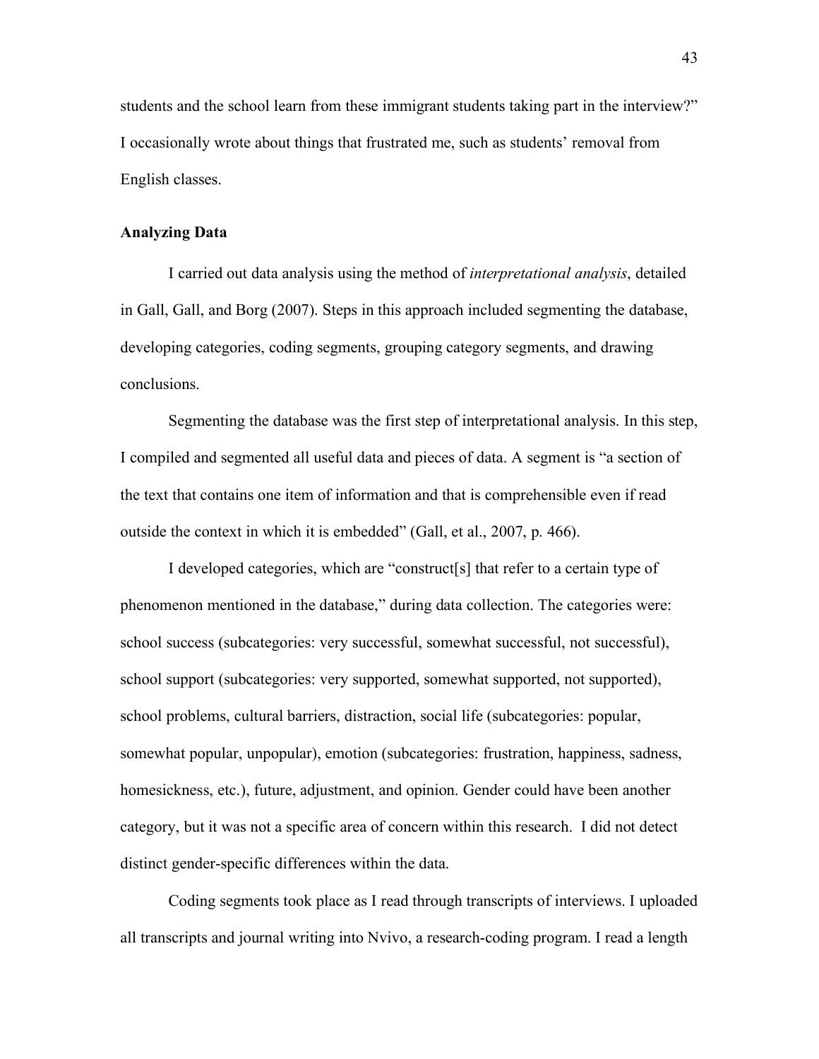students and the school learn from these immigrant students taking part in the interview?" I occasionally wrote about things that frustrated me, such as students' removal from English classes.

**Analyzing Data**

I carried out data analysis using the method of *interpretational analysis*, detailed in Gall, Gall, and Borg (2007). Steps in this approach included segmenting the database, developing categories, coding segments, grouping category segments, and drawing conclusions.

Segmenting the database was the first step of interpretational analysis. In this step, I compiled and segmented all useful data and pieces of data. A segment is "a section of the text that contains one item of information and that is comprehensible even if read outside the context in which it is embedded" (Gall, et al., 2007, p. 466).

I developed categories, which are "construct[s] that refer to a certain type of phenomenon mentioned in the database," during data collection. The categories were: school success (subcategories: very successful, somewhat successful, not successful), school support (subcategories: very supported, somewhat supported, not supported), school problems, cultural barriers, distraction, social life (subcategories: popular, somewhat popular, unpopular), emotion (subcategories: frustration, happiness, sadness, homesickness, etc.), future, adjustment, and opinion. Gender could have been another category, but it was not a specific area of concern within this research. I did not detect distinct gender-specific differences within the data.

Coding segments took place as I read through transcripts of interviews. I uploaded all transcripts and journal writing into Nvivo, a research-coding program. I read a length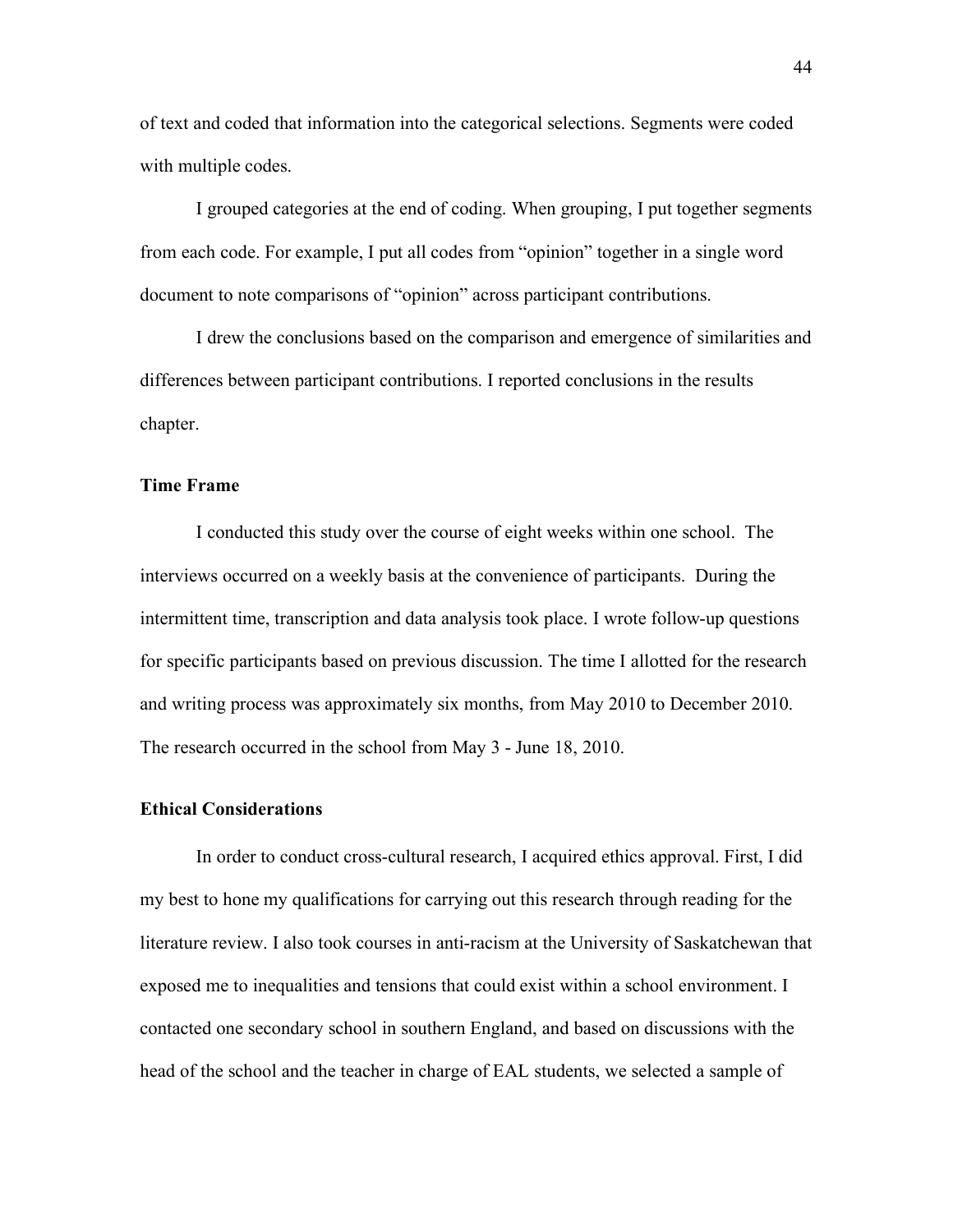of text and coded that information into the categorical selections. Segments were coded with multiple codes.

I grouped categories at the end of coding. When grouping, I put together segments from each code. For example, I put all codes from "opinion" together in a single word document to note comparisons of "opinion" across participant contributions.

I drew the conclusions based on the comparison and emergence of similarities and differences between participant contributions. I reported conclusions in the results chapter.

### Time Frame

I conducted this study over the course of eight weeks within one school. The interviews occurred on a weekly basis at the convenience of participants. During the intermittent time, transcription and data analysis took place. I wrote follow-up questions for specific participants based on previous discussion. The time I allotted for the research and writing process was approximately six months, from May 2010 to December 2010. The research occurred in the school from May 3 - June 18, 2010.

### Ethical Considerations

In order to conduct cross-cultural research, I acquired ethics approval. First, I did my best to hone my qualifications for carrying out this research through reading for the literature review. I also took courses in anti-racism at the University of Saskatchewan that exposed me to inequalities and tensions that could exist within a school environment. I contacted one secondary school in southern England, and based on discussions with the head of the school and the teacher in charge of EAL students, we selected a sample of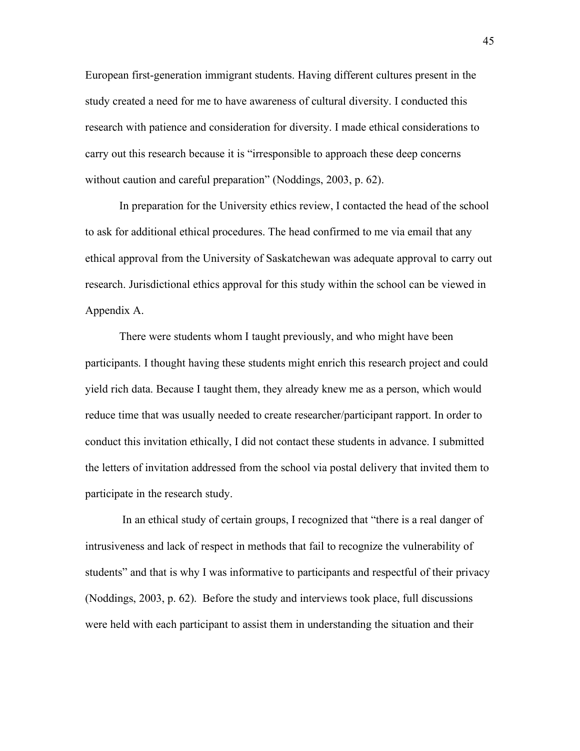European first-generation immigrant students. Having different cultures present in the study created a need for me to have awareness of cultural diversity. I conducted this research with patience and consideration for diversity. I made ethical considerations to carry out this research because it is "irresponsible to approach these deep concerns without caution and careful preparation" (Noddings, 2003, p. 62).

In preparation for the University ethics review, I contacted the head of the school to ask for additional ethical procedures. The head confirmed to me via email that any ethical approval from the University of Saskatchewan was adequate approval to carry out research. Jurisdictional ethics approval for this study within the school can be viewed in Appendix A.

There were students whom I taught previously, and who might have been participants. I thought having these students might enrich this research project and could yield rich data. Because I taught them, they already knew me as a person, which would reduce time that was usually needed to create researcher/participant rapport. In order to conduct this invitation ethically, I did not contact these students in advance. I submitted the letters of invitation addressed from the school via postal delivery that invited them to participate in the research study.

In an ethical study of certain groups, I recognized that "there is a real danger of intrusiveness and lack of respect in methods that fail to recognize the vulnerability of students" and that is why I was informative to participants and respectful of their privacy (Noddings, 2003, p. 62). Before the study and interviews took place, full discussions were held with each participant to assist them in understanding the situation and their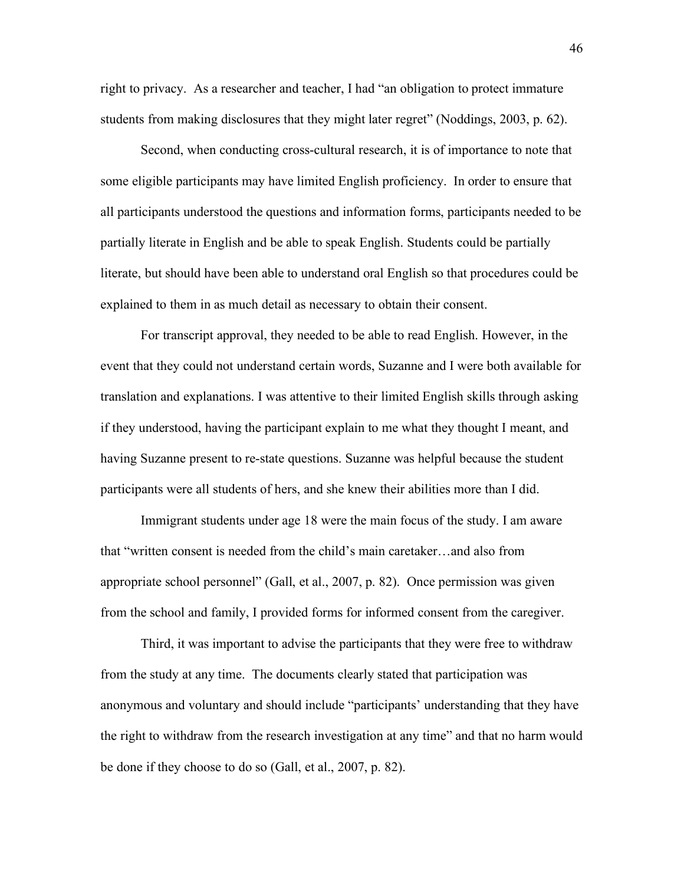right to privacy. As a researcher and teacher, I had "an obligation to protect immature students from making disclosures that they might later regret" (Noddings, 2003, p. 62).

Second, when conducting cross-cultural research, it is of importance to note that some eligible participants may have limited English proficiency. In order to ensure that all participants understood the questions and information forms, participants needed to be partially literate in English and be able to speak English. Students could be partially literate, but should have been able to understand oral English so that procedures could be explained to them in as much detail as necessary to obtain their consent.

For transcript approval, they needed to be able to read English. However, in the event that they could not understand certain words, Suzanne and I were both available for translation and explanations. I was attentive to their limited English skills through asking if they understood, having the participant explain to me what they thought I meant, and having Suzanne present to re-state questions. Suzanne was helpful because the student participants were all students of hers, and she knew their abilities more than I did.

Immigrant students under age 18 were the main focus of the study. I am aware that "written consent is needed from the child's main caretaker…and also from appropriate school personnel" (Gall, et al., 2007, p. 82). Once permission was given from the school and family, I provided forms for informed consent from the caregiver.

Third, it was important to advise the participants that they were free to withdraw from the study at any time. The documents clearly stated that participation was anonymous and voluntary and should include "participants' understanding that they have the right to withdraw from the research investigation at any time" and that no harm would be done if they choose to do so (Gall, et al., 2007, p. 82).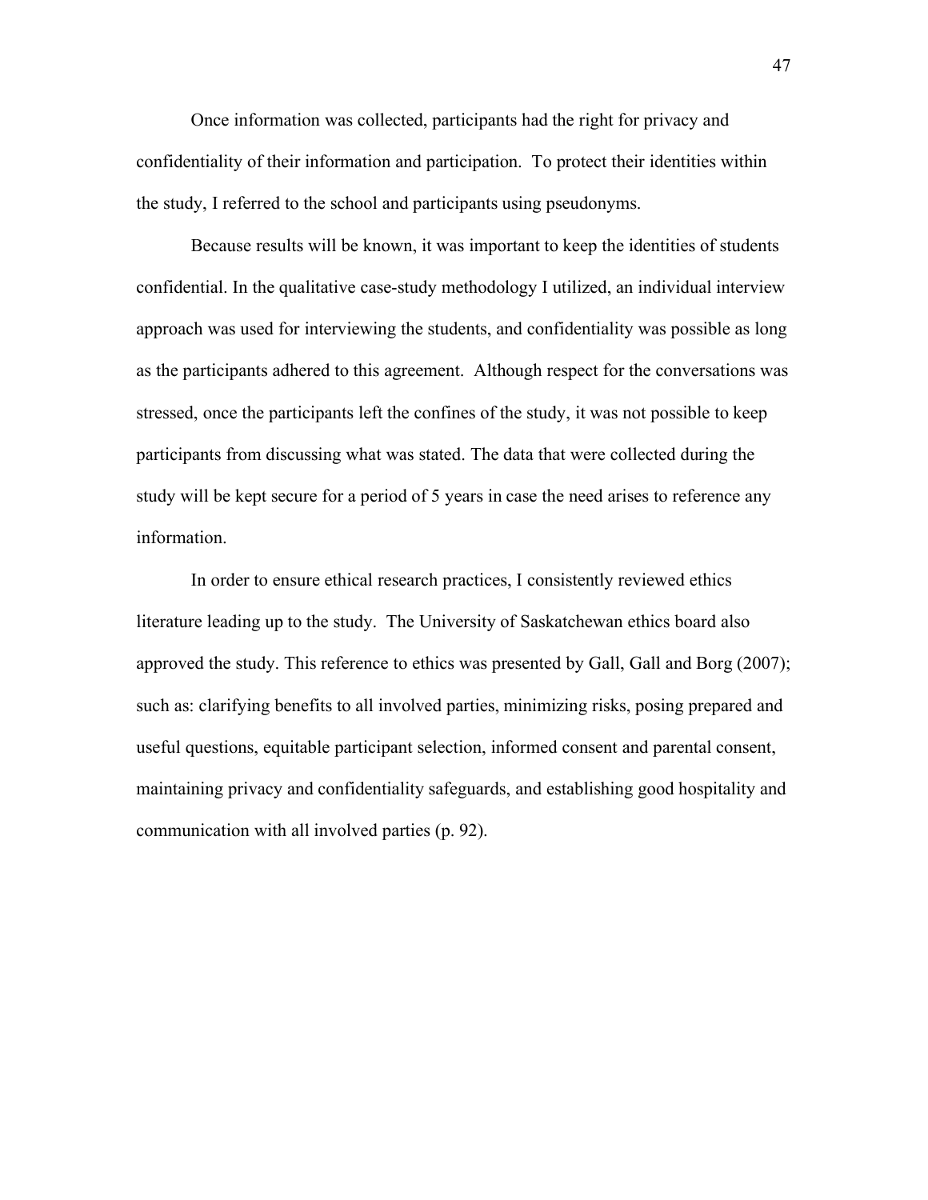Once information was collected, participants had the right for privacy and confidentiality of their information and participation. To protect their identities within the study, I referred to the school and participants using pseudonyms.

Because results will be known, it was important to keep the identities of students confidential. In the qualitative case-study methodology I utilized, an individual interview approach was used for interviewing the students, and confidentiality was possible as long as the participants adhered to this agreement. Although respect for the conversations was stressed, once the participants left the confines of the study, it was not possible to keep participants from discussing what was stated. The data that were collected during the study will be kept secure for a period of 5 years in case the need arises to reference any information.

In order to ensure ethical research practices, I consistently reviewed ethics literature leading up to the study. The University of Saskatchewan ethics board also approved the study. This reference to ethics was presented by Gall, Gall and Borg (2007); such as: clarifying benefits to all involved parties, minimizing risks, posing prepared and useful questions, equitable participant selection, informed consent and parental consent, maintaining privacy and confidentiality safeguards, and establishing good hospitality and communication with all involved parties (p. 92).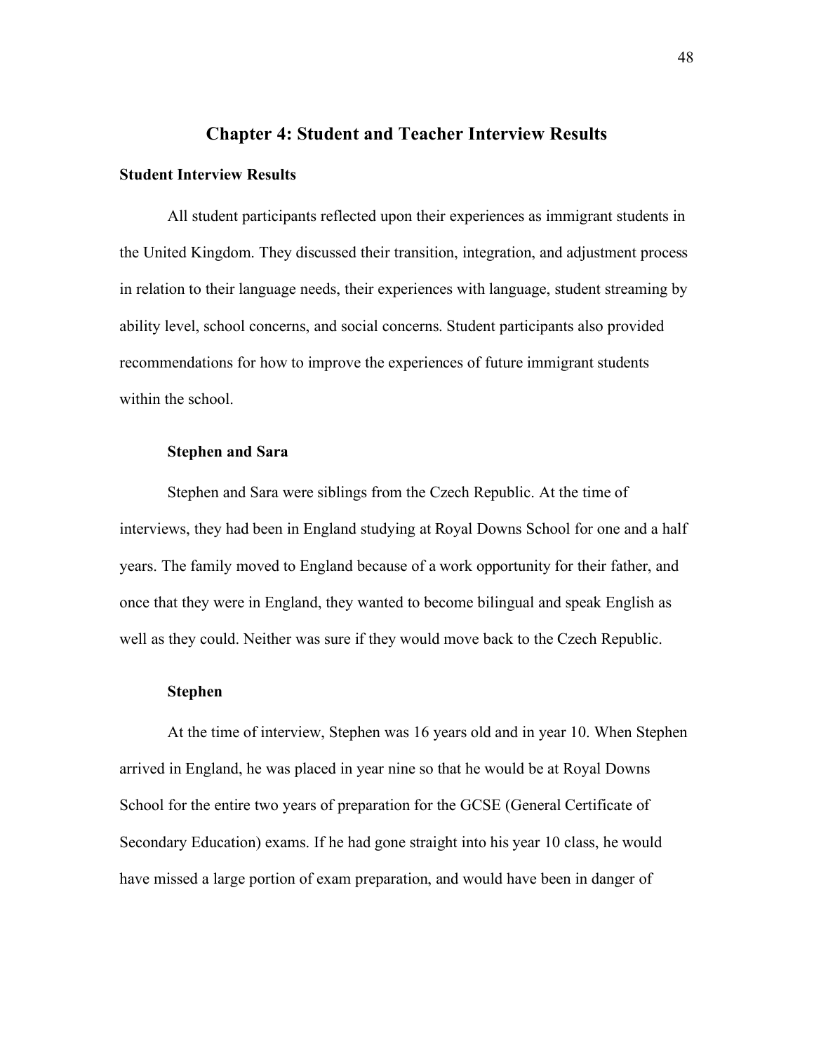# Chapter 4: Student and Teacher Interview Results

## Student Interview Results

All student participants reflected upon their experiences as immigrant students in the United Kingdom. They discussed their transition, integration, and adjustment process in relation to their language needs, their experiences with language, student streaming by ability level, school concerns, and social concerns. Student participants also provided recommendations for how to improve the experiences of future immigrant students within the school.

### Stephen and Sara

Stephen and Sara were siblings from the Czech Republic. At the time of interviews, they had been in England studying at Royal Downs School for one and a half years. The family moved to England because of a work opportunity for their father, and once that they were in England, they wanted to become bilingual and speak English as well as they could. Neither was sure if they would move back to the Czech Republic.

### Stephen

At the time of interview, Stephen was 16 years old and in year 10. When Stephen arrived in England, he was placed in year nine so that he would be at Royal Downs School for the entire two years of preparation for the GCSE (General Certificate of Secondary Education) exams. If he had gone straight into his year 10 class, he would have missed a large portion of exam preparation, and would have been in danger of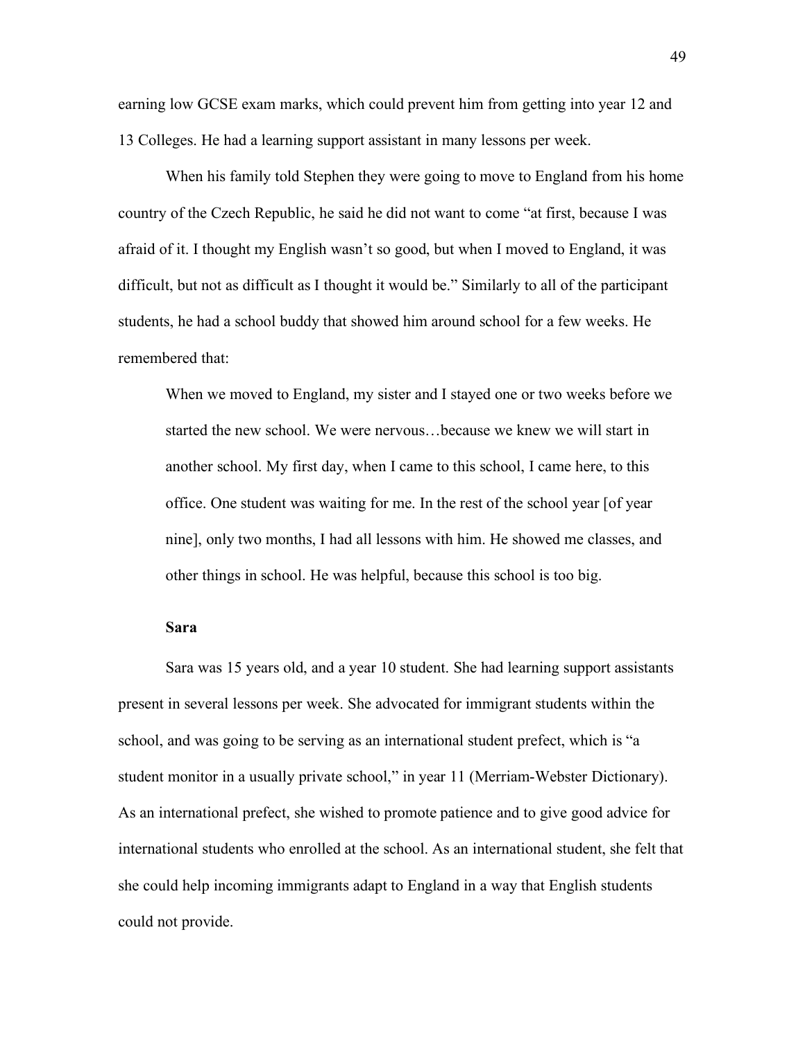earning low GCSE exam marks, which could prevent him from getting into year 12 and 13 Colleges. He had a learning support assistant in many lessons per week.

When his family told Stephen they were going to move to England from his home country of the Czech Republic, he said he did not want to come "at first, because I was afraid of it. I thought my English wasn't so good, but when I moved to England, it was difficult, but not as difficult as I thought it would be." Similarly to all of the participant students, he had a school buddy that showed him around school for a few weeks. He remembered that:

> When we moved to England, my sister and I stayed one or two weeks before we started the new school. We were nervous…because we knew we will start in another school. My first day, when I came to this school, I came here, to this office. One student was waiting for me. In the rest of the school year [of year nine], only two months, I had all lessons with him. He showed me classes, and other things in school. He was helpful, because this school is too big.

### Sara

Sara was 15 years old, and a year 10 student. She had learning support assistants present in several lessons per week. She advocated for immigrant students within the school, and was going to be serving as an international student prefect, which is "a student monitor in a usually private school," in year 11 (Merriam-Webster Dictionary). As an international prefect, she wished to promote patience and to give good advice for international students who enrolled at the school. As an international student, she felt that she could help incoming immigrants adapt to England in a way that English students could not provide.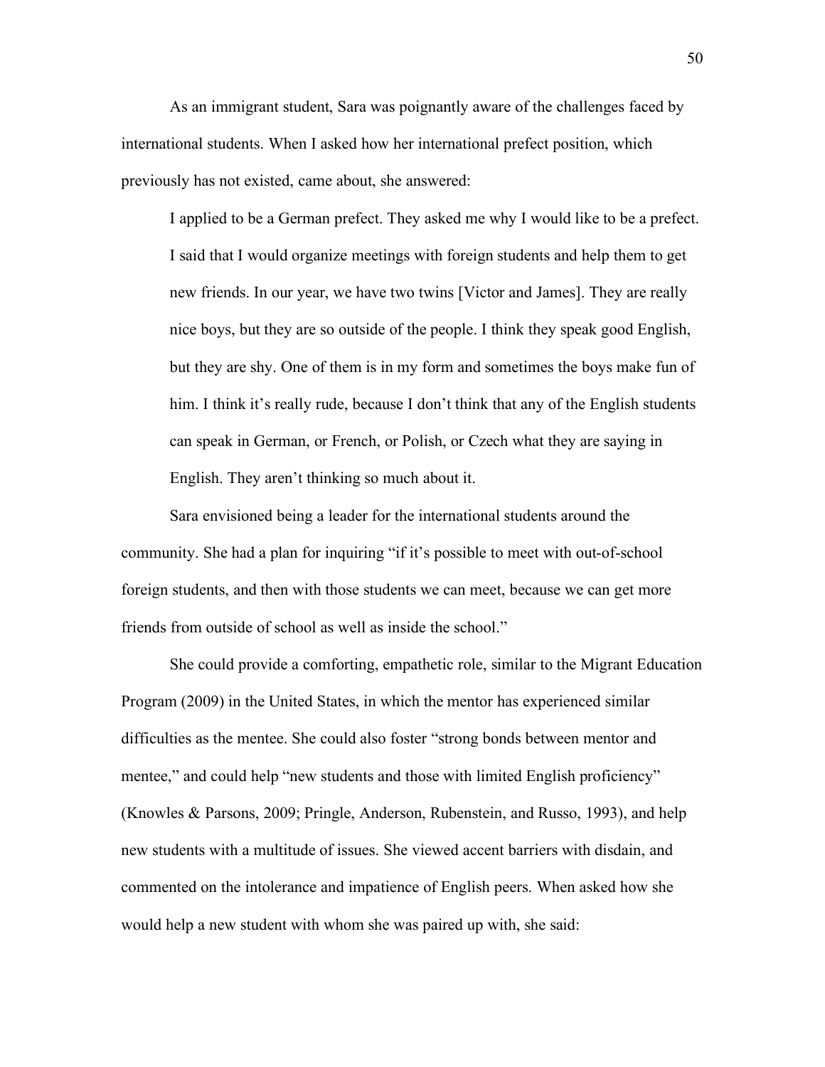As an immigrant student, Sara was poignantly aware of the challenges faced by international students. When I asked how her international prefect position, which previously has not existed, came about, she answered:

> I applied to be a German prefect. They asked me why I would like to be a prefect. I said that I would organize meetings with foreign students and help them to get new friends. In our year, we have two twins [Victor and James]. They are really nice boys, but they are so outside of the people. I think they speak good English, but they are shy. One of them is in my form and sometimes the boys make fun of him. I think it's really rude, because I don't think that any of the English students can speak in German, or French, or Polish, or Czech what they are saying in English. They aren't thinking so much about it.

Sara envisioned being a leader for the international students around the community. She had a plan for inquiring "if it's possible to meet with out-of-school foreign students, and then with those students we can meet, because we can get more friends from outside of school as well as inside the school."

She could provide a comforting, empathetic role, similar to the Migrant Education Program (2009) in the United States, in which the mentor has experienced similar difficulties as the mentee. She could also foster "strong bonds between mentor and mentee," and could help "new students and those with limited English proficiency" (Knowles & Parsons, 2009; Pringle, Anderson, Rubenstein, and Russo, 1993), and help new students with a multitude of issues. She viewed accent barriers with disdain, and commented on the intolerance and impatience of English peers. When asked how she would help a new student with whom she was paired up with, she said: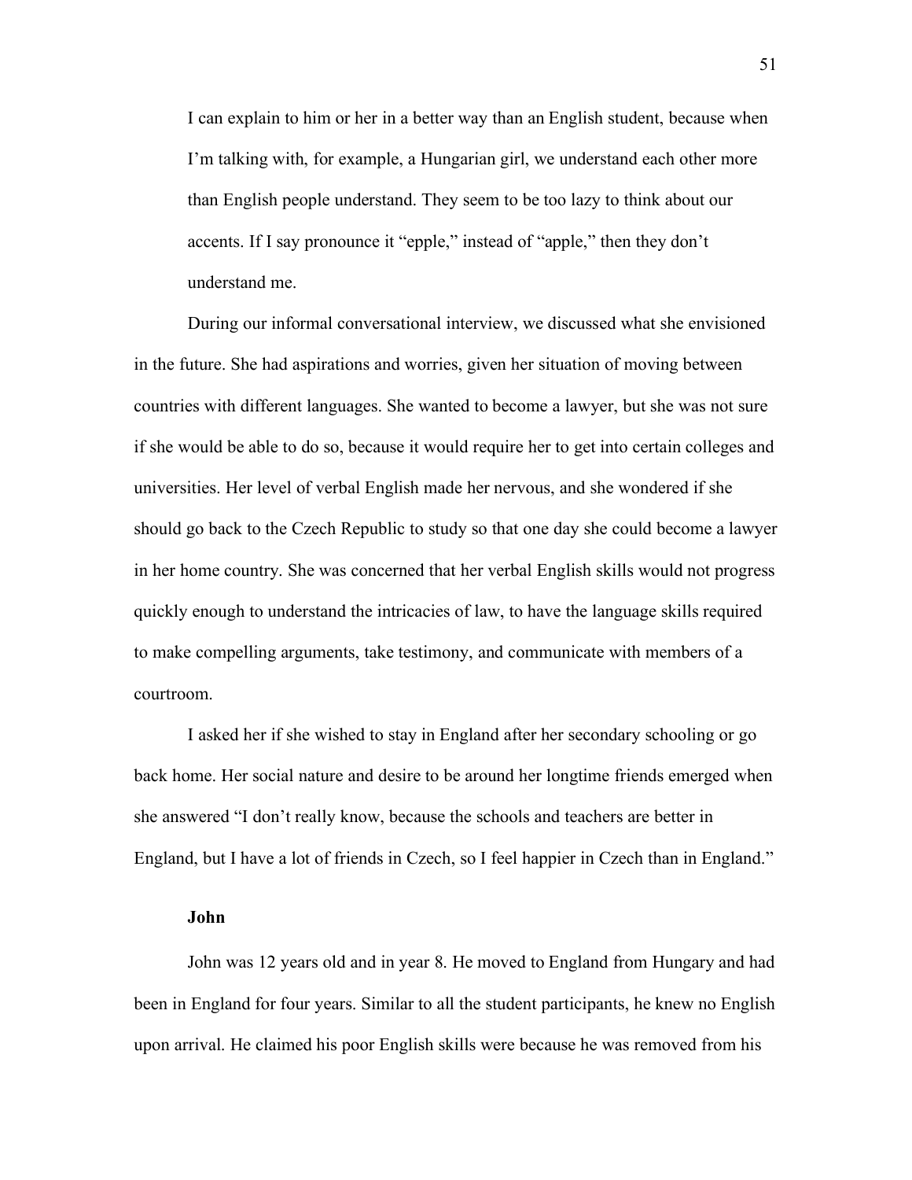> I can explain to him or her in a better way than an English student, because when I'm talking with, for example, a Hungarian girl, we understand each other more than English people understand. They seem to be too lazy to think about our accents. If I say pronounce it "epple," instead of "apple," then they don't understand me.

During our informal conversational interview, we discussed what she envisioned in the future. She had aspirations and worries, given her situation of moving between countries with different languages. She wanted to become a lawyer, but she was not sure if she would be able to do so, because it would require her to get into certain colleges and universities. Her level of verbal English made her nervous, and she wondered if she should go back to the Czech Republic to study so that one day she could become a lawyer in her home country. She was concerned that her verbal English skills would not progress quickly enough to understand the intricacies of law, to have the language skills required to make compelling arguments, take testimony, and communicate with members of a courtroom.

I asked her if she wished to stay in England after her secondary schooling or go back home. Her social nature and desire to be around her longtime friends emerged when she answered "I don't really know, because the schools and teachers are better in England, but I have a lot of friends in Czech, so I feel happier in Czech than in England."

### John

John was 12 years old and in year 8. He moved to England from Hungary and had been in England for four years. Similar to all the student participants, he knew no English upon arrival. He claimed his poor English skills were because he was removed from his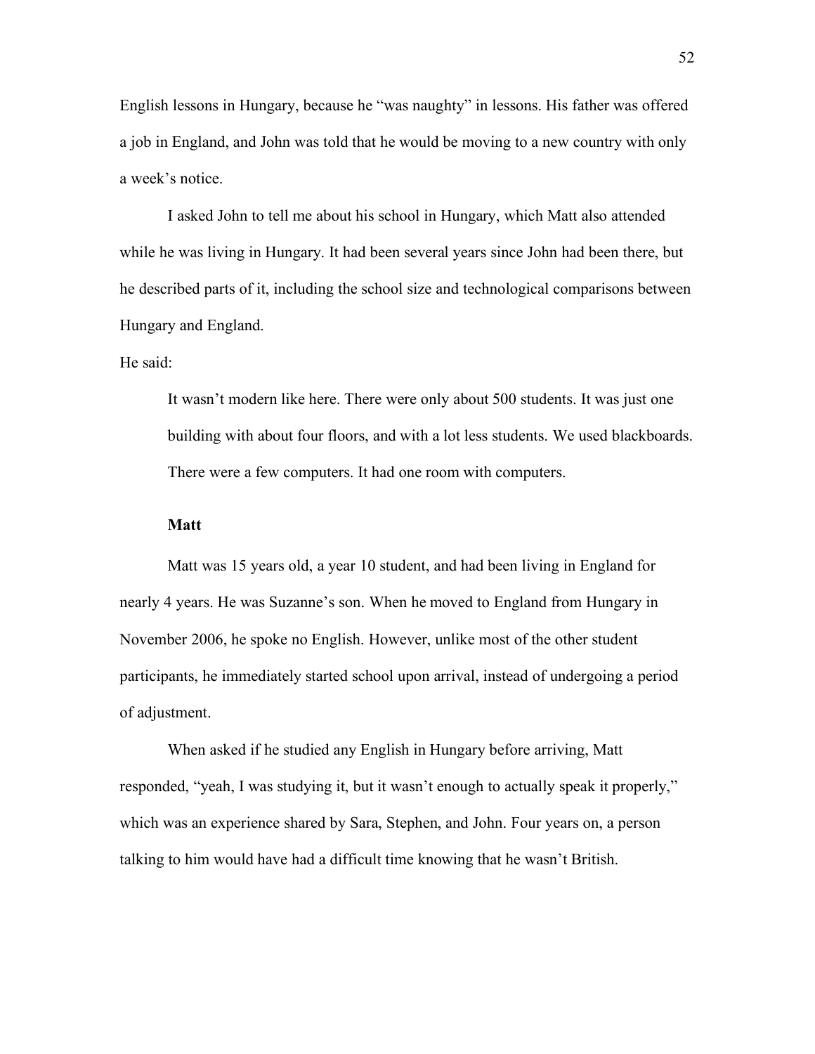English lessons in Hungary, because he "was naughty" in lessons. His father was offered a job in England, and John was told that he would be moving to a new country with only a week's notice.

I asked John to tell me about his school in Hungary, which Matt also attended while he was living in Hungary. It had been several years since John had been there, but he described parts of it, including the school size and technological comparisons between Hungary and England.

He said:

> It wasn't modern like here. There were only about 500 students. It was just one building with about four floors, and with a lot less students. We used blackboards. There were a few computers. It had one room with computers.

### Matt

Matt was 15 years old, a year 10 student, and had been living in England for nearly 4 years. He was Suzanne's son. When he moved to England from Hungary in November 2006, he spoke no English. However, unlike most of the other student participants, he immediately started school upon arrival, instead of undergoing a period of adjustment.

When asked if he studied any English in Hungary before arriving, Matt responded, "yeah, I was studying it, but it wasn't enough to actually speak it properly," which was an experience shared by Sara, Stephen, and John. Four years on, a person talking to him would have had a difficult time knowing that he wasn't British.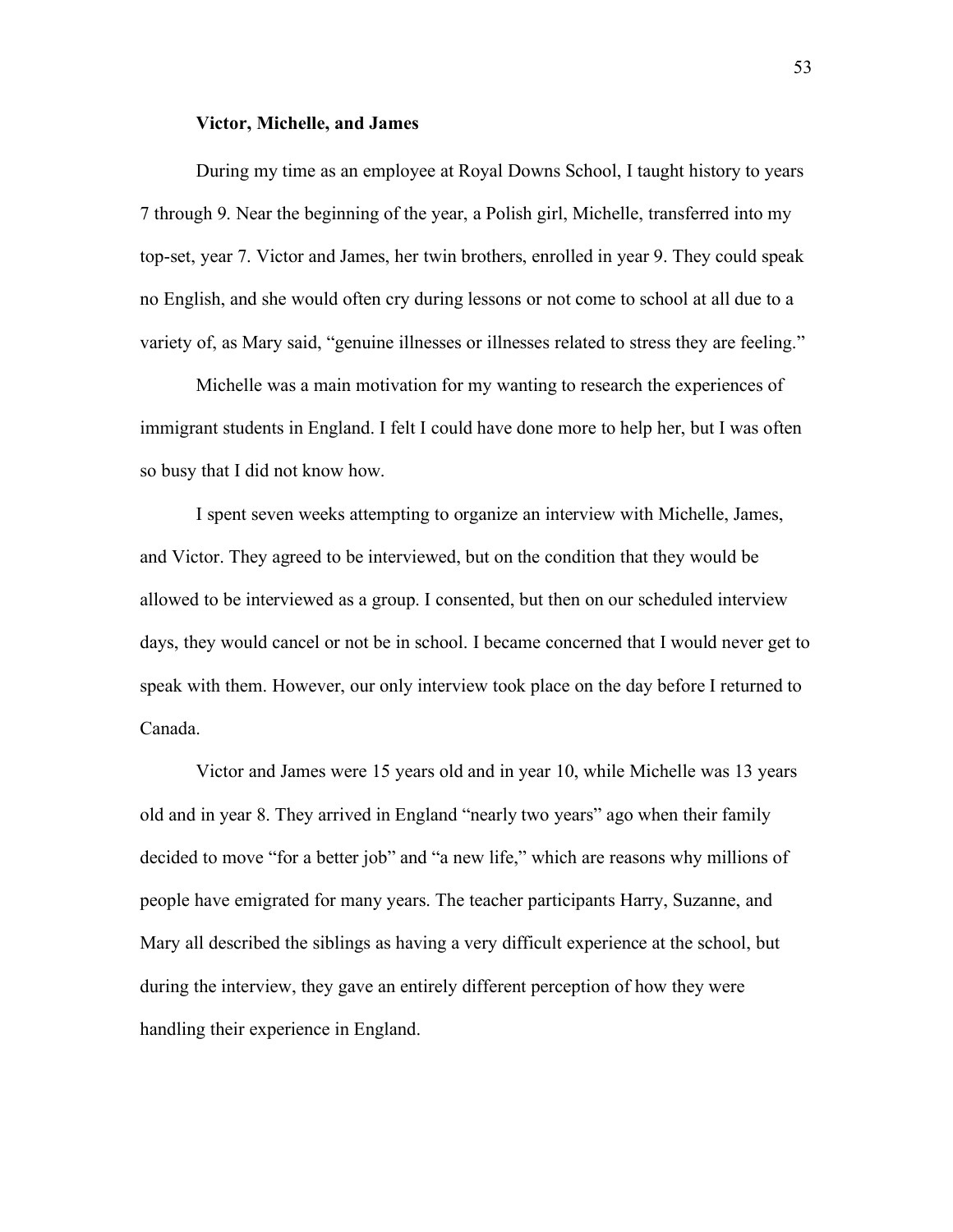**Victor, Michelle, and James**

During my time as an employee at Royal Downs School, I taught history to years 7 through 9. Near the beginning of the year, a Polish girl, Michelle, transferred into my top-set, year 7. Victor and James, her twin brothers, enrolled in year 9. They could speak no English, and she would often cry during lessons or not come to school at all due to a variety of, as Mary said, "genuine illnesses or illnesses related to stress they are feeling."

Michelle was a main motivation for my wanting to research the experiences of immigrant students in England. I felt I could have done more to help her, but I was often so busy that I did not know how.

I spent seven weeks attempting to organize an interview with Michelle, James, and Victor. They agreed to be interviewed, but on the condition that they would be allowed to be interviewed as a group. I consented, but then on our scheduled interview days, they would cancel or not be in school. I became concerned that I would never get to speak with them. However, our only interview took place on the day before I returned to Canada.

Victor and James were 15 years old and in year 10, while Michelle was 13 years old and in year 8. They arrived in England "nearly two years" ago when their family decided to move "for a better job" and "a new life," which are reasons why millions of people have emigrated for many years. The teacher participants Harry, Suzanne, and Mary all described the siblings as having a very difficult experience at the school, but during the interview, they gave an entirely different perception of how they were handling their experience in England.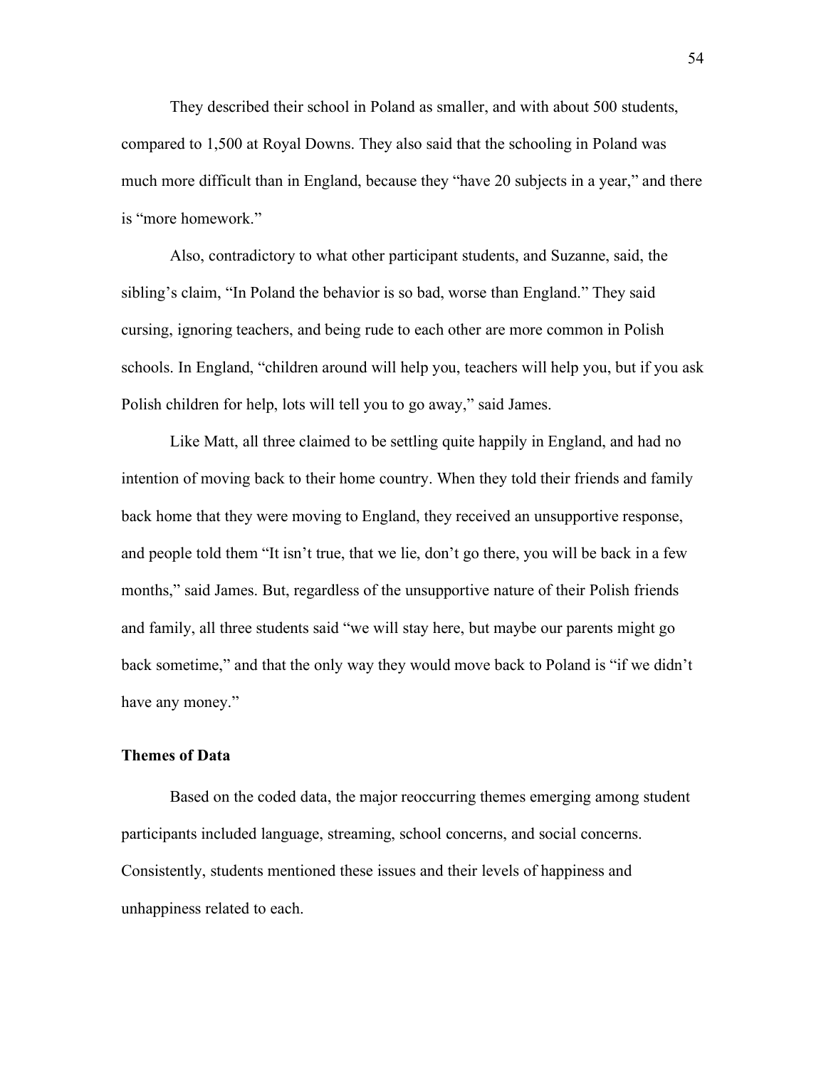They described their school in Poland as smaller, and with about 500 students, compared to 1,500 at Royal Downs. They also said that the schooling in Poland was much more difficult than in England, because they "have 20 subjects in a year," and there is "more homework."

Also, contradictory to what other participant students, and Suzanne, said, the sibling's claim, "In Poland the behavior is so bad, worse than England." They said cursing, ignoring teachers, and being rude to each other are more common in Polish schools. In England, "children around will help you, teachers will help you, but if you ask Polish children for help, lots will tell you to go away," said James.

Like Matt, all three claimed to be settling quite happily in England, and had no intention of moving back to their home country. When they told their friends and family back home that they were moving to England, they received an unsupportive response, and people told them "It isn't true, that we lie, don't go there, you will be back in a few months," said James. But, regardless of the unsupportive nature of their Polish friends and family, all three students said "we will stay here, but maybe our parents might go back sometime," and that the only way they would move back to Poland is "if we didn't have any money."

### Themes of Data

Based on the coded data, the major reoccurring themes emerging among student participants included language, streaming, school concerns, and social concerns. Consistently, students mentioned these issues and their levels of happiness and unhappiness related to each.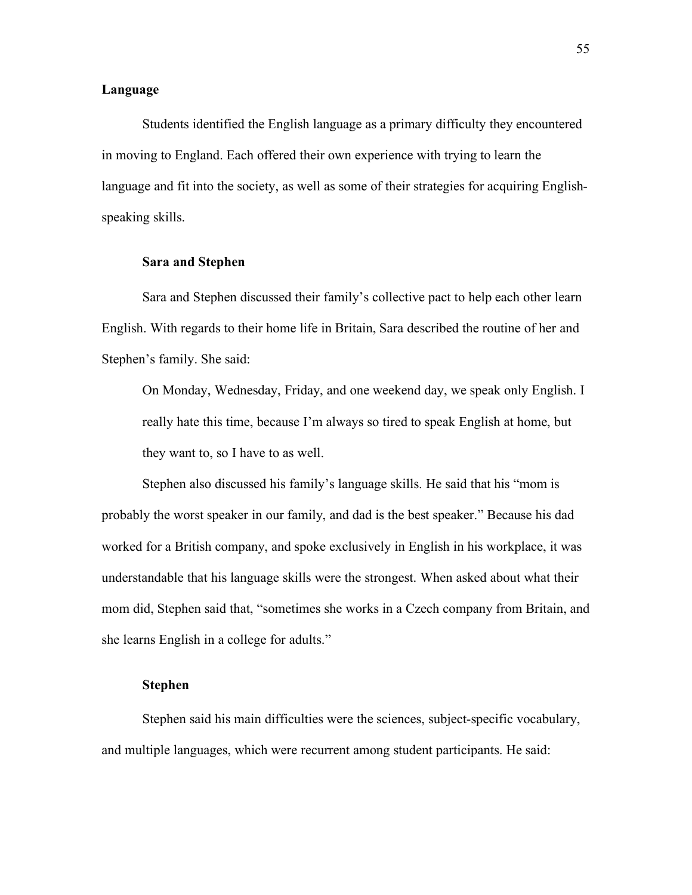## Language

Students identified the English language as a primary difficulty they encountered in moving to England. Each offered their own experience with trying to learn the language and fit into the society, as well as some of their strategies for acquiring English-speaking skills.

### Sara and Stephen

Sara and Stephen discussed their family's collective pact to help each other learn English. With regards to their home life in Britain, Sara described the routine of her and Stephen's family. She said:

> On Monday, Wednesday, Friday, and one weekend day, we speak only English. I really hate this time, because I'm always so tired to speak English at home, but they want to, so I have to as well.

Stephen also discussed his family's language skills. He said that his "mom is probably the worst speaker in our family, and dad is the best speaker." Because his dad worked for a British company, and spoke exclusively in English in his workplace, it was understandable that his language skills were the strongest. When asked about what their mom did, Stephen said that, "sometimes she works in a Czech company from Britain, and she learns English in a college for adults."

### Stephen

Stephen said his main difficulties were the sciences, subject-specific vocabulary, and multiple languages, which were recurrent among student participants. He said: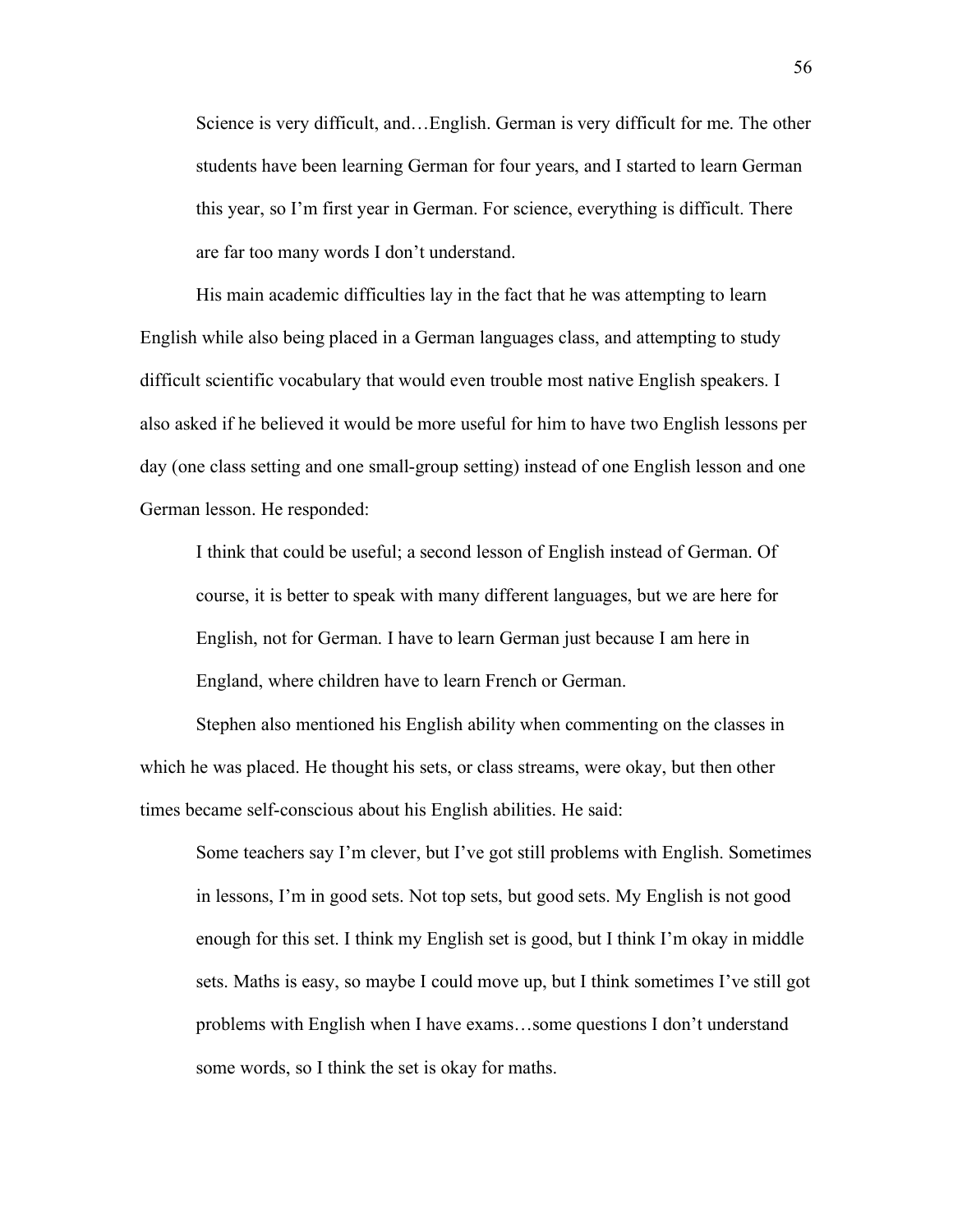> Science is very difficult, and…English. German is very difficult for me. The other students have been learning German for four years, and I started to learn German this year, so I'm first year in German. For science, everything is difficult. There are far too many words I don't understand.

His main academic difficulties lay in the fact that he was attempting to learn English while also being placed in a German languages class, and attempting to study difficult scientific vocabulary that would even trouble most native English speakers. I also asked if he believed it would be more useful for him to have two English lessons per day (one class setting and one small-group setting) instead of one English lesson and one German lesson. He responded:

> I think that could be useful; a second lesson of English instead of German. Of course, it is better to speak with many different languages, but we are here for English, not for German. I have to learn German just because I am here in England, where children have to learn French or German.

Stephen also mentioned his English ability when commenting on the classes in which he was placed. He thought his sets, or class streams, were okay, but then other times became self-conscious about his English abilities. He said:

> Some teachers say I'm clever, but I've got still problems with English. Sometimes in lessons, I'm in good sets. Not top sets, but good sets. My English is not good enough for this set. I think my English set is good, but I think I'm okay in middle sets. Maths is easy, so maybe I could move up, but I think sometimes I've still got problems with English when I have exams…some questions I don't understand some words, so I think the set is okay for maths.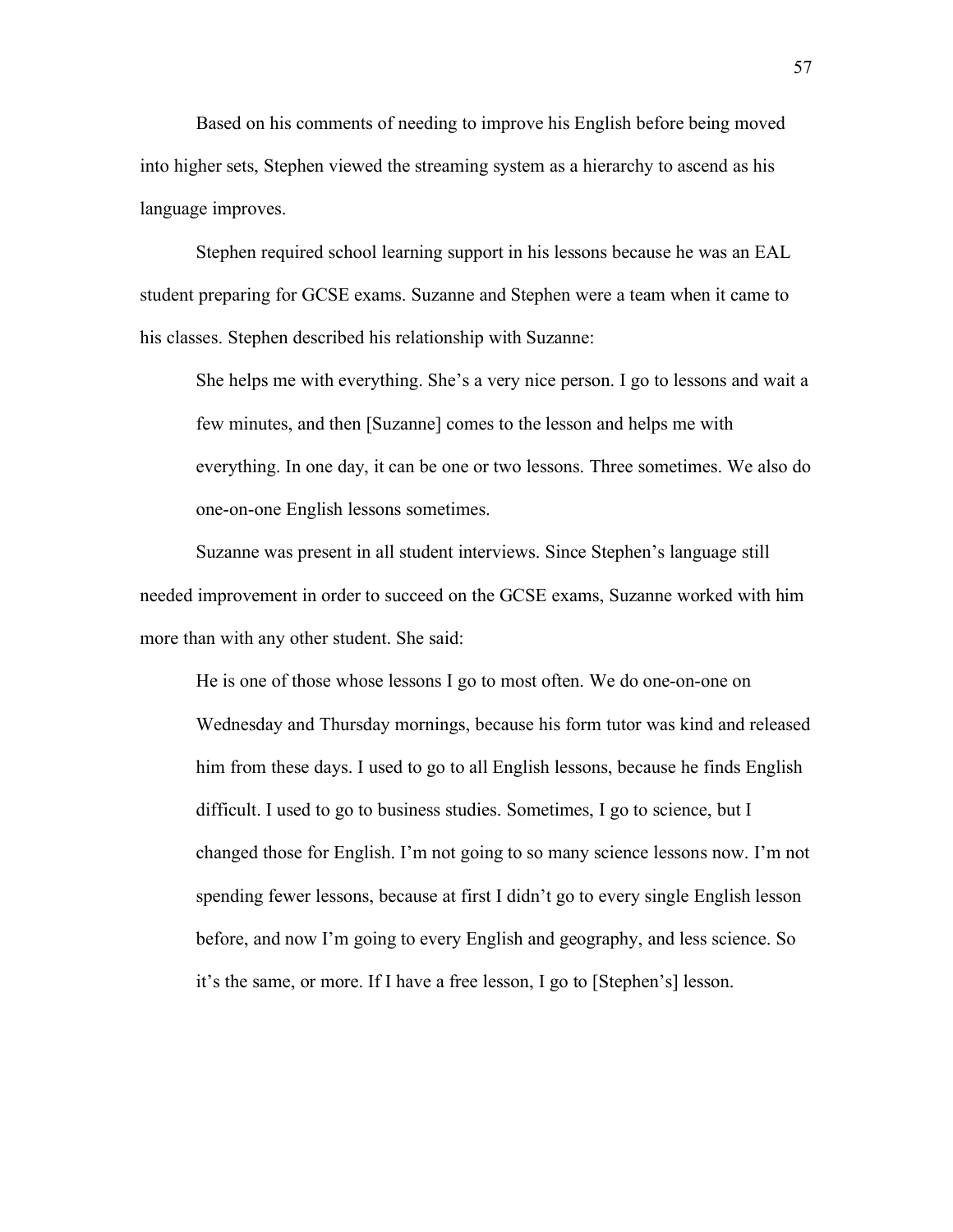Based on his comments of needing to improve his English before being moved into higher sets, Stephen viewed the streaming system as a hierarchy to ascend as his language improves.

Stephen required school learning support in his lessons because he was an EAL student preparing for GCSE exams. Suzanne and Stephen were a team when it came to his classes. Stephen described his relationship with Suzanne:

> She helps me with everything. She's a very nice person. I go to lessons and wait a few minutes, and then [Suzanne] comes to the lesson and helps me with everything. In one day, it can be one or two lessons. Three sometimes. We also do one-on-one English lessons sometimes.

Suzanne was present in all student interviews. Since Stephen's language still needed improvement in order to succeed on the GCSE exams, Suzanne worked with him more than with any other student. She said:

> He is one of those whose lessons I go to most often. We do one-on-one on Wednesday and Thursday mornings, because his form tutor was kind and released him from these days. I used to go to all English lessons, because he finds English difficult. I used to go to business studies. Sometimes, I go to science, but I changed those for English. I'm not going to so many science lessons now. I'm not spending fewer lessons, because at first I didn't go to every single English lesson before, and now I'm going to every English and geography, and less science. So it's the same, or more. If I have a free lesson, I go to [Stephen's] lesson.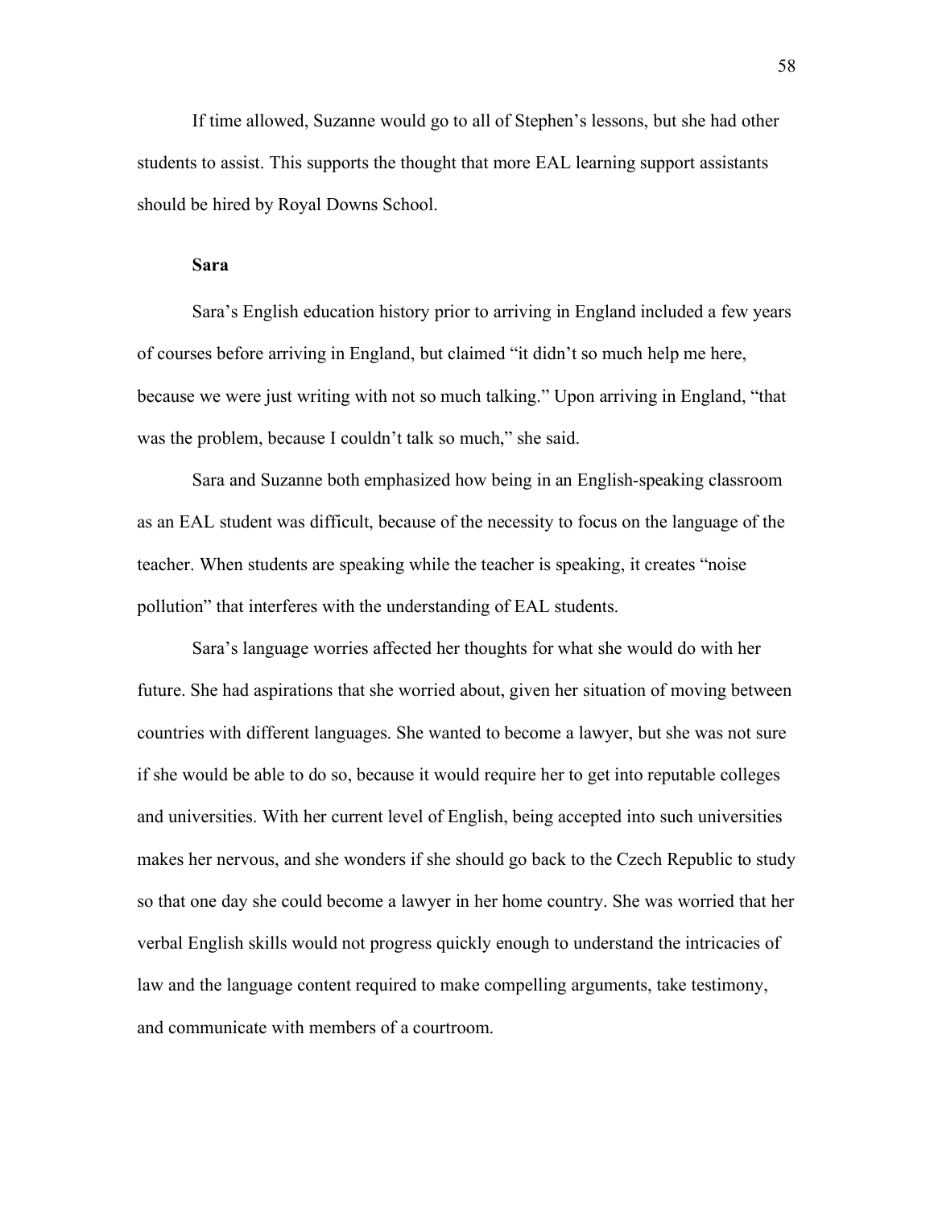If time allowed, Suzanne would go to all of Stephen's lessons, but she had other students to assist. This supports the thought that more EAL learning support assistants should be hired by Royal Downs School.

**Sara**

Sara's English education history prior to arriving in England included a few years of courses before arriving in England, but claimed "it didn't so much help me here, because we were just writing with not so much talking." Upon arriving in England, "that was the problem, because I couldn't talk so much," she said.

Sara and Suzanne both emphasized how being in an English-speaking classroom as an EAL student was difficult, because of the necessity to focus on the language of the teacher. When students are speaking while the teacher is speaking, it creates "noise pollution" that interferes with the understanding of EAL students.

Sara's language worries affected her thoughts for what she would do with her future. She had aspirations that she worried about, given her situation of moving between countries with different languages. She wanted to become a lawyer, but she was not sure if she would be able to do so, because it would require her to get into reputable colleges and universities. With her current level of English, being accepted into such universities makes her nervous, and she wonders if she should go back to the Czech Republic to study so that one day she could become a lawyer in her home country. She was worried that her verbal English skills would not progress quickly enough to understand the intricacies of law and the language content required to make compelling arguments, take testimony, and communicate with members of a courtroom.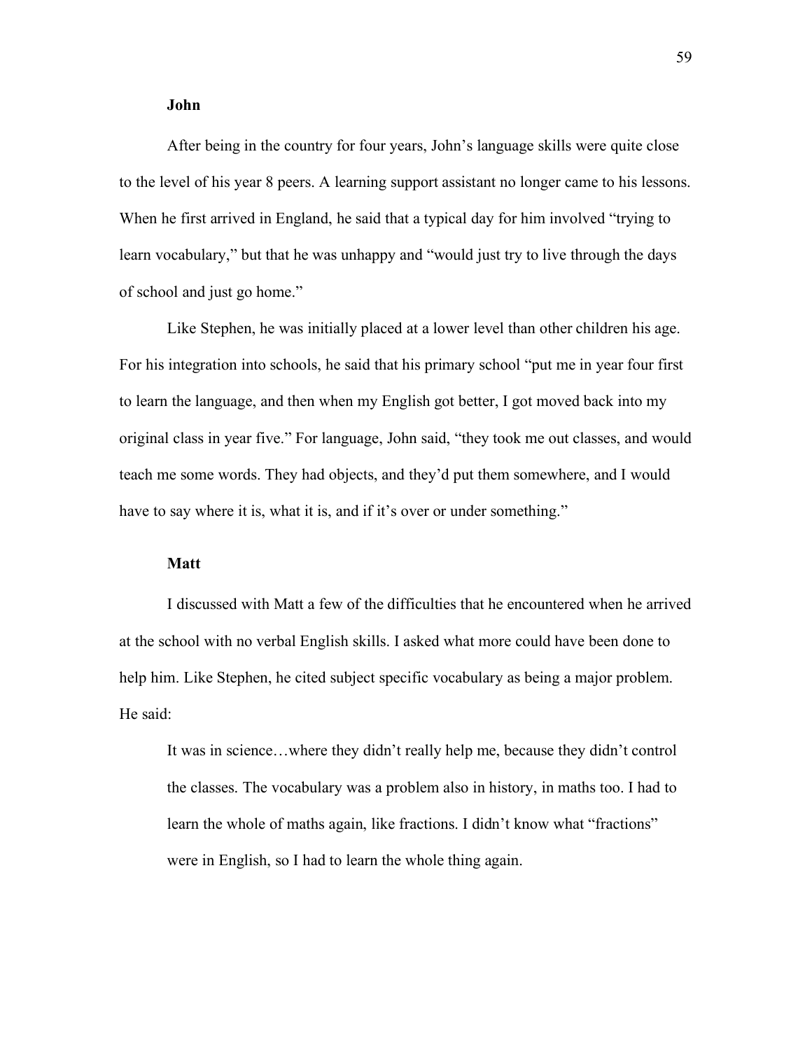**John**

After being in the country for four years, John's language skills were quite close to the level of his year 8 peers. A learning support assistant no longer came to his lessons. When he first arrived in England, he said that a typical day for him involved "trying to learn vocabulary," but that he was unhappy and "would just try to live through the days of school and just go home."

Like Stephen, he was initially placed at a lower level than other children his age. For his integration into schools, he said that his primary school "put me in year four first to learn the language, and then when my English got better, I got moved back into my original class in year five." For language, John said, "they took me out classes, and would teach me some words. They had objects, and they'd put them somewhere, and I would have to say where it is, what it is, and if it's over or under something."

**Matt**

I discussed with Matt a few of the difficulties that he encountered when he arrived at the school with no verbal English skills. I asked what more could have been done to help him. Like Stephen, he cited subject specific vocabulary as being a major problem. He said:

> It was in science…where they didn't really help me, because they didn't control the classes. The vocabulary was a problem also in history, in maths too. I had to learn the whole of maths again, like fractions. I didn't know what "fractions" were in English, so I had to learn the whole thing again.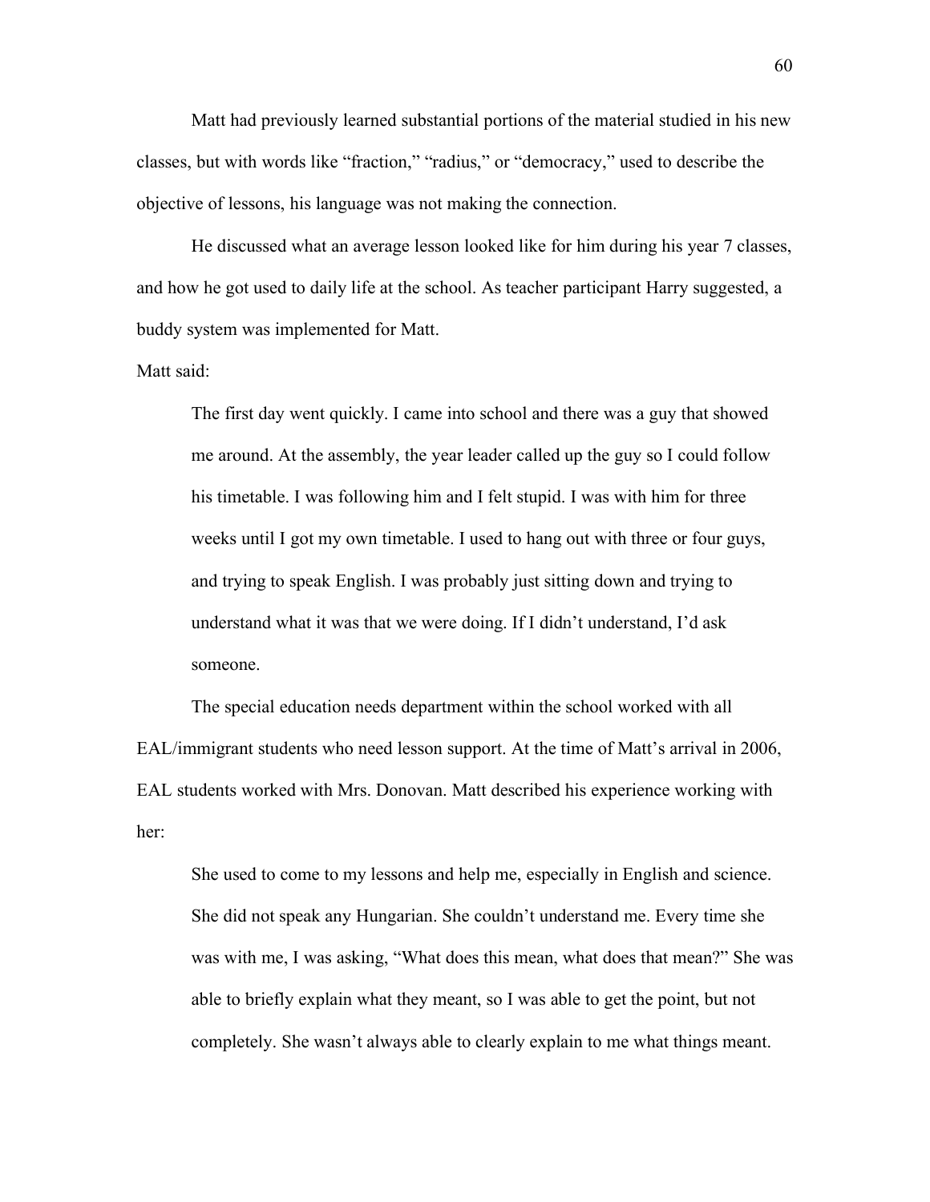Matt had previously learned substantial portions of the material studied in his new classes, but with words like "fraction," "radius," or "democracy," used to describe the objective of lessons, his language was not making the connection.

He discussed what an average lesson looked like for him during his year 7 classes, and how he got used to daily life at the school. As teacher participant Harry suggested, a buddy system was implemented for Matt.

Matt said:

> The first day went quickly. I came into school and there was a guy that showed me around. At the assembly, the year leader called up the guy so I could follow his timetable. I was following him and I felt stupid. I was with him for three weeks until I got my own timetable. I used to hang out with three or four guys, and trying to speak English. I was probably just sitting down and trying to understand what it was that we were doing. If I didn't understand, I'd ask someone.

The special education needs department within the school worked with all EAL/immigrant students who need lesson support. At the time of Matt's arrival in 2006, EAL students worked with Mrs. Donovan. Matt described his experience working with her:

> She used to come to my lessons and help me, especially in English and science. She did not speak any Hungarian. She couldn't understand me. Every time she was with me, I was asking, "What does this mean, what does that mean?" She was able to briefly explain what they meant, so I was able to get the point, but not completely. She wasn't always able to clearly explain to me what things meant.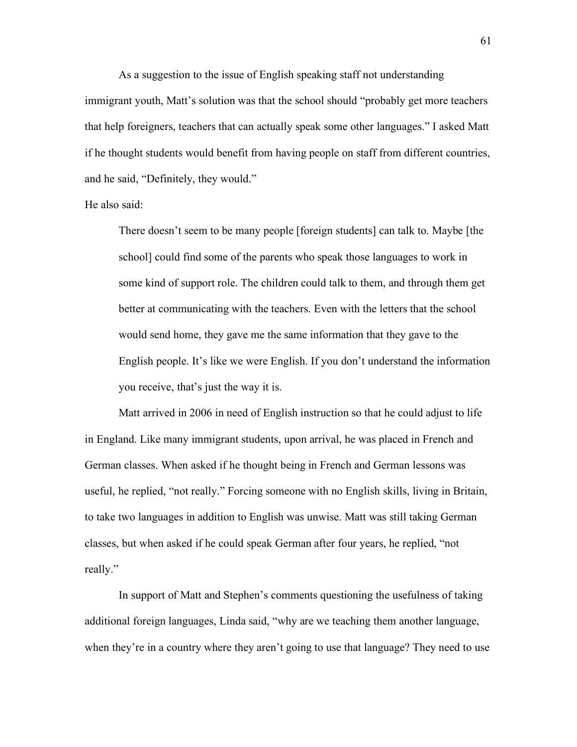As a suggestion to the issue of English speaking staff not understanding immigrant youth, Matt's solution was that the school should "probably get more teachers that help foreigners, teachers that can actually speak some other languages." I asked Matt if he thought students would benefit from having people on staff from different countries, and he said, "Definitely, they would."

He also said:

> There doesn't seem to be many people [foreign students] can talk to. Maybe [the school] could find some of the parents who speak those languages to work in some kind of support role. The children could talk to them, and through them get better at communicating with the teachers. Even with the letters that the school would send home, they gave me the same information that they gave to the English people. It's like we were English. If you don't understand the information you receive, that's just the way it is.

Matt arrived in 2006 in need of English instruction so that he could adjust to life in England. Like many immigrant students, upon arrival, he was placed in French and German classes. When asked if he thought being in French and German lessons was useful, he replied, "not really." Forcing someone with no English skills, living in Britain, to take two languages in addition to English was unwise. Matt was still taking German classes, but when asked if he could speak German after four years, he replied, "not really."

In support of Matt and Stephen's comments questioning the usefulness of taking additional foreign languages, Linda said, "why are we teaching them another language, when they're in a country where they aren't going to use that language? They need to use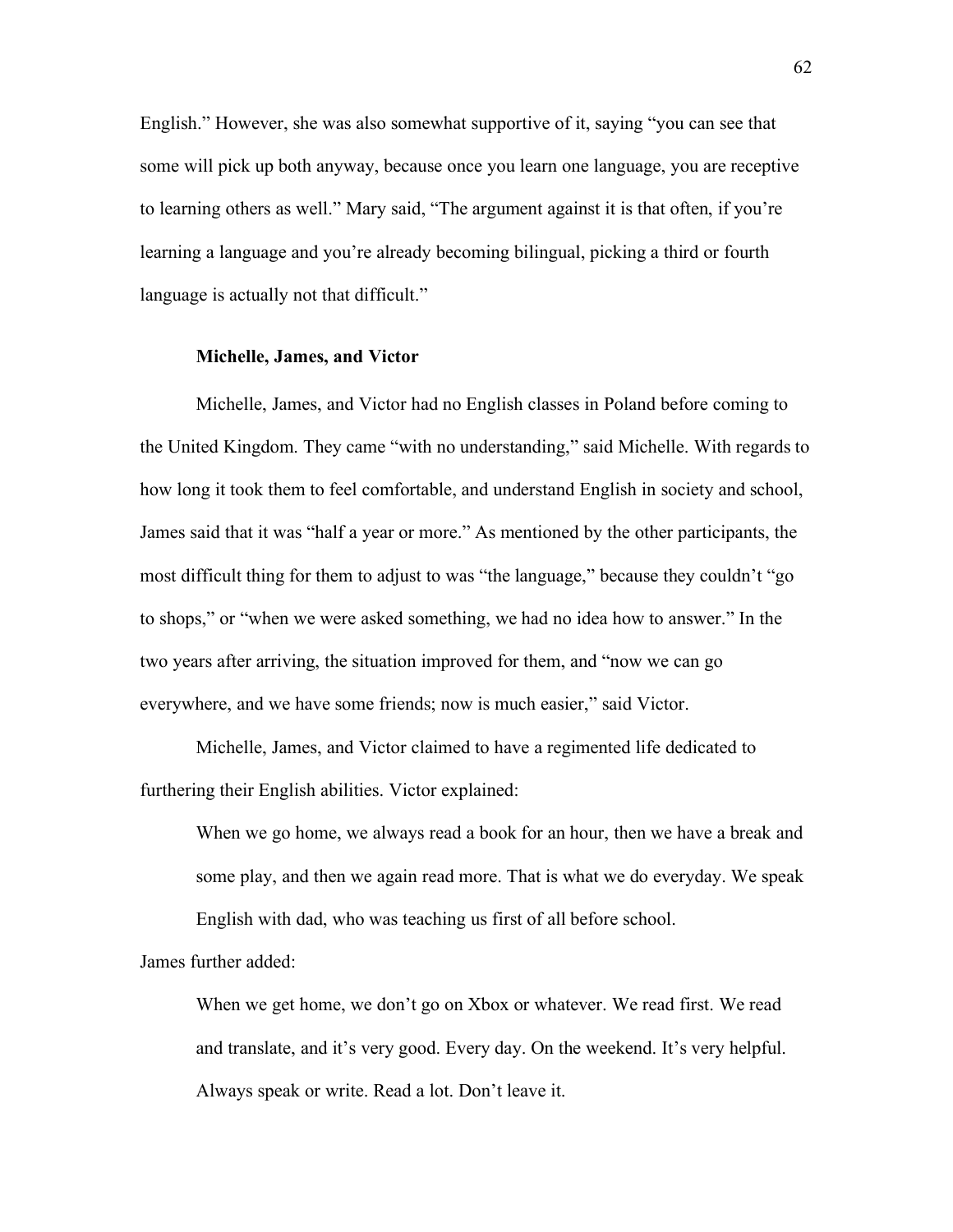English." However, she was also somewhat supportive of it, saying "you can see that some will pick up both anyway, because once you learn one language, you are receptive to learning others as well." Mary said, "The argument against it is that often, if you're learning a language and you're already becoming bilingual, picking a third or fourth language is actually not that difficult."

### Michelle, James, and Victor

Michelle, James, and Victor had no English classes in Poland before coming to the United Kingdom. They came "with no understanding," said Michelle. With regards to how long it took them to feel comfortable, and understand English in society and school, James said that it was "half a year or more." As mentioned by the other participants, the most difficult thing for them to adjust to was "the language," because they couldn't "go to shops," or "when we were asked something, we had no idea how to answer." In the two years after arriving, the situation improved for them, and "now we can go everywhere, and we have some friends; now is much easier," said Victor.

Michelle, James, and Victor claimed to have a regimented life dedicated to furthering their English abilities. Victor explained:

> When we go home, we always read a book for an hour, then we have a break and some play, and then we again read more. That is what we do everyday. We speak English with dad, who was teaching us first of all before school.

James further added:

> When we get home, we don't go on Xbox or whatever. We read first. We read and translate, and it's very good. Every day. On the weekend. It's very helpful. Always speak or write. Read a lot. Don't leave it.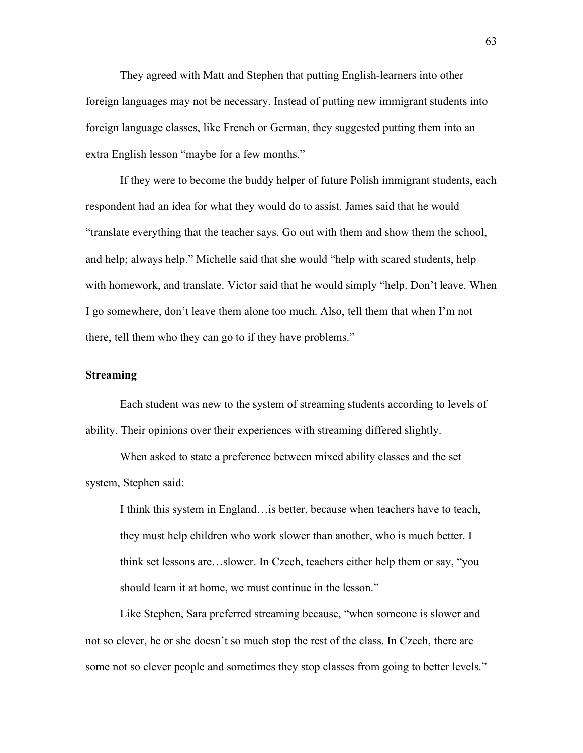They agreed with Matt and Stephen that putting English-learners into other foreign languages may not be necessary. Instead of putting new immigrant students into foreign language classes, like French or German, they suggested putting them into an extra English lesson "maybe for a few months."

If they were to become the buddy helper of future Polish immigrant students, each respondent had an idea for what they would do to assist. James said that he would "translate everything that the teacher says. Go out with them and show them the school, and help; always help." Michelle said that she would "help with scared students, help with homework, and translate. Victor said that he would simply "help. Don't leave. When I go somewhere, don't leave them alone too much. Also, tell them that when I'm not there, tell them who they can go to if they have problems."

### Streaming

Each student was new to the system of streaming students according to levels of ability. Their opinions over their experiences with streaming differed slightly.

When asked to state a preference between mixed ability classes and the set system, Stephen said:

> I think this system in England…is better, because when teachers have to teach, they must help children who work slower than another, who is much better. I think set lessons are…slower. In Czech, teachers either help them or say, "you should learn it at home, we must continue in the lesson."

Like Stephen, Sara preferred streaming because, "when someone is slower and not so clever, he or she doesn't so much stop the rest of the class. In Czech, there are some not so clever people and sometimes they stop classes from going to better levels."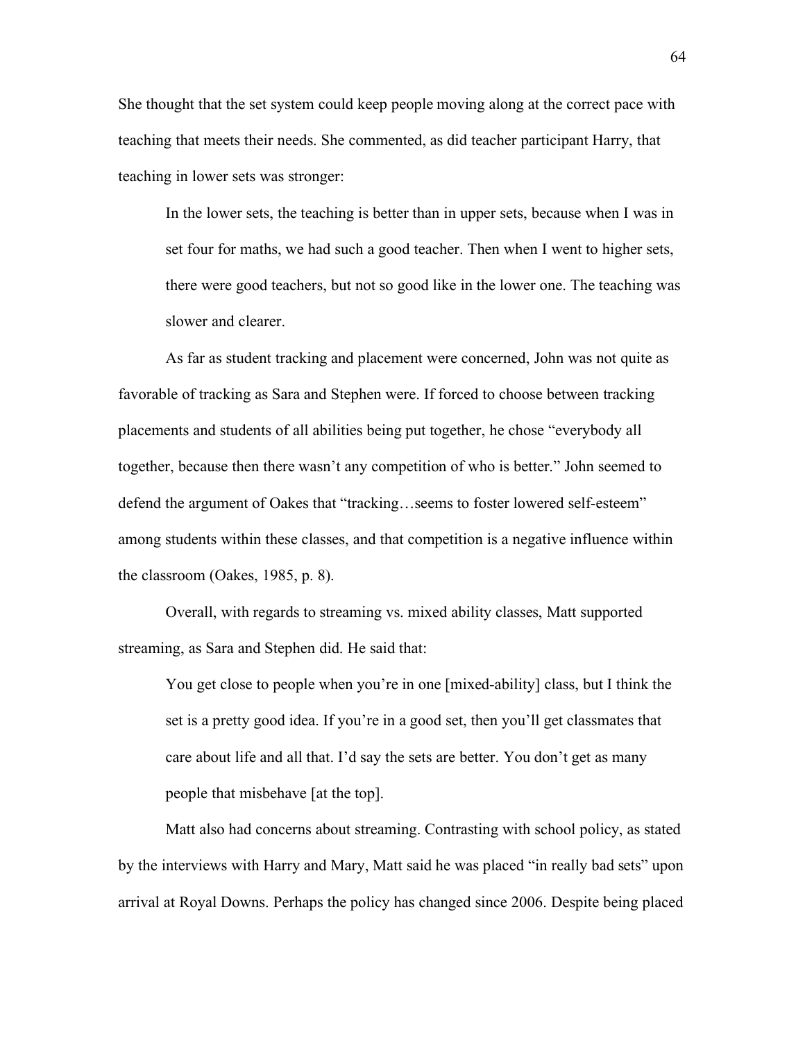She thought that the set system could keep people moving along at the correct pace with teaching that meets their needs. She commented, as did teacher participant Harry, that teaching in lower sets was stronger:

> In the lower sets, the teaching is better than in upper sets, because when I was in set four for maths, we had such a good teacher. Then when I went to higher sets, there were good teachers, but not so good like in the lower one. The teaching was slower and clearer.

As far as student tracking and placement were concerned, John was not quite as favorable of tracking as Sara and Stephen were. If forced to choose between tracking placements and students of all abilities being put together, he chose "everybody all together, because then there wasn't any competition of who is better." John seemed to defend the argument of Oakes that "tracking…seems to foster lowered self-esteem" among students within these classes, and that competition is a negative influence within the classroom (Oakes, 1985, p. 8).

Overall, with regards to streaming vs. mixed ability classes, Matt supported streaming, as Sara and Stephen did. He said that:

> You get close to people when you're in one [mixed-ability] class, but I think the set is a pretty good idea. If you're in a good set, then you'll get classmates that care about life and all that. I'd say the sets are better. You don't get as many people that misbehave [at the top].

Matt also had concerns about streaming. Contrasting with school policy, as stated by the interviews with Harry and Mary, Matt said he was placed "in really bad sets" upon arrival at Royal Downs. Perhaps the policy has changed since 2006. Despite being placed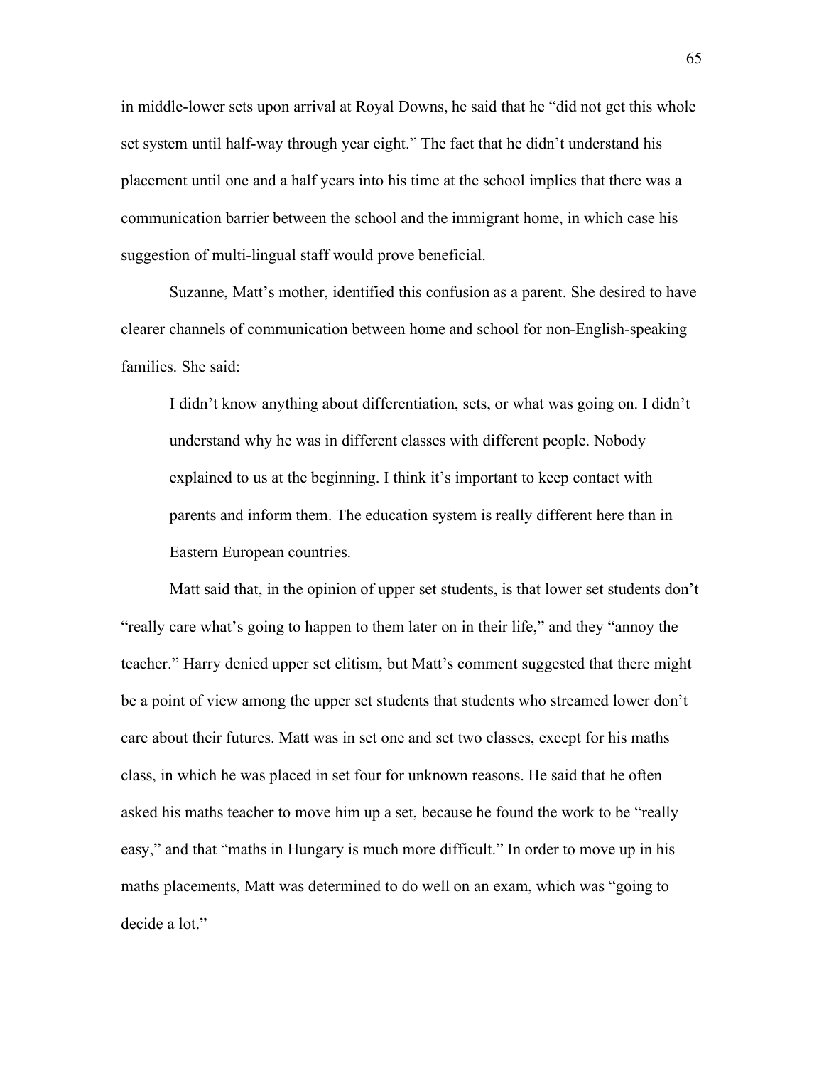in middle-lower sets upon arrival at Royal Downs, he said that he "did not get this whole set system until half-way through year eight." The fact that he didn't understand his placement until one and a half years into his time at the school implies that there was a communication barrier between the school and the immigrant home, in which case his suggestion of multi-lingual staff would prove beneficial.

Suzanne, Matt's mother, identified this confusion as a parent. She desired to have clearer channels of communication between home and school for non-English-speaking families. She said:

> I didn't know anything about differentiation, sets, or what was going on. I didn't understand why he was in different classes with different people. Nobody explained to us at the beginning. I think it's important to keep contact with parents and inform them. The education system is really different here than in Eastern European countries.

Matt said that, in the opinion of upper set students, is that lower set students don't "really care what's going to happen to them later on in their life," and they "annoy the teacher." Harry denied upper set elitism, but Matt's comment suggested that there might be a point of view among the upper set students that students who streamed lower don't care about their futures. Matt was in set one and set two classes, except for his maths class, in which he was placed in set four for unknown reasons. He said that he often asked his maths teacher to move him up a set, because he found the work to be "really easy," and that "maths in Hungary is much more difficult." In order to move up in his maths placements, Matt was determined to do well on an exam, which was "going to decide a lot."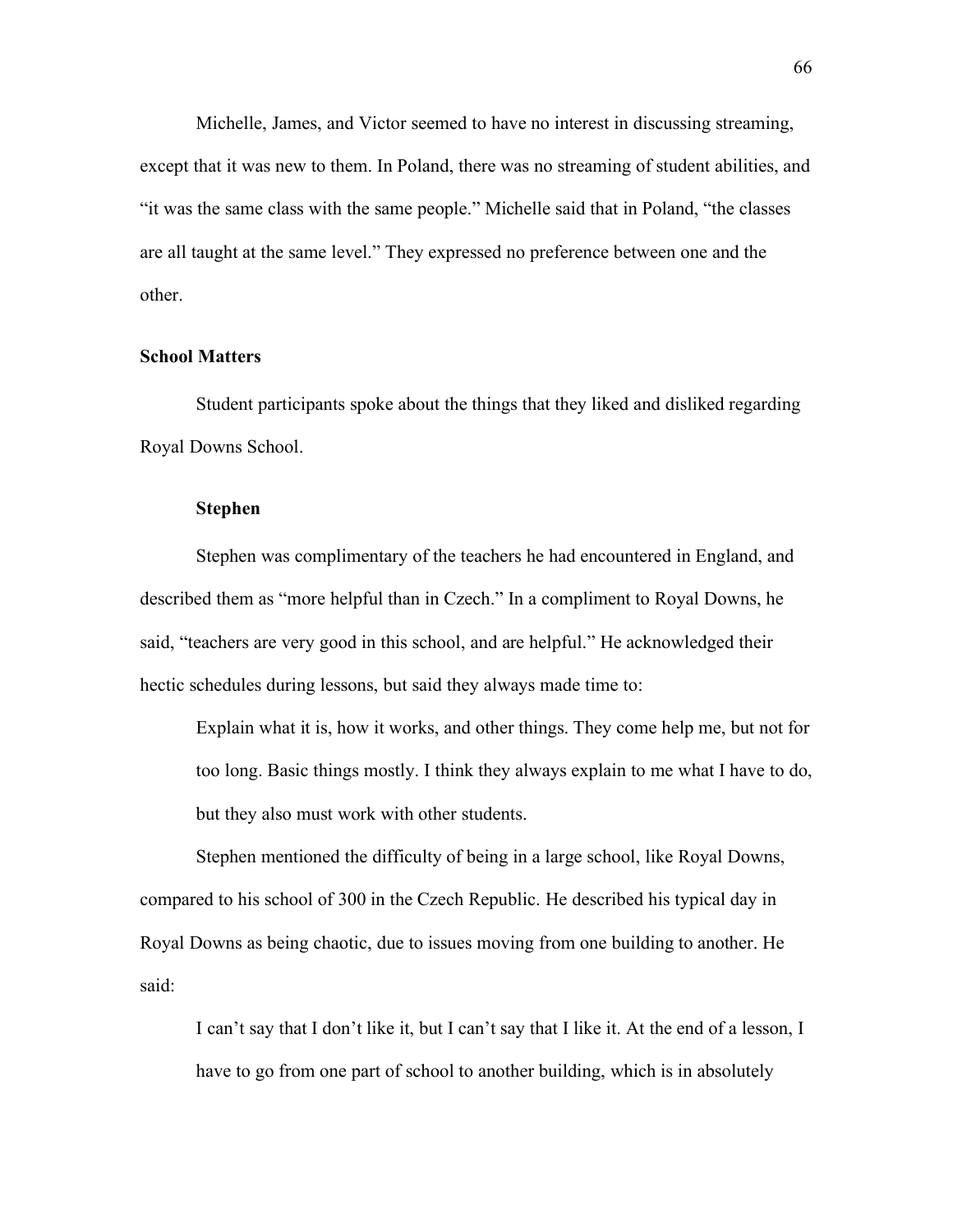Michelle, James, and Victor seemed to have no interest in discussing streaming, except that it was new to them. In Poland, there was no streaming of student abilities, and "it was the same class with the same people." Michelle said that in Poland, "the classes are all taught at the same level." They expressed no preference between one and the other.

## School Matters

Student participants spoke about the things that they liked and disliked regarding Royal Downs School.

### Stephen

Stephen was complimentary of the teachers he had encountered in England, and described them as "more helpful than in Czech." In a compliment to Royal Downs, he said, "teachers are very good in this school, and are helpful." He acknowledged their hectic schedules during lessons, but said they always made time to:

> Explain what it is, how it works, and other things. They come help me, but not for too long. Basic things mostly. I think they always explain to me what I have to do, but they also must work with other students.

Stephen mentioned the difficulty of being in a large school, like Royal Downs, compared to his school of 300 in the Czech Republic. He described his typical day in Royal Downs as being chaotic, due to issues moving from one building to another. He said:

> I can't say that I don't like it, but I can't say that I like it. At the end of a lesson, I have to go from one part of school to another building, which is in absolutely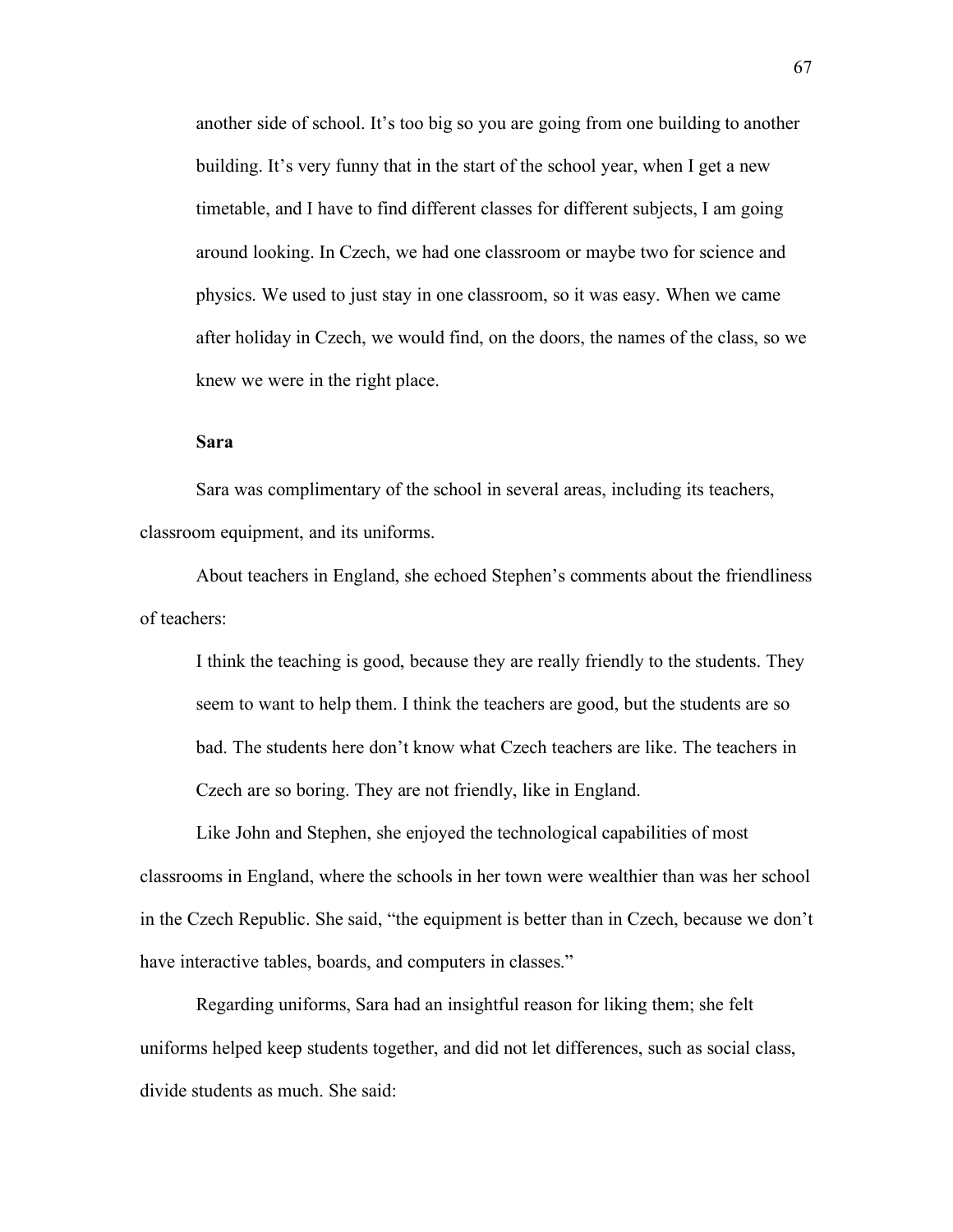> another side of school. It's too big so you are going from one building to another building. It's very funny that in the start of the school year, when I get a new timetable, and I have to find different classes for different subjects, I am going around looking. In Czech, we had one classroom or maybe two for science and physics. We used to just stay in one classroom, so it was easy. When we came after holiday in Czech, we would find, on the doors, the names of the class, so we knew we were in the right place.

**Sara**

Sara was complimentary of the school in several areas, including its teachers, classroom equipment, and its uniforms.

About teachers in England, she echoed Stephen's comments about the friendliness of teachers:

> I think the teaching is good, because they are really friendly to the students. They seem to want to help them. I think the teachers are good, but the students are so bad. The students here don't know what Czech teachers are like. The teachers in Czech are so boring. They are not friendly, like in England.

Like John and Stephen, she enjoyed the technological capabilities of most classrooms in England, where the schools in her town were wealthier than was her school in the Czech Republic. She said, "the equipment is better than in Czech, because we don't have interactive tables, boards, and computers in classes."

Regarding uniforms, Sara had an insightful reason for liking them; she felt uniforms helped keep students together, and did not let differences, such as social class, divide students as much. She said: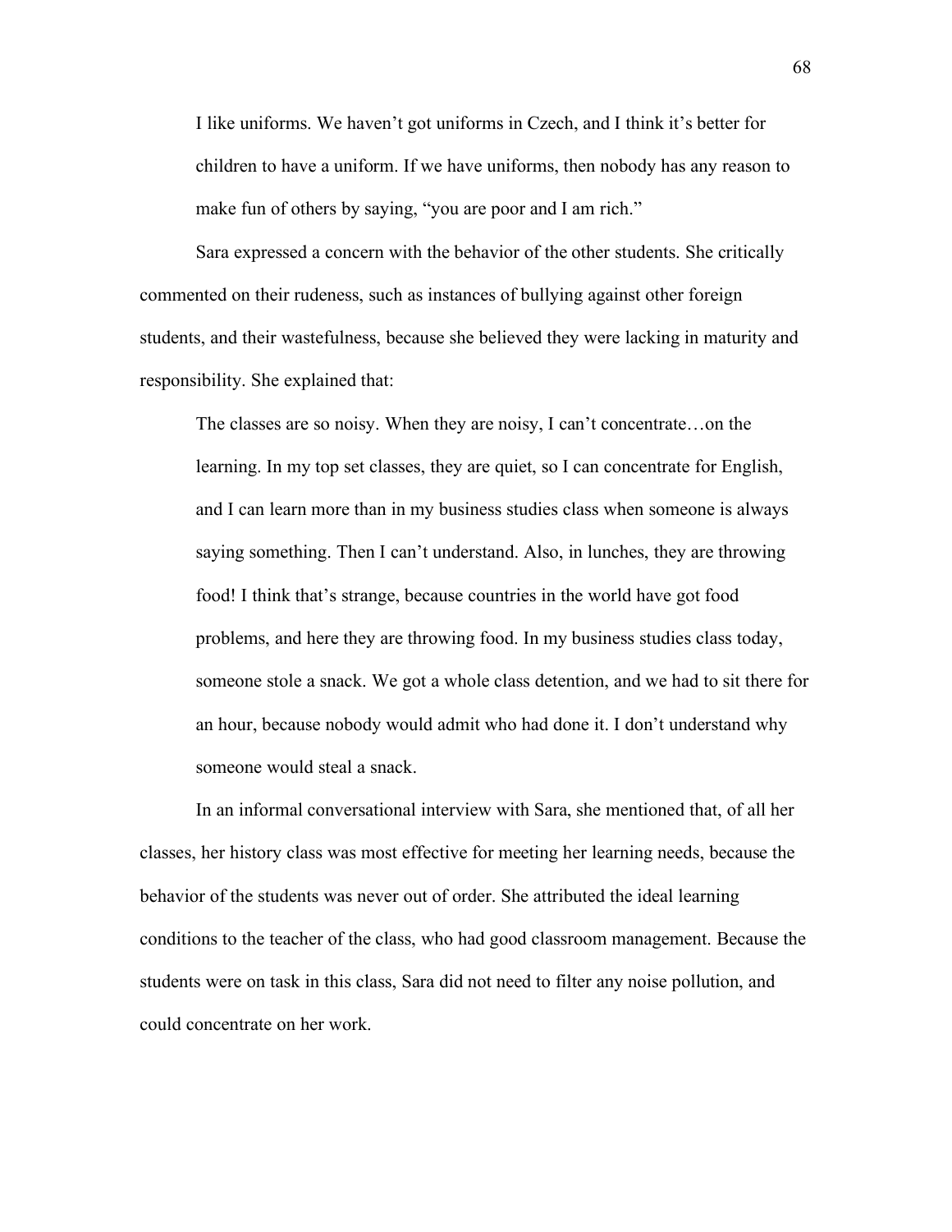> I like uniforms. We haven't got uniforms in Czech, and I think it's better for children to have a uniform. If we have uniforms, then nobody has any reason to make fun of others by saying, "you are poor and I am rich."

Sara expressed a concern with the behavior of the other students. She critically commented on their rudeness, such as instances of bullying against other foreign students, and their wastefulness, because she believed they were lacking in maturity and responsibility. She explained that:

> The classes are so noisy. When they are noisy, I can't concentrate…on the learning. In my top set classes, they are quiet, so I can concentrate for English, and I can learn more than in my business studies class when someone is always saying something. Then I can't understand. Also, in lunches, they are throwing food! I think that's strange, because countries in the world have got food problems, and here they are throwing food. In my business studies class today, someone stole a snack. We got a whole class detention, and we had to sit there for an hour, because nobody would admit who had done it. I don't understand why someone would steal a snack.

In an informal conversational interview with Sara, she mentioned that, of all her classes, her history class was most effective for meeting her learning needs, because the behavior of the students was never out of order. She attributed the ideal learning conditions to the teacher of the class, who had good classroom management. Because the students were on task in this class, Sara did not need to filter any noise pollution, and could concentrate on her work.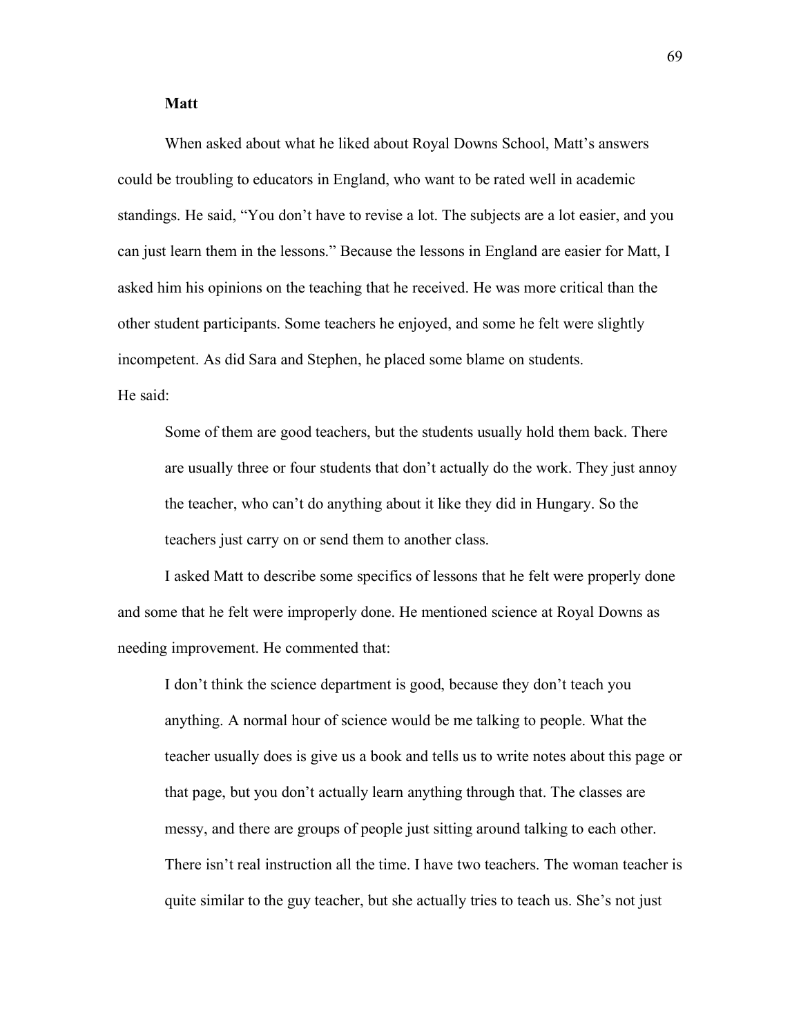**Matt**

When asked about what he liked about Royal Downs School, Matt's answers could be troubling to educators in England, who want to be rated well in academic standings. He said, "You don't have to revise a lot. The subjects are a lot easier, and you can just learn them in the lessons." Because the lessons in England are easier for Matt, I asked him his opinions on the teaching that he received. He was more critical than the other student participants. Some teachers he enjoyed, and some he felt were slightly incompetent. As did Sara and Stephen, he placed some blame on students.

He said:

> Some of them are good teachers, but the students usually hold them back. There are usually three or four students that don't actually do the work. They just annoy the teacher, who can't do anything about it like they did in Hungary. So the teachers just carry on or send them to another class.

I asked Matt to describe some specifics of lessons that he felt were properly done and some that he felt were improperly done. He mentioned science at Royal Downs as needing improvement. He commented that:

> I don't think the science department is good, because they don't teach you anything. A normal hour of science would be me talking to people. What the teacher usually does is give us a book and tells us to write notes about this page or that page, but you don't actually learn anything through that. The classes are messy, and there are groups of people just sitting around talking to each other. There isn't real instruction all the time. I have two teachers. The woman teacher is quite similar to the guy teacher, but she actually tries to teach us. She's not just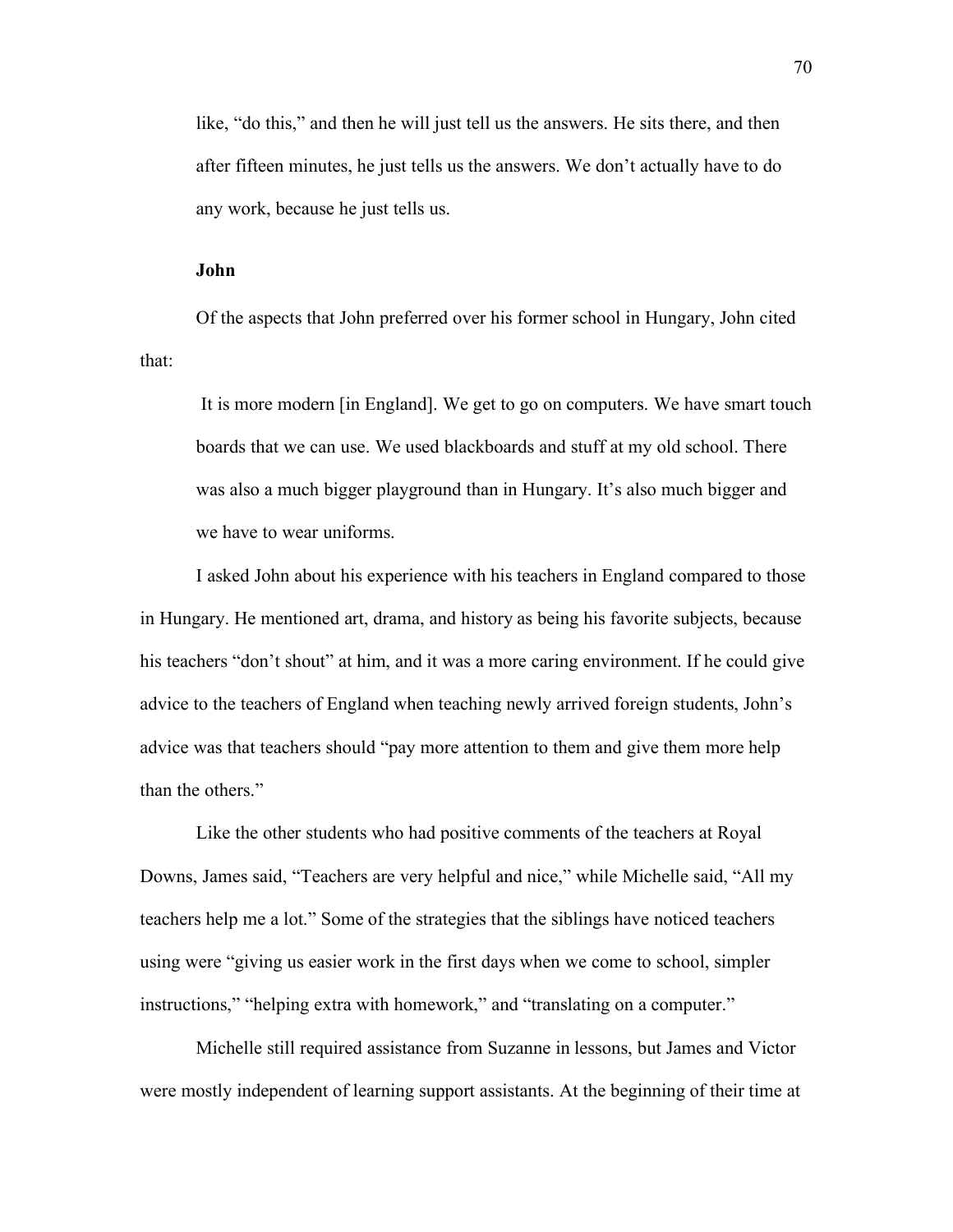> like, "do this," and then he will just tell us the answers. He sits there, and then after fifteen minutes, he just tells us the answers. We don't actually have to do any work, because he just tells us.

**John**

Of the aspects that John preferred over his former school in Hungary, John cited that:

> It is more modern [in England]. We get to go on computers. We have smart touch boards that we can use. We used blackboards and stuff at my old school. There was also a much bigger playground than in Hungary. It's also much bigger and we have to wear uniforms.

I asked John about his experience with his teachers in England compared to those in Hungary. He mentioned art, drama, and history as being his favorite subjects, because his teachers "don't shout" at him, and it was a more caring environment. If he could give advice to the teachers of England when teaching newly arrived foreign students, John's advice was that teachers should "pay more attention to them and give them more help than the others."

Like the other students who had positive comments of the teachers at Royal Downs, James said, "Teachers are very helpful and nice," while Michelle said, "All my teachers help me a lot." Some of the strategies that the siblings have noticed teachers using were "giving us easier work in the first days when we come to school, simpler instructions," "helping extra with homework," and "translating on a computer."

Michelle still required assistance from Suzanne in lessons, but James and Victor were mostly independent of learning support assistants. At the beginning of their time at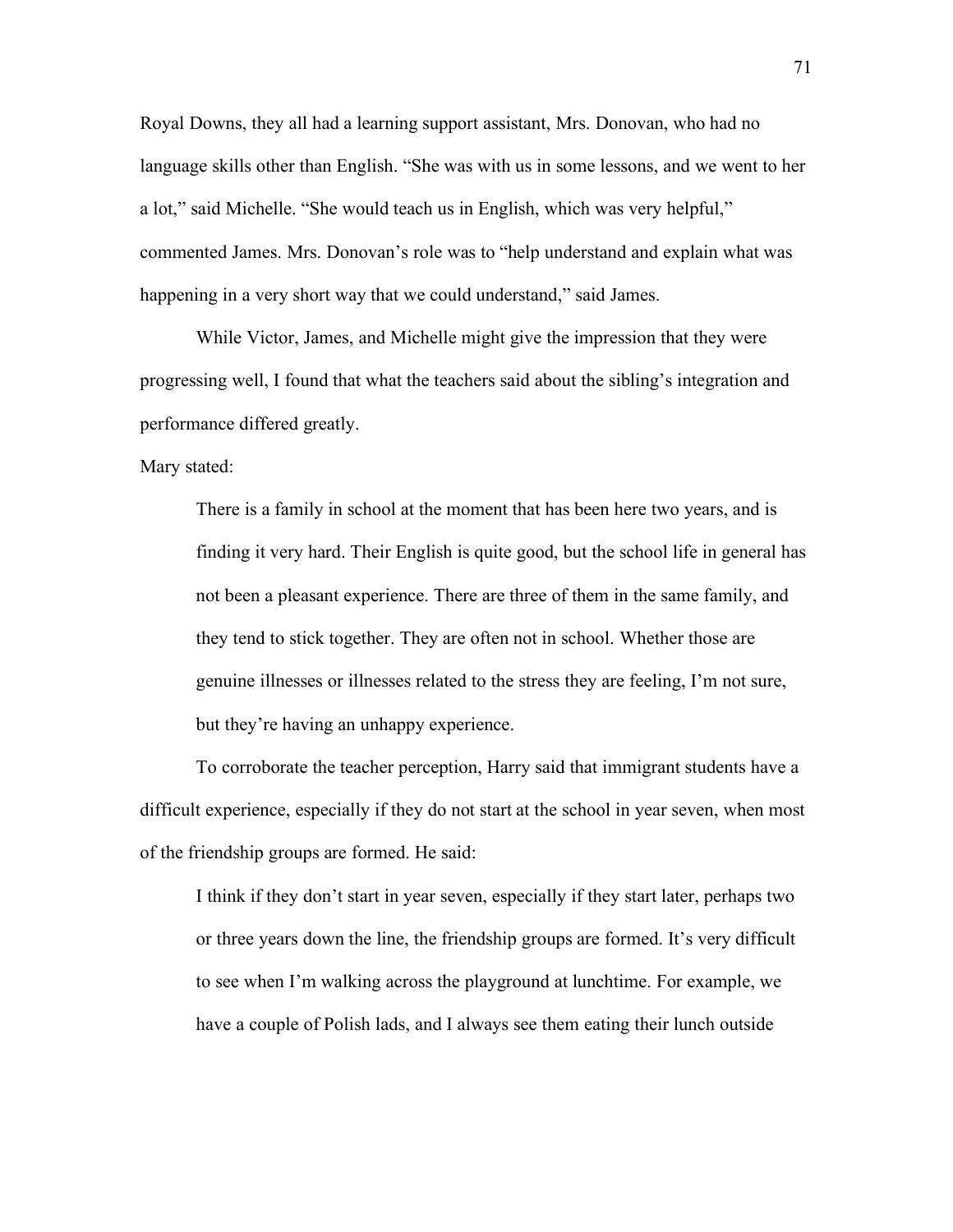Royal Downs, they all had a learning support assistant, Mrs. Donovan, who had no language skills other than English. “She was with us in some lessons, and we went to her a lot,” said Michelle. “She would teach us in English, which was very helpful,” commented James. Mrs. Donovan’s role was to “help understand and explain what was happening in a very short way that we could understand,” said James.

While Victor, James, and Michelle might give the impression that they were progressing well, I found that what the teachers said about the sibling’s integration and performance differed greatly.

Mary stated:

> There is a family in school at the moment that has been here two years, and is finding it very hard. Their English is quite good, but the school life in general has not been a pleasant experience. There are three of them in the same family, and they tend to stick together. They are often not in school. Whether those are genuine illnesses or illnesses related to the stress they are feeling, I’m not sure, but they’re having an unhappy experience.

To corroborate the teacher perception, Harry said that immigrant students have a difficult experience, especially if they do not start at the school in year seven, when most of the friendship groups are formed. He said:

> I think if they don’t start in year seven, especially if they start later, perhaps two or three years down the line, the friendship groups are formed. It’s very difficult to see when I’m walking across the playground at lunchtime. For example, we have a couple of Polish lads, and I always see them eating their lunch outside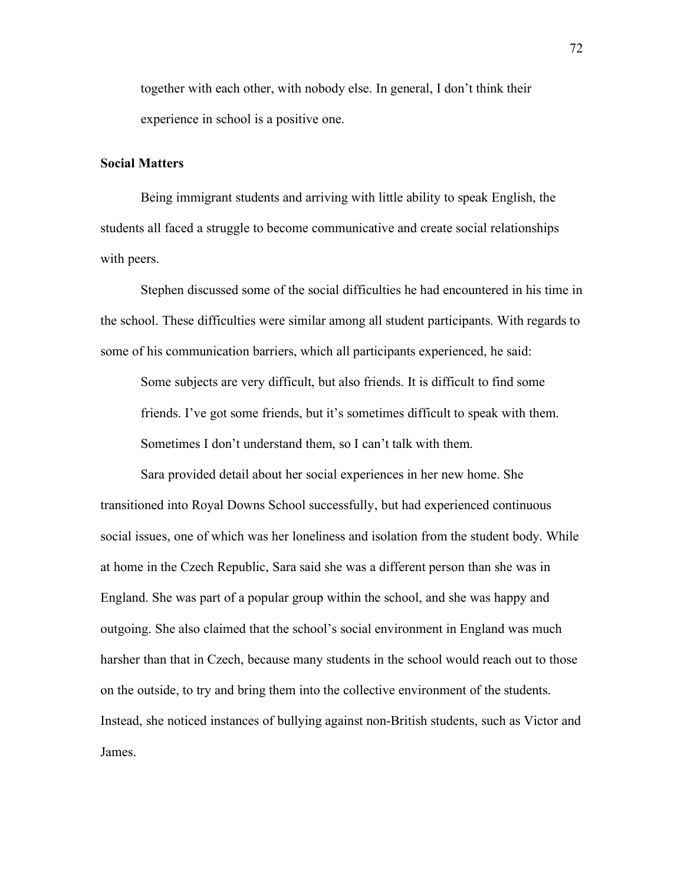together with each other, with nobody else. In general, I don't think their experience in school is a positive one.

**Social Matters**

Being immigrant students and arriving with little ability to speak English, the students all faced a struggle to become communicative and create social relationships with peers.

Stephen discussed some of the social difficulties he had encountered in his time in the school. These difficulties were similar among all student participants. With regards to some of his communication barriers, which all participants experienced, he said:

> Some subjects are very difficult, but also friends. It is difficult to find some friends. I've got some friends, but it's sometimes difficult to speak with them. Sometimes I don't understand them, so I can't talk with them.

Sara provided detail about her social experiences in her new home. She transitioned into Royal Downs School successfully, but had experienced continuous social issues, one of which was her loneliness and isolation from the student body. While at home in the Czech Republic, Sara said she was a different person than she was in England. She was part of a popular group within the school, and she was happy and outgoing. She also claimed that the school's social environment in England was much harsher than that in Czech, because many students in the school would reach out to those on the outside, to try and bring them into the collective environment of the students. Instead, she noticed instances of bullying against non-British students, such as Victor and James.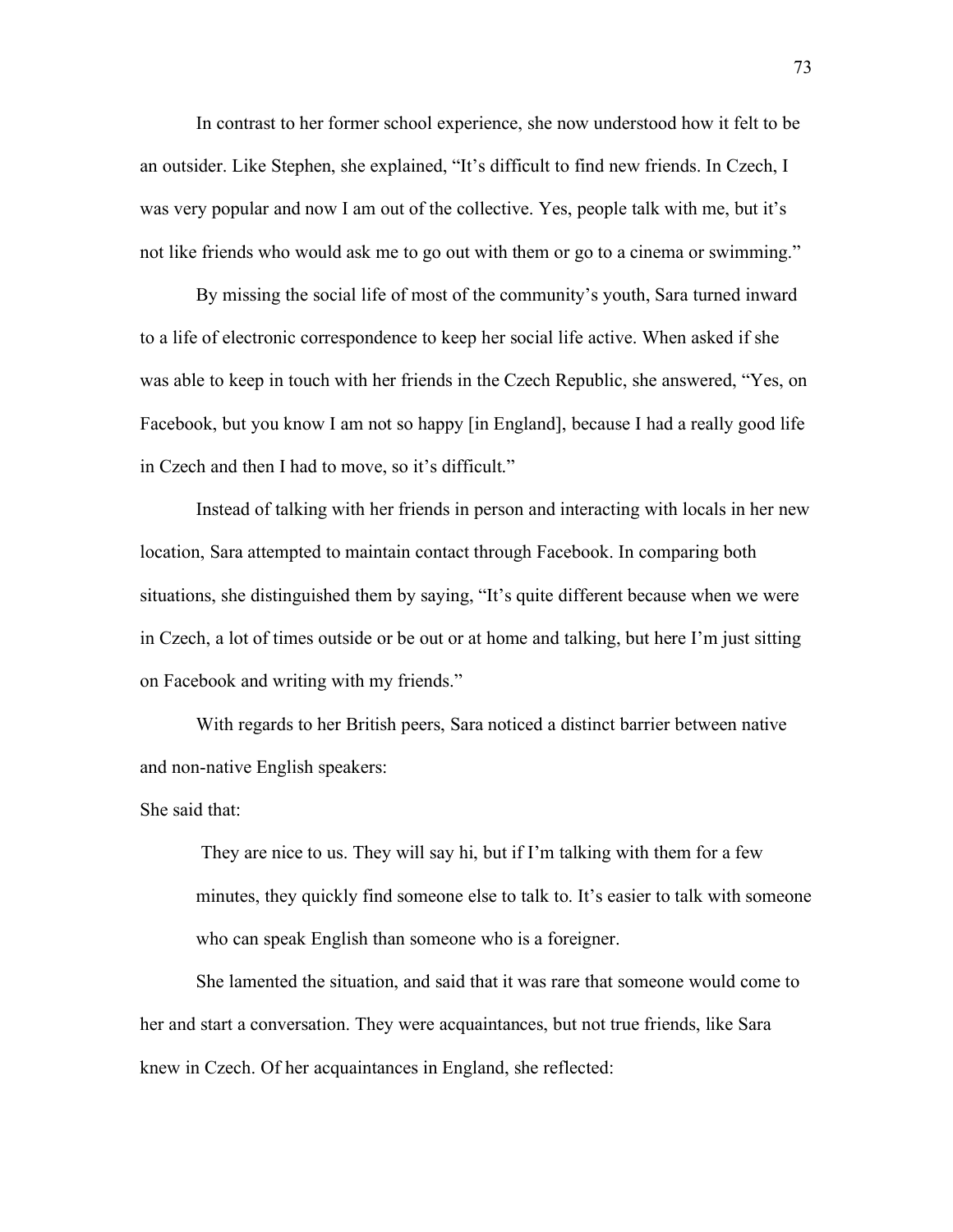In contrast to her former school experience, she now understood how it felt to be an outsider. Like Stephen, she explained, "It's difficult to find new friends. In Czech, I was very popular and now I am out of the collective. Yes, people talk with me, but it's not like friends who would ask me to go out with them or go to a cinema or swimming."

By missing the social life of most of the community's youth, Sara turned inward to a life of electronic correspondence to keep her social life active. When asked if she was able to keep in touch with her friends in the Czech Republic, she answered, "Yes, on Facebook, but you know I am not so happy [in England], because I had a really good life in Czech and then I had to move, so it's difficult."

Instead of talking with her friends in person and interacting with locals in her new location, Sara attempted to maintain contact through Facebook. In comparing both situations, she distinguished them by saying, "It's quite different because when we were in Czech, a lot of times outside or be out or at home and talking, but here I'm just sitting on Facebook and writing with my friends."

With regards to her British peers, Sara noticed a distinct barrier between native and non-native English speakers:

She said that:

> They are nice to us. They will say hi, but if I'm talking with them for a few minutes, they quickly find someone else to talk to. It's easier to talk with someone who can speak English than someone who is a foreigner.

She lamented the situation, and said that it was rare that someone would come to her and start a conversation. They were acquaintances, but not true friends, like Sara knew in Czech. Of her acquaintances in England, she reflected: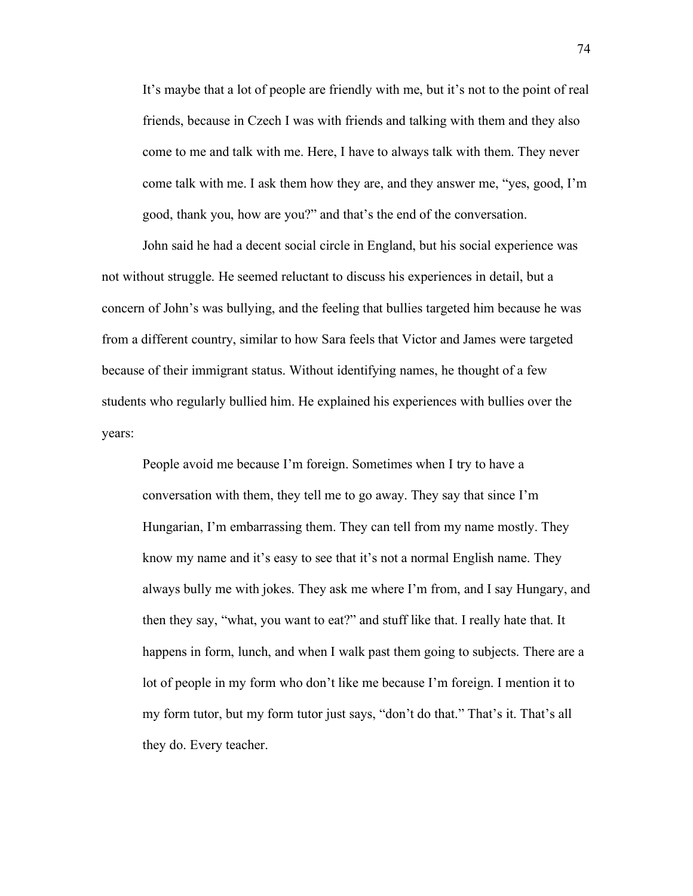> It's maybe that a lot of people are friendly with me, but it's not to the point of real friends, because in Czech I was with friends and talking with them and they also come to me and talk with me. Here, I have to always talk with them. They never come talk with me. I ask them how they are, and they answer me, "yes, good, I'm good, thank you, how are you?" and that's the end of the conversation.

John said he had a decent social circle in England, but his social experience was not without struggle. He seemed reluctant to discuss his experiences in detail, but a concern of John's was bullying, and the feeling that bullies targeted him because he was from a different country, similar to how Sara feels that Victor and James were targeted because of their immigrant status. Without identifying names, he thought of a few students who regularly bullied him. He explained his experiences with bullies over the years:

> People avoid me because I'm foreign. Sometimes when I try to have a conversation with them, they tell me to go away. They say that since I'm Hungarian, I'm embarrassing them. They can tell from my name mostly. They know my name and it's easy to see that it's not a normal English name. They always bully me with jokes. They ask me where I'm from, and I say Hungary, and then they say, "what, you want to eat?" and stuff like that. I really hate that. It happens in form, lunch, and when I walk past them going to subjects. There are a lot of people in my form who don't like me because I'm foreign. I mention it to my form tutor, but my form tutor just says, "don't do that." That's it. That's all they do. Every teacher.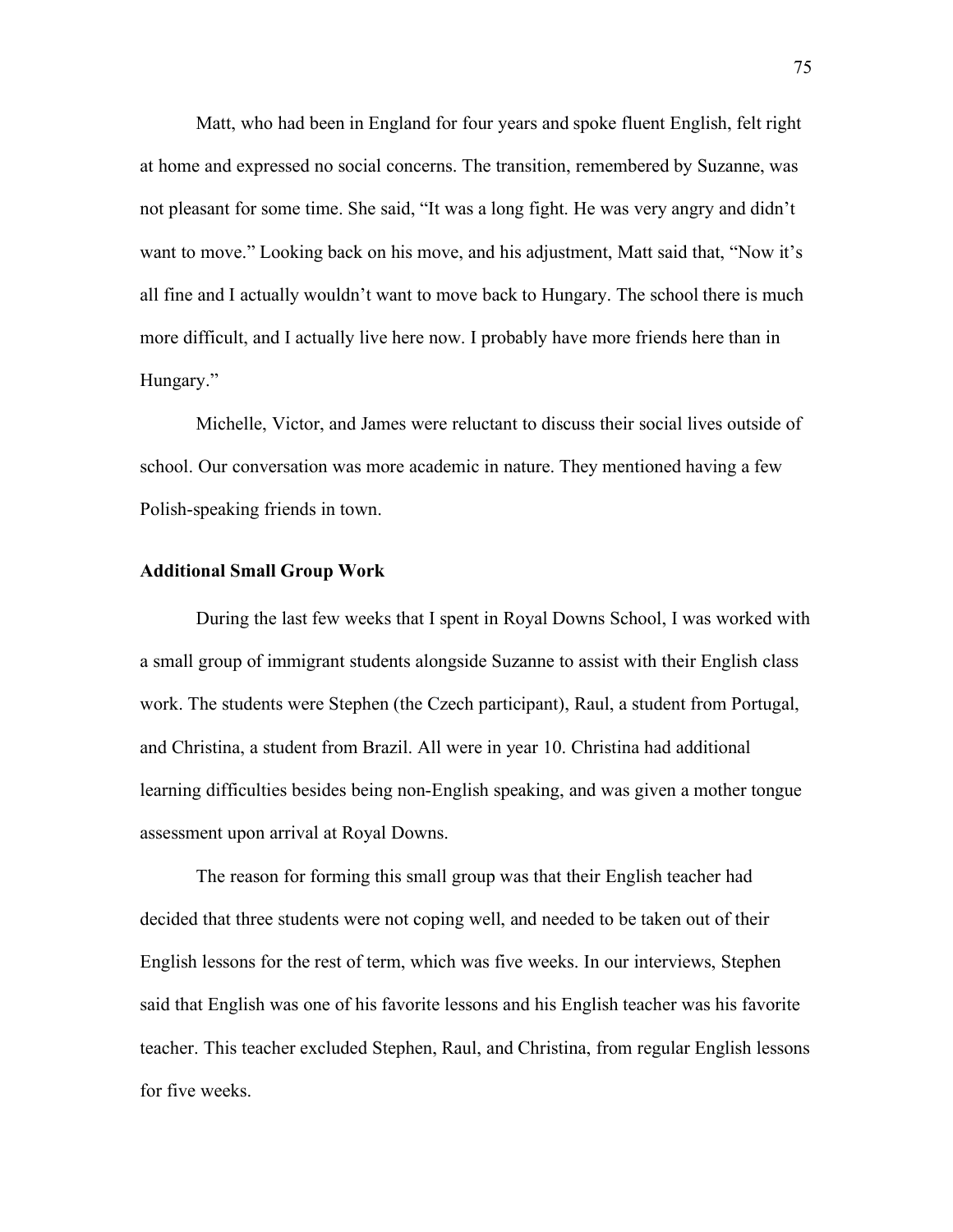Matt, who had been in England for four years and spoke fluent English, felt right at home and expressed no social concerns. The transition, remembered by Suzanne, was not pleasant for some time. She said, "It was a long fight. He was very angry and didn't want to move." Looking back on his move, and his adjustment, Matt said that, "Now it's all fine and I actually wouldn't want to move back to Hungary. The school there is much more difficult, and I actually live here now. I probably have more friends here than in Hungary."

Michelle, Victor, and James were reluctant to discuss their social lives outside of school. Our conversation was more academic in nature. They mentioned having a few Polish-speaking friends in town.

### Additional Small Group Work

During the last few weeks that I spent in Royal Downs School, I was worked with a small group of immigrant students alongside Suzanne to assist with their English class work. The students were Stephen (the Czech participant), Raul, a student from Portugal, and Christina, a student from Brazil. All were in year 10. Christina had additional learning difficulties besides being non-English speaking, and was given a mother tongue assessment upon arrival at Royal Downs.

The reason for forming this small group was that their English teacher had decided that three students were not coping well, and needed to be taken out of their English lessons for the rest of term, which was five weeks. In our interviews, Stephen said that English was one of his favorite lessons and his English teacher was his favorite teacher. This teacher excluded Stephen, Raul, and Christina, from regular English lessons for five weeks.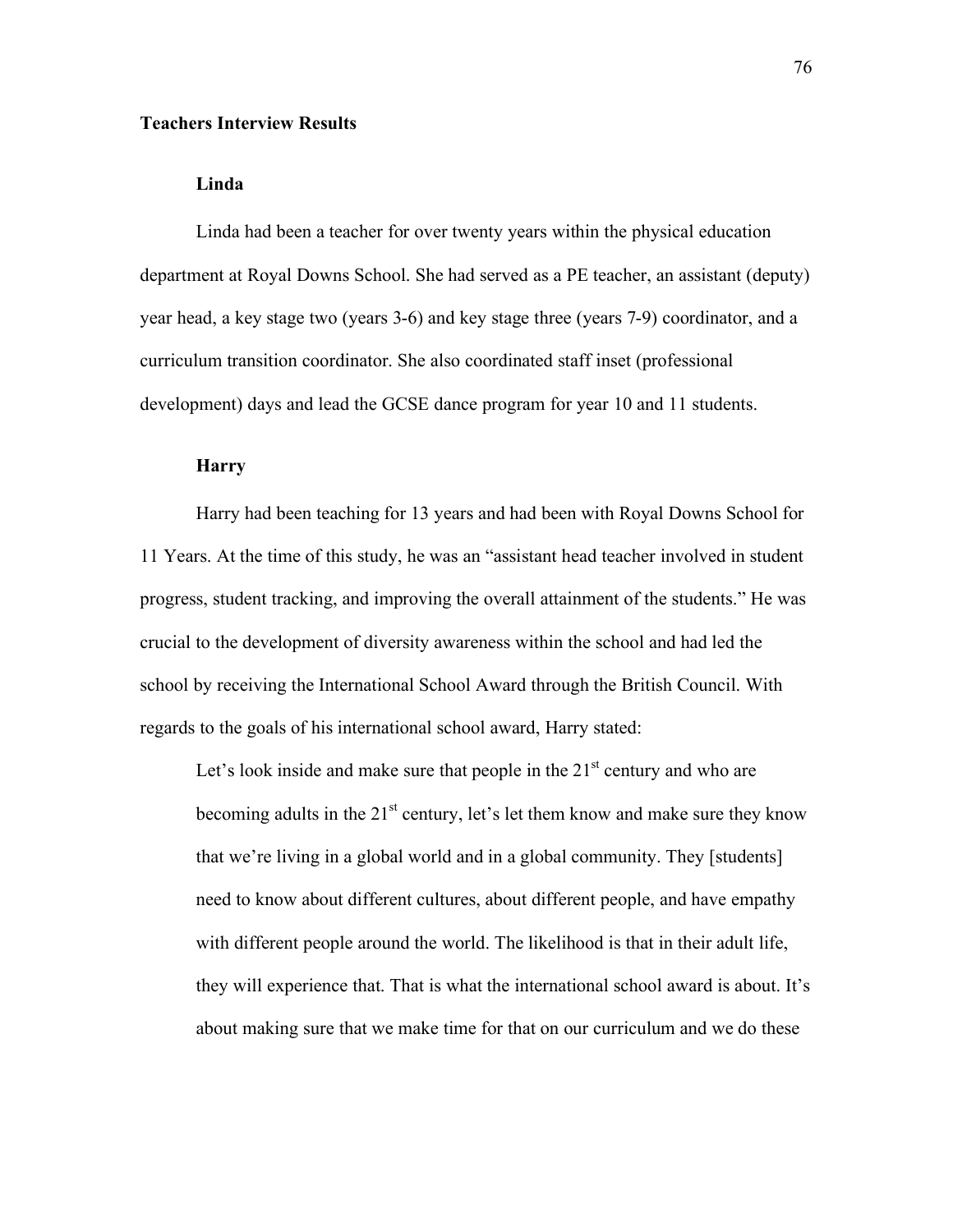## Teachers Interview Results

### Linda

Linda had been a teacher for over twenty years within the physical education department at Royal Downs School. She had served as a PE teacher, an assistant (deputy) year head, a key stage two (years 3-6) and key stage three (years 7-9) coordinator, and a curriculum transition coordinator. She also coordinated staff inset (professional development) days and lead the GCSE dance program for year 10 and 11 students.

### Harry

Harry had been teaching for 13 years and had been with Royal Downs School for 11 Years. At the time of this study, he was an "assistant head teacher involved in student progress, student tracking, and improving the overall attainment of the students." He was crucial to the development of diversity awareness within the school and had led the school by receiving the International School Award through the British Council. With regards to the goals of his international school award, Harry stated:

> Let's look inside and make sure that people in the 21st century and who are becoming adults in the 21st century, let's let them know and make sure they know that we're living in a global world and in a global community. They [students] need to know about different cultures, about different people, and have empathy with different people around the world. The likelihood is that in their adult life, they will experience that. That is what the international school award is about. It's about making sure that we make time for that on our curriculum and we do these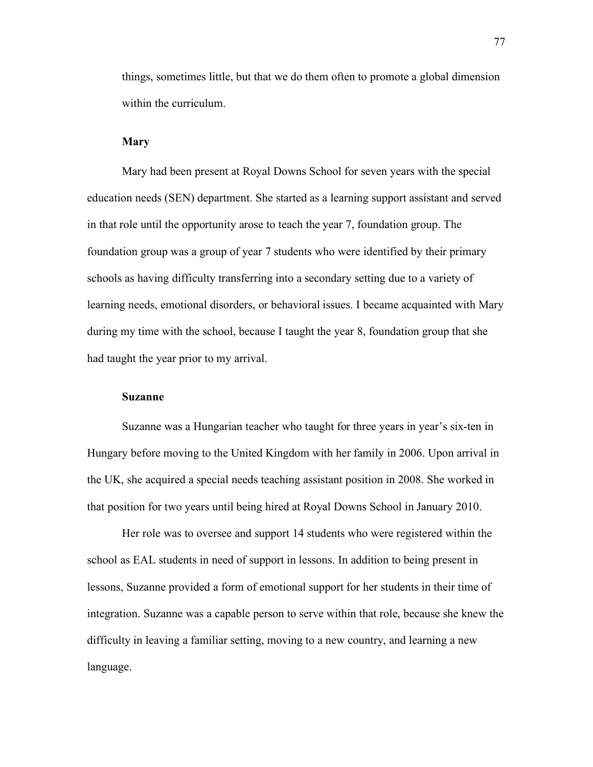things, sometimes little, but that we do them often to promote a global dimension within the curriculum.

### Mary

Mary had been present at Royal Downs School for seven years with the special education needs (SEN) department. She started as a learning support assistant and served in that role until the opportunity arose to teach the year 7, foundation group. The foundation group was a group of year 7 students who were identified by their primary schools as having difficulty transferring into a secondary setting due to a variety of learning needs, emotional disorders, or behavioral issues. I became acquainted with Mary during my time with the school, because I taught the year 8, foundation group that she had taught the year prior to my arrival.

### Suzanne

Suzanne was a Hungarian teacher who taught for three years in year's six-ten in Hungary before moving to the United Kingdom with her family in 2006. Upon arrival in the UK, she acquired a special needs teaching assistant position in 2008. She worked in that position for two years until being hired at Royal Downs School in January 2010.

Her role was to oversee and support 14 students who were registered within the school as EAL students in need of support in lessons. In addition to being present in lessons, Suzanne provided a form of emotional support for her students in their time of integration. Suzanne was a capable person to serve within that role, because she knew the difficulty in leaving a familiar setting, moving to a new country, and learning a new language.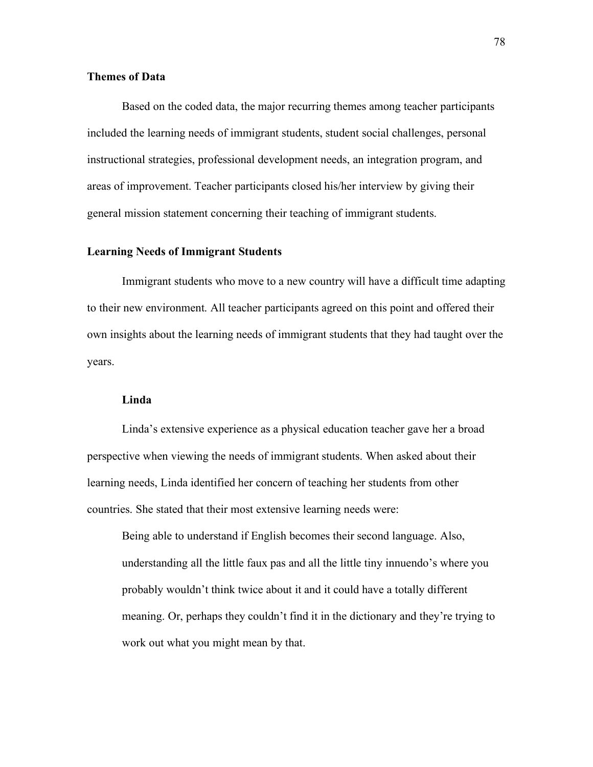## Themes of Data

Based on the coded data, the major recurring themes among teacher participants included the learning needs of immigrant students, student social challenges, personal instructional strategies, professional development needs, an integration program, and areas of improvement. Teacher participants closed his/her interview by giving their general mission statement concerning their teaching of immigrant students.

## Learning Needs of Immigrant Students

Immigrant students who move to a new country will have a difficult time adapting to their new environment. All teacher participants agreed on this point and offered their own insights about the learning needs of immigrant students that they had taught over the years.

### Linda

Linda's extensive experience as a physical education teacher gave her a broad perspective when viewing the needs of immigrant students. When asked about their learning needs, Linda identified her concern of teaching her students from other countries. She stated that their most extensive learning needs were:

> Being able to understand if English becomes their second language. Also, understanding all the little faux pas and all the little tiny innuendo's where you probably wouldn't think twice about it and it could have a totally different meaning. Or, perhaps they couldn't find it in the dictionary and they're trying to work out what you might mean by that.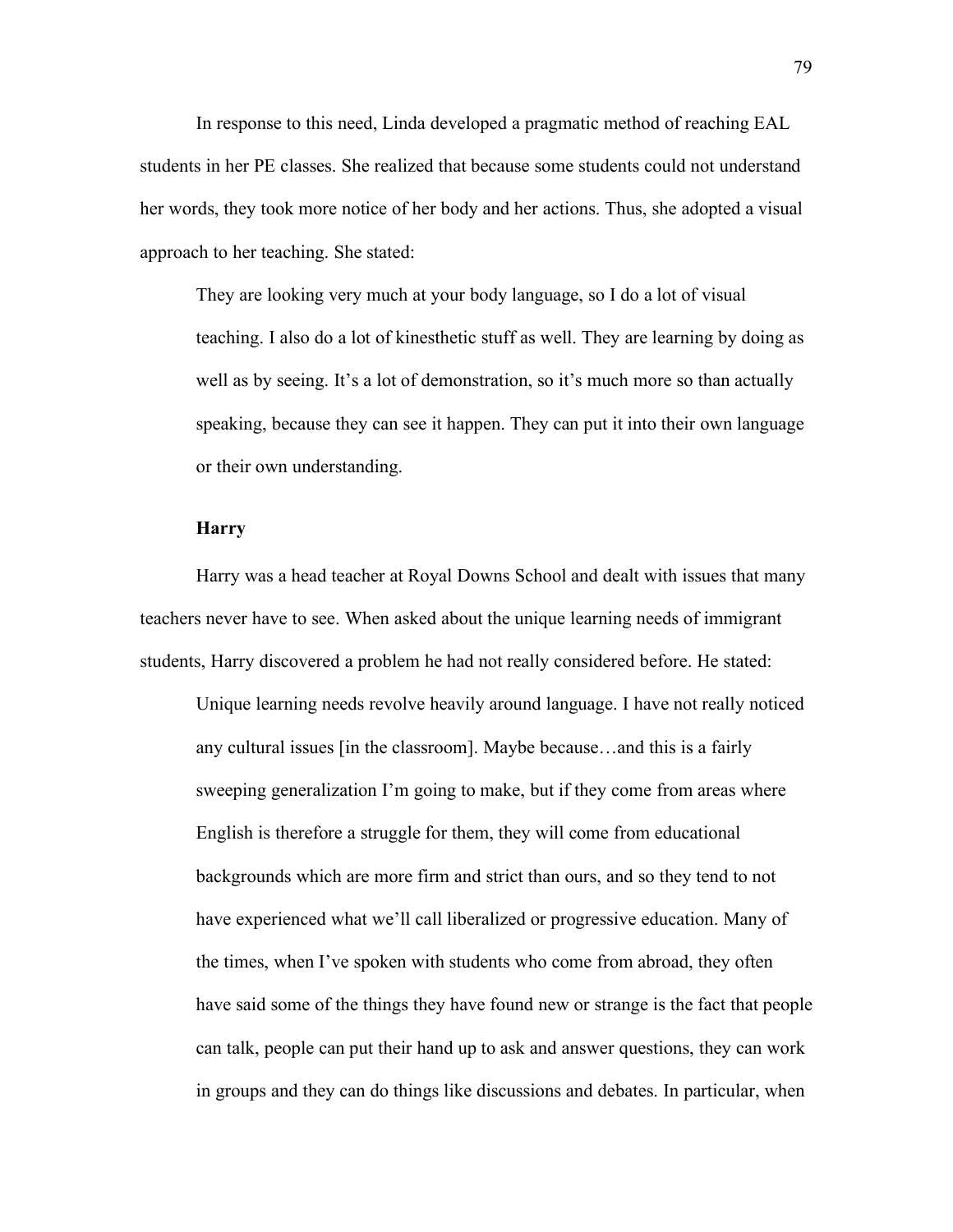In response to this need, Linda developed a pragmatic method of reaching EAL students in her PE classes. She realized that because some students could not understand her words, they took more notice of her body and her actions. Thus, she adopted a visual approach to her teaching. She stated:

> They are looking very much at your body language, so I do a lot of visual teaching. I also do a lot of kinesthetic stuff as well. They are learning by doing as well as by seeing. It's a lot of demonstration, so it's much more so than actually speaking, because they can see it happen. They can put it into their own language or their own understanding.

### Harry

Harry was a head teacher at Royal Downs School and dealt with issues that many teachers never have to see. When asked about the unique learning needs of immigrant students, Harry discovered a problem he had not really considered before. He stated:

> Unique learning needs revolve heavily around language. I have not really noticed any cultural issues [in the classroom]. Maybe because…and this is a fairly sweeping generalization I'm going to make, but if they come from areas where English is therefore a struggle for them, they will come from educational backgrounds which are more firm and strict than ours, and so they tend to not have experienced what we'll call liberalized or progressive education. Many of the times, when I've spoken with students who come from abroad, they often have said some of the things they have found new or strange is the fact that people can talk, people can put their hand up to ask and answer questions, they can work in groups and they can do things like discussions and debates. In particular, when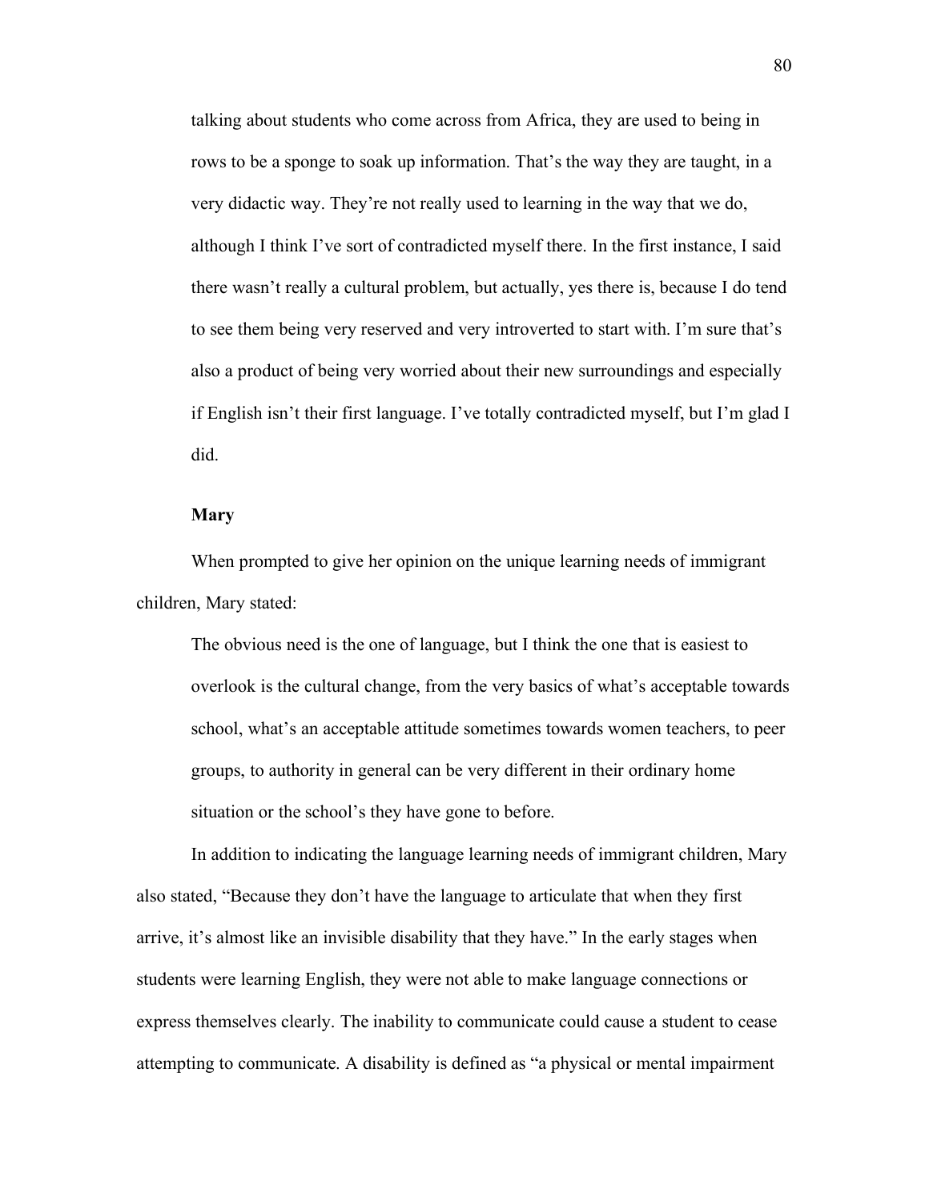> talking about students who come across from Africa, they are used to being in rows to be a sponge to soak up information. That's the way they are taught, in a very didactic way. They're not really used to learning in the way that we do, although I think I've sort of contradicted myself there. In the first instance, I said there wasn't really a cultural problem, but actually, yes there is, because I do tend to see them being very reserved and very introverted to start with. I'm sure that's also a product of being very worried about their new surroundings and especially if English isn't their first language. I've totally contradicted myself, but I'm glad I did.

**Mary**

When prompted to give her opinion on the unique learning needs of immigrant children, Mary stated:

> The obvious need is the one of language, but I think the one that is easiest to overlook is the cultural change, from the very basics of what's acceptable towards school, what's an acceptable attitude sometimes towards women teachers, to peer groups, to authority in general can be very different in their ordinary home situation or the school's they have gone to before.

In addition to indicating the language learning needs of immigrant children, Mary also stated, "Because they don't have the language to articulate that when they first arrive, it's almost like an invisible disability that they have." In the early stages when students were learning English, they were not able to make language connections or express themselves clearly. The inability to communicate could cause a student to cease attempting to communicate. A disability is defined as "a physical or mental impairment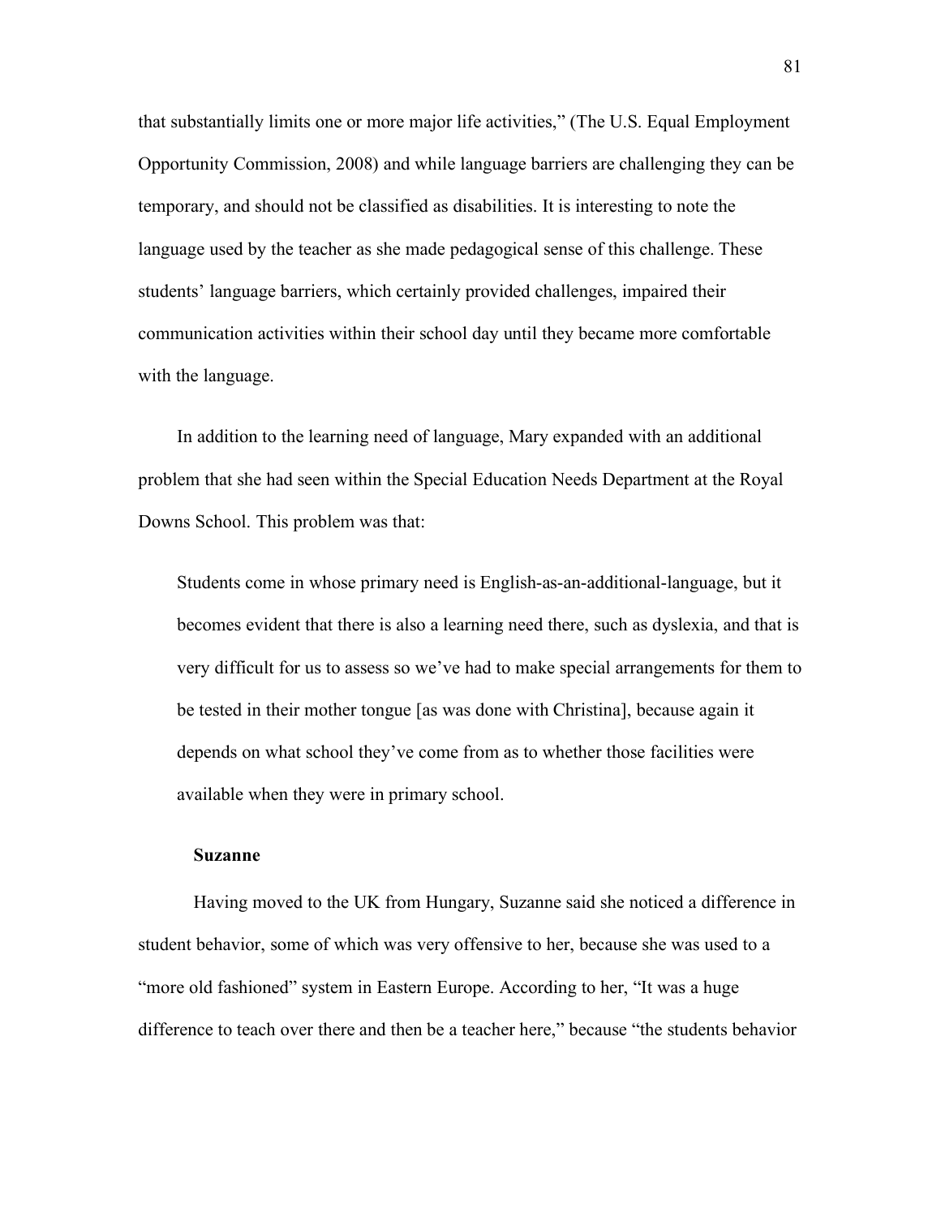that substantially limits one or more major life activities," (The U.S. Equal Employment Opportunity Commission, 2008) and while language barriers are challenging they can be temporary, and should not be classified as disabilities. It is interesting to note the language used by the teacher as she made pedagogical sense of this challenge. These students' language barriers, which certainly provided challenges, impaired their communication activities within their school day until they became more comfortable with the language.

In addition to the learning need of language, Mary expanded with an additional problem that she had seen within the Special Education Needs Department at the Royal Downs School. This problem was that:

> Students come in whose primary need is English-as-an-additional-language, but it becomes evident that there is also a learning need there, such as dyslexia, and that is very difficult for us to assess so we've had to make special arrangements for them to be tested in their mother tongue [as was done with Christina], because again it depends on what school they've come from as to whether those facilities were available when they were in primary school.

### Suzanne

Having moved to the UK from Hungary, Suzanne said she noticed a difference in student behavior, some of which was very offensive to her, because she was used to a "more old fashioned" system in Eastern Europe. According to her, "It was a huge difference to teach over there and then be a teacher here," because "the students behavior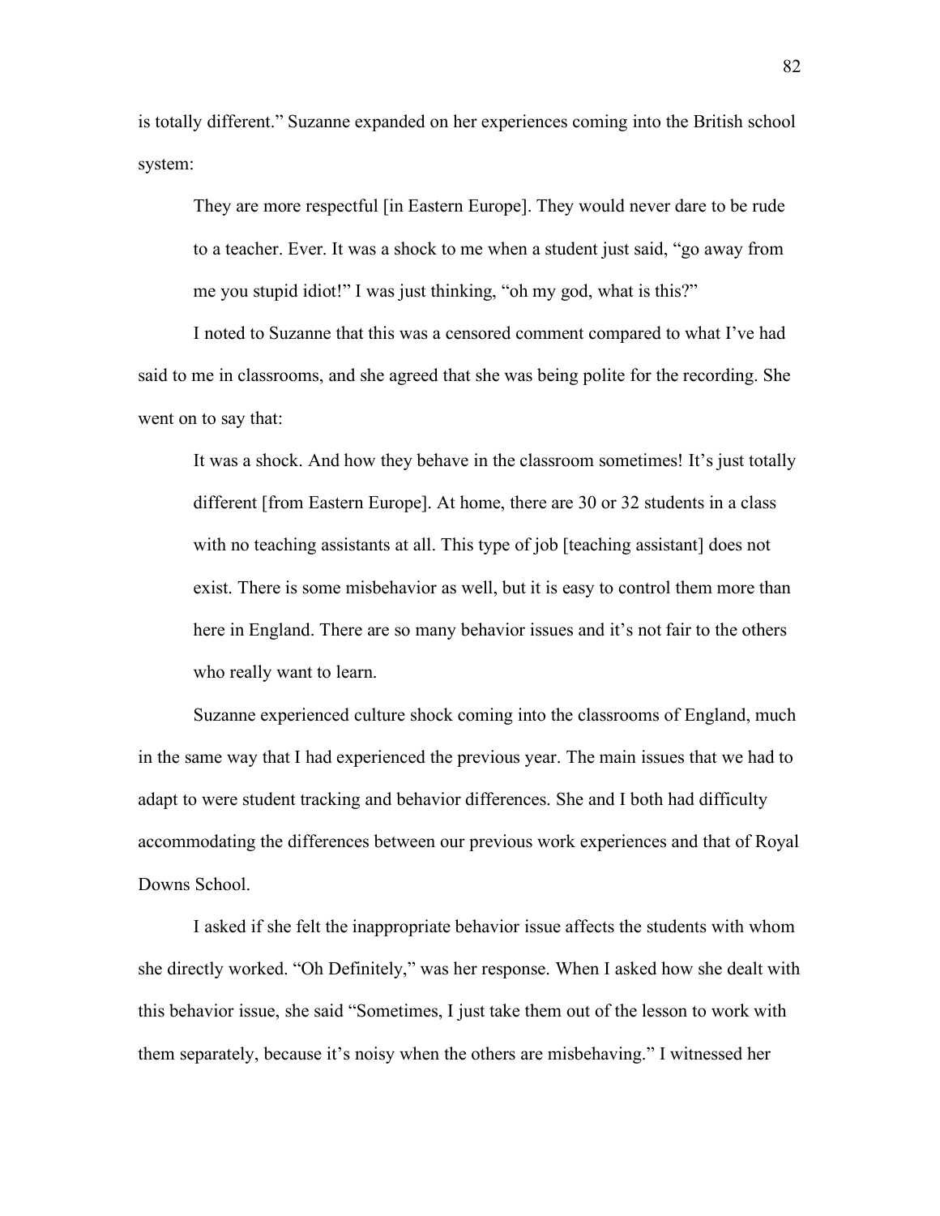is totally different." Suzanne expanded on her experiences coming into the British school system:

> They are more respectful [in Eastern Europe]. They would never dare to be rude to a teacher. Ever. It was a shock to me when a student just said, "go away from me you stupid idiot!" I was just thinking, "oh my god, what is this?"

I noted to Suzanne that this was a censored comment compared to what I've had said to me in classrooms, and she agreed that she was being polite for the recording. She went on to say that:

> It was a shock. And how they behave in the classroom sometimes! It's just totally different [from Eastern Europe]. At home, there are 30 or 32 students in a class with no teaching assistants at all. This type of job [teaching assistant] does not exist. There is some misbehavior as well, but it is easy to control them more than here in England. There are so many behavior issues and it's not fair to the others who really want to learn.

Suzanne experienced culture shock coming into the classrooms of England, much in the same way that I had experienced the previous year. The main issues that we had to adapt to were student tracking and behavior differences. She and I both had difficulty accommodating the differences between our previous work experiences and that of Royal Downs School.

I asked if she felt the inappropriate behavior issue affects the students with whom she directly worked. "Oh Definitely," was her response. When I asked how she dealt with this behavior issue, she said "Sometimes, I just take them out of the lesson to work with them separately, because it's noisy when the others are misbehaving." I witnessed her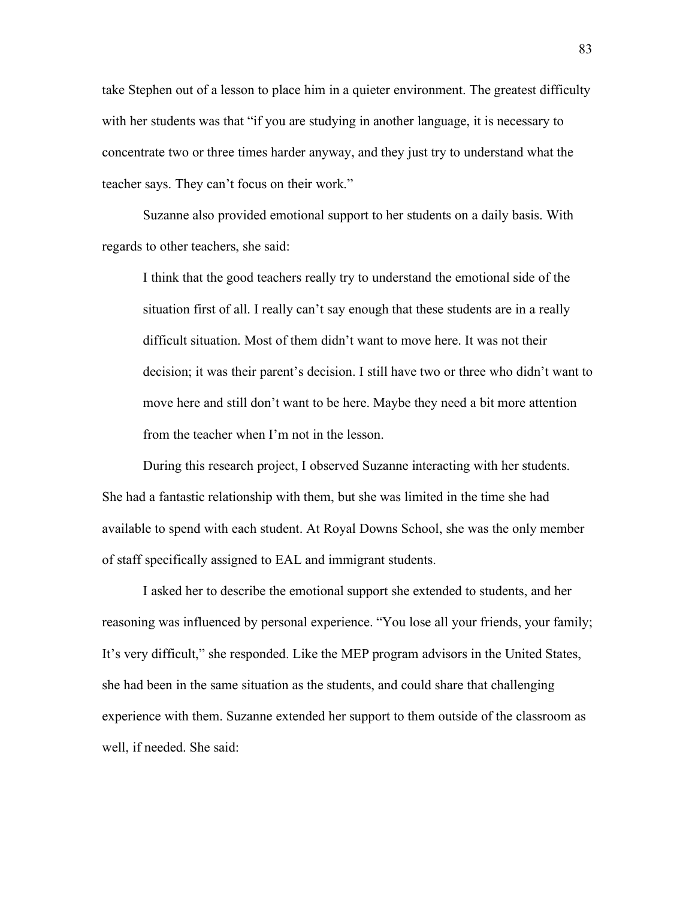take Stephen out of a lesson to place him in a quieter environment. The greatest difficulty with her students was that "if you are studying in another language, it is necessary to concentrate two or three times harder anyway, and they just try to understand what the teacher says. They can't focus on their work."

Suzanne also provided emotional support to her students on a daily basis. With regards to other teachers, she said:

> I think that the good teachers really try to understand the emotional side of the situation first of all. I really can't say enough that these students are in a really difficult situation. Most of them didn't want to move here. It was not their decision; it was their parent's decision. I still have two or three who didn't want to move here and still don't want to be here. Maybe they need a bit more attention from the teacher when I'm not in the lesson.

During this research project, I observed Suzanne interacting with her students. She had a fantastic relationship with them, but she was limited in the time she had available to spend with each student. At Royal Downs School, she was the only member of staff specifically assigned to EAL and immigrant students.

I asked her to describe the emotional support she extended to students, and her reasoning was influenced by personal experience. "You lose all your friends, your family; It's very difficult," she responded. Like the MEP program advisors in the United States, she had been in the same situation as the students, and could share that challenging experience with them. Suzanne extended her support to them outside of the classroom as well, if needed. She said: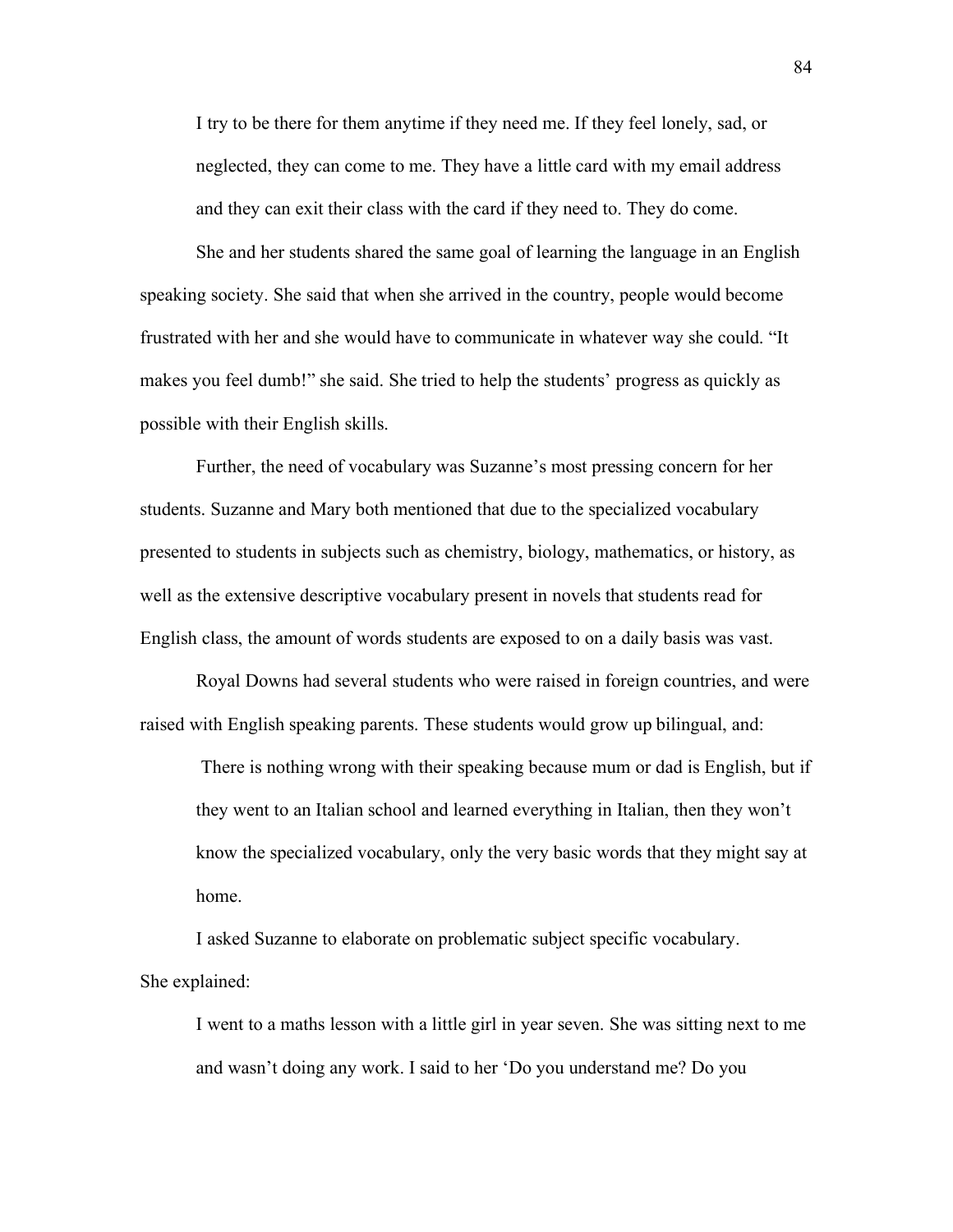> I try to be there for them anytime if they need me. If they feel lonely, sad, or neglected, they can come to me. They have a little card with my email address and they can exit their class with the card if they need to. They do come.

She and her students shared the same goal of learning the language in an English speaking society. She said that when she arrived in the country, people would become frustrated with her and she would have to communicate in whatever way she could. “It makes you feel dumb!” she said. She tried to help the students’ progress as quickly as possible with their English skills.

Further, the need of vocabulary was Suzanne’s most pressing concern for her students. Suzanne and Mary both mentioned that due to the specialized vocabulary presented to students in subjects such as chemistry, biology, mathematics, or history, as well as the extensive descriptive vocabulary present in novels that students read for English class, the amount of words students are exposed to on a daily basis was vast.

Royal Downs had several students who were raised in foreign countries, and were raised with English speaking parents. These students would grow up bilingual, and:

> There is nothing wrong with their speaking because mum or dad is English, but if they went to an Italian school and learned everything in Italian, then they won’t know the specialized vocabulary, only the very basic words that they might say at home.

I asked Suzanne to elaborate on problematic subject specific vocabulary. She explained:

> I went to a maths lesson with a little girl in year seven. She was sitting next to me and wasn’t doing any work. I said to her ‘Do you understand me? Do you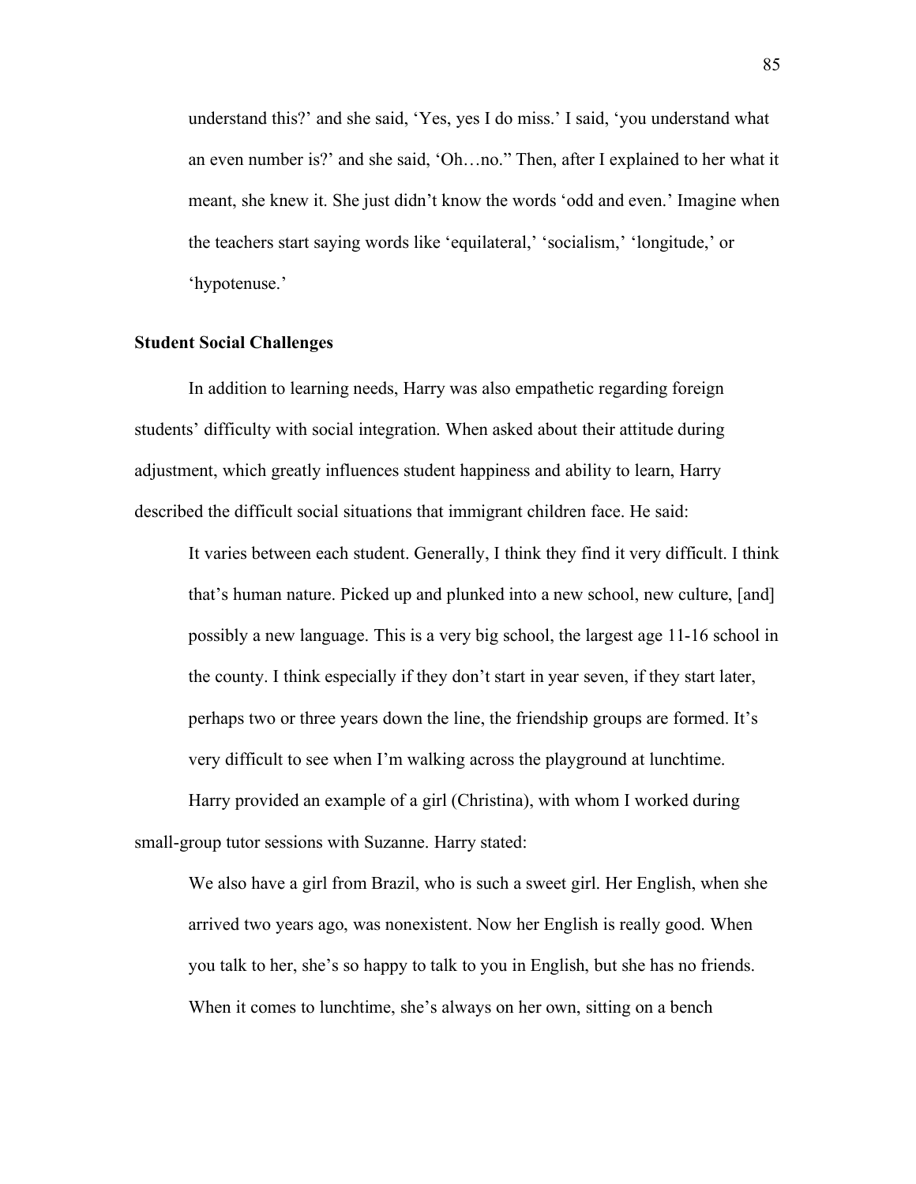> understand this?' and she said, 'Yes, yes I do miss.' I said, 'you understand what an even number is?' and she said, 'Oh…no." Then, after I explained to her what it meant, she knew it. She just didn't know the words 'odd and even.' Imagine when the teachers start saying words like 'equilateral,' 'socialism,' 'longitude,' or 'hypotenuse.'

### Student Social Challenges

In addition to learning needs, Harry was also empathetic regarding foreign students' difficulty with social integration. When asked about their attitude during adjustment, which greatly influences student happiness and ability to learn, Harry described the difficult social situations that immigrant children face. He said:

> It varies between each student. Generally, I think they find it very difficult. I think that's human nature. Picked up and plunked into a new school, new culture, [and] possibly a new language. This is a very big school, the largest age 11-16 school in the county. I think especially if they don't start in year seven, if they start later, perhaps two or three years down the line, the friendship groups are formed. It's very difficult to see when I'm walking across the playground at lunchtime.

Harry provided an example of a girl (Christina), with whom I worked during small-group tutor sessions with Suzanne. Harry stated:

> We also have a girl from Brazil, who is such a sweet girl. Her English, when she arrived two years ago, was nonexistent. Now her English is really good. When you talk to her, she's so happy to talk to you in English, but she has no friends. When it comes to lunchtime, she's always on her own, sitting on a bench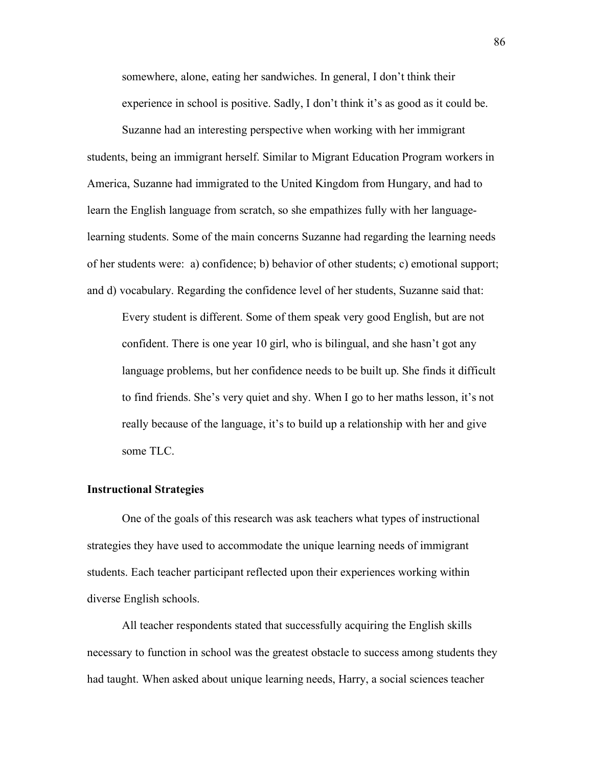> somewhere, alone, eating her sandwiches. In general, I don't think their experience in school is positive. Sadly, I don't think it's as good as it could be.

Suzanne had an interesting perspective when working with her immigrant students, being an immigrant herself. Similar to Migrant Education Program workers in America, Suzanne had immigrated to the United Kingdom from Hungary, and had to learn the English language from scratch, so she empathizes fully with her language-learning students. Some of the main concerns Suzanne had regarding the learning needs of her students were: a) confidence; b) behavior of other students; c) emotional support; and d) vocabulary. Regarding the confidence level of her students, Suzanne said that:

> Every student is different. Some of them speak very good English, but are not confident. There is one year 10 girl, who is bilingual, and she hasn't got any language problems, but her confidence needs to be built up. She finds it difficult to find friends. She's very quiet and shy. When I go to her maths lesson, it's not really because of the language, it's to build up a relationship with her and give some TLC.

### Instructional Strategies

One of the goals of this research was ask teachers what types of instructional strategies they have used to accommodate the unique learning needs of immigrant students. Each teacher participant reflected upon their experiences working within diverse English schools.

All teacher respondents stated that successfully acquiring the English skills necessary to function in school was the greatest obstacle to success among students they had taught. When asked about unique learning needs, Harry, a social sciences teacher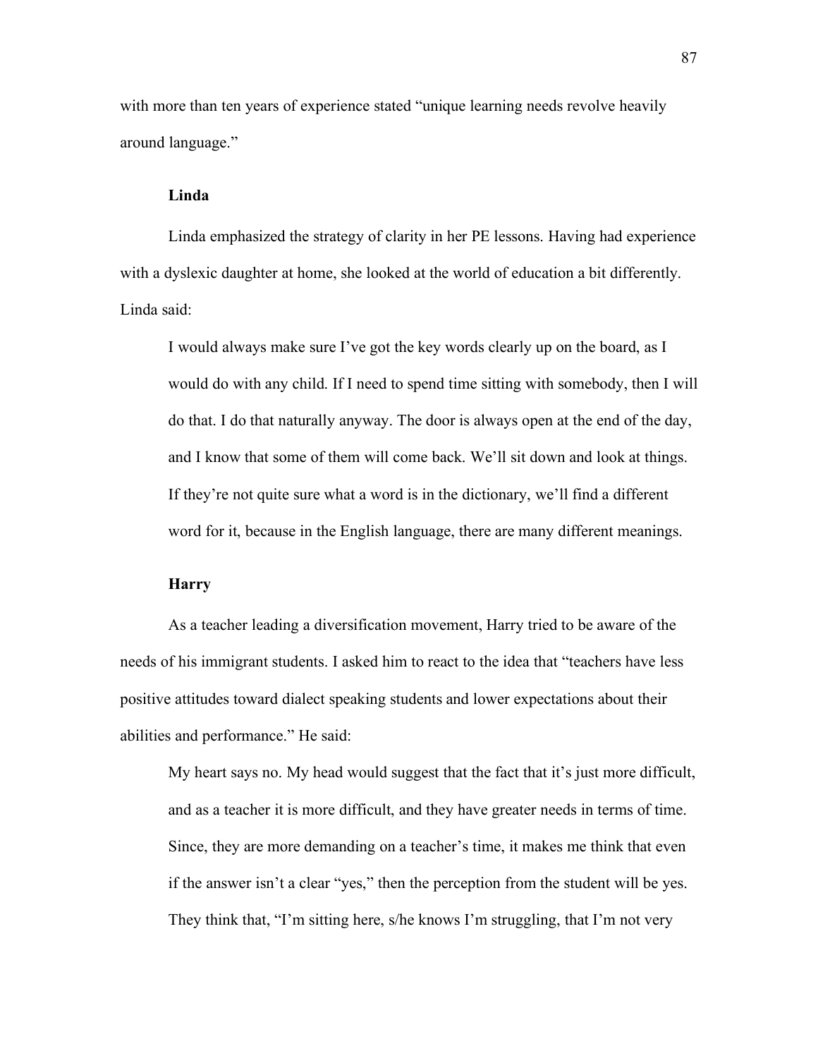with more than ten years of experience stated "unique learning needs revolve heavily around language."

### Linda

Linda emphasized the strategy of clarity in her PE lessons. Having had experience with a dyslexic daughter at home, she looked at the world of education a bit differently. Linda said:

> I would always make sure I've got the key words clearly up on the board, as I would do with any child. If I need to spend time sitting with somebody, then I will do that. I do that naturally anyway. The door is always open at the end of the day, and I know that some of them will come back. We'll sit down and look at things. If they're not quite sure what a word is in the dictionary, we'll find a different word for it, because in the English language, there are many different meanings.

### Harry

As a teacher leading a diversification movement, Harry tried to be aware of the needs of his immigrant students. I asked him to react to the idea that "teachers have less positive attitudes toward dialect speaking students and lower expectations about their abilities and performance." He said:

> My heart says no. My head would suggest that the fact that it's just more difficult, and as a teacher it is more difficult, and they have greater needs in terms of time. Since, they are more demanding on a teacher's time, it makes me think that even if the answer isn't a clear "yes," then the perception from the student will be yes. They think that, "I'm sitting here, s/he knows I'm struggling, that I'm not very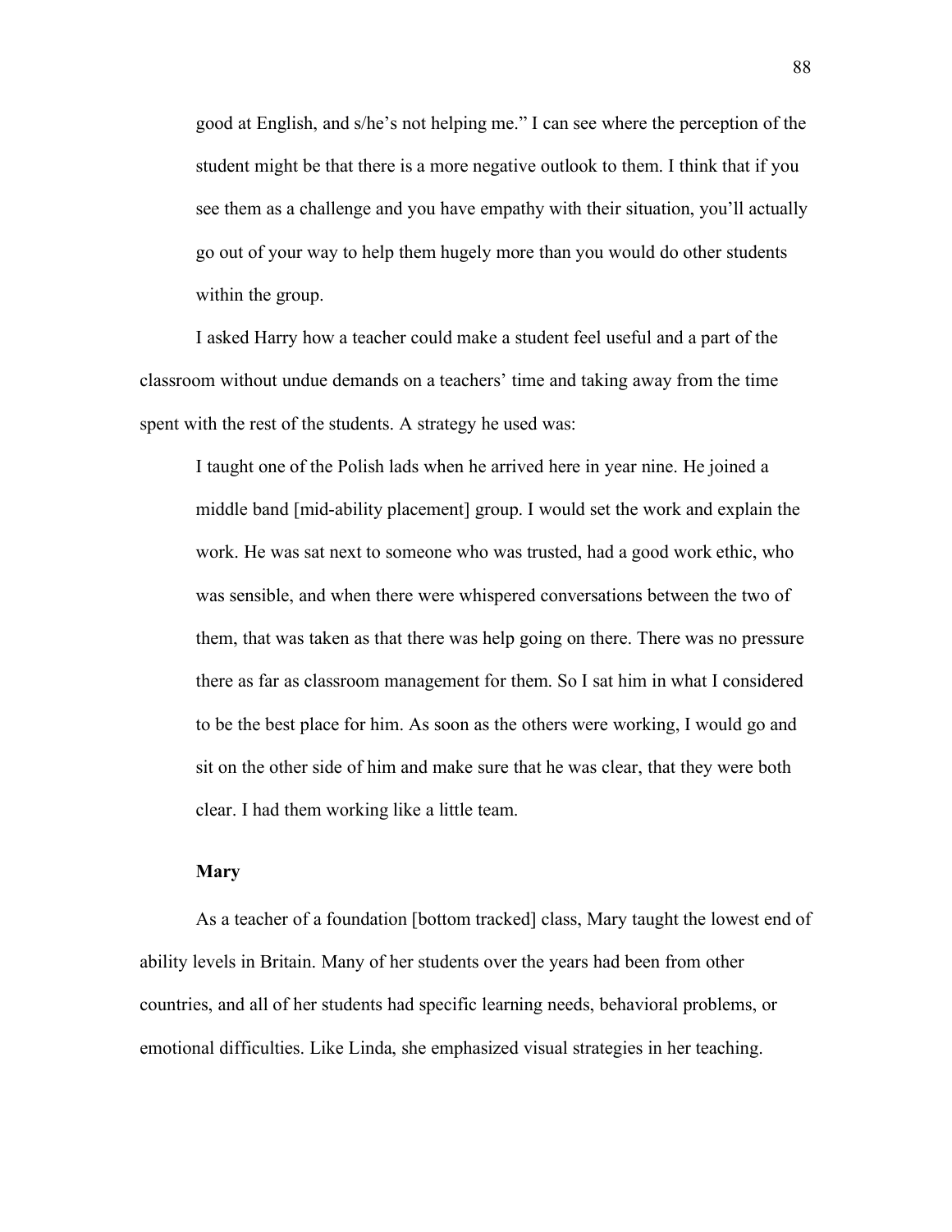> good at English, and s/he's not helping me." I can see where the perception of the student might be that there is a more negative outlook to them. I think that if you see them as a challenge and you have empathy with their situation, you'll actually go out of your way to help them hugely more than you would do other students within the group.

I asked Harry how a teacher could make a student feel useful and a part of the classroom without undue demands on a teachers' time and taking away from the time spent with the rest of the students. A strategy he used was:

> I taught one of the Polish lads when he arrived here in year nine. He joined a middle band [mid-ability placement] group. I would set the work and explain the work. He was sat next to someone who was trusted, had a good work ethic, who was sensible, and when there were whispered conversations between the two of them, that was taken as that there was help going on there. There was no pressure there as far as classroom management for them. So I sat him in what I considered to be the best place for him. As soon as the others were working, I would go and sit on the other side of him and make sure that he was clear, that they were both clear. I had them working like a little team.

### Mary

As a teacher of a foundation [bottom tracked] class, Mary taught the lowest end of ability levels in Britain. Many of her students over the years had been from other countries, and all of her students had specific learning needs, behavioral problems, or emotional difficulties. Like Linda, she emphasized visual strategies in her teaching.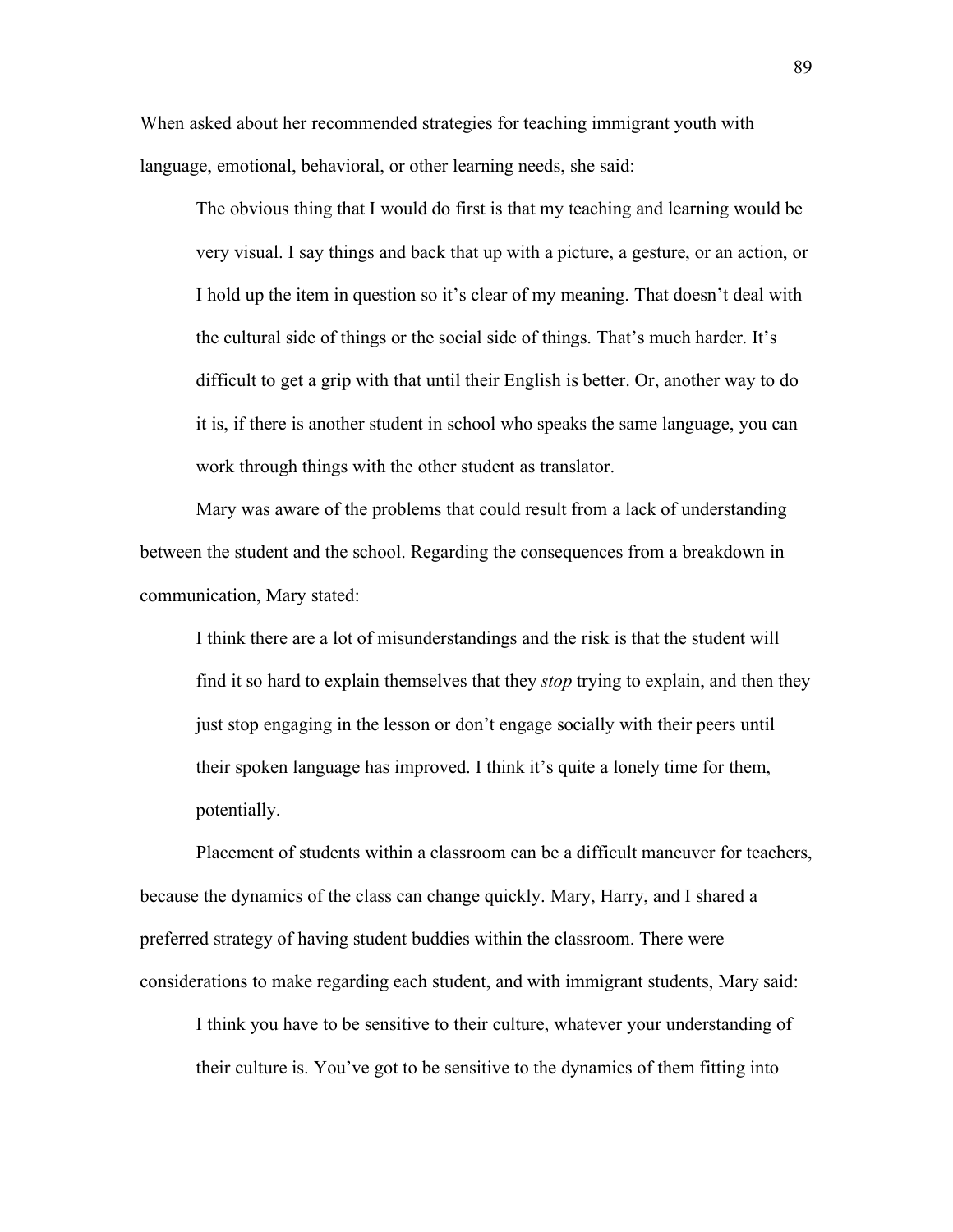When asked about her recommended strategies for teaching immigrant youth with language, emotional, behavioral, or other learning needs, she said:

> The obvious thing that I would do first is that my teaching and learning would be very visual. I say things and back that up with a picture, a gesture, or an action, or I hold up the item in question so it's clear of my meaning. That doesn't deal with the cultural side of things or the social side of things. That's much harder. It's difficult to get a grip with that until their English is better. Or, another way to do it is, if there is another student in school who speaks the same language, you can work through things with the other student as translator.

Mary was aware of the problems that could result from a lack of understanding between the student and the school. Regarding the consequences from a breakdown in communication, Mary stated:

> I think there are a lot of misunderstandings and the risk is that the student will find it so hard to explain themselves that they *stop* trying to explain, and then they just stop engaging in the lesson or don't engage socially with their peers until their spoken language has improved. I think it's quite a lonely time for them, potentially.

Placement of students within a classroom can be a difficult maneuver for teachers, because the dynamics of the class can change quickly. Mary, Harry, and I shared a preferred strategy of having student buddies within the classroom. There were considerations to make regarding each student, and with immigrant students, Mary said:

> I think you have to be sensitive to their culture, whatever your understanding of their culture is. You've got to be sensitive to the dynamics of them fitting into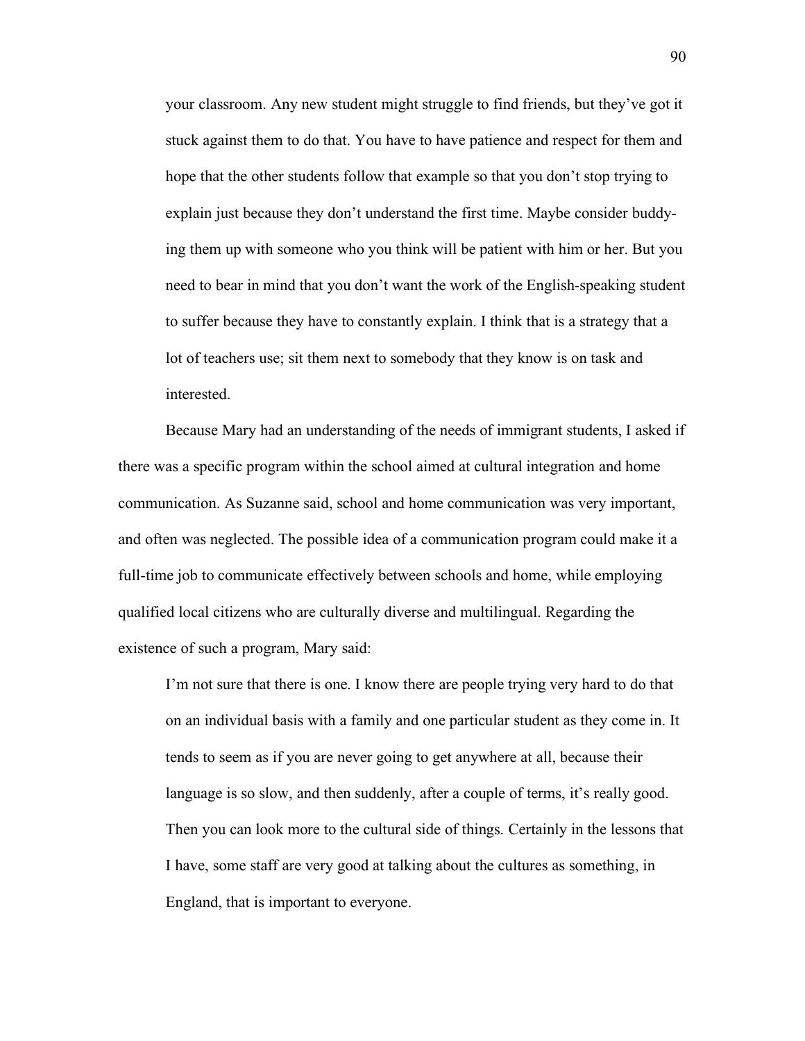> your classroom. Any new student might struggle to find friends, but they've got it stuck against them to do that. You have to have patience and respect for them and hope that the other students follow that example so that you don't stop trying to explain just because they don't understand the first time. Maybe consider buddying them up with someone who you think will be patient with him or her. But you need to bear in mind that you don't want the work of the English-speaking student to suffer because they have to constantly explain. I think that is a strategy that a lot of teachers use; sit them next to somebody that they know is on task and interested.

Because Mary had an understanding of the needs of immigrant students, I asked if there was a specific program within the school aimed at cultural integration and home communication. As Suzanne said, school and home communication was very important, and often was neglected. The possible idea of a communication program could make it a full-time job to communicate effectively between schools and home, while employing qualified local citizens who are culturally diverse and multilingual. Regarding the existence of such a program, Mary said:

> I'm not sure that there is one. I know there are people trying very hard to do that on an individual basis with a family and one particular student as they come in. It tends to seem as if you are never going to get anywhere at all, because their language is so slow, and then suddenly, after a couple of terms, it's really good. Then you can look more to the cultural side of things. Certainly in the lessons that I have, some staff are very good at talking about the cultures as something, in England, that is important to everyone.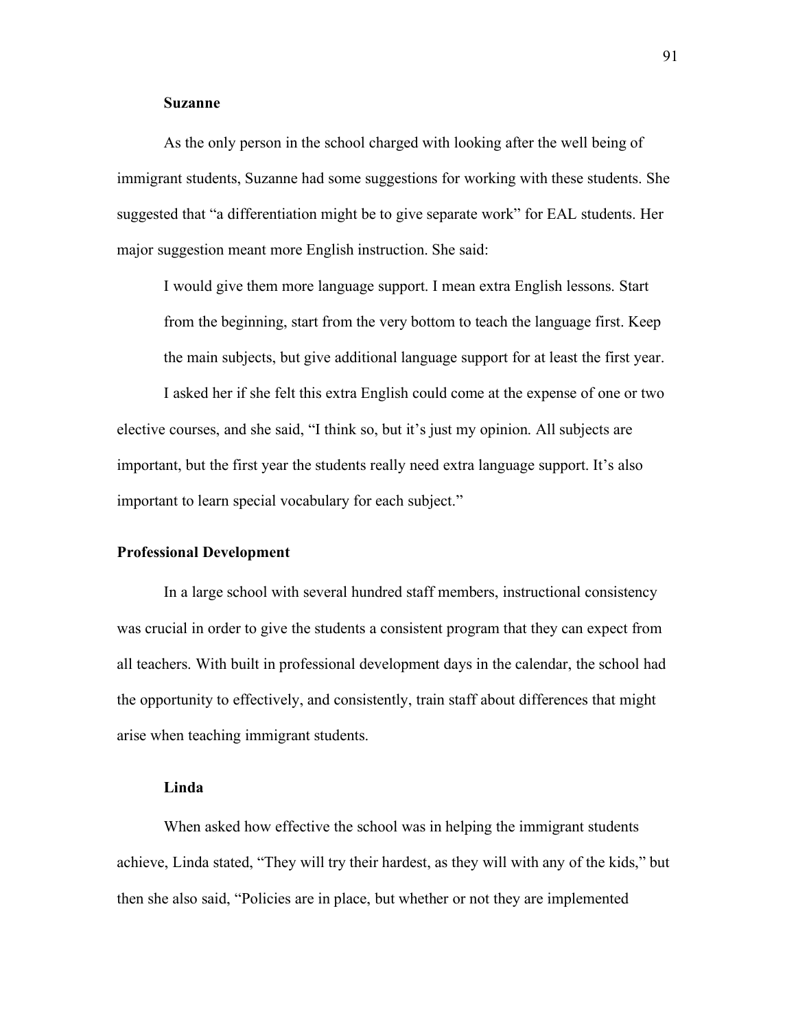### Suzanne

As the only person in the school charged with looking after the well being of immigrant students, Suzanne had some suggestions for working with these students. She suggested that “a differentiation might be to give separate work” for EAL students. Her major suggestion meant more English instruction. She said:

> I would give them more language support. I mean extra English lessons. Start from the beginning, start from the very bottom to teach the language first. Keep the main subjects, but give additional language support for at least the first year.

I asked her if she felt this extra English could come at the expense of one or two elective courses, and she said, “I think so, but it’s just my opinion. All subjects are important, but the first year the students really need extra language support. It’s also important to learn special vocabulary for each subject.”

## Professional Development

In a large school with several hundred staff members, instructional consistency was crucial in order to give the students a consistent program that they can expect from all teachers. With built in professional development days in the calendar, the school had the opportunity to effectively, and consistently, train staff about differences that might arise when teaching immigrant students.

### Linda

When asked how effective the school was in helping the immigrant students achieve, Linda stated, “They will try their hardest, as they will with any of the kids,” but then she also said, “Policies are in place, but whether or not they are implemented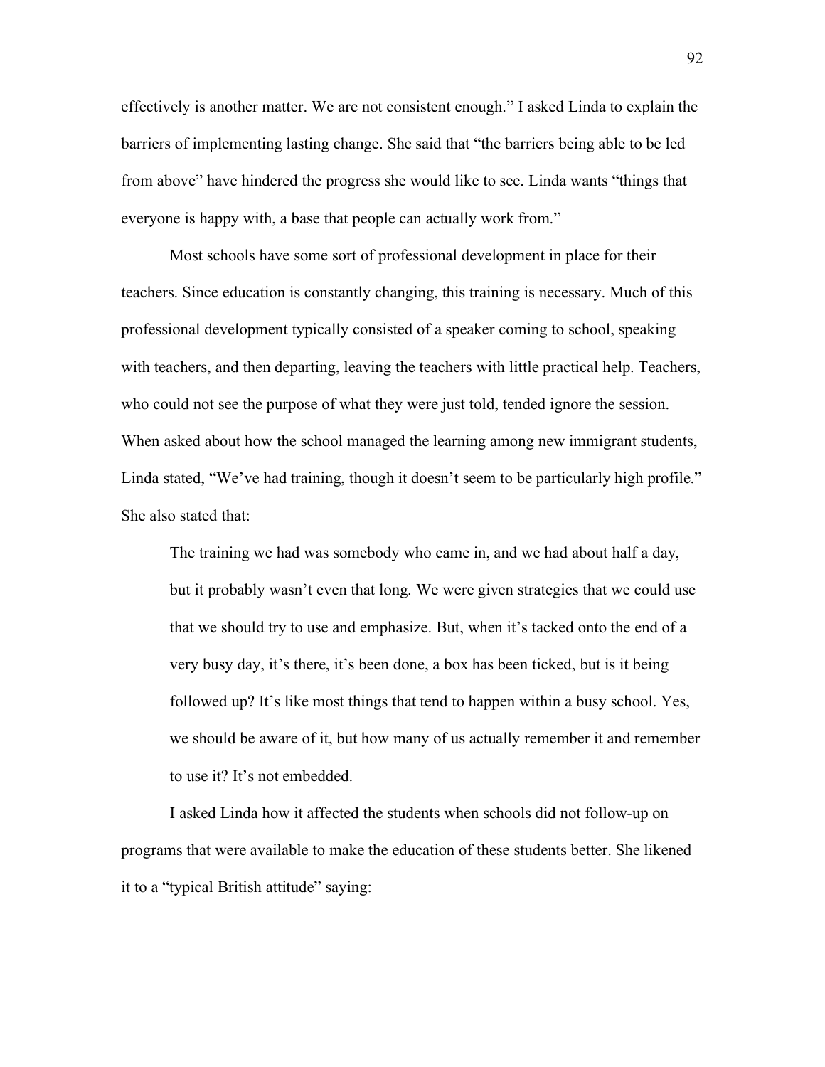effectively is another matter. We are not consistent enough." I asked Linda to explain the barriers of implementing lasting change. She said that "the barriers being able to be led from above" have hindered the progress she would like to see. Linda wants "things that everyone is happy with, a base that people can actually work from."

Most schools have some sort of professional development in place for their teachers. Since education is constantly changing, this training is necessary. Much of this professional development typically consisted of a speaker coming to school, speaking with teachers, and then departing, leaving the teachers with little practical help. Teachers, who could not see the purpose of what they were just told, tended ignore the session. When asked about how the school managed the learning among new immigrant students, Linda stated, "We've had training, though it doesn't seem to be particularly high profile." She also stated that:

> The training we had was somebody who came in, and we had about half a day, but it probably wasn't even that long. We were given strategies that we could use that we should try to use and emphasize. But, when it's tacked onto the end of a very busy day, it's there, it's been done, a box has been ticked, but is it being followed up? It's like most things that tend to happen within a busy school. Yes, we should be aware of it, but how many of us actually remember it and remember to use it? It's not embedded.

I asked Linda how it affected the students when schools did not follow-up on programs that were available to make the education of these students better. She likened it to a "typical British attitude" saying: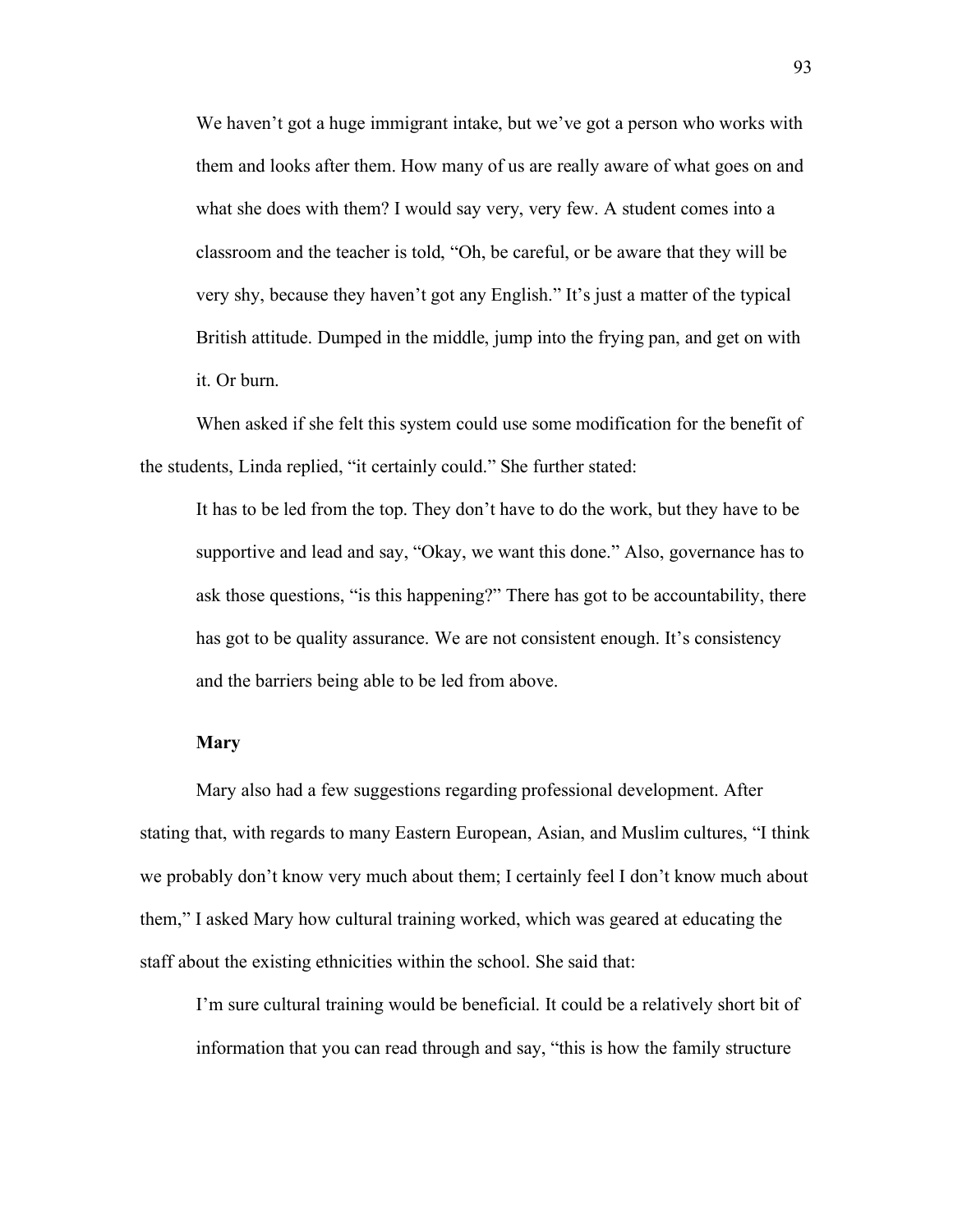> We haven't got a huge immigrant intake, but we've got a person who works with them and looks after them. How many of us are really aware of what goes on and what she does with them? I would say very, very few. A student comes into a classroom and the teacher is told, "Oh, be careful, or be aware that they will be very shy, because they haven't got any English." It's just a matter of the typical British attitude. Dumped in the middle, jump into the frying pan, and get on with it. Or burn.

When asked if she felt this system could use some modification for the benefit of the students, Linda replied, "it certainly could." She further stated:

> It has to be led from the top. They don't have to do the work, but they have to be supportive and lead and say, "Okay, we want this done." Also, governance has to ask those questions, "is this happening?" There has got to be accountability, there has got to be quality assurance. We are not consistent enough. It's consistency and the barriers being able to be led from above.

**Mary**

Mary also had a few suggestions regarding professional development. After stating that, with regards to many Eastern European, Asian, and Muslim cultures, "I think we probably don't know very much about them; I certainly feel I don't know much about them," I asked Mary how cultural training worked, which was geared at educating the staff about the existing ethnicities within the school. She said that:

> I'm sure cultural training would be beneficial. It could be a relatively short bit of information that you can read through and say, "this is how the family structure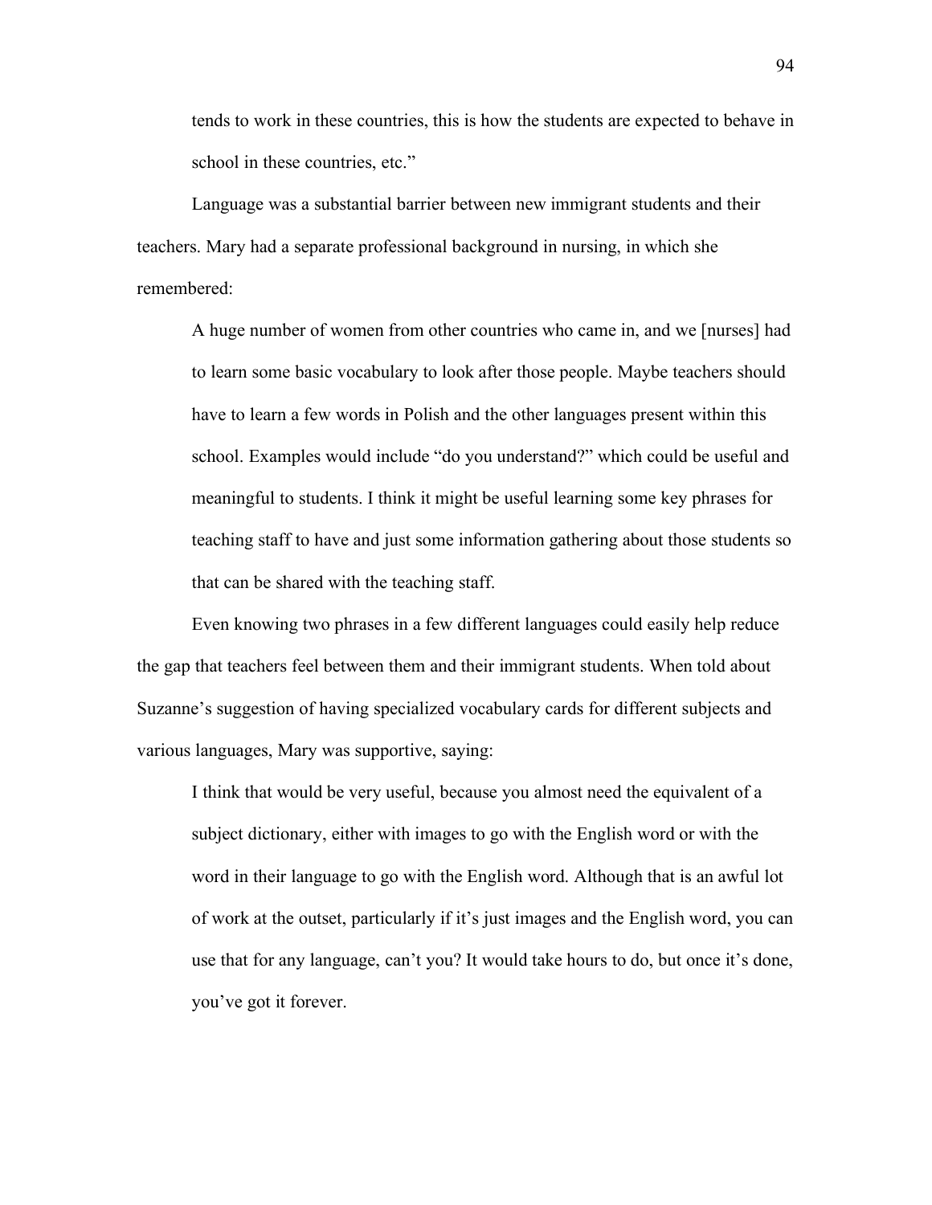tends to work in these countries, this is how the students are expected to behave in school in these countries, etc."

Language was a substantial barrier between new immigrant students and their teachers. Mary had a separate professional background in nursing, in which she remembered:

> A huge number of women from other countries who came in, and we [nurses] had to learn some basic vocabulary to look after those people. Maybe teachers should have to learn a few words in Polish and the other languages present within this school. Examples would include "do you understand?" which could be useful and meaningful to students. I think it might be useful learning some key phrases for teaching staff to have and just some information gathering about those students so that can be shared with the teaching staff.

Even knowing two phrases in a few different languages could easily help reduce the gap that teachers feel between them and their immigrant students. When told about Suzanne's suggestion of having specialized vocabulary cards for different subjects and various languages, Mary was supportive, saying:

> I think that would be very useful, because you almost need the equivalent of a subject dictionary, either with images to go with the English word or with the word in their language to go with the English word. Although that is an awful lot of work at the outset, particularly if it's just images and the English word, you can use that for any language, can't you? It would take hours to do, but once it's done, you've got it forever.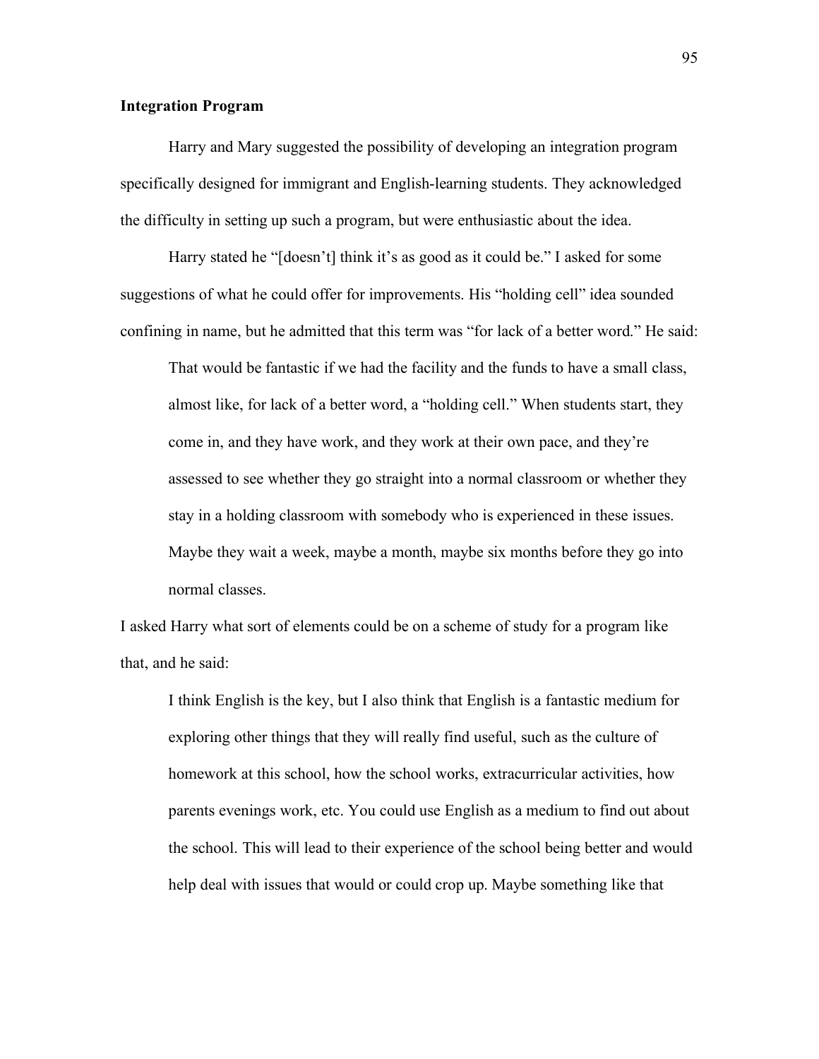**Integration Program**

Harry and Mary suggested the possibility of developing an integration program specifically designed for immigrant and English-learning students. They acknowledged the difficulty in setting up such a program, but were enthusiastic about the idea.

Harry stated he "[doesn't] think it's as good as it could be." I asked for some suggestions of what he could offer for improvements. His "holding cell" idea sounded confining in name, but he admitted that this term was "for lack of a better word." He said:

> That would be fantastic if we had the facility and the funds to have a small class, almost like, for lack of a better word, a "holding cell." When students start, they come in, and they have work, and they work at their own pace, and they're assessed to see whether they go straight into a normal classroom or whether they stay in a holding classroom with somebody who is experienced in these issues. Maybe they wait a week, maybe a month, maybe six months before they go into normal classes.

I asked Harry what sort of elements could be on a scheme of study for a program like that, and he said:

> I think English is the key, but I also think that English is a fantastic medium for exploring other things that they will really find useful, such as the culture of homework at this school, how the school works, extracurricular activities, how parents evenings work, etc. You could use English as a medium to find out about the school. This will lead to their experience of the school being better and would help deal with issues that would or could crop up. Maybe something like that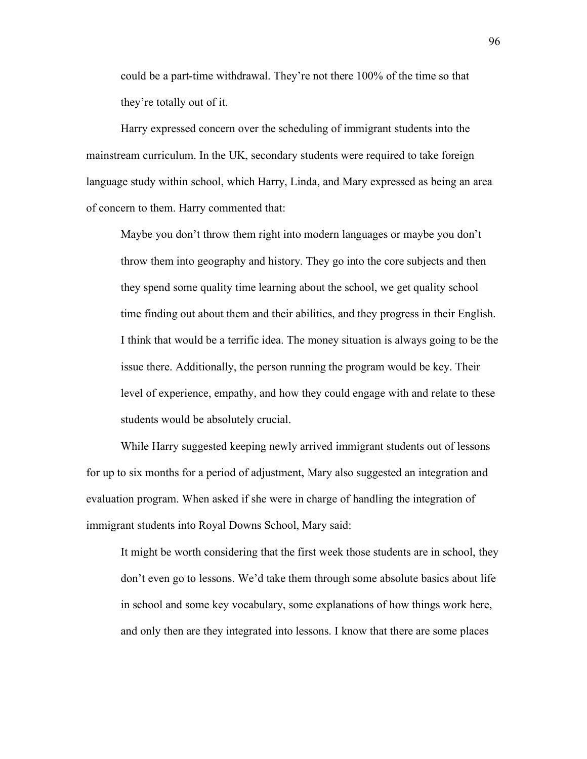> could be a part-time withdrawal. They're not there 100% of the time so that they're totally out of it.

Harry expressed concern over the scheduling of immigrant students into the mainstream curriculum. In the UK, secondary students were required to take foreign language study within school, which Harry, Linda, and Mary expressed as being an area of concern to them. Harry commented that:

> Maybe you don't throw them right into modern languages or maybe you don't throw them into geography and history. They go into the core subjects and then they spend some quality time learning about the school, we get quality school time finding out about them and their abilities, and they progress in their English. I think that would be a terrific idea. The money situation is always going to be the issue there. Additionally, the person running the program would be key. Their level of experience, empathy, and how they could engage with and relate to these students would be absolutely crucial.

While Harry suggested keeping newly arrived immigrant students out of lessons for up to six months for a period of adjustment, Mary also suggested an integration and evaluation program. When asked if she were in charge of handling the integration of immigrant students into Royal Downs School, Mary said:

> It might be worth considering that the first week those students are in school, they don't even go to lessons. We'd take them through some absolute basics about life in school and some key vocabulary, some explanations of how things work here, and only then are they integrated into lessons. I know that there are some places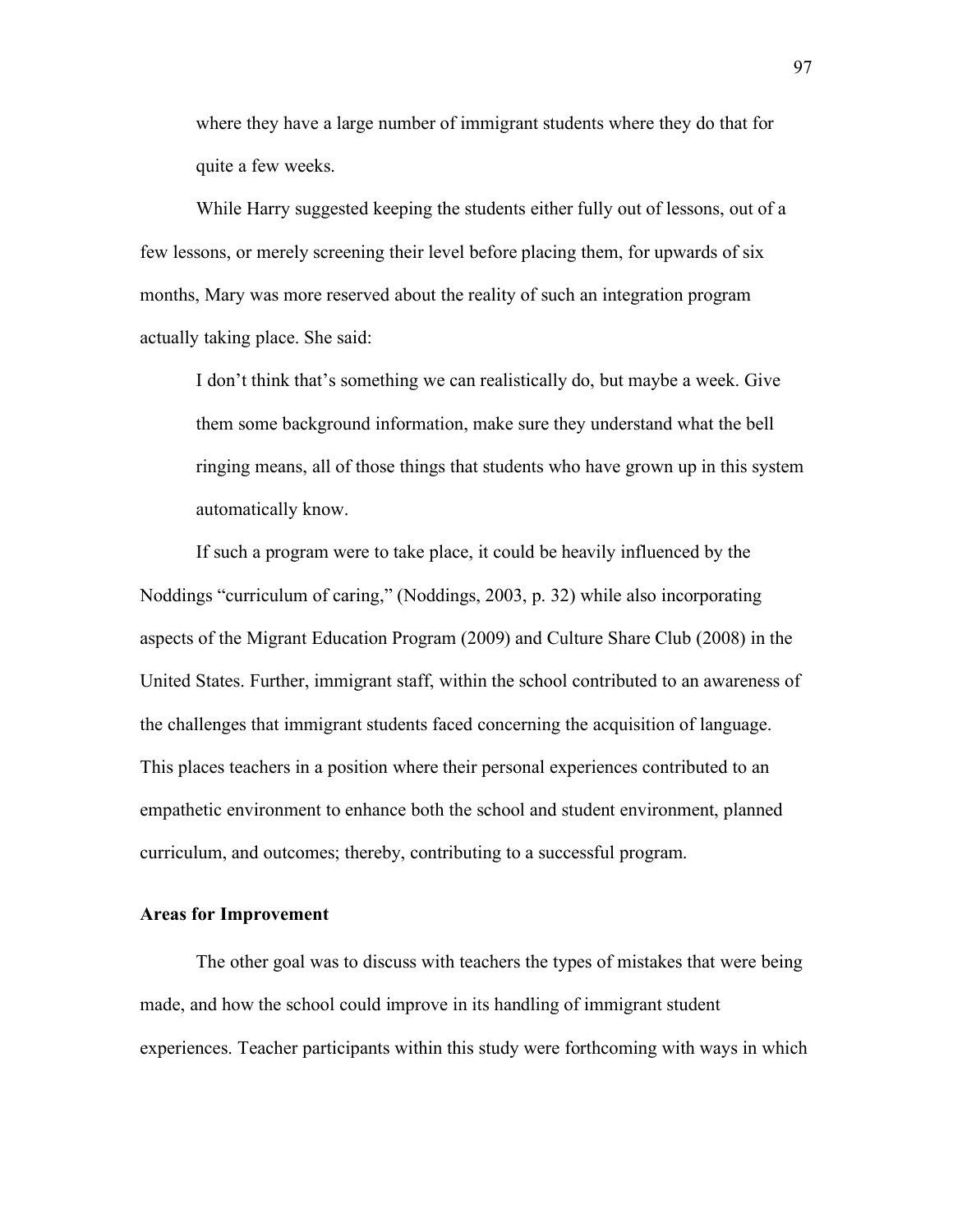> where they have a large number of immigrant students where they do that for quite a few weeks.

While Harry suggested keeping the students either fully out of lessons, out of a few lessons, or merely screening their level before placing them, for upwards of six months, Mary was more reserved about the reality of such an integration program actually taking place. She said:

> I don't think that's something we can realistically do, but maybe a week. Give them some background information, make sure they understand what the bell ringing means, all of those things that students who have grown up in this system automatically know.

If such a program were to take place, it could be heavily influenced by the Noddings "curriculum of caring," (Noddings, 2003, p. 32) while also incorporating aspects of the Migrant Education Program (2009) and Culture Share Club (2008) in the United States. Further, immigrant staff, within the school contributed to an awareness of the challenges that immigrant students faced concerning the acquisition of language. This places teachers in a position where their personal experiences contributed to an empathetic environment to enhance both the school and student environment, planned curriculum, and outcomes; thereby, contributing to a successful program.

**Areas for Improvement**

The other goal was to discuss with teachers the types of mistakes that were being made, and how the school could improve in its handling of immigrant student experiences. Teacher participants within this study were forthcoming with ways in which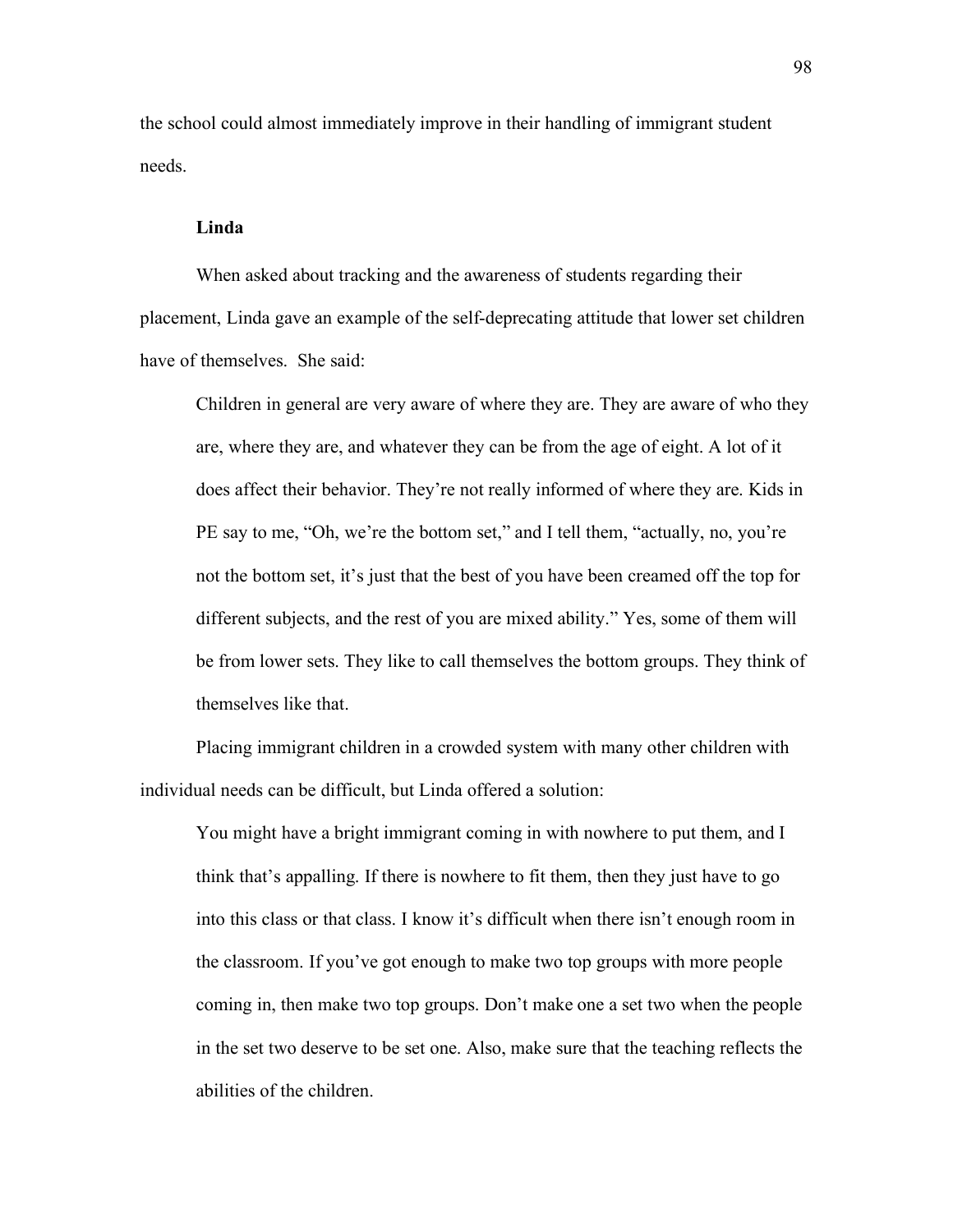the school could almost immediately improve in their handling of immigrant student needs.

**Linda**

When asked about tracking and the awareness of students regarding their placement, Linda gave an example of the self-deprecating attitude that lower set children have of themselves. She said:

> Children in general are very aware of where they are. They are aware of who they are, where they are, and whatever they can be from the age of eight. A lot of it does affect their behavior. They're not really informed of where they are. Kids in PE say to me, "Oh, we're the bottom set," and I tell them, "actually, no, you're not the bottom set, it's just that the best of you have been creamed off the top for different subjects, and the rest of you are mixed ability." Yes, some of them will be from lower sets. They like to call themselves the bottom groups. They think of themselves like that.

Placing immigrant children in a crowded system with many other children with individual needs can be difficult, but Linda offered a solution:

> You might have a bright immigrant coming in with nowhere to put them, and I think that's appalling. If there is nowhere to fit them, then they just have to go into this class or that class. I know it's difficult when there isn't enough room in the classroom. If you've got enough to make two top groups with more people coming in, then make two top groups. Don't make one a set two when the people in the set two deserve to be set one. Also, make sure that the teaching reflects the abilities of the children.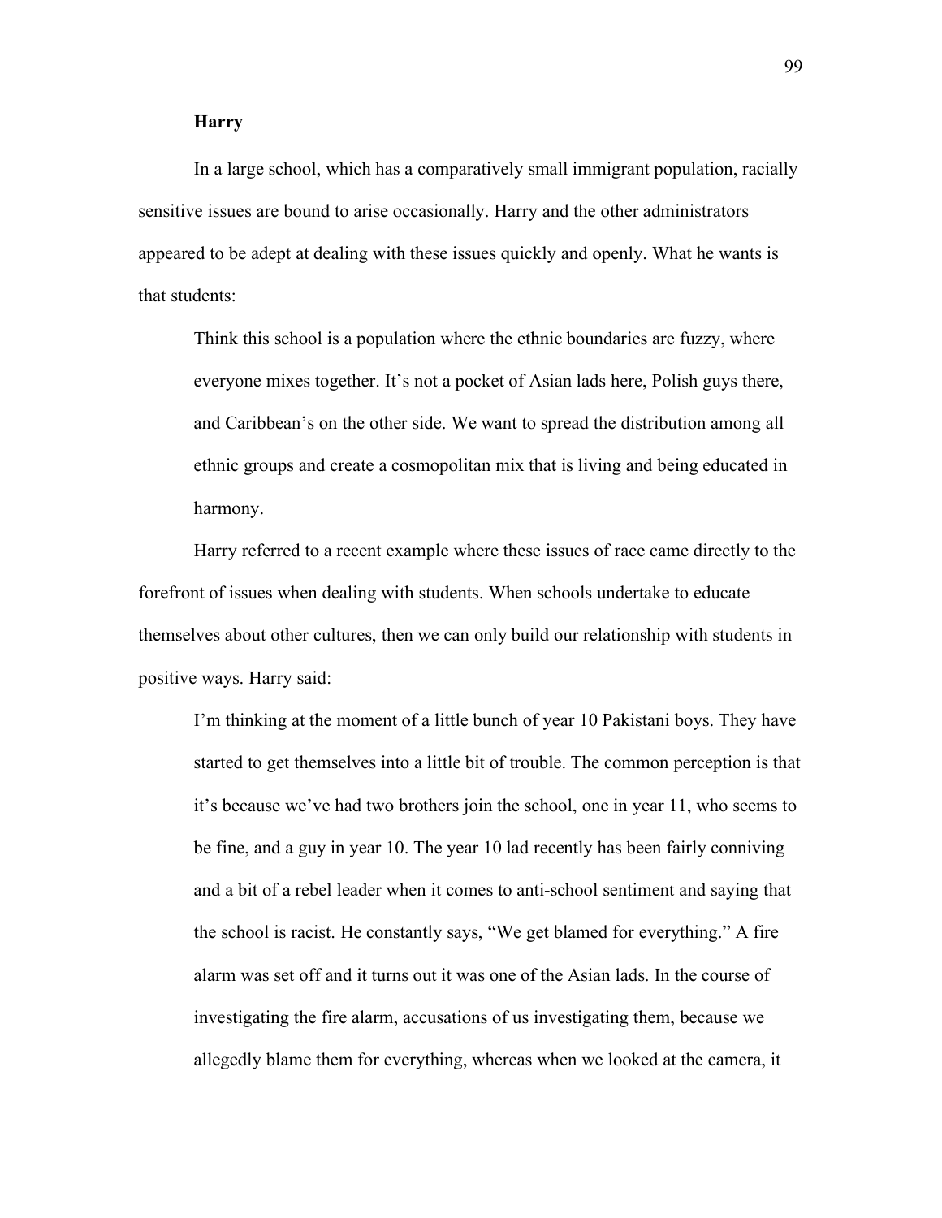**Harry**

In a large school, which has a comparatively small immigrant population, racially sensitive issues are bound to arise occasionally. Harry and the other administrators appeared to be adept at dealing with these issues quickly and openly. What he wants is that students:

> Think this school is a population where the ethnic boundaries are fuzzy, where everyone mixes together. It's not a pocket of Asian lads here, Polish guys there, and Caribbean's on the other side. We want to spread the distribution among all ethnic groups and create a cosmopolitan mix that is living and being educated in harmony.

Harry referred to a recent example where these issues of race came directly to the forefront of issues when dealing with students. When schools undertake to educate themselves about other cultures, then we can only build our relationship with students in positive ways. Harry said:

> I'm thinking at the moment of a little bunch of year 10 Pakistani boys. They have started to get themselves into a little bit of trouble. The common perception is that it's because we've had two brothers join the school, one in year 11, who seems to be fine, and a guy in year 10. The year 10 lad recently has been fairly conniving and a bit of a rebel leader when it comes to anti-school sentiment and saying that the school is racist. He constantly says, "We get blamed for everything." A fire alarm was set off and it turns out it was one of the Asian lads. In the course of investigating the fire alarm, accusations of us investigating them, because we allegedly blame them for everything, whereas when we looked at the camera, it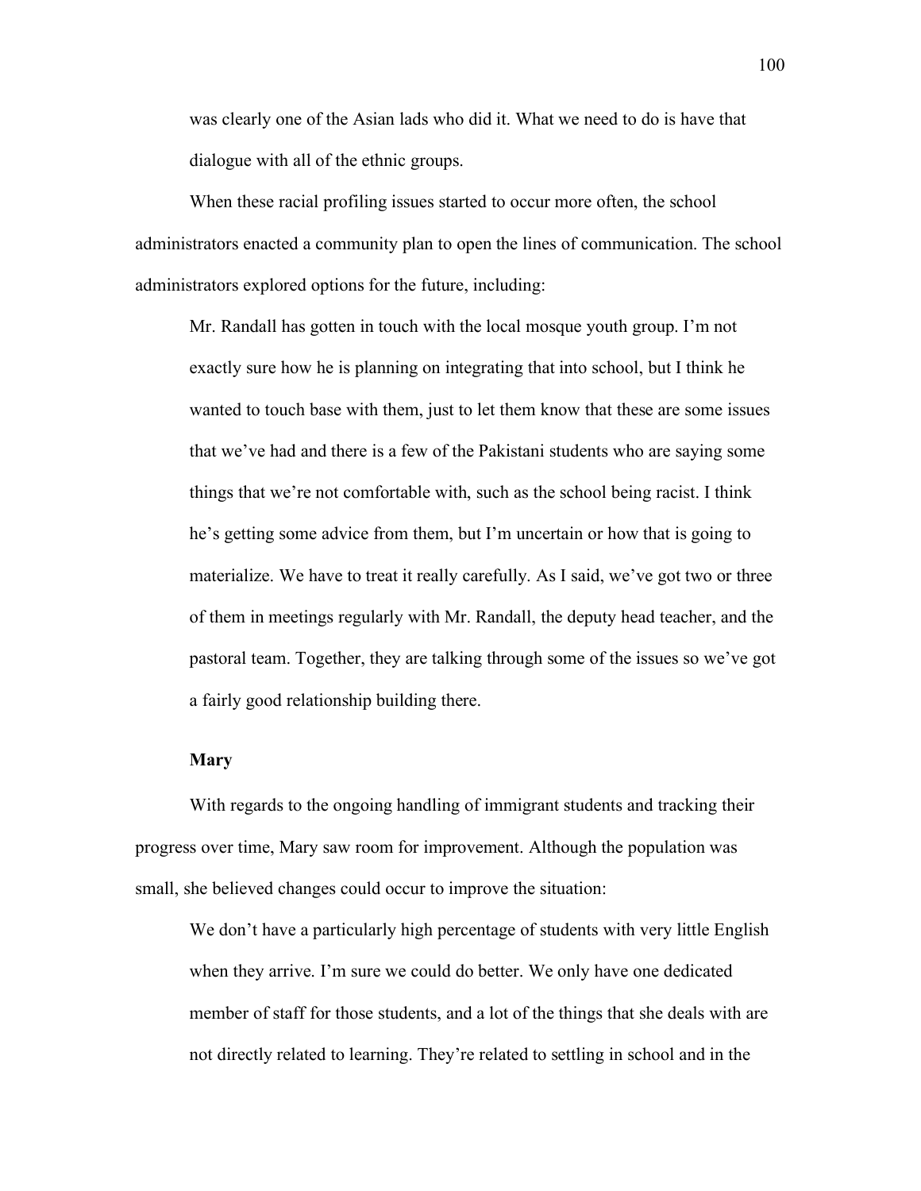> was clearly one of the Asian lads who did it. What we need to do is have that dialogue with all of the ethnic groups.

When these racial profiling issues started to occur more often, the school administrators enacted a community plan to open the lines of communication. The school administrators explored options for the future, including:

> Mr. Randall has gotten in touch with the local mosque youth group. I'm not exactly sure how he is planning on integrating that into school, but I think he wanted to touch base with them, just to let them know that these are some issues that we've had and there is a few of the Pakistani students who are saying some things that we're not comfortable with, such as the school being racist. I think he's getting some advice from them, but I'm uncertain or how that is going to materialize. We have to treat it really carefully. As I said, we've got two or three of them in meetings regularly with Mr. Randall, the deputy head teacher, and the pastoral team. Together, they are talking through some of the issues so we've got a fairly good relationship building there.

**Mary**

With regards to the ongoing handling of immigrant students and tracking their progress over time, Mary saw room for improvement. Although the population was small, she believed changes could occur to improve the situation:

> We don't have a particularly high percentage of students with very little English when they arrive. I'm sure we could do better. We only have one dedicated member of staff for those students, and a lot of the things that she deals with are not directly related to learning. They're related to settling in school and in the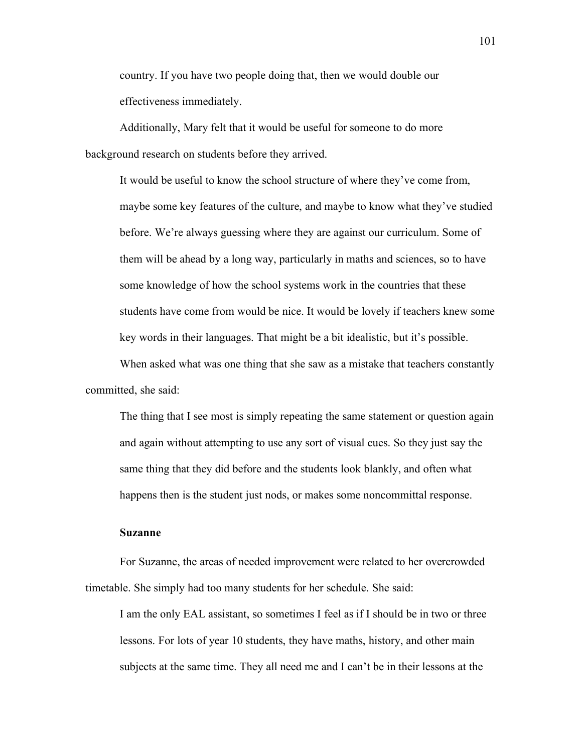country. If you have two people doing that, then we would double our effectiveness immediately.

Additionally, Mary felt that it would be useful for someone to do more background research on students before they arrived.

> It would be useful to know the school structure of where they've come from, maybe some key features of the culture, and maybe to know what they've studied before. We're always guessing where they are against our curriculum. Some of them will be ahead by a long way, particularly in maths and sciences, so to have some knowledge of how the school systems work in the countries that these students have come from would be nice. It would be lovely if teachers knew some key words in their languages. That might be a bit idealistic, but it's possible.

When asked what was one thing that she saw as a mistake that teachers constantly committed, she said:

> The thing that I see most is simply repeating the same statement or question again and again without attempting to use any sort of visual cues. So they just say the same thing that they did before and the students look blankly, and often what happens then is the student just nods, or makes some noncommittal response.

**Suzanne**

For Suzanne, the areas of needed improvement were related to her overcrowded timetable. She simply had too many students for her schedule. She said:

> I am the only EAL assistant, so sometimes I feel as if I should be in two or three lessons. For lots of year 10 students, they have maths, history, and other main subjects at the same time. They all need me and I can't be in their lessons at the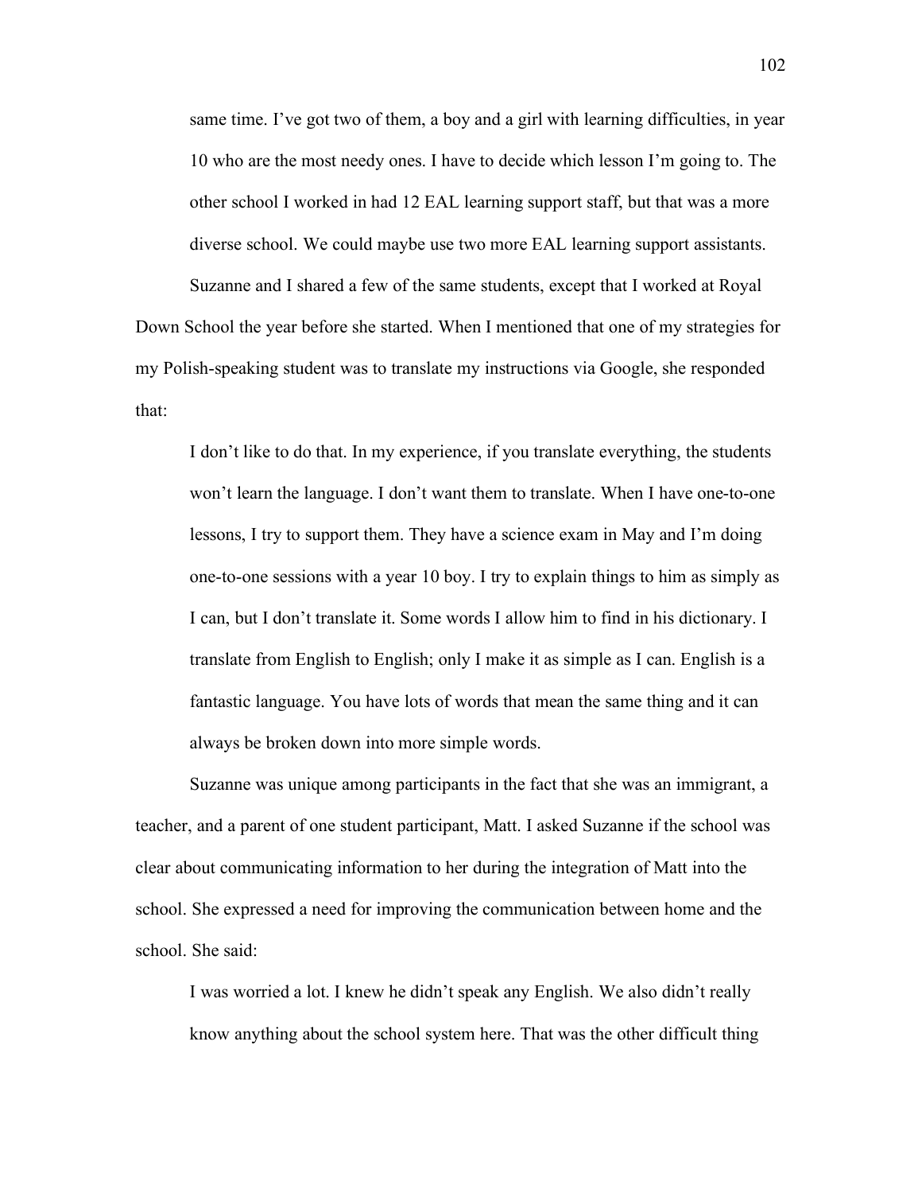> same time. I've got two of them, a boy and a girl with learning difficulties, in year 10 who are the most needy ones. I have to decide which lesson I'm going to. The other school I worked in had 12 EAL learning support staff, but that was a more diverse school. We could maybe use two more EAL learning support assistants.

Suzanne and I shared a few of the same students, except that I worked at Royal Down School the year before she started. When I mentioned that one of my strategies for my Polish-speaking student was to translate my instructions via Google, she responded that:

> I don't like to do that. In my experience, if you translate everything, the students won't learn the language. I don't want them to translate. When I have one-to-one lessons, I try to support them. They have a science exam in May and I'm doing one-to-one sessions with a year 10 boy. I try to explain things to him as simply as I can, but I don't translate it. Some words I allow him to find in his dictionary. I translate from English to English; only I make it as simple as I can. English is a fantastic language. You have lots of words that mean the same thing and it can always be broken down into more simple words.

Suzanne was unique among participants in the fact that she was an immigrant, a teacher, and a parent of one student participant, Matt. I asked Suzanne if the school was clear about communicating information to her during the integration of Matt into the school. She expressed a need for improving the communication between home and the school. She said:

> I was worried a lot. I knew he didn't speak any English. We also didn't really know anything about the school system here. That was the other difficult thing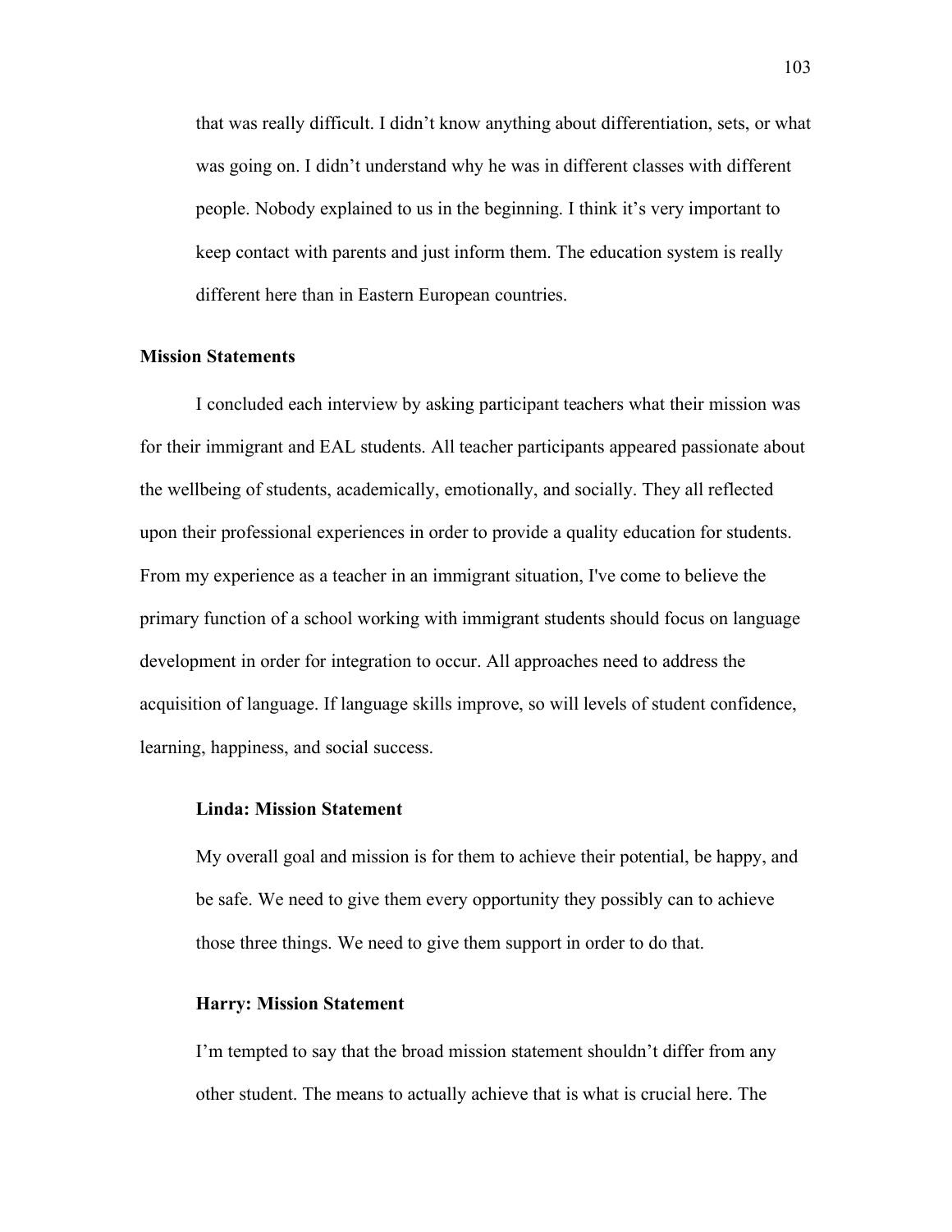that was really difficult. I didn't know anything about differentiation, sets, or what was going on. I didn't understand why he was in different classes with different people. Nobody explained to us in the beginning. I think it's very important to keep contact with parents and just inform them. The education system is really different here than in Eastern European countries.

## Mission Statements

I concluded each interview by asking participant teachers what their mission was for their immigrant and EAL students. All teacher participants appeared passionate about the wellbeing of students, academically, emotionally, and socially. They all reflected upon their professional experiences in order to provide a quality education for students. From my experience as a teacher in an immigrant situation, I've come to believe the primary function of a school working with immigrant students should focus on language development in order for integration to occur. All approaches need to address the acquisition of language. If language skills improve, so will levels of student confidence, learning, happiness, and social success.

### Linda: Mission Statement

My overall goal and mission is for them to achieve their potential, be happy, and be safe. We need to give them every opportunity they possibly can to achieve those three things. We need to give them support in order to do that.

### Harry: Mission Statement

I'm tempted to say that the broad mission statement shouldn't differ from any other student. The means to actually achieve that is what is crucial here. The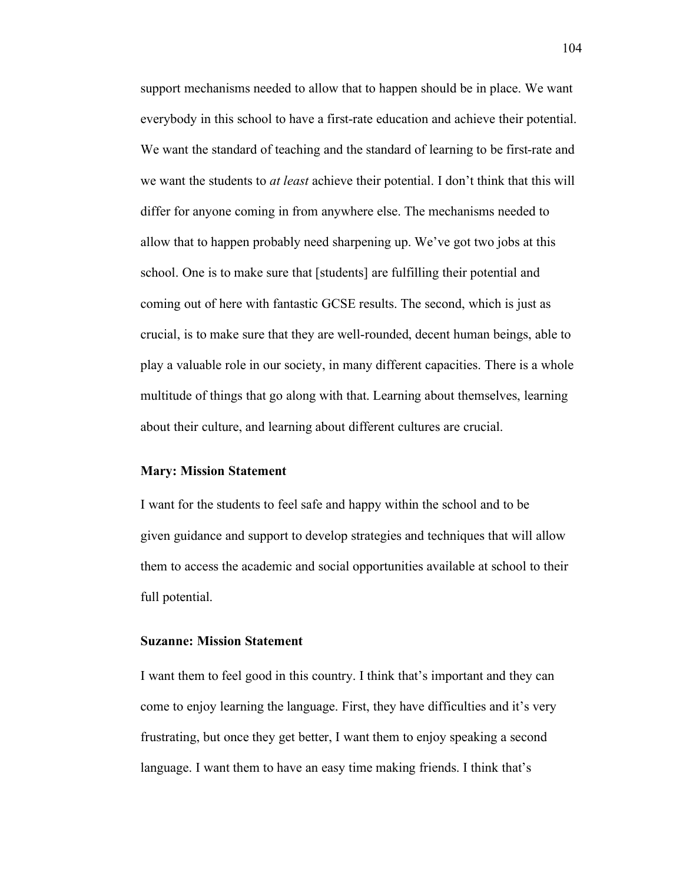support mechanisms needed to allow that to happen should be in place. We want everybody in this school to have a first-rate education and achieve their potential. We want the standard of teaching and the standard of learning to be first-rate and we want the students to *at least* achieve their potential. I don't think that this will differ for anyone coming in from anywhere else. The mechanisms needed to allow that to happen probably need sharpening up. We've got two jobs at this school. One is to make sure that [students] are fulfilling their potential and coming out of here with fantastic GCSE results. The second, which is just as crucial, is to make sure that they are well-rounded, decent human beings, able to play a valuable role in our society, in many different capacities. There is a whole multitude of things that go along with that. Learning about themselves, learning about their culture, and learning about different cultures are crucial.

**Mary: Mission Statement**

I want for the students to feel safe and happy within the school and to be given guidance and support to develop strategies and techniques that will allow them to access the academic and social opportunities available at school to their full potential.

**Suzanne: Mission Statement**

I want them to feel good in this country. I think that's important and they can come to enjoy learning the language. First, they have difficulties and it's very frustrating, but once they get better, I want them to enjoy speaking a second language. I want them to have an easy time making friends. I think that's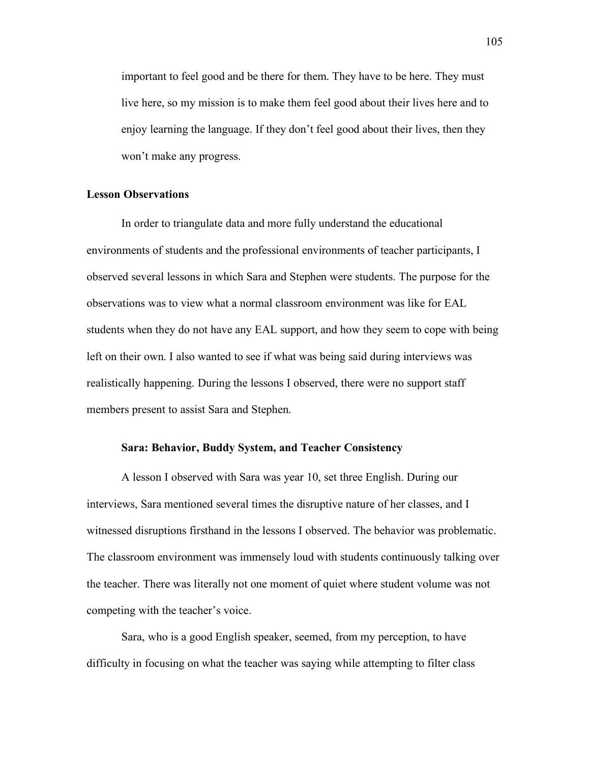important to feel good and be there for them. They have to be here. They must live here, so my mission is to make them feel good about their lives here and to enjoy learning the language. If they don't feel good about their lives, then they won't make any progress.

## Lesson Observations

In order to triangulate data and more fully understand the educational environments of students and the professional environments of teacher participants, I observed several lessons in which Sara and Stephen were students. The purpose for the observations was to view what a normal classroom environment was like for EAL students when they do not have any EAL support, and how they seem to cope with being left on their own. I also wanted to see if what was being said during interviews was realistically happening. During the lessons I observed, there were no support staff members present to assist Sara and Stephen.

### Sara: Behavior, Buddy System, and Teacher Consistency

A lesson I observed with Sara was year 10, set three English. During our interviews, Sara mentioned several times the disruptive nature of her classes, and I witnessed disruptions firsthand in the lessons I observed. The behavior was problematic. The classroom environment was immensely loud with students continuously talking over the teacher. There was literally not one moment of quiet where student volume was not competing with the teacher's voice.

Sara, who is a good English speaker, seemed, from my perception, to have difficulty in focusing on what the teacher was saying while attempting to filter class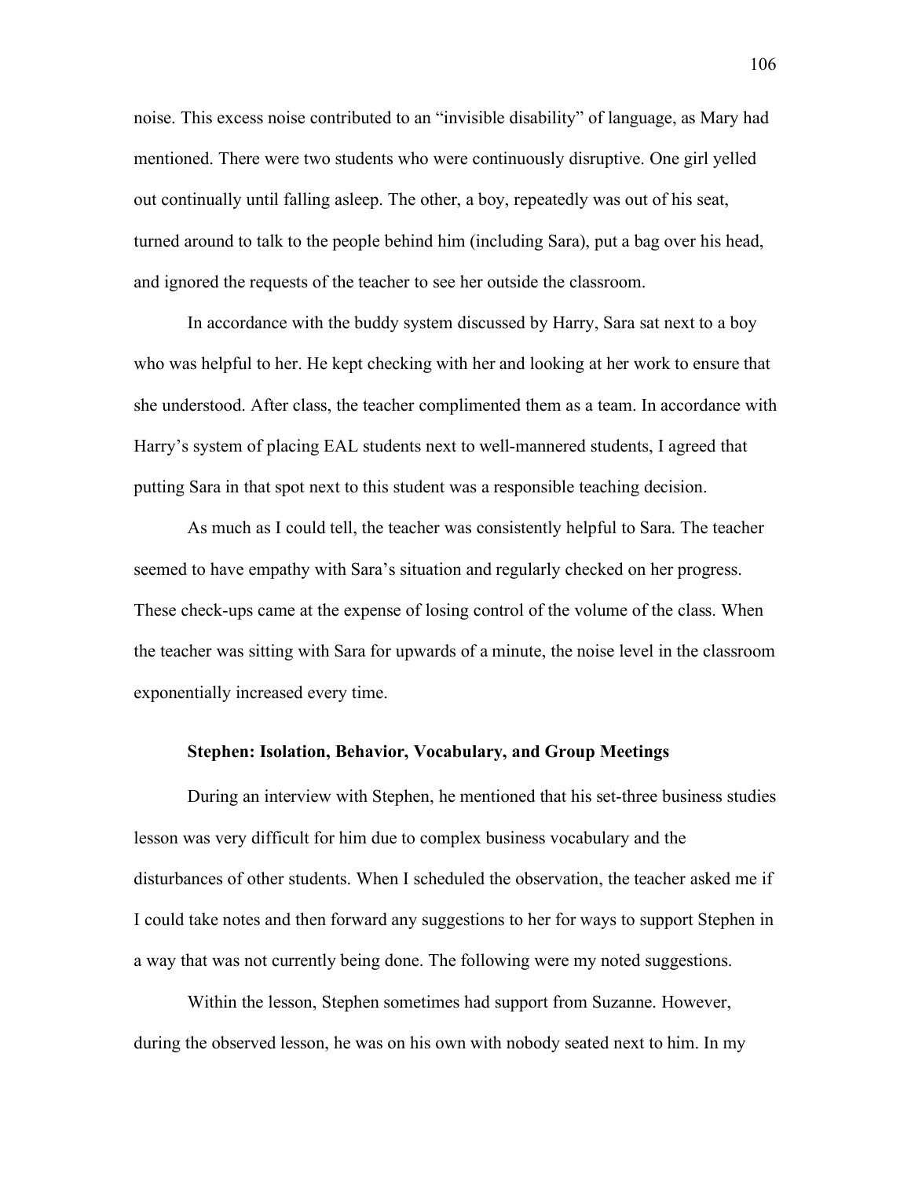noise. This excess noise contributed to an "invisible disability" of language, as Mary had mentioned. There were two students who were continuously disruptive. One girl yelled out continually until falling asleep. The other, a boy, repeatedly was out of his seat, turned around to talk to the people behind him (including Sara), put a bag over his head, and ignored the requests of the teacher to see her outside the classroom.

In accordance with the buddy system discussed by Harry, Sara sat next to a boy who was helpful to her. He kept checking with her and looking at her work to ensure that she understood. After class, the teacher complimented them as a team. In accordance with Harry's system of placing EAL students next to well-mannered students, I agreed that putting Sara in that spot next to this student was a responsible teaching decision.

As much as I could tell, the teacher was consistently helpful to Sara. The teacher seemed to have empathy with Sara's situation and regularly checked on her progress. These check-ups came at the expense of losing control of the volume of the class. When the teacher was sitting with Sara for upwards of a minute, the noise level in the classroom exponentially increased every time.

### Stephen: Isolation, Behavior, Vocabulary, and Group Meetings

During an interview with Stephen, he mentioned that his set-three business studies lesson was very difficult for him due to complex business vocabulary and the disturbances of other students. When I scheduled the observation, the teacher asked me if I could take notes and then forward any suggestions to her for ways to support Stephen in a way that was not currently being done. The following were my noted suggestions.

Within the lesson, Stephen sometimes had support from Suzanne. However, during the observed lesson, he was on his own with nobody seated next to him. In my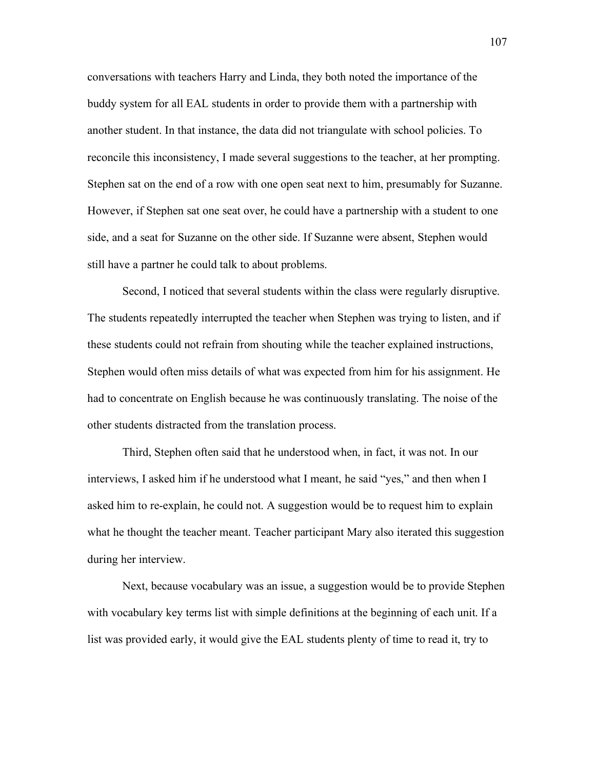conversations with teachers Harry and Linda, they both noted the importance of the buddy system for all EAL students in order to provide them with a partnership with another student. In that instance, the data did not triangulate with school policies. To reconcile this inconsistency, I made several suggestions to the teacher, at her prompting. Stephen sat on the end of a row with one open seat next to him, presumably for Suzanne. However, if Stephen sat one seat over, he could have a partnership with a student to one side, and a seat for Suzanne on the other side. If Suzanne were absent, Stephen would still have a partner he could talk to about problems.

Second, I noticed that several students within the class were regularly disruptive. The students repeatedly interrupted the teacher when Stephen was trying to listen, and if these students could not refrain from shouting while the teacher explained instructions, Stephen would often miss details of what was expected from him for his assignment. He had to concentrate on English because he was continuously translating. The noise of the other students distracted from the translation process.

Third, Stephen often said that he understood when, in fact, it was not. In our interviews, I asked him if he understood what I meant, he said "yes," and then when I asked him to re-explain, he could not. A suggestion would be to request him to explain what he thought the teacher meant. Teacher participant Mary also iterated this suggestion during her interview.

Next, because vocabulary was an issue, a suggestion would be to provide Stephen with vocabulary key terms list with simple definitions at the beginning of each unit. If a list was provided early, it would give the EAL students plenty of time to read it, try to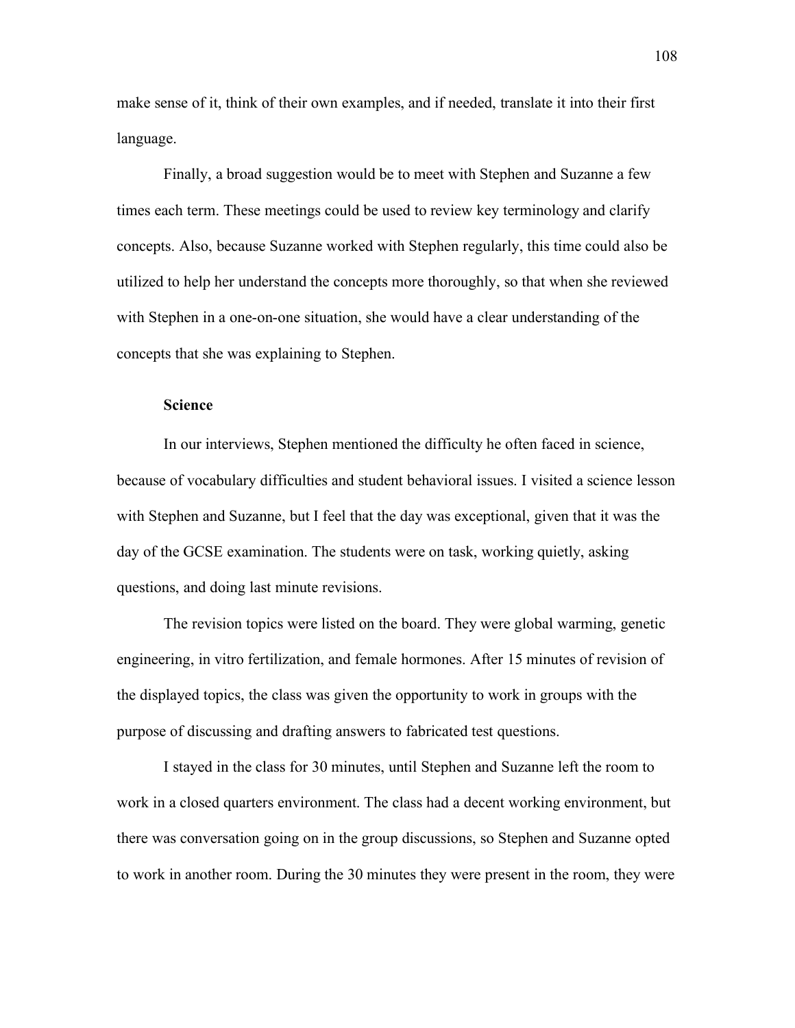make sense of it, think of their own examples, and if needed, translate it into their first language.

Finally, a broad suggestion would be to meet with Stephen and Suzanne a few times each term. These meetings could be used to review key terminology and clarify concepts. Also, because Suzanne worked with Stephen regularly, this time could also be utilized to help her understand the concepts more thoroughly, so that when she reviewed with Stephen in a one-on-one situation, she would have a clear understanding of the concepts that she was explaining to Stephen.

**Science**

In our interviews, Stephen mentioned the difficulty he often faced in science, because of vocabulary difficulties and student behavioral issues. I visited a science lesson with Stephen and Suzanne, but I feel that the day was exceptional, given that it was the day of the GCSE examination. The students were on task, working quietly, asking questions, and doing last minute revisions.

The revision topics were listed on the board. They were global warming, genetic engineering, in vitro fertilization, and female hormones. After 15 minutes of revision of the displayed topics, the class was given the opportunity to work in groups with the purpose of discussing and drafting answers to fabricated test questions.

I stayed in the class for 30 minutes, until Stephen and Suzanne left the room to work in a closed quarters environment. The class had a decent working environment, but there was conversation going on in the group discussions, so Stephen and Suzanne opted to work in another room. During the 30 minutes they were present in the room, they were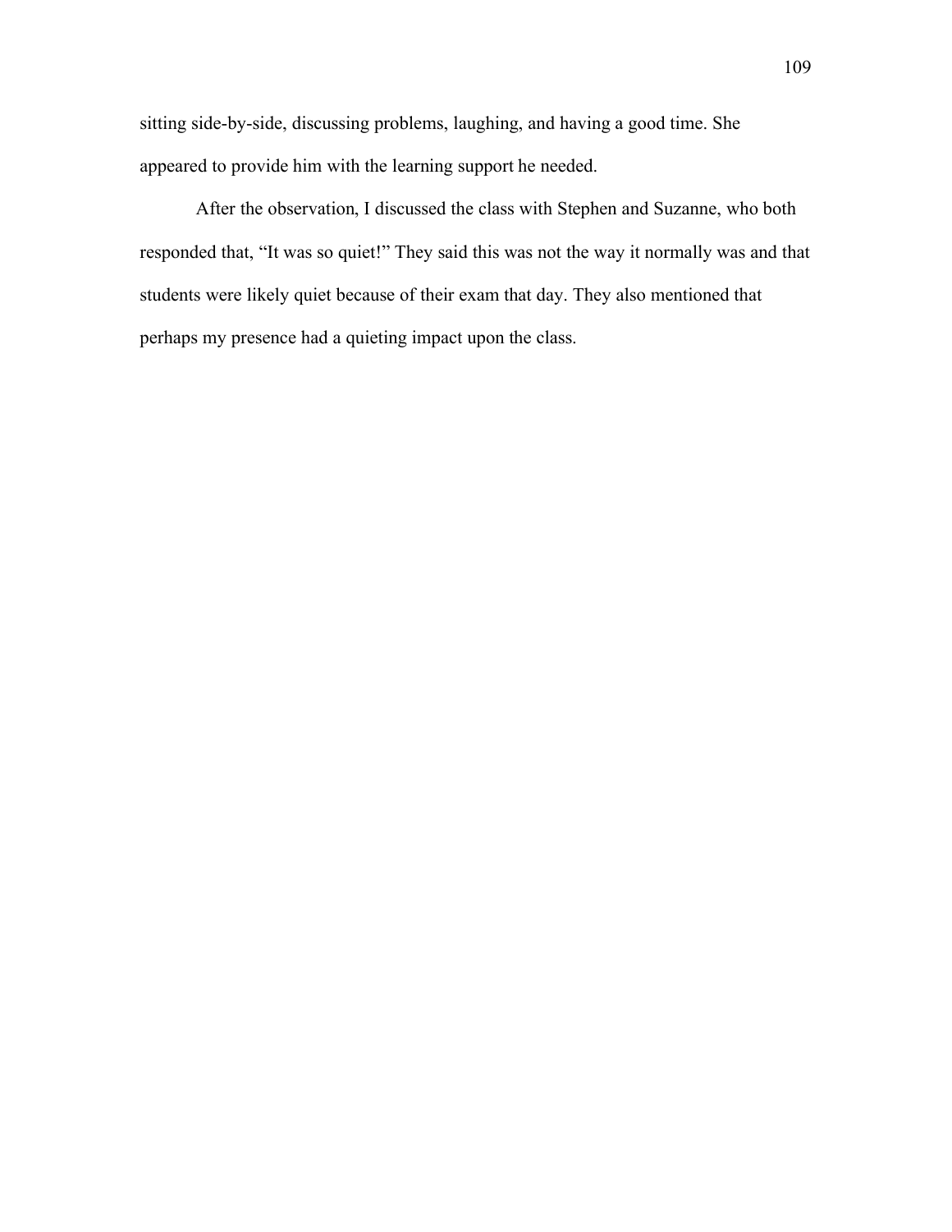sitting side-by-side, discussing problems, laughing, and having a good time. She appeared to provide him with the learning support he needed.

After the observation, I discussed the class with Stephen and Suzanne, who both responded that, “It was so quiet!” They said this was not the way it normally was and that students were likely quiet because of their exam that day. They also mentioned that perhaps my presence had a quieting impact upon the class.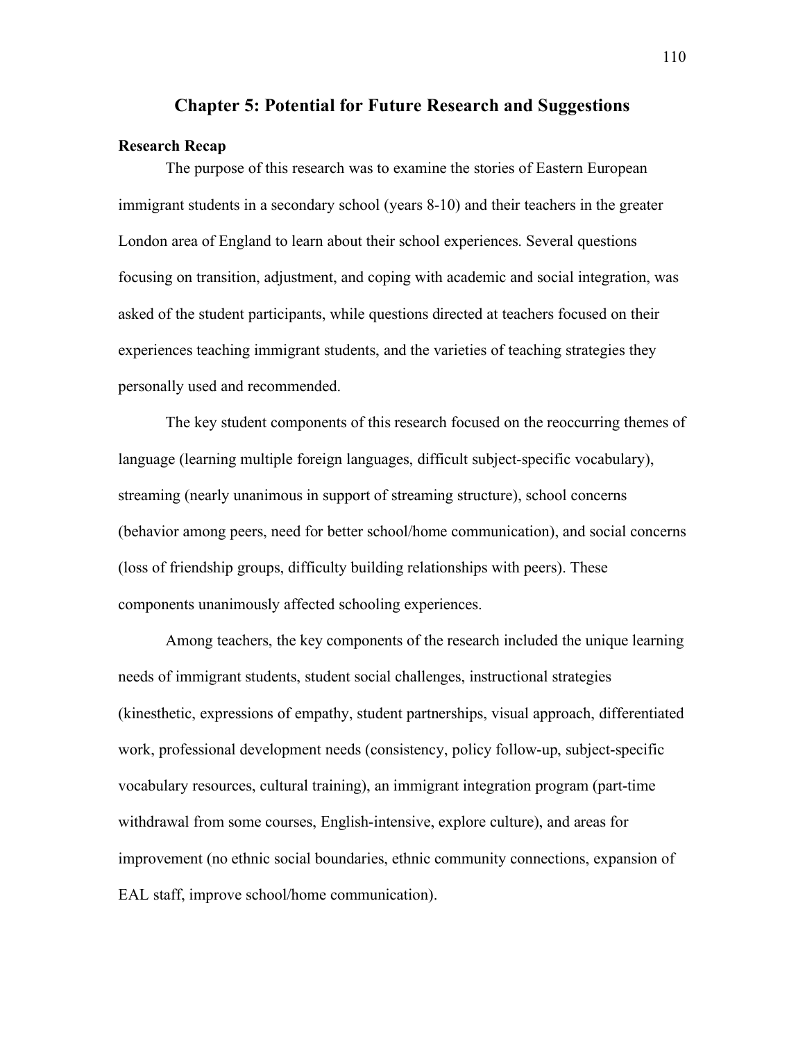# Chapter 5: Potential for Future Research and Suggestions

**Research Recap**

The purpose of this research was to examine the stories of Eastern European immigrant students in a secondary school (years 8-10) and their teachers in the greater London area of England to learn about their school experiences. Several questions focusing on transition, adjustment, and coping with academic and social integration, was asked of the student participants, while questions directed at teachers focused on their experiences teaching immigrant students, and the varieties of teaching strategies they personally used and recommended.

The key student components of this research focused on the reoccurring themes of language (learning multiple foreign languages, difficult subject-specific vocabulary), streaming (nearly unanimous in support of streaming structure), school concerns (behavior among peers, need for better school/home communication), and social concerns (loss of friendship groups, difficulty building relationships with peers). These components unanimously affected schooling experiences.

Among teachers, the key components of the research included the unique learning needs of immigrant students, student social challenges, instructional strategies (kinesthetic, expressions of empathy, student partnerships, visual approach, differentiated work, professional development needs (consistency, policy follow-up, subject-specific vocabulary resources, cultural training), an immigrant integration program (part-time withdrawal from some courses, English-intensive, explore culture), and areas for improvement (no ethnic social boundaries, ethnic community connections, expansion of EAL staff, improve school/home communication).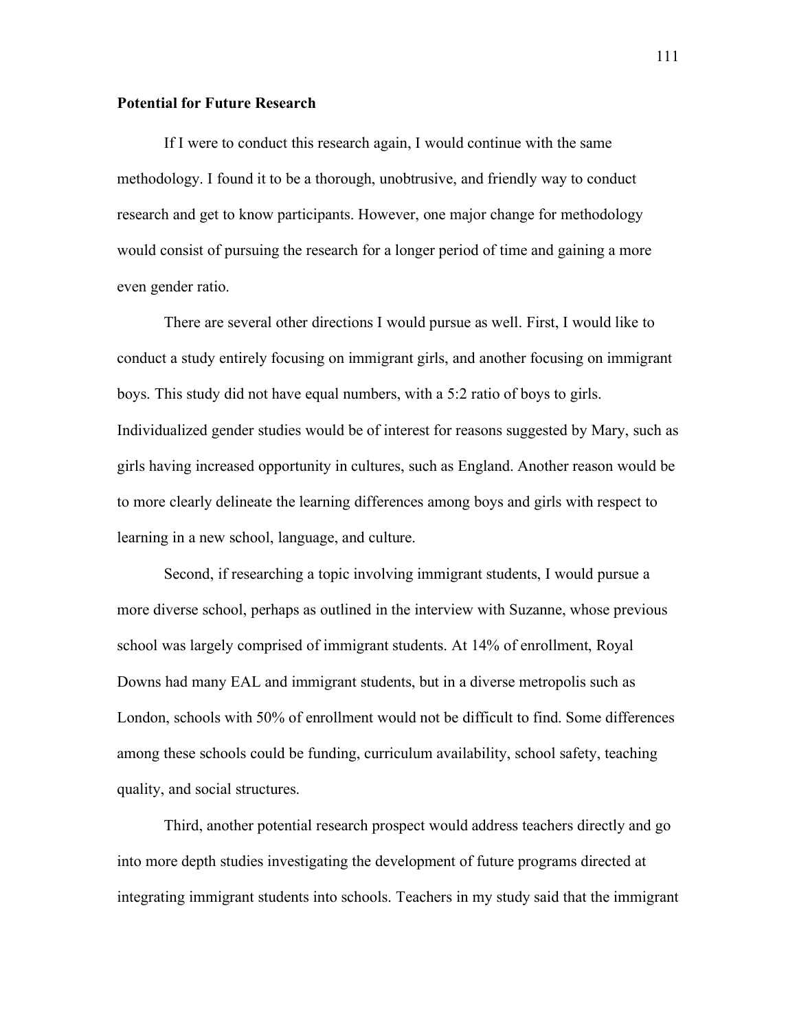**Potential for Future Research**

If I were to conduct this research again, I would continue with the same methodology. I found it to be a thorough, unobtrusive, and friendly way to conduct research and get to know participants. However, one major change for methodology would consist of pursuing the research for a longer period of time and gaining a more even gender ratio.

There are several other directions I would pursue as well. First, I would like to conduct a study entirely focusing on immigrant girls, and another focusing on immigrant boys. This study did not have equal numbers, with a 5:2 ratio of boys to girls. Individualized gender studies would be of interest for reasons suggested by Mary, such as girls having increased opportunity in cultures, such as England. Another reason would be to more clearly delineate the learning differences among boys and girls with respect to learning in a new school, language, and culture.

Second, if researching a topic involving immigrant students, I would pursue a more diverse school, perhaps as outlined in the interview with Suzanne, whose previous school was largely comprised of immigrant students. At 14% of enrollment, Royal Downs had many EAL and immigrant students, but in a diverse metropolis such as London, schools with 50% of enrollment would not be difficult to find. Some differences among these schools could be funding, curriculum availability, school safety, teaching quality, and social structures.

Third, another potential research prospect would address teachers directly and go into more depth studies investigating the development of future programs directed at integrating immigrant students into schools. Teachers in my study said that the immigrant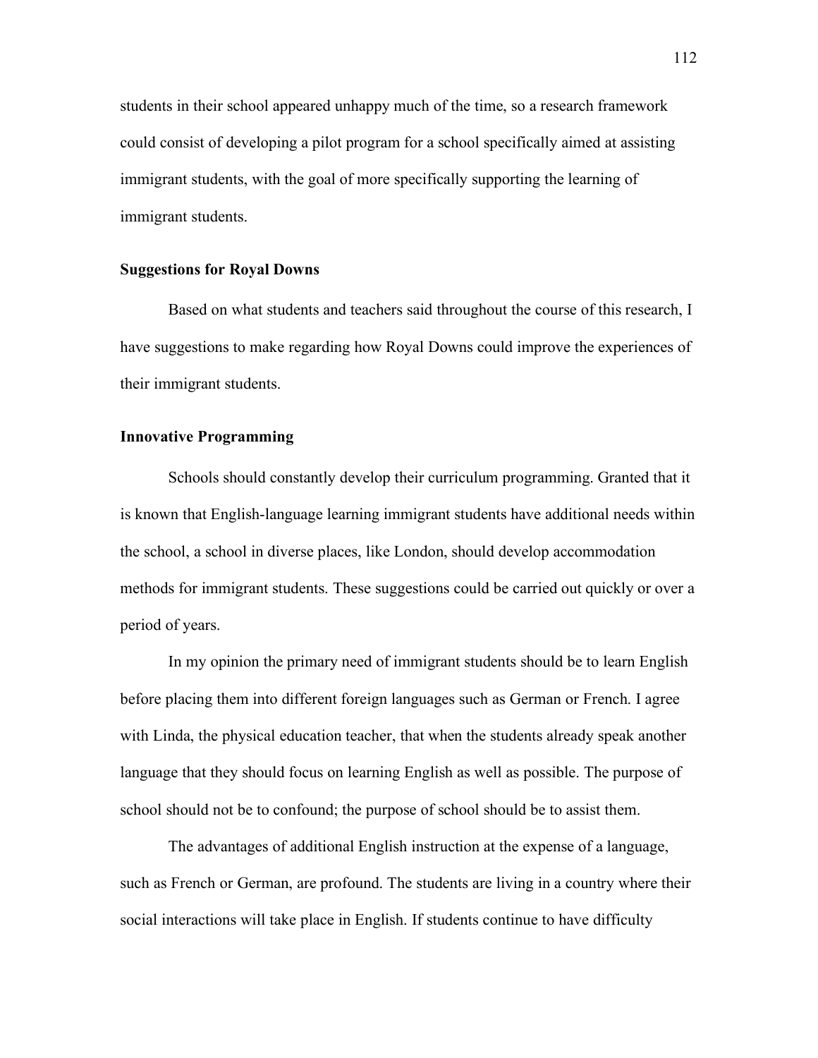students in their school appeared unhappy much of the time, so a research framework could consist of developing a pilot program for a school specifically aimed at assisting immigrant students, with the goal of more specifically supporting the learning of immigrant students.

**Suggestions for Royal Downs**

Based on what students and teachers said throughout the course of this research, I have suggestions to make regarding how Royal Downs could improve the experiences of their immigrant students.

**Innovative Programming**

Schools should constantly develop their curriculum programming. Granted that it is known that English-language learning immigrant students have additional needs within the school, a school in diverse places, like London, should develop accommodation methods for immigrant students. These suggestions could be carried out quickly or over a period of years.

In my opinion the primary need of immigrant students should be to learn English before placing them into different foreign languages such as German or French. I agree with Linda, the physical education teacher, that when the students already speak another language that they should focus on learning English as well as possible. The purpose of school should not be to confound; the purpose of school should be to assist them.

The advantages of additional English instruction at the expense of a language, such as French or German, are profound. The students are living in a country where their social interactions will take place in English. If students continue to have difficulty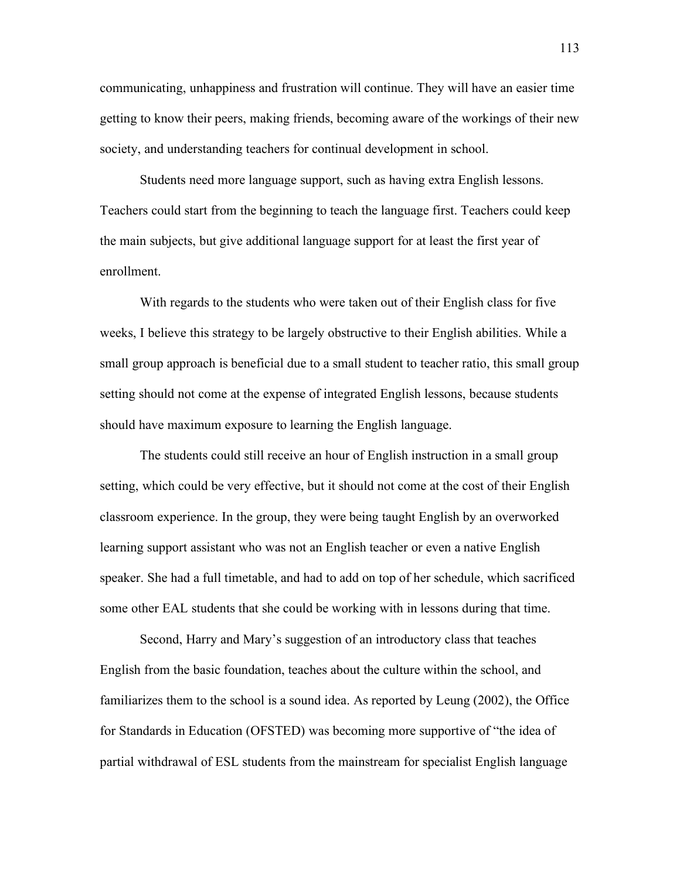communicating, unhappiness and frustration will continue. They will have an easier time getting to know their peers, making friends, becoming aware of the workings of their new society, and understanding teachers for continual development in school.

Students need more language support, such as having extra English lessons. Teachers could start from the beginning to teach the language first. Teachers could keep the main subjects, but give additional language support for at least the first year of enrollment.

With regards to the students who were taken out of their English class for five weeks, I believe this strategy to be largely obstructive to their English abilities. While a small group approach is beneficial due to a small student to teacher ratio, this small group setting should not come at the expense of integrated English lessons, because students should have maximum exposure to learning the English language.

The students could still receive an hour of English instruction in a small group setting, which could be very effective, but it should not come at the cost of their English classroom experience. In the group, they were being taught English by an overworked learning support assistant who was not an English teacher or even a native English speaker. She had a full timetable, and had to add on top of her schedule, which sacrificed some other EAL students that she could be working with in lessons during that time.

Second, Harry and Mary's suggestion of an introductory class that teaches English from the basic foundation, teaches about the culture within the school, and familiarizes them to the school is a sound idea. As reported by Leung (2002), the Office for Standards in Education (OFSTED) was becoming more supportive of "the idea of partial withdrawal of ESL students from the mainstream for specialist English language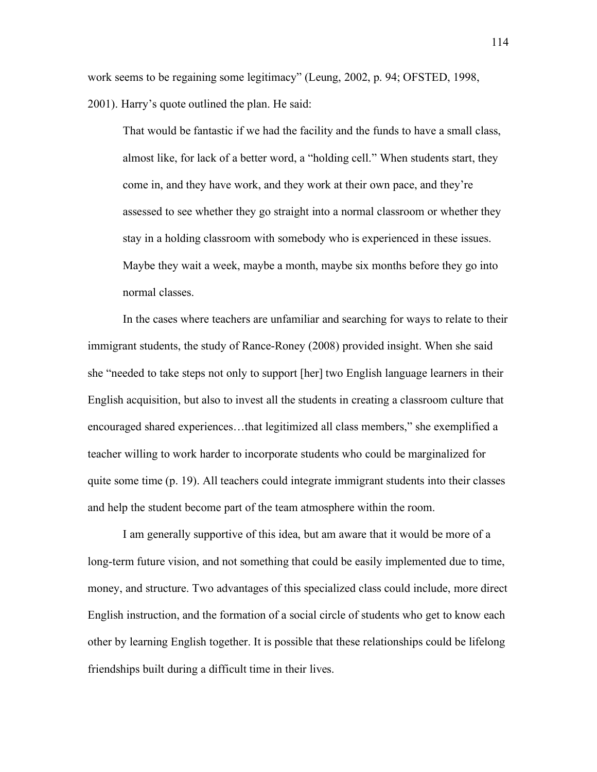work seems to be regaining some legitimacy" (Leung, 2002, p. 94; OFSTED, 1998, 2001). Harry's quote outlined the plan. He said:

> That would be fantastic if we had the facility and the funds to have a small class, almost like, for lack of a better word, a "holding cell." When students start, they come in, and they have work, and they work at their own pace, and they're assessed to see whether they go straight into a normal classroom or whether they stay in a holding classroom with somebody who is experienced in these issues. Maybe they wait a week, maybe a month, maybe six months before they go into normal classes.

In the cases where teachers are unfamiliar and searching for ways to relate to their immigrant students, the study of Rance-Roney (2008) provided insight. When she said she "needed to take steps not only to support [her] two English language learners in their English acquisition, but also to invest all the students in creating a classroom culture that encouraged shared experiences…that legitimized all class members," she exemplified a teacher willing to work harder to incorporate students who could be marginalized for quite some time (p. 19). All teachers could integrate immigrant students into their classes and help the student become part of the team atmosphere within the room.

I am generally supportive of this idea, but am aware that it would be more of a long-term future vision, and not something that could be easily implemented due to time, money, and structure. Two advantages of this specialized class could include, more direct English instruction, and the formation of a social circle of students who get to know each other by learning English together. It is possible that these relationships could be lifelong friendships built during a difficult time in their lives.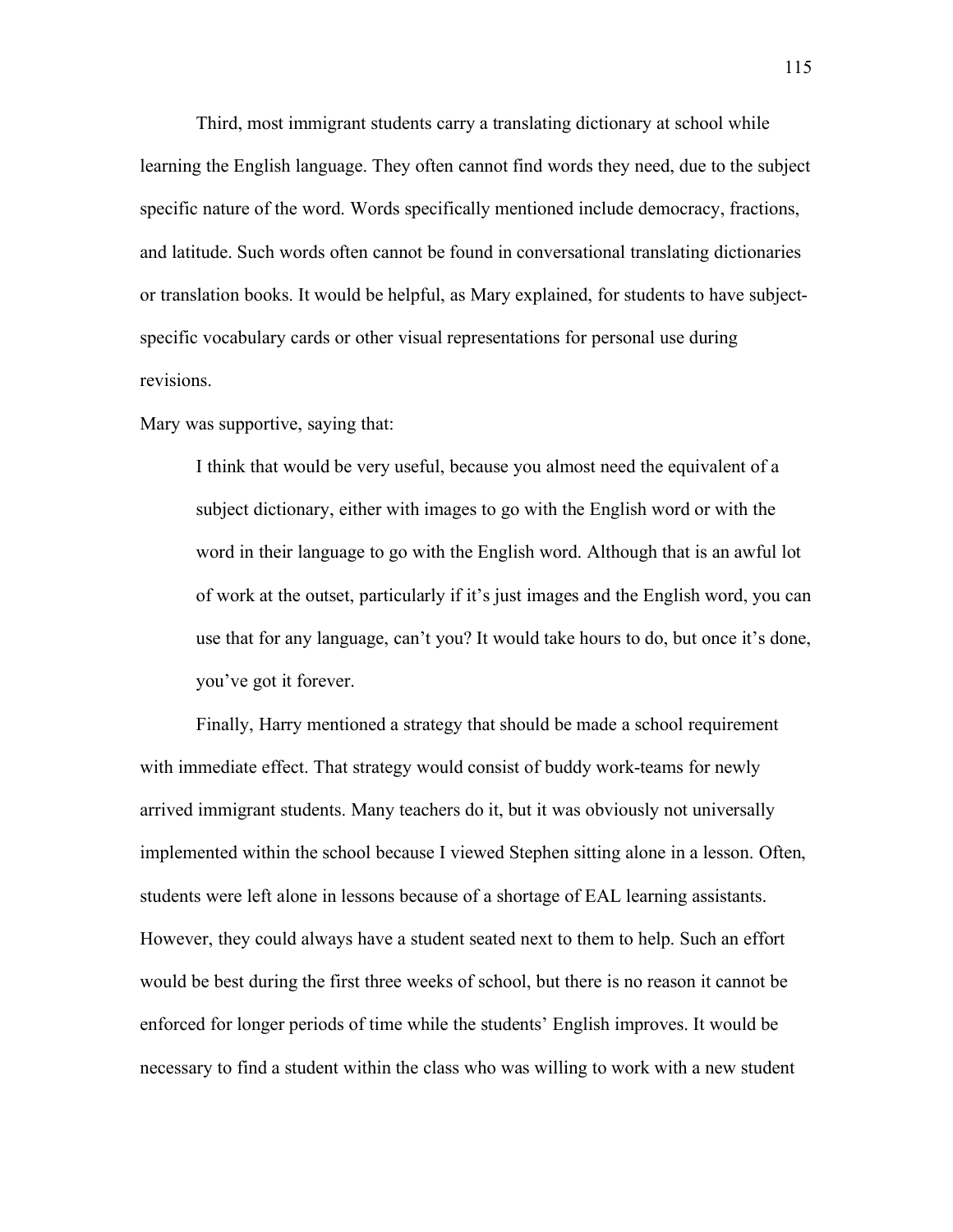Third, most immigrant students carry a translating dictionary at school while learning the English language. They often cannot find words they need, due to the subject specific nature of the word. Words specifically mentioned include democracy, fractions, and latitude. Such words often cannot be found in conversational translating dictionaries or translation books. It would be helpful, as Mary explained, for students to have subject-specific vocabulary cards or other visual representations for personal use during revisions.

Mary was supportive, saying that:

> I think that would be very useful, because you almost need the equivalent of a subject dictionary, either with images to go with the English word or with the word in their language to go with the English word. Although that is an awful lot of work at the outset, particularly if it's just images and the English word, you can use that for any language, can't you? It would take hours to do, but once it's done, you've got it forever.

Finally, Harry mentioned a strategy that should be made a school requirement with immediate effect. That strategy would consist of buddy work-teams for newly arrived immigrant students. Many teachers do it, but it was obviously not universally implemented within the school because I viewed Stephen sitting alone in a lesson. Often, students were left alone in lessons because of a shortage of EAL learning assistants. However, they could always have a student seated next to them to help. Such an effort would be best during the first three weeks of school, but there is no reason it cannot be enforced for longer periods of time while the students' English improves. It would be necessary to find a student within the class who was willing to work with a new student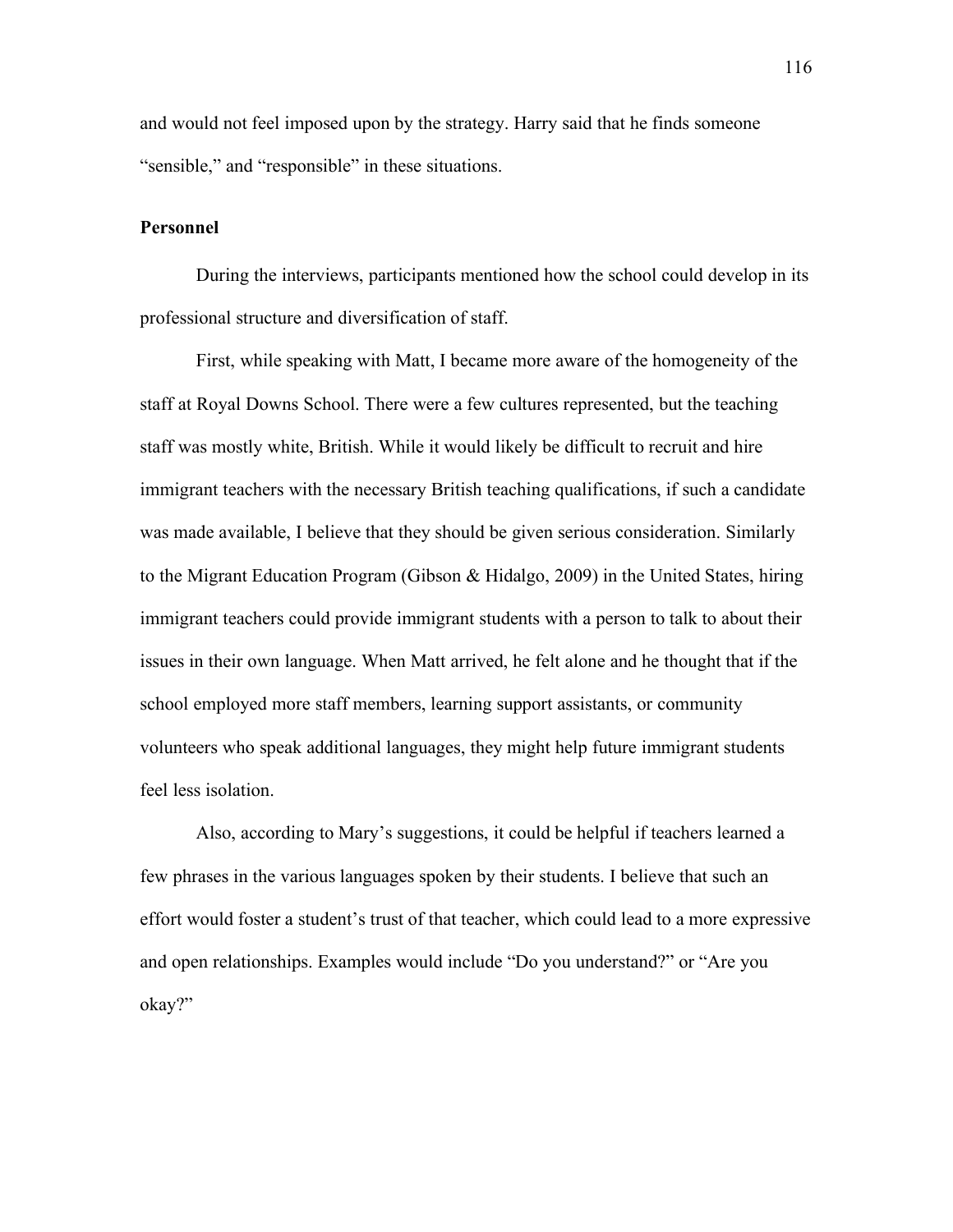and would not feel imposed upon by the strategy. Harry said that he finds someone "sensible," and "responsible" in these situations.

**Personnel**

During the interviews, participants mentioned how the school could develop in its professional structure and diversification of staff.

First, while speaking with Matt, I became more aware of the homogeneity of the staff at Royal Downs School. There were a few cultures represented, but the teaching staff was mostly white, British. While it would likely be difficult to recruit and hire immigrant teachers with the necessary British teaching qualifications, if such a candidate was made available, I believe that they should be given serious consideration. Similarly to the Migrant Education Program (Gibson & Hidalgo, 2009) in the United States, hiring immigrant teachers could provide immigrant students with a person to talk to about their issues in their own language. When Matt arrived, he felt alone and he thought that if the school employed more staff members, learning support assistants, or community volunteers who speak additional languages, they might help future immigrant students feel less isolation.

Also, according to Mary's suggestions, it could be helpful if teachers learned a few phrases in the various languages spoken by their students. I believe that such an effort would foster a student's trust of that teacher, which could lead to a more expressive and open relationships. Examples would include "Do you understand?" or "Are you okay?"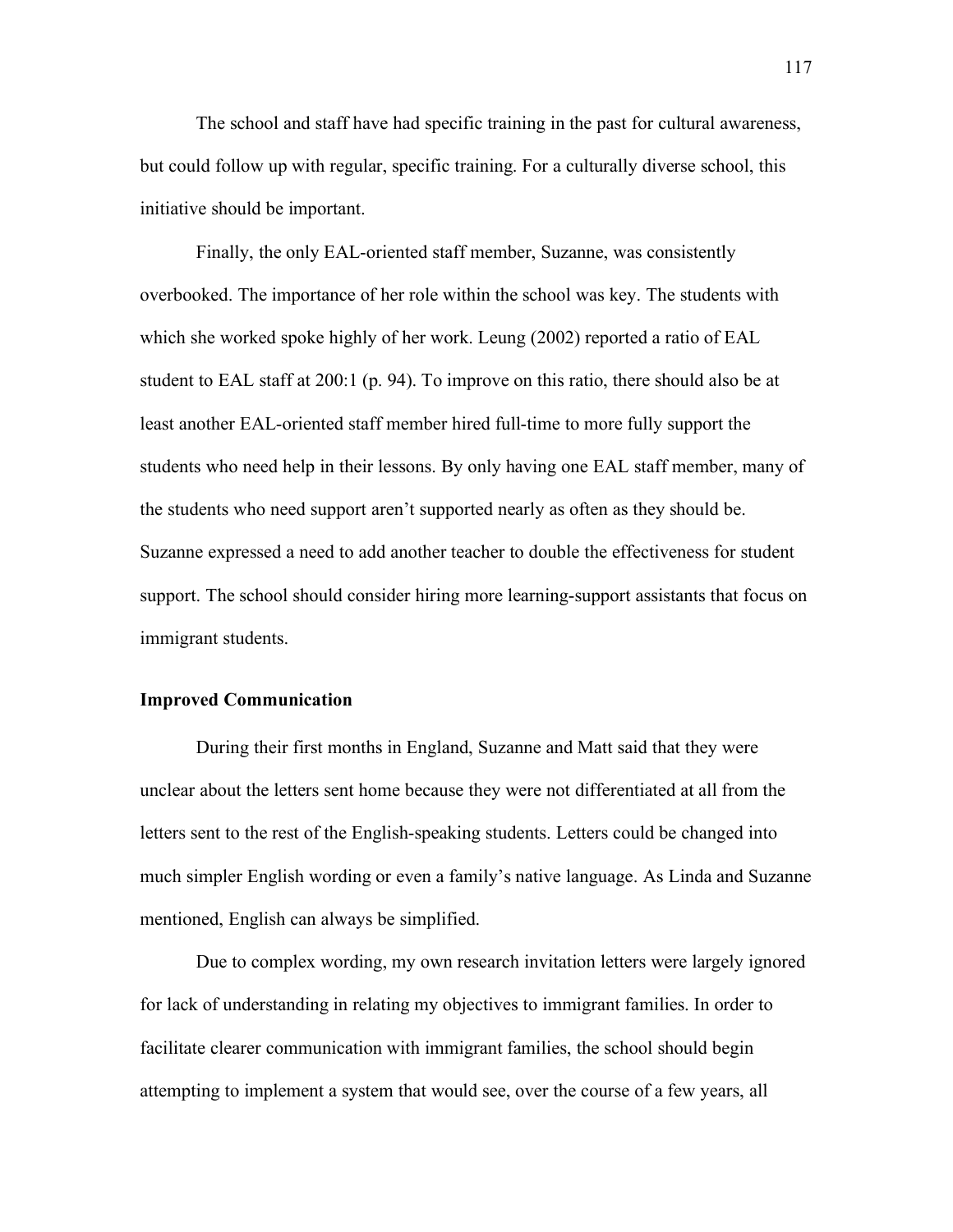The school and staff have had specific training in the past for cultural awareness, but could follow up with regular, specific training. For a culturally diverse school, this initiative should be important.

Finally, the only EAL-oriented staff member, Suzanne, was consistently overbooked. The importance of her role within the school was key. The students with which she worked spoke highly of her work. Leung (2002) reported a ratio of EAL student to EAL staff at 200:1 (p. 94). To improve on this ratio, there should also be at least another EAL-oriented staff member hired full-time to more fully support the students who need help in their lessons. By only having one EAL staff member, many of the students who need support aren't supported nearly as often as they should be. Suzanne expressed a need to add another teacher to double the effectiveness for student support. The school should consider hiring more learning-support assistants that focus on immigrant students.

**Improved Communication**

During their first months in England, Suzanne and Matt said that they were unclear about the letters sent home because they were not differentiated at all from the letters sent to the rest of the English-speaking students. Letters could be changed into much simpler English wording or even a family's native language. As Linda and Suzanne mentioned, English can always be simplified.

Due to complex wording, my own research invitation letters were largely ignored for lack of understanding in relating my objectives to immigrant families. In order to facilitate clearer communication with immigrant families, the school should begin attempting to implement a system that would see, over the course of a few years, all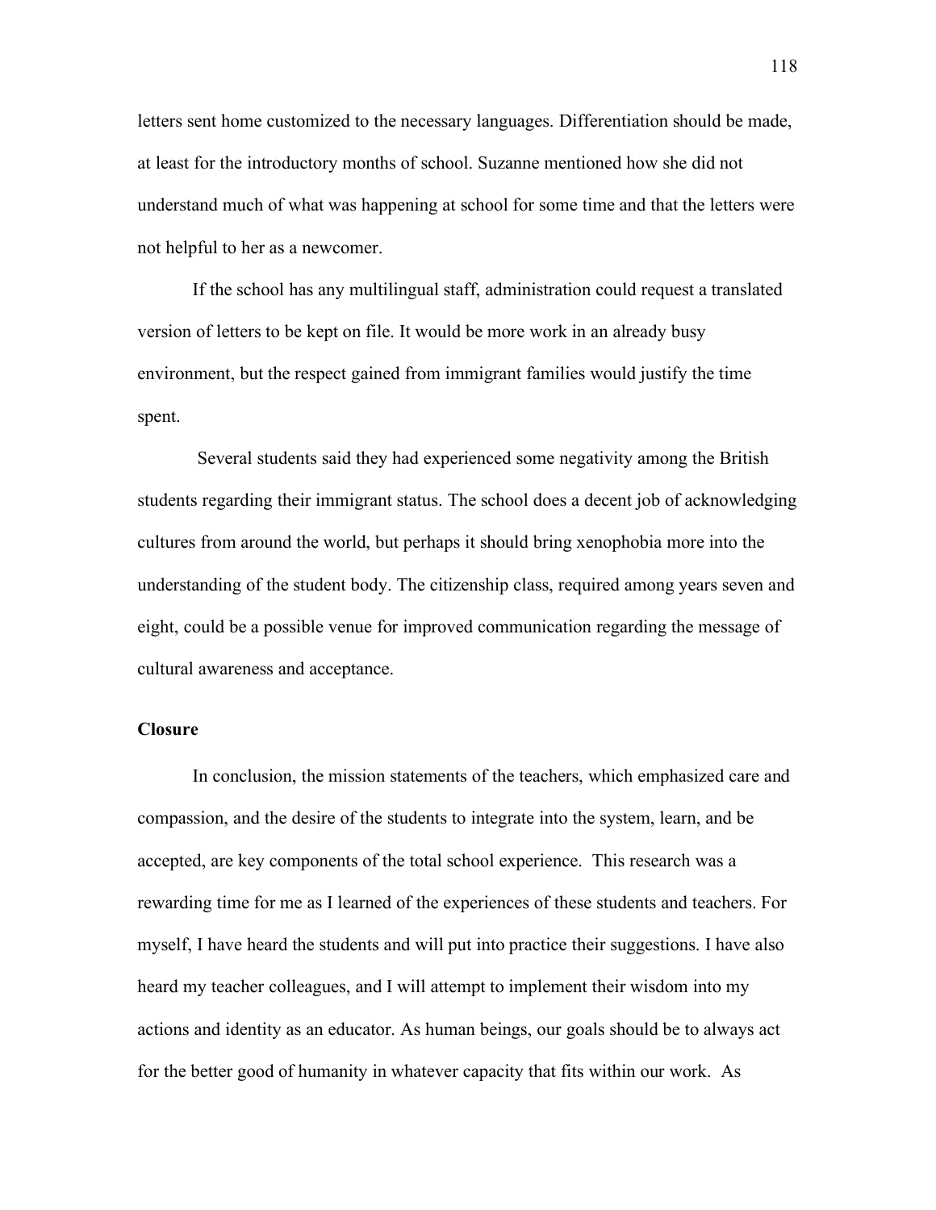letters sent home customized to the necessary languages. Differentiation should be made, at least for the introductory months of school. Suzanne mentioned how she did not understand much of what was happening at school for some time and that the letters were not helpful to her as a newcomer.

If the school has any multilingual staff, administration could request a translated version of letters to be kept on file. It would be more work in an already busy environment, but the respect gained from immigrant families would justify the time spent.

Several students said they had experienced some negativity among the British students regarding their immigrant status. The school does a decent job of acknowledging cultures from around the world, but perhaps it should bring xenophobia more into the understanding of the student body. The citizenship class, required among years seven and eight, could be a possible venue for improved communication regarding the message of cultural awareness and acceptance.

**Closure**

In conclusion, the mission statements of the teachers, which emphasized care and compassion, and the desire of the students to integrate into the system, learn, and be accepted, are key components of the total school experience. This research was a rewarding time for me as I learned of the experiences of these students and teachers. For myself, I have heard the students and will put into practice their suggestions. I have also heard my teacher colleagues, and I will attempt to implement their wisdom into my actions and identity as an educator. As human beings, our goals should be to always act for the better good of humanity in whatever capacity that fits within our work. As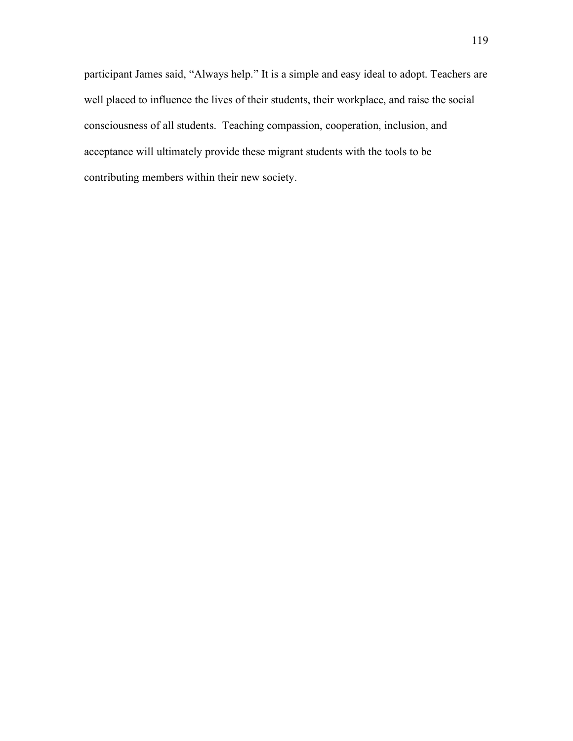participant James said, “Always help.” It is a simple and easy ideal to adopt. Teachers are well placed to influence the lives of their students, their workplace, and raise the social consciousness of all students. Teaching compassion, cooperation, inclusion, and acceptance will ultimately provide these migrant students with the tools to be contributing members within their new society.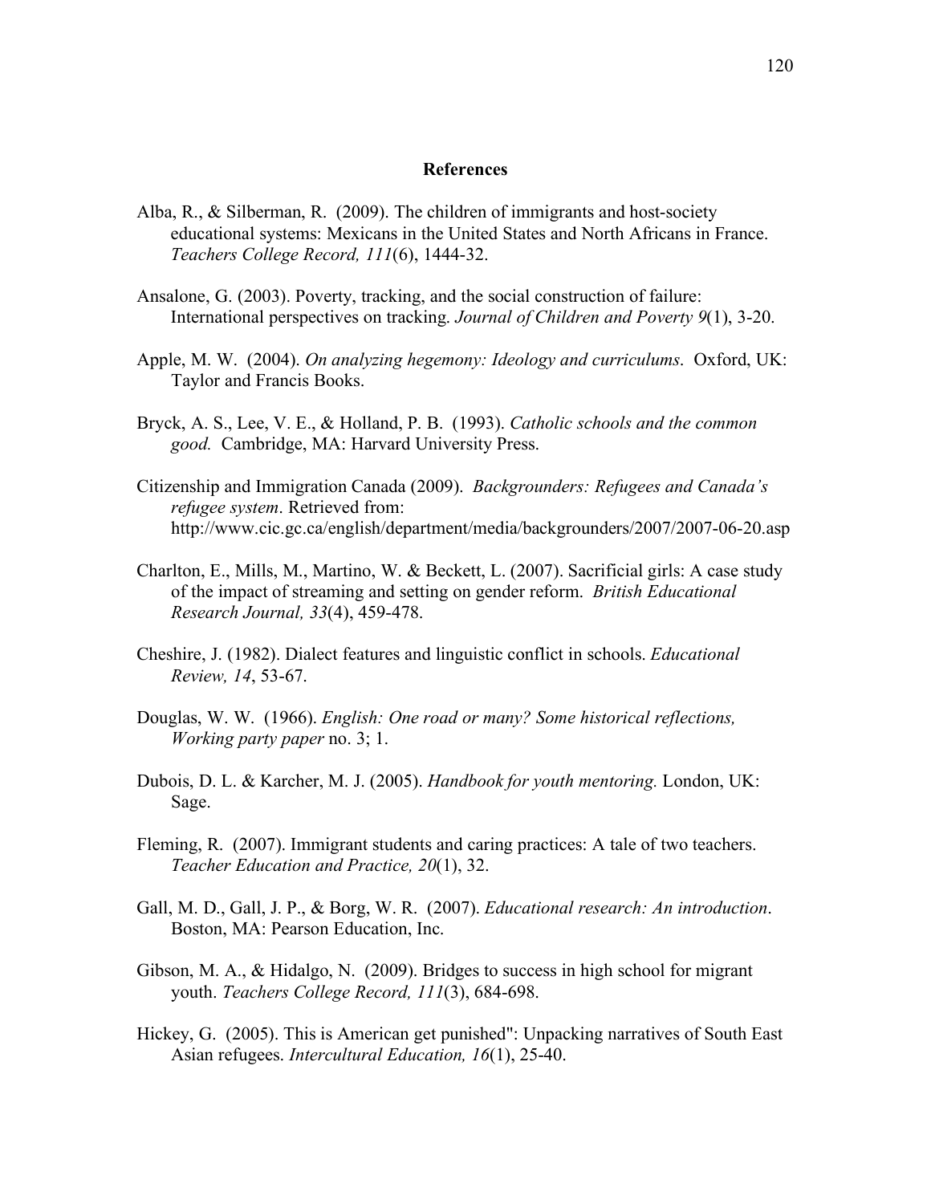## References

Alba, R., & Silberman, R. (2009). The children of immigrants and host-society educational systems: Mexicans in the United States and North Africans in France. *Teachers College Record, 111*(6), 1444-32.

Ansalone, G. (2003). Poverty, tracking, and the social construction of failure: International perspectives on tracking. *Journal of Children and Poverty 9*(1), 3-20.

Apple, M. W. (2004). *On analyzing hegemony: Ideology and curriculums*. Oxford, UK: Taylor and Francis Books.

Bryck, A. S., Lee, V. E., & Holland, P. B. (1993). *Catholic schools and the common good.* Cambridge, MA: Harvard University Press.

Citizenship and Immigration Canada (2009). *Backgrounders: Refugees and Canada's refugee system*. Retrieved from: http://www.cic.gc.ca/english/department/media/backgrounders/2007/2007-06-20.asp

Charlton, E., Mills, M., Martino, W. & Beckett, L. (2007). Sacrificial girls: A case study of the impact of streaming and setting on gender reform. *British Educational Research Journal, 33*(4), 459-478.

Cheshire, J. (1982). Dialect features and linguistic conflict in schools. *Educational Review, 14*, 53-67.

Douglas, W. W. (1966). *English: One road or many? Some historical reflections, Working party paper* no. 3; 1.

Dubois, D. L. & Karcher, M. J. (2005). *Handbook for youth mentoring.* London, UK: Sage.

Fleming, R. (2007). Immigrant students and caring practices: A tale of two teachers. *Teacher Education and Practice, 20*(1), 32.

Gall, M. D., Gall, J. P., & Borg, W. R. (2007). *Educational research: An introduction*. Boston, MA: Pearson Education, Inc.

Gibson, M. A., & Hidalgo, N. (2009). Bridges to success in high school for migrant youth. *Teachers College Record, 111*(3), 684-698.

Hickey, G. (2005). This is American get punished": Unpacking narratives of South East Asian refugees. *Intercultural Education, 16*(1), 25-40.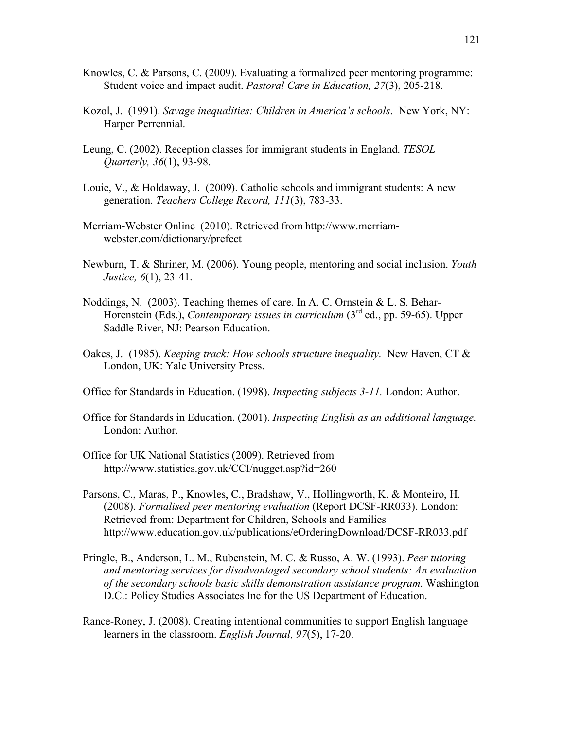Knowles, C. & Parsons, C. (2009). Evaluating a formalized peer mentoring programme: Student voice and impact audit. *Pastoral Care in Education, 27*(3), 205-218.

Kozol, J. (1991). *Savage inequalities: Children in America's schools*. New York, NY: Harper Perrennial.

Leung, C. (2002). Reception classes for immigrant students in England. *TESOL Quarterly, 36*(1), 93-98.

Louie, V., & Holdaway, J. (2009). Catholic schools and immigrant students: A new generation. *Teachers College Record, 111*(3), 783-33.

Merriam-Webster Online (2010). Retrieved from http://www.merriam-webster.com/dictionary/prefect

Newburn, T. & Shriner, M. (2006). Young people, mentoring and social inclusion. *Youth Justice, 6*(1), 23-41.

Noddings, N. (2003). Teaching themes of care. In A. C. Ornstein & L. S. Behar-Horenstein (Eds.), *Contemporary issues in curriculum* (3rd ed., pp. 59-65). Upper Saddle River, NJ: Pearson Education.

Oakes, J. (1985). *Keeping track: How schools structure inequality*. New Haven, CT & London, UK: Yale University Press.

Office for Standards in Education. (1998). *Inspecting subjects 3-11.* London: Author.

Office for Standards in Education. (2001). *Inspecting English as an additional language.* London: Author.

Office for UK National Statistics (2009). Retrieved from http://www.statistics.gov.uk/CCI/nugget.asp?id=260

Parsons, C., Maras, P., Knowles, C., Bradshaw, V., Hollingworth, K. & Monteiro, H. (2008). *Formalised peer mentoring evaluation* (Report DCSF-RR033). London: Retrieved from: Department for Children, Schools and Families http://www.education.gov.uk/publications/eOrderingDownload/DCSF-RR033.pdf

Pringle, B., Anderson, L. M., Rubenstein, M. C. & Russo, A. W. (1993). *Peer tutoring and mentoring services for disadvantaged secondary school students: An evaluation of the secondary schools basic skills demonstration assistance program*. Washington D.C.: Policy Studies Associates Inc for the US Department of Education.

Rance-Roney, J. (2008). Creating intentional communities to support English language learners in the classroom. *English Journal, 97*(5), 17-20.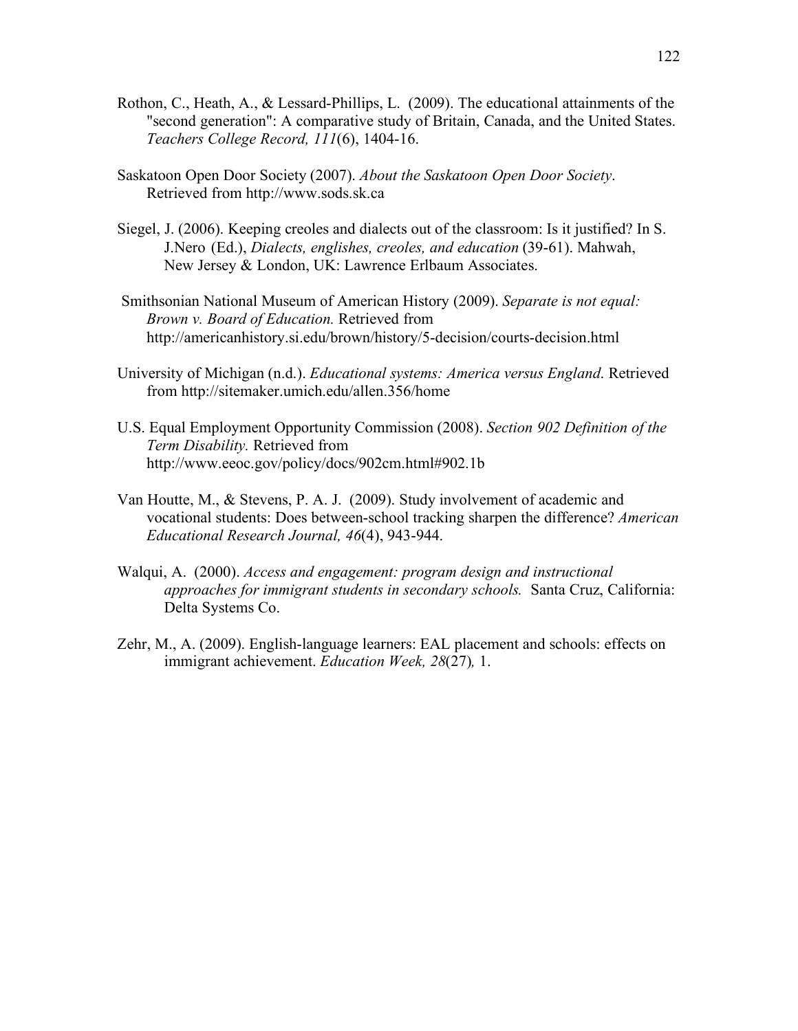Rothon, C., Heath, A., & Lessard-Phillips, L.  (2009). The educational attainments of the "second generation": A comparative study of Britain, Canada, and the United States. *Teachers College Record, 111*(6), 1404-16.

Saskatoon Open Door Society (2007). *About the Saskatoon Open Door Society*. Retrieved from http://www.sods.sk.ca

Siegel, J. (2006). Keeping creoles and dialects out of the classroom: Is it justified? In S. J.Nero (Ed.), *Dialects, englishes, creoles, and education* (39-61). Mahwah, New Jersey & London, UK: Lawrence Erlbaum Associates.

Smithsonian National Museum of American History (2009). *Separate is not equal: Brown v. Board of Education.* Retrieved from http://americanhistory.si.edu/brown/history/5-decision/courts-decision.html

University of Michigan (n.d.). *Educational systems: America versus England*. Retrieved from http://sitemaker.umich.edu/allen.356/home

U.S. Equal Employment Opportunity Commission (2008). *Section 902 Definition of the Term Disability.* Retrieved from http://www.eeoc.gov/policy/docs/902cm.html#902.1b

Van Houtte, M., & Stevens, P. A. J.  (2009). Study involvement of academic and vocational students: Does between-school tracking sharpen the difference? *American Educational Research Journal, 46*(4), 943-944.

Walqui, A.  (2000). *Access and engagement: program design and instructional approaches for immigrant students in secondary schools.*  Santa Cruz, California: Delta Systems Co.

Zehr, M., A. (2009). English-language learners: EAL placement and schools: effects on immigrant achievement. *Education Week, 28*(27)*,* 1.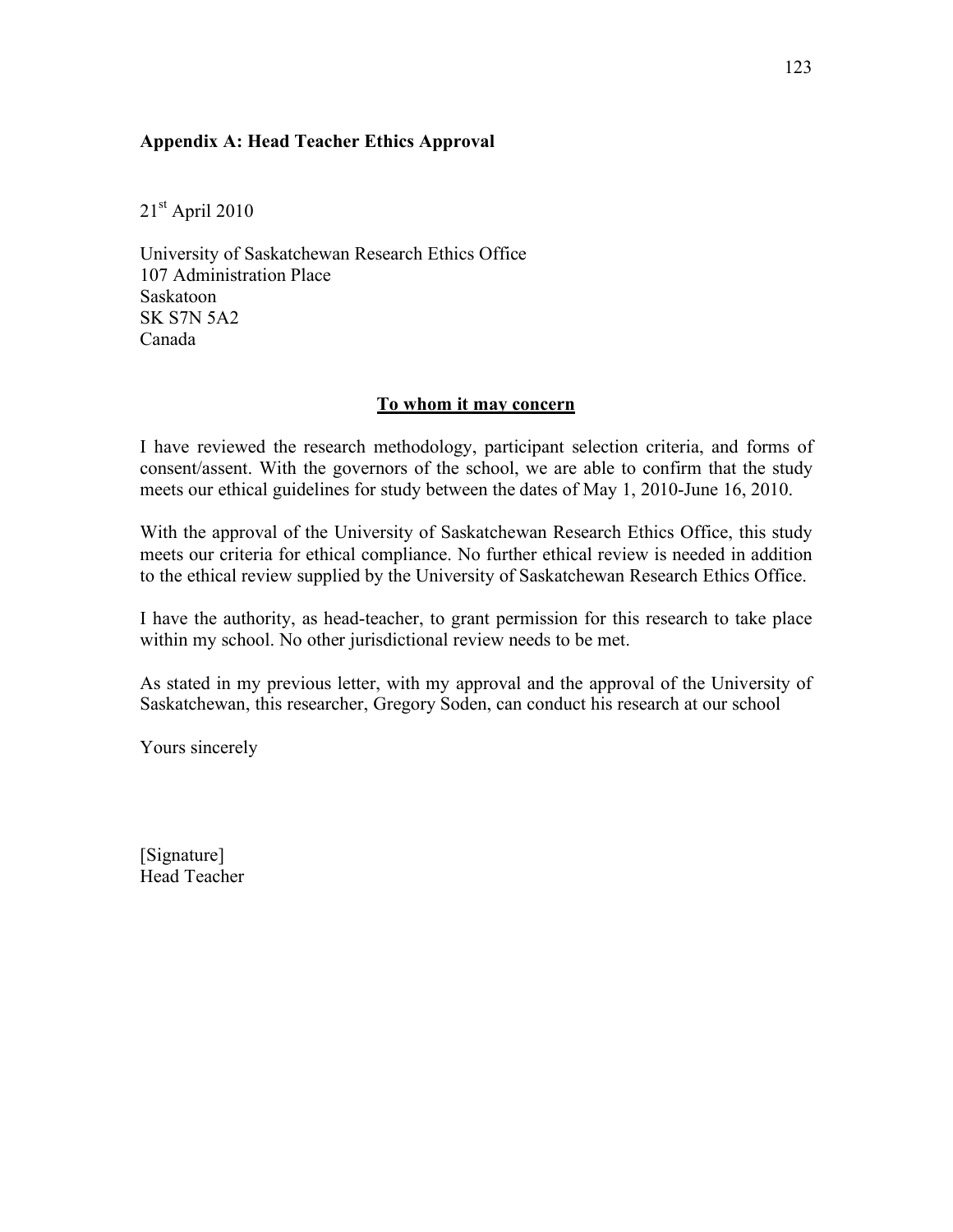### Appendix A: Head Teacher Ethics Approval

21st April 2010

University of Saskatchewan Research Ethics Office
107 Administration Place
Saskatoon
SK S7N 5A2
Canada

**To whom it may concern**

I have reviewed the research methodology, participant selection criteria, and forms of consent/assent. With the governors of the school, we are able to confirm that the study meets our ethical guidelines for study between the dates of May 1, 2010-June 16, 2010.

With the approval of the University of Saskatchewan Research Ethics Office, this study meets our criteria for ethical compliance. No further ethical review is needed in addition to the ethical review supplied by the University of Saskatchewan Research Ethics Office.

I have the authority, as head-teacher, to grant permission for this research to take place within my school. No other jurisdictional review needs to be met.

As stated in my previous letter, with my approval and the approval of the University of Saskatchewan, this researcher, Gregory Soden, can conduct his research at our school

Yours sincerely

[Signature]
Head Teacher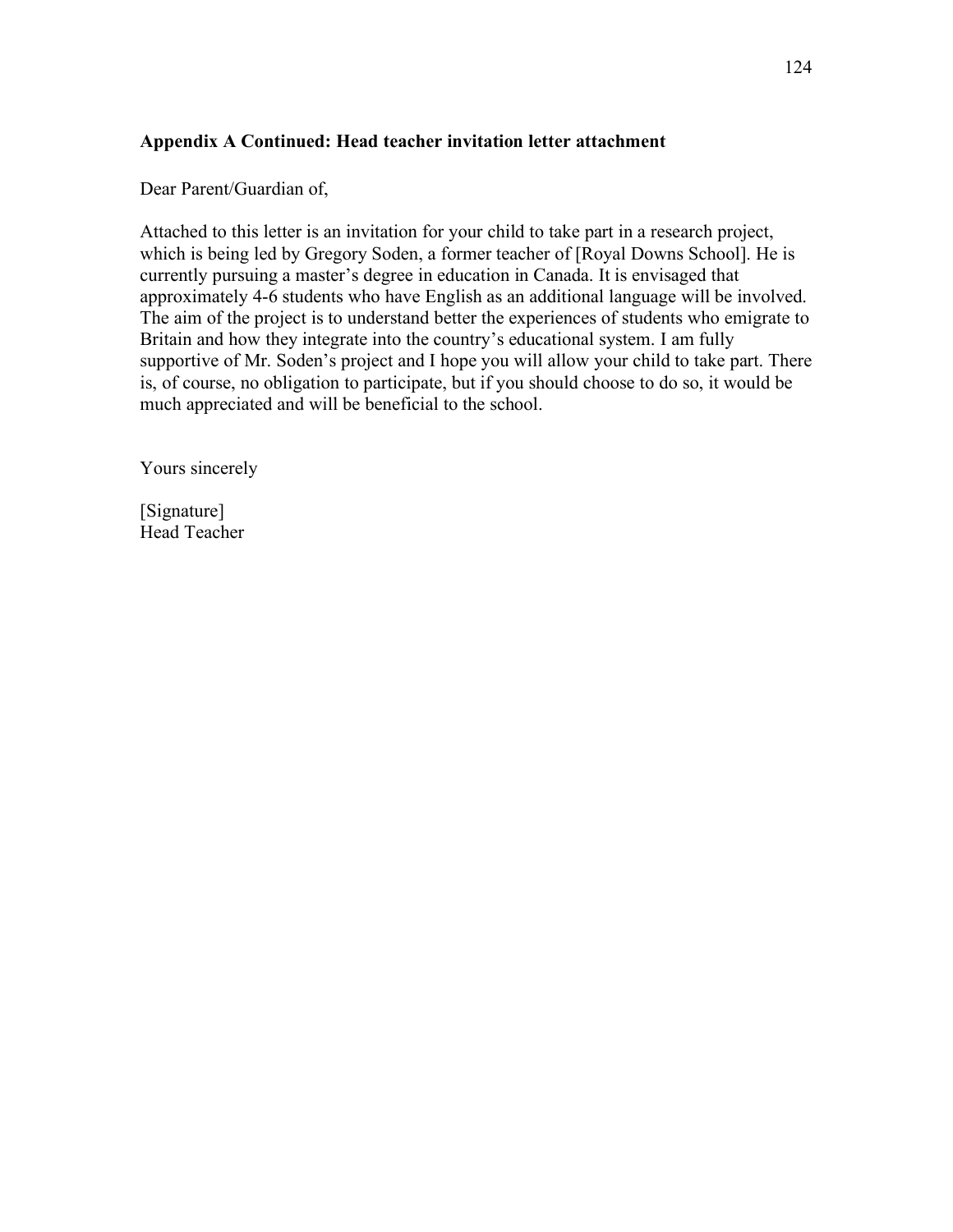**Appendix A Continued: Head teacher invitation letter attachment**

Dear Parent/Guardian of,

Attached to this letter is an invitation for your child to take part in a research project, which is being led by Gregory Soden, a former teacher of [Royal Downs School]. He is currently pursuing a master's degree in education in Canada. It is envisaged that approximately 4-6 students who have English as an additional language will be involved. The aim of the project is to understand better the experiences of students who emigrate to Britain and how they integrate into the country's educational system. I am fully supportive of Mr. Soden's project and I hope you will allow your child to take part. There is, of course, no obligation to participate, but if you should choose to do so, it would be much appreciated and will be beneficial to the school.

Yours sincerely

[Signature]
Head Teacher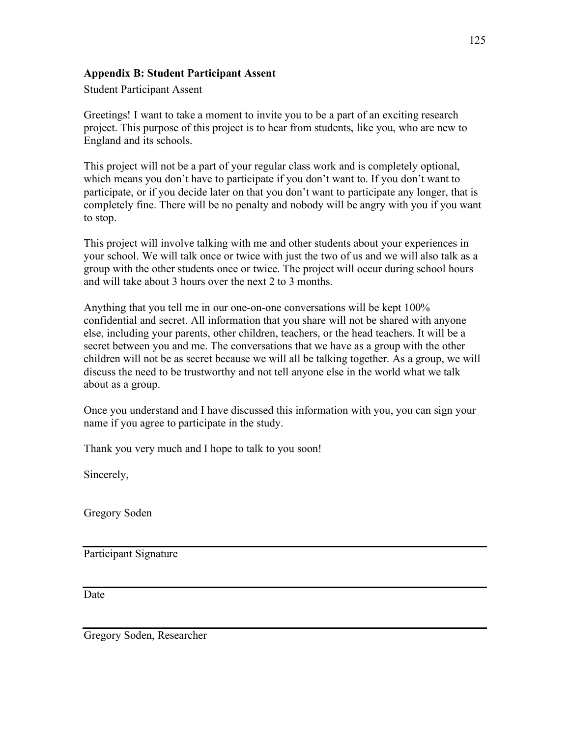## Appendix B: Student Participant Assent

Student Participant Assent

Greetings! I want to take a moment to invite you to be a part of an exciting research project. This purpose of this project is to hear from students, like you, who are new to England and its schools.

This project will not be a part of your regular class work and is completely optional, which means you don't have to participate if you don't want to. If you don't want to participate, or if you decide later on that you don't want to participate any longer, that is completely fine. There will be no penalty and nobody will be angry with you if you want to stop.

This project will involve talking with me and other students about your experiences in your school. We will talk once or twice with just the two of us and we will also talk as a group with the other students once or twice. The project will occur during school hours and will take about 3 hours over the next 2 to 3 months.

Anything that you tell me in our one-on-one conversations will be kept 100% confidential and secret. All information that you share will not be shared with anyone else, including your parents, other children, teachers, or the head teachers. It will be a secret between you and me. The conversations that we have as a group with the other children will not be as secret because we will all be talking together. As a group, we will discuss the need to be trustworthy and not tell anyone else in the world what we talk about as a group.

Once you understand and I have discussed this information with you, you can sign your name if you agree to participate in the study.

Thank you very much and I hope to talk to you soon!

Sincerely,

Gregory Soden

---

Participant Signature

---

Date

---

Gregory Soden, Researcher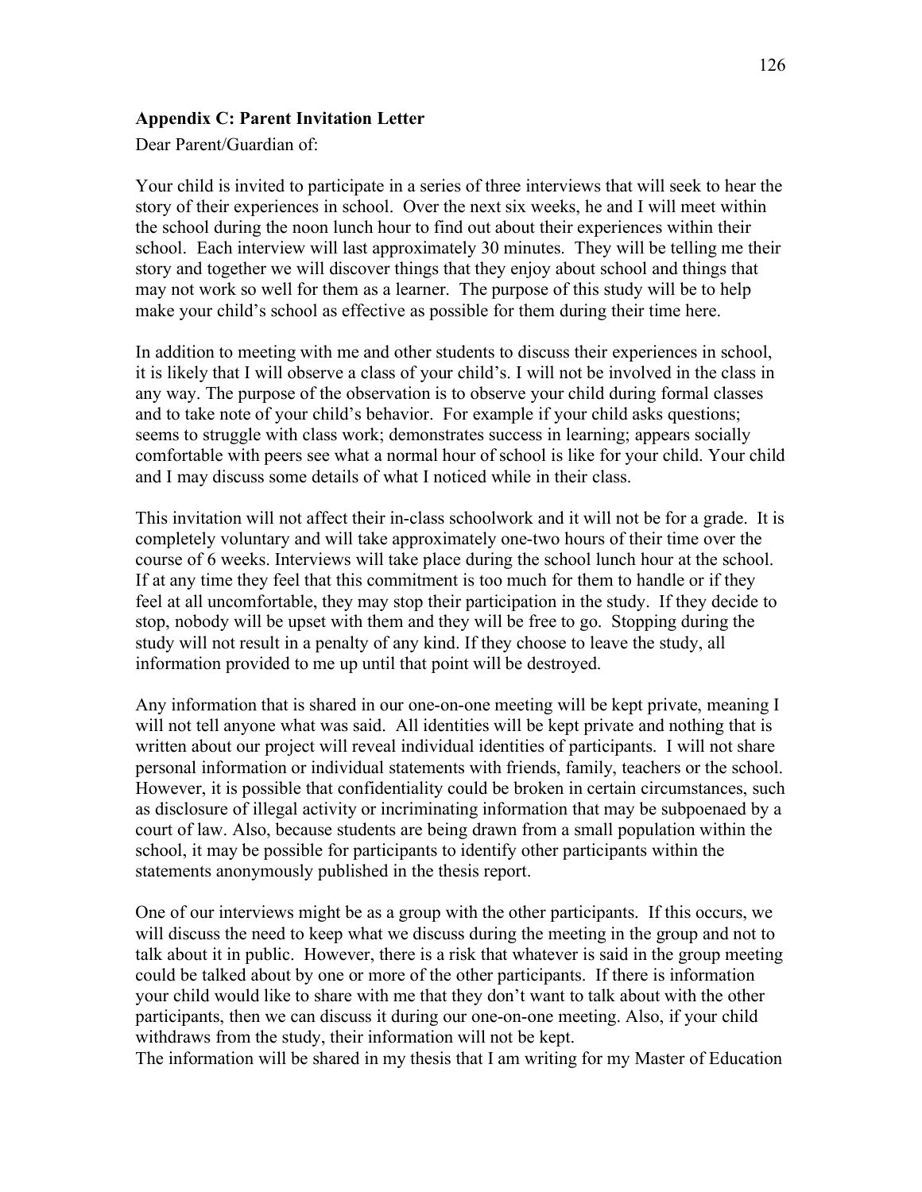**Appendix C: Parent Invitation Letter**

Dear Parent/Guardian of:

Your child is invited to participate in a series of three interviews that will seek to hear the story of their experiences in school. Over the next six weeks, he and I will meet within the school during the noon lunch hour to find out about their experiences within their school. Each interview will last approximately 30 minutes. They will be telling me their story and together we will discover things that they enjoy about school and things that may not work so well for them as a learner. The purpose of this study will be to help make your child's school as effective as possible for them during their time here.

In addition to meeting with me and other students to discuss their experiences in school, it is likely that I will observe a class of your child's. I will not be involved in the class in any way. The purpose of the observation is to observe your child during formal classes and to take note of your child's behavior. For example if your child asks questions; seems to struggle with class work; demonstrates success in learning; appears socially comfortable with peers see what a normal hour of school is like for your child. Your child and I may discuss some details of what I noticed while in their class.

This invitation will not affect their in-class schoolwork and it will not be for a grade. It is completely voluntary and will take approximately one-two hours of their time over the course of 6 weeks. Interviews will take place during the school lunch hour at the school. If at any time they feel that this commitment is too much for them to handle or if they feel at all uncomfortable, they may stop their participation in the study. If they decide to stop, nobody will be upset with them and they will be free to go. Stopping during the study will not result in a penalty of any kind. If they choose to leave the study, all information provided to me up until that point will be destroyed.

Any information that is shared in our one-on-one meeting will be kept private, meaning I will not tell anyone what was said. All identities will be kept private and nothing that is written about our project will reveal individual identities of participants. I will not share personal information or individual statements with friends, family, teachers or the school. However, it is possible that confidentiality could be broken in certain circumstances, such as disclosure of illegal activity or incriminating information that may be subpoenaed by a court of law. Also, because students are being drawn from a small population within the school, it may be possible for participants to identify other participants within the statements anonymously published in the thesis report.

One of our interviews might be as a group with the other participants. If this occurs, we will discuss the need to keep what we discuss during the meeting in the group and not to talk about it in public. However, there is a risk that whatever is said in the group meeting could be talked about by one or more of the other participants. If there is information your child would like to share with me that they don't want to talk about with the other participants, then we can discuss it during our one-on-one meeting. Also, if your child withdraws from the study, their information will not be kept.
The information will be shared in my thesis that I am writing for my Master of Education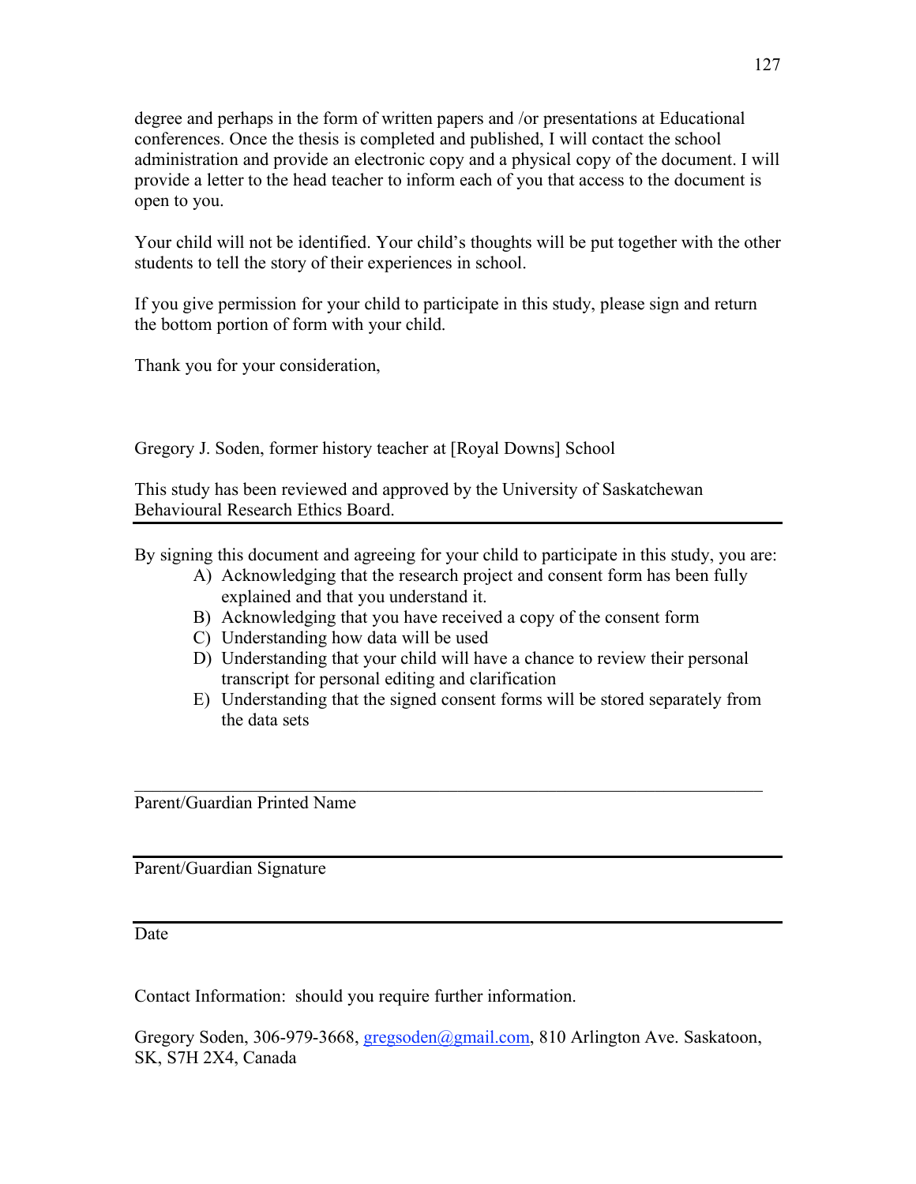degree and perhaps in the form of written papers and /or presentations at Educational conferences. Once the thesis is completed and published, I will contact the school administration and provide an electronic copy and a physical copy of the document. I will provide a letter to the head teacher to inform each of you that access to the document is open to you.

Your child will not be identified. Your child's thoughts will be put together with the other students to tell the story of their experiences in school.

If you give permission for your child to participate in this study, please sign and return the bottom portion of form with your child.

Thank you for your consideration,

Gregory J. Soden, former history teacher at [Royal Downs] School

This study has been reviewed and approved by the University of Saskatchewan Behavioural Research Ethics Board.

---

By signing this document and agreeing for your child to participate in this study, you are:

A) Acknowledging that the research project and consent form has been fully explained and that you understand it.
B) Acknowledging that you have received a copy of the consent form
C) Understanding how data will be used
D) Understanding that your child will have a chance to review their personal transcript for personal editing and clarification
E) Understanding that the signed consent forms will be stored separately from the data sets

\_\_\_\_\_\_\_\_\_\_\_\_\_\_\_\_\_\_\_\_\_\_\_\_\_\_\_\_\_\_\_\_\_\_\_\_\_\_\_\_\_\_\_\_\_\_\_\_\_\_\_\_\_\_\_\_\_\_\_\_

Parent/Guardian Printed Name

\_\_\_\_\_\_\_\_\_\_\_\_\_\_\_\_\_\_\_\_\_\_\_\_\_\_\_\_\_\_\_\_\_\_\_\_\_\_\_\_\_\_\_\_\_\_\_\_\_\_\_\_\_\_\_\_\_\_\_\_

Parent/Guardian Signature

\_\_\_\_\_\_\_\_\_\_\_\_\_\_\_\_\_\_\_\_\_\_\_\_\_\_\_\_\_\_\_\_\_\_\_\_\_\_\_\_\_\_\_\_\_\_\_\_\_\_\_\_\_\_\_\_\_\_\_\_

Date

Contact Information: should you require further information.

Gregory Soden, 306-979-3668, gregsoden@gmail.com, 810 Arlington Ave. Saskatoon, SK, S7H 2X4, Canada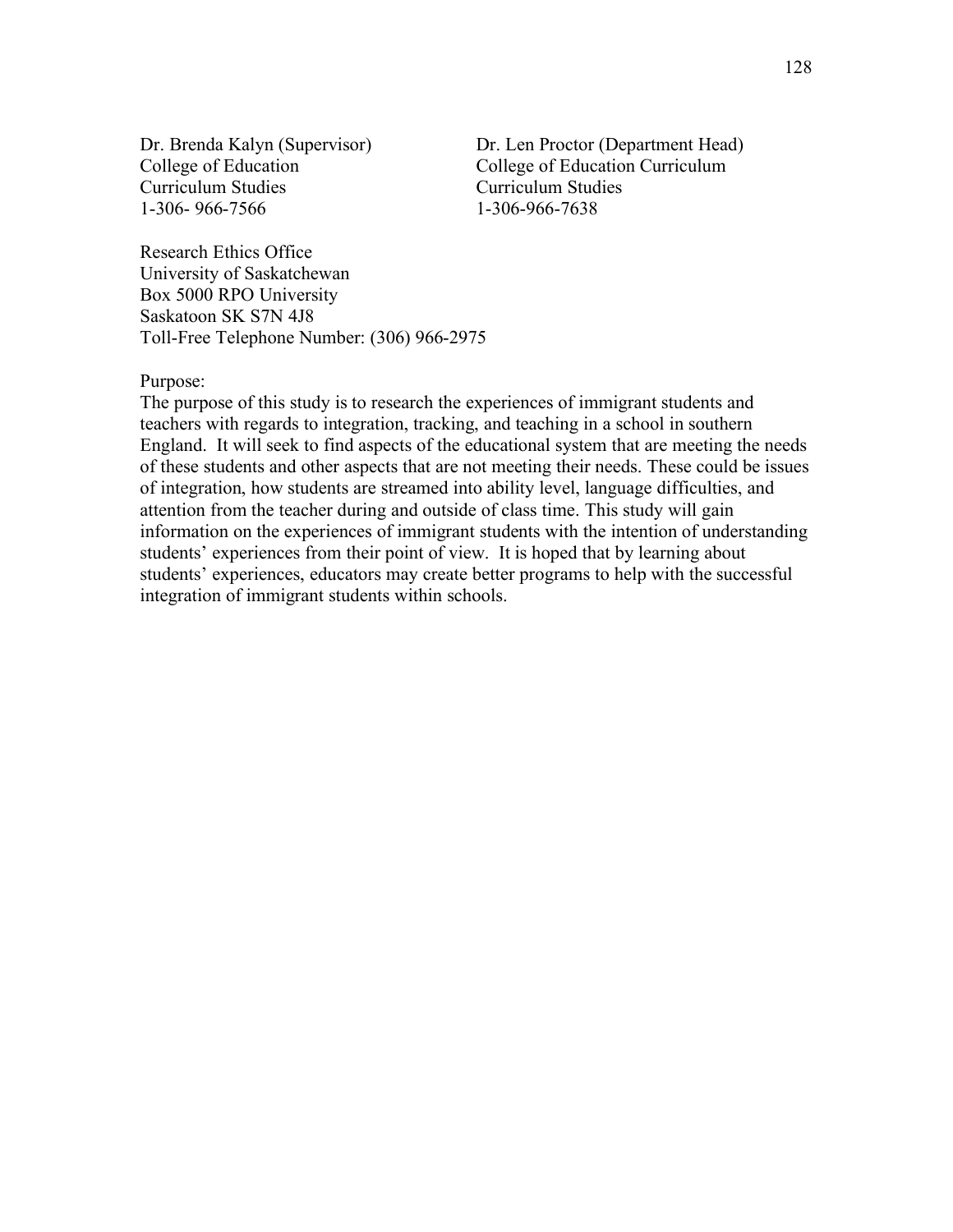Dr. Brenda Kalyn (Supervisor)
College of Education
Curriculum Studies
1-306- 966-7566

Dr. Len Proctor (Department Head)
College of Education Curriculum
Curriculum Studies
1-306-966-7638

Research Ethics Office
University of Saskatchewan
Box 5000 RPO University
Saskatoon SK S7N 4J8
Toll-Free Telephone Number: (306) 966-2975

Purpose:
The purpose of this study is to research the experiences of immigrant students and teachers with regards to integration, tracking, and teaching in a school in southern England. It will seek to find aspects of the educational system that are meeting the needs of these students and other aspects that are not meeting their needs. These could be issues of integration, how students are streamed into ability level, language difficulties, and attention from the teacher during and outside of class time. This study will gain information on the experiences of immigrant students with the intention of understanding students' experiences from their point of view. It is hoped that by learning about students' experiences, educators may create better programs to help with the successful integration of immigrant students within schools.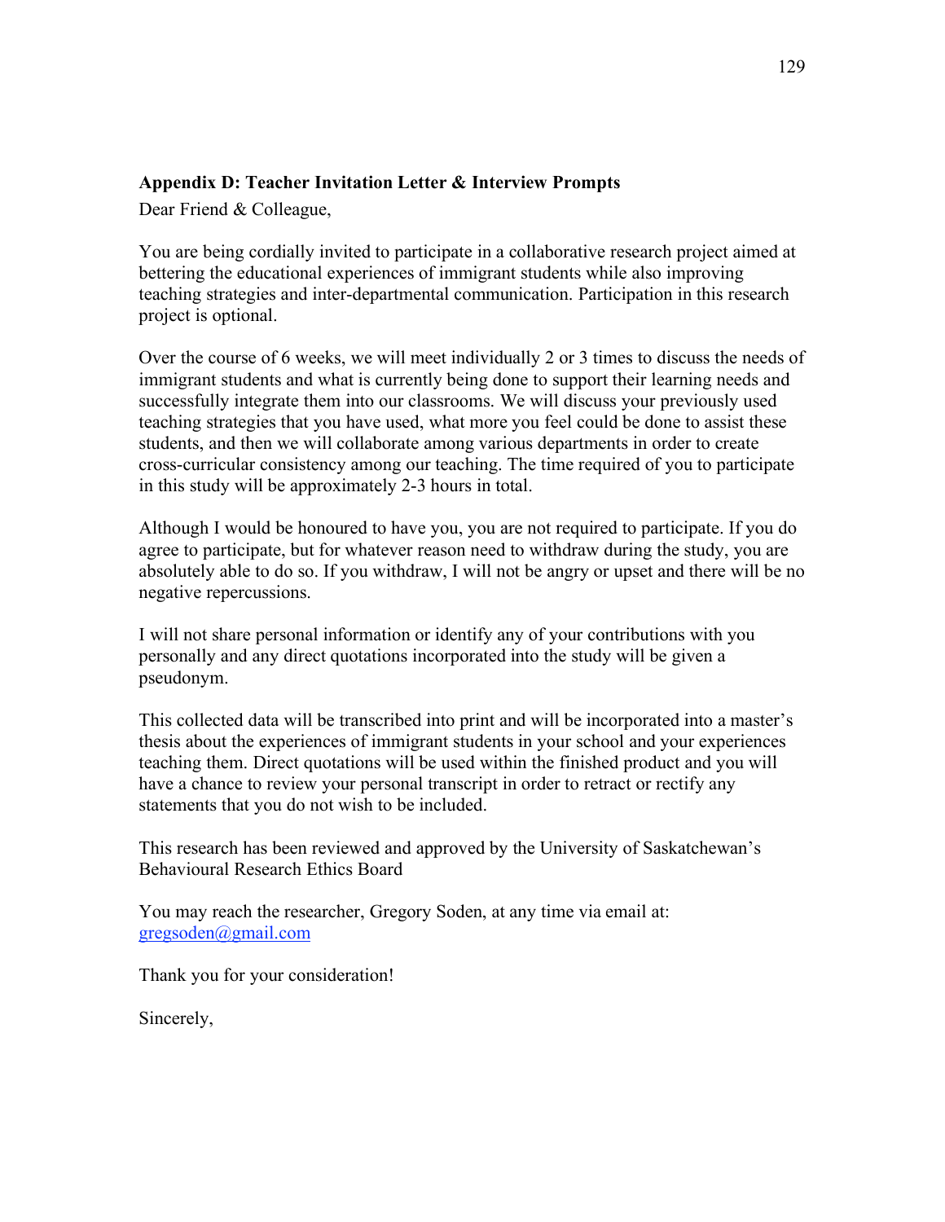### Appendix D: Teacher Invitation Letter & Interview Prompts

Dear Friend & Colleague,

You are being cordially invited to participate in a collaborative research project aimed at bettering the educational experiences of immigrant students while also improving teaching strategies and inter-departmental communication. Participation in this research project is optional.

Over the course of 6 weeks, we will meet individually 2 or 3 times to discuss the needs of immigrant students and what is currently being done to support their learning needs and successfully integrate them into our classrooms. We will discuss your previously used teaching strategies that you have used, what more you feel could be done to assist these students, and then we will collaborate among various departments in order to create cross-curricular consistency among our teaching. The time required of you to participate in this study will be approximately 2-3 hours in total.

Although I would be honoured to have you, you are not required to participate. If you do agree to participate, but for whatever reason need to withdraw during the study, you are absolutely able to do so. If you withdraw, I will not be angry or upset and there will be no negative repercussions.

I will not share personal information or identify any of your contributions with you personally and any direct quotations incorporated into the study will be given a pseudonym.

This collected data will be transcribed into print and will be incorporated into a master's thesis about the experiences of immigrant students in your school and your experiences teaching them. Direct quotations will be used within the finished product and you will have a chance to review your personal transcript in order to retract or rectify any statements that you do not wish to be included.

This research has been reviewed and approved by the University of Saskatchewan's Behavioural Research Ethics Board

You may reach the researcher, Gregory Soden, at any time via email at: gregsoden@gmail.com

Thank you for your consideration!

Sincerely,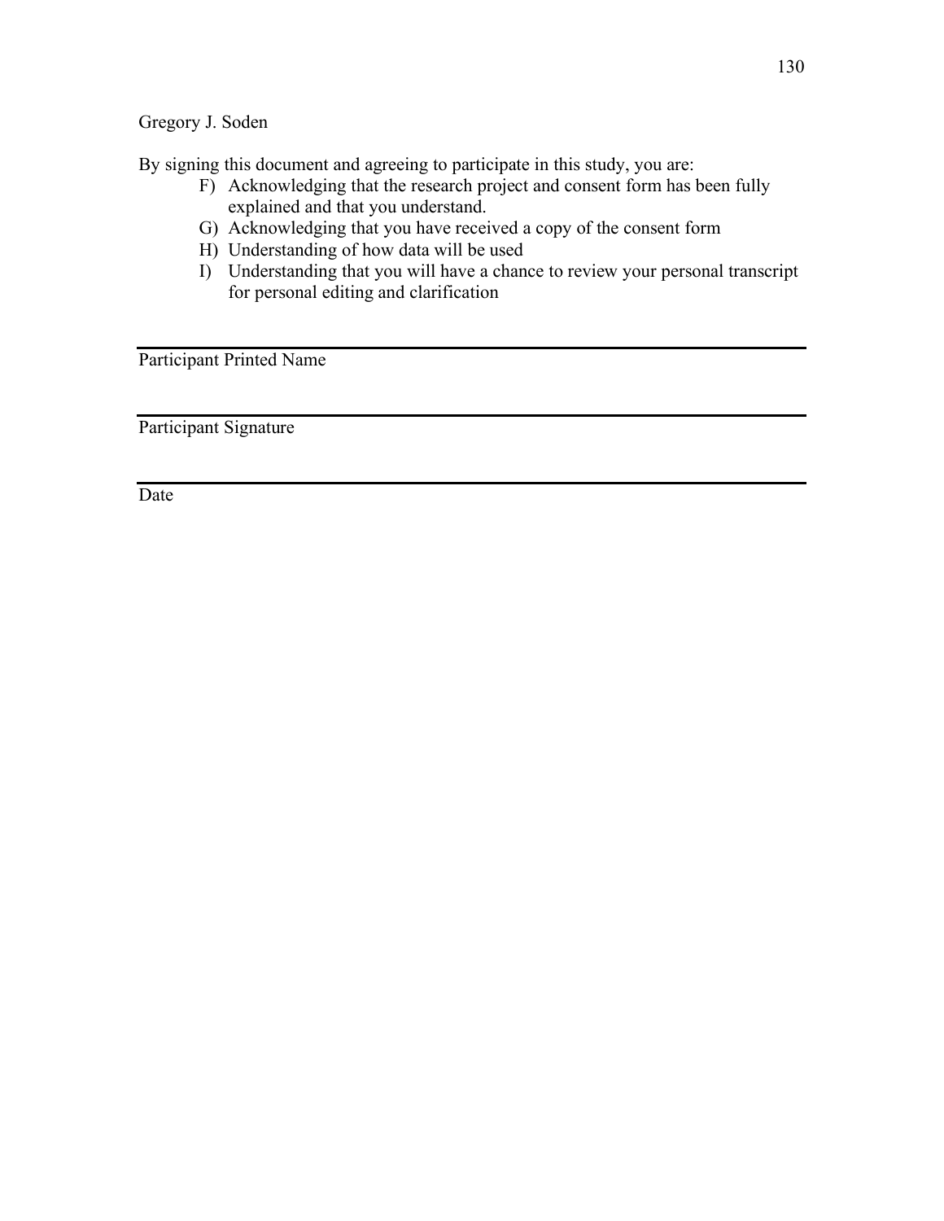Gregory J. Soden

By signing this document and agreeing to participate in this study, you are:

F) Acknowledging that the research project and consent form has been fully explained and that you understand.
G) Acknowledging that you have received a copy of the consent form
H) Understanding of how data will be used
I) Understanding that you will have a chance to review your personal transcript for personal editing and clarification

---

Participant Printed Name

---

Participant Signature

---

Date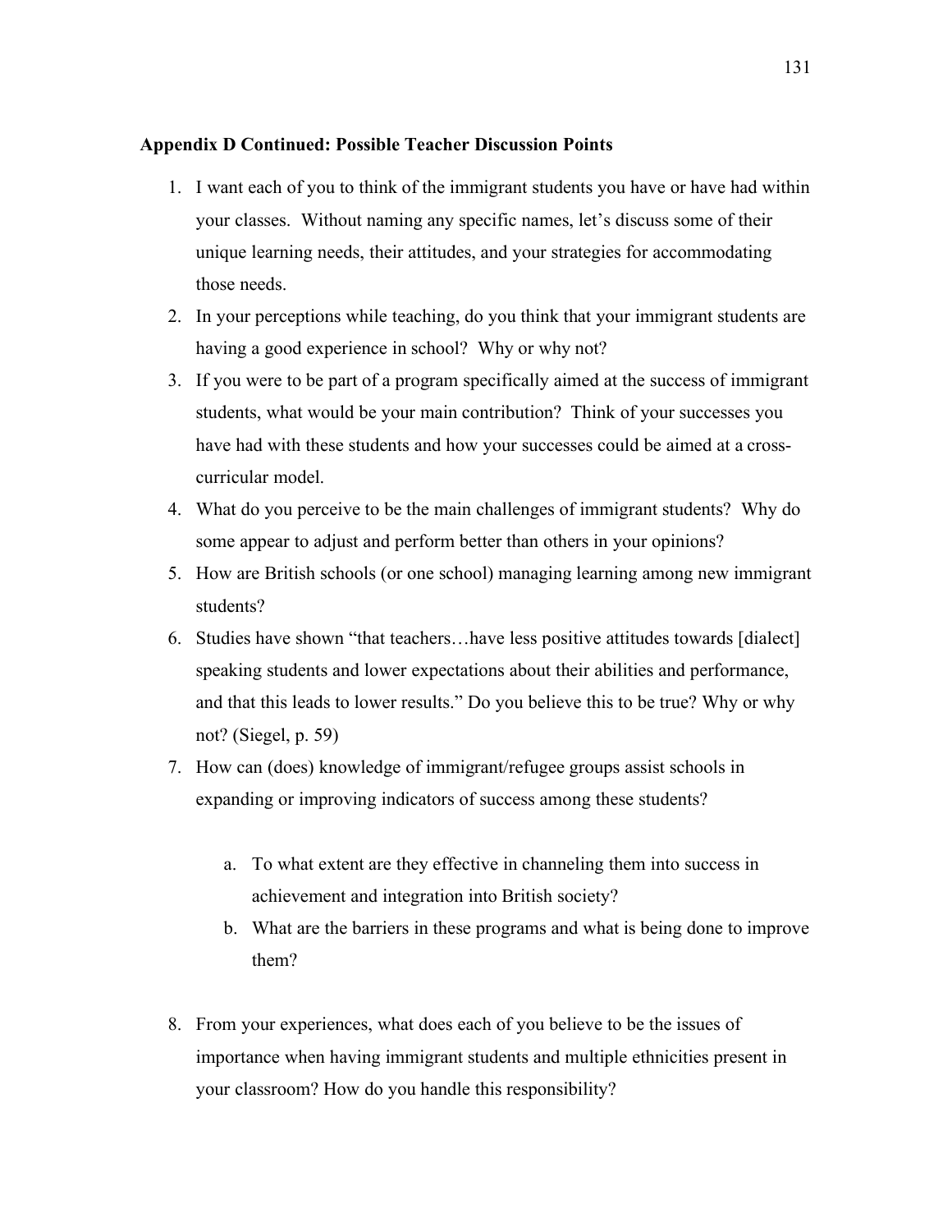**Appendix D Continued: Possible Teacher Discussion Points**

1. I want each of you to think of the immigrant students you have or have had within your classes. Without naming any specific names, let's discuss some of their unique learning needs, their attitudes, and your strategies for accommodating those needs.
2. In your perceptions while teaching, do you think that your immigrant students are having a good experience in school? Why or why not?
3. If you were to be part of a program specifically aimed at the success of immigrant students, what would be your main contribution? Think of your successes you have had with these students and how your successes could be aimed at a cross-curricular model.
4. What do you perceive to be the main challenges of immigrant students? Why do some appear to adjust and perform better than others in your opinions?
5. How are British schools (or one school) managing learning among new immigrant students?
6. Studies have shown "that teachers…have less positive attitudes towards [dialect] speaking students and lower expectations about their abilities and performance, and that this leads to lower results." Do you believe this to be true? Why or why not? (Siegel, p. 59)
7. How can (does) knowledge of immigrant/refugee groups assist schools in expanding or improving indicators of success among these students?

    a. To what extent are they effective in channeling them into success in achievement and integration into British society?
    b. What are the barriers in these programs and what is being done to improve them?

8. From your experiences, what does each of you believe to be the issues of importance when having immigrant students and multiple ethnicities present in your classroom? How do you handle this responsibility?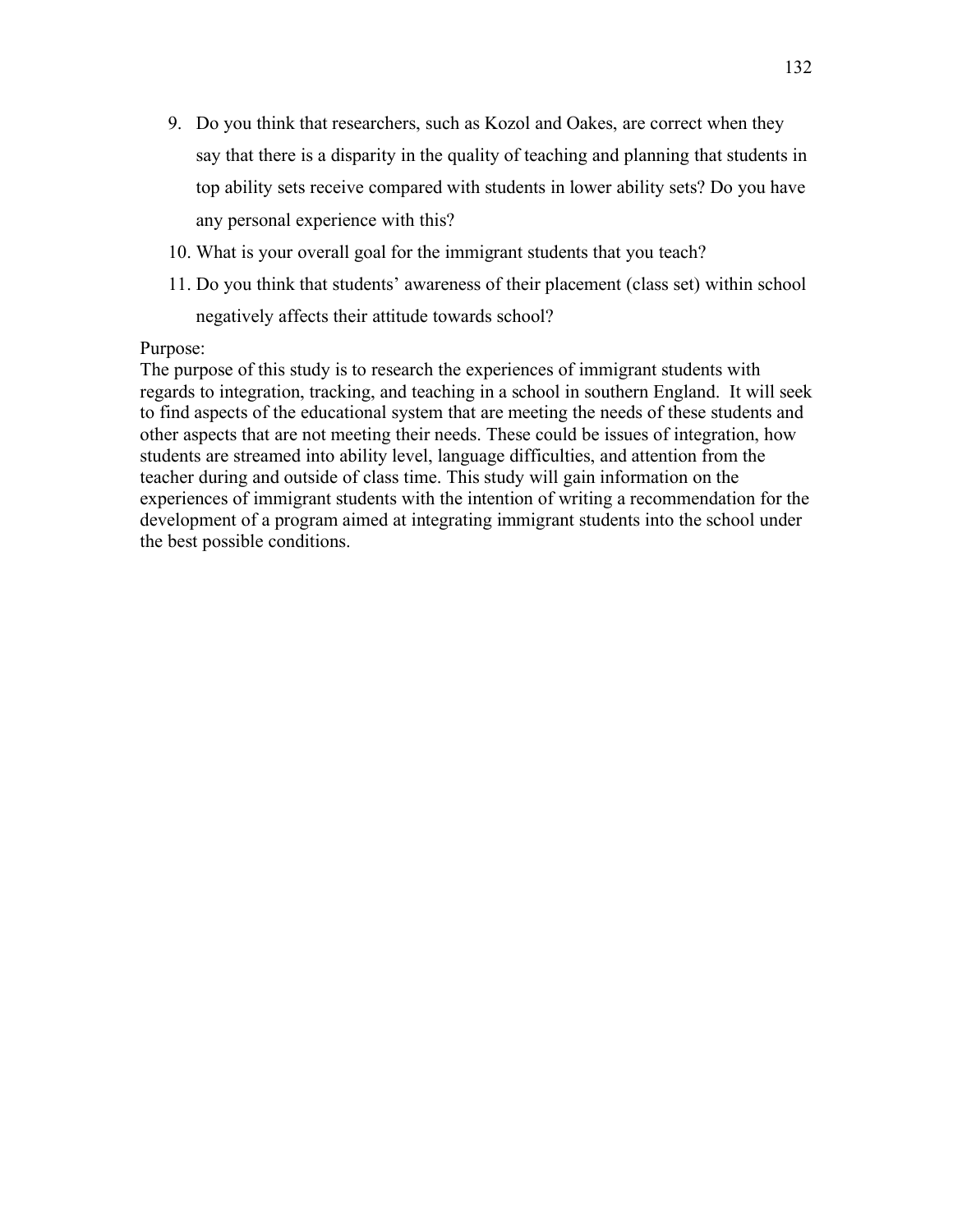9. Do you think that researchers, such as Kozol and Oakes, are correct when they say that there is a disparity in the quality of teaching and planning that students in top ability sets receive compared with students in lower ability sets? Do you have any personal experience with this?
10. What is your overall goal for the immigrant students that you teach?
11. Do you think that students' awareness of their placement (class set) within school negatively affects their attitude towards school?

Purpose:
The purpose of this study is to research the experiences of immigrant students with regards to integration, tracking, and teaching in a school in southern England. It will seek to find aspects of the educational system that are meeting the needs of these students and other aspects that are not meeting their needs. These could be issues of integration, how students are streamed into ability level, language difficulties, and attention from the teacher during and outside of class time. This study will gain information on the experiences of immigrant students with the intention of writing a recommendation for the development of a program aimed at integrating immigrant students into the school under the best possible conditions.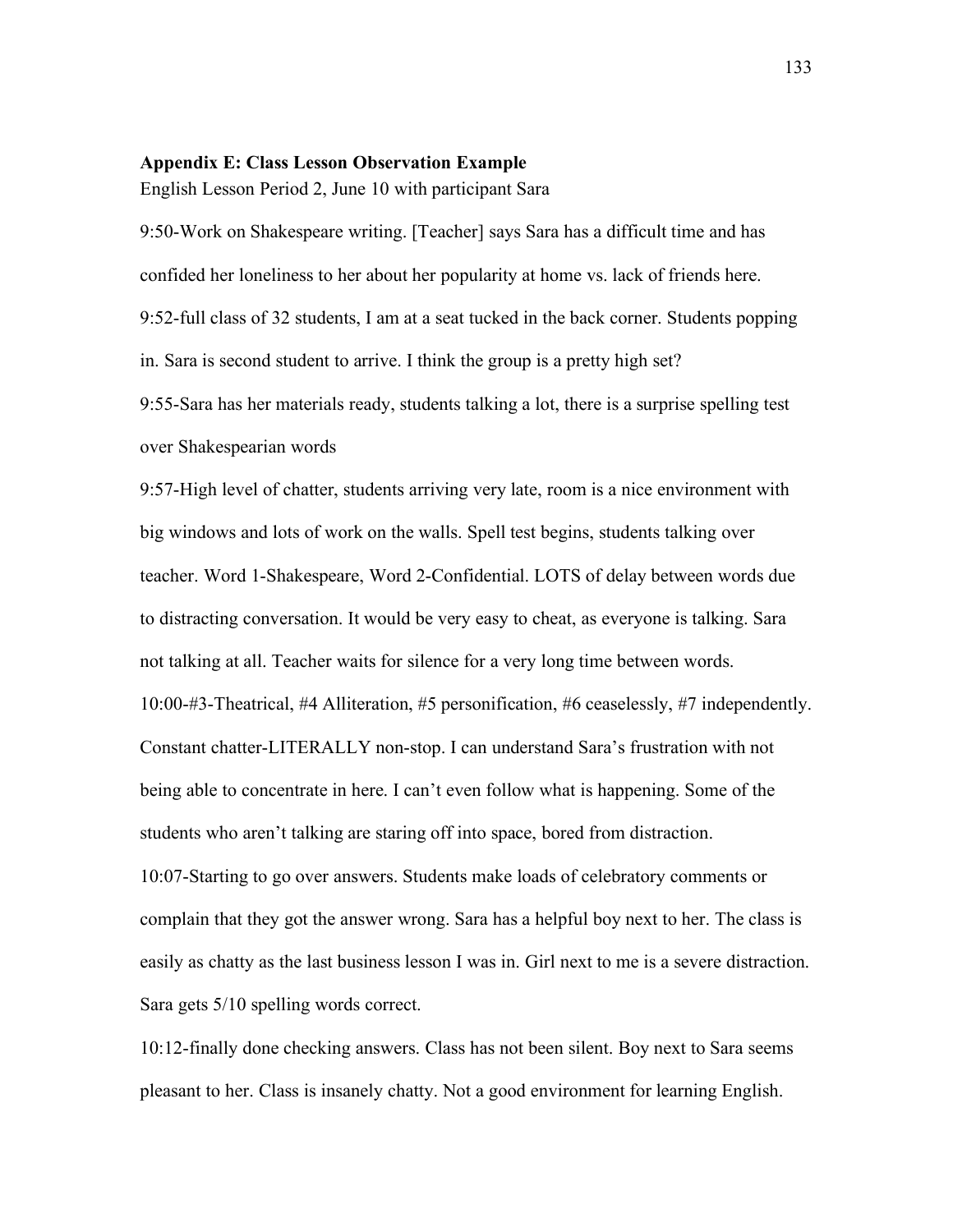## Appendix E: Class Lesson Observation Example

English Lesson Period 2, June 10 with participant Sara

9:50-Work on Shakespeare writing. [Teacher] says Sara has a difficult time and has confided her loneliness to her about her popularity at home vs. lack of friends here.

9:52-full class of 32 students, I am at a seat tucked in the back corner. Students popping in. Sara is second student to arrive. I think the group is a pretty high set?

9:55-Sara has her materials ready, students talking a lot, there is a surprise spelling test over Shakespearian words

9:57-High level of chatter, students arriving very late, room is a nice environment with big windows and lots of work on the walls. Spell test begins, students talking over teacher. Word 1-Shakespeare, Word 2-Confidential. LOTS of delay between words due to distracting conversation. It would be very easy to cheat, as everyone is talking. Sara not talking at all. Teacher waits for silence for a very long time between words.

10:00-#3-Theatrical, #4 Alliteration, #5 personification, #6 ceaselessly, #7 independently. Constant chatter-LITERALLY non-stop. I can understand Sara's frustration with not being able to concentrate in here. I can't even follow what is happening. Some of the students who aren't talking are staring off into space, bored from distraction.

10:07-Starting to go over answers. Students make loads of celebratory comments or complain that they got the answer wrong. Sara has a helpful boy next to her. The class is easily as chatty as the last business lesson I was in. Girl next to me is a severe distraction. Sara gets 5/10 spelling words correct.

10:12-finally done checking answers. Class has not been silent. Boy next to Sara seems pleasant to her. Class is insanely chatty. Not a good environment for learning English.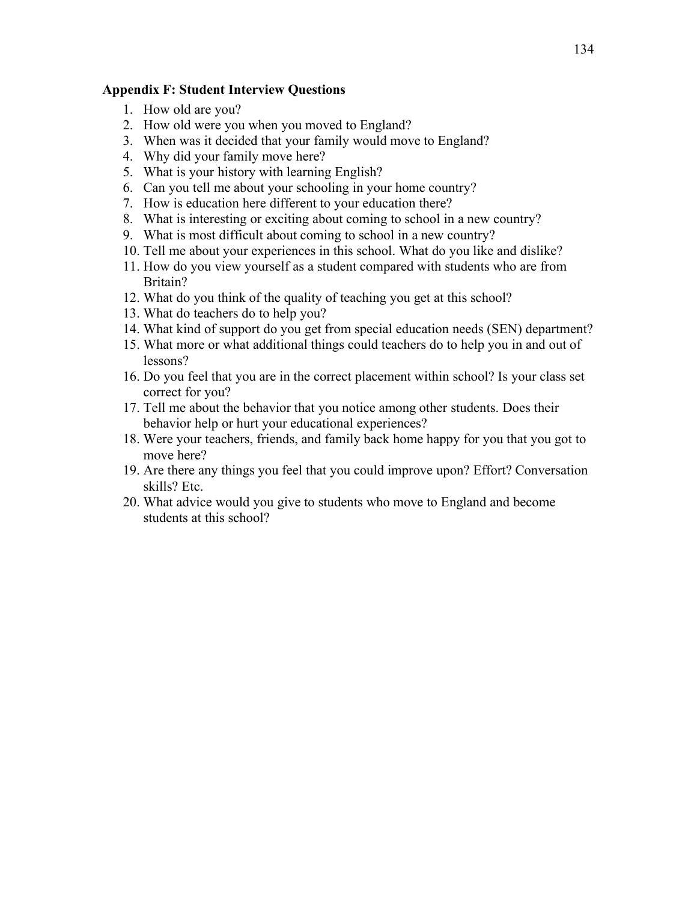## Appendix F: Student Interview Questions

1. How old are you?
2. How old were you when you moved to England?
3. When was it decided that your family would move to England?
4. Why did your family move here?
5. What is your history with learning English?
6. Can you tell me about your schooling in your home country?
7. How is education here different to your education there?
8. What is interesting or exciting about coming to school in a new country?
9. What is most difficult about coming to school in a new country?
10. Tell me about your experiences in this school. What do you like and dislike?
11. How do you view yourself as a student compared with students who are from Britain?
12. What do you think of the quality of teaching you get at this school?
13. What do teachers do to help you?
14. What kind of support do you get from special education needs (SEN) department?
15. What more or what additional things could teachers do to help you in and out of lessons?
16. Do you feel that you are in the correct placement within school? Is your class set correct for you?
17. Tell me about the behavior that you notice among other students. Does their behavior help or hurt your educational experiences?
18. Were your teachers, friends, and family back home happy for you that you got to move here?
19. Are there any things you feel that you could improve upon? Effort? Conversation skills? Etc.
20. What advice would you give to students who move to England and become students at this school?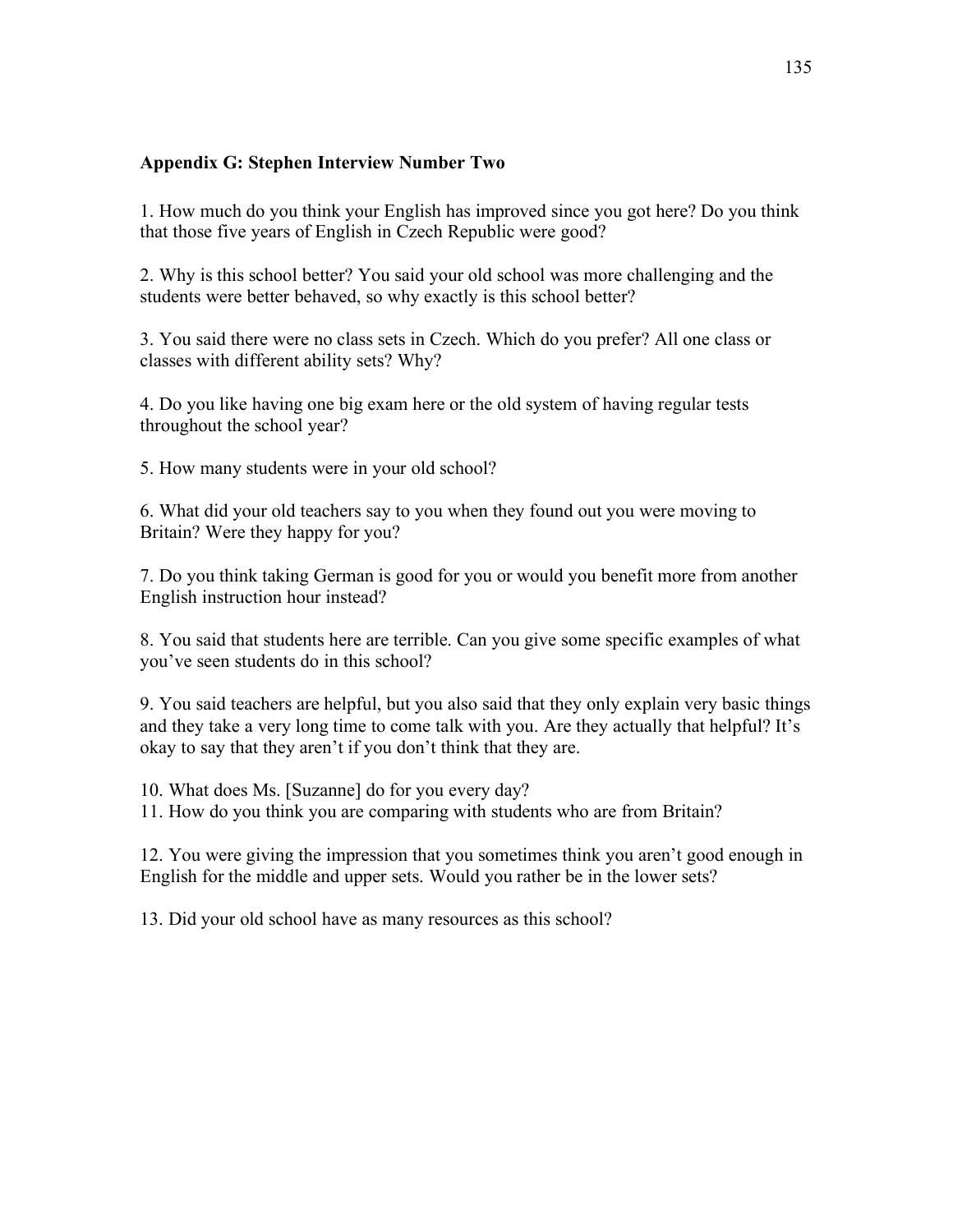**Appendix G: Stephen Interview Number Two**

1. How much do you think your English has improved since you got here? Do you think that those five years of English in Czech Republic were good?

2. Why is this school better? You said your old school was more challenging and the students were better behaved, so why exactly is this school better?

3. You said there were no class sets in Czech. Which do you prefer? All one class or classes with different ability sets? Why?

4. Do you like having one big exam here or the old system of having regular tests throughout the school year?

5. How many students were in your old school?

6. What did your old teachers say to you when they found out you were moving to Britain? Were they happy for you?

7. Do you think taking German is good for you or would you benefit more from another English instruction hour instead?

8. You said that students here are terrible. Can you give some specific examples of what you've seen students do in this school?

9. You said teachers are helpful, but you also said that they only explain very basic things and they take a very long time to come talk with you. Are they actually that helpful? It's okay to say that they aren't if you don't think that they are.

10. What does Ms. [Suzanne] do for you every day?
11. How do you think you are comparing with students who are from Britain?

12. You were giving the impression that you sometimes think you aren't good enough in English for the middle and upper sets. Would you rather be in the lower sets?

13. Did your old school have as many resources as this school?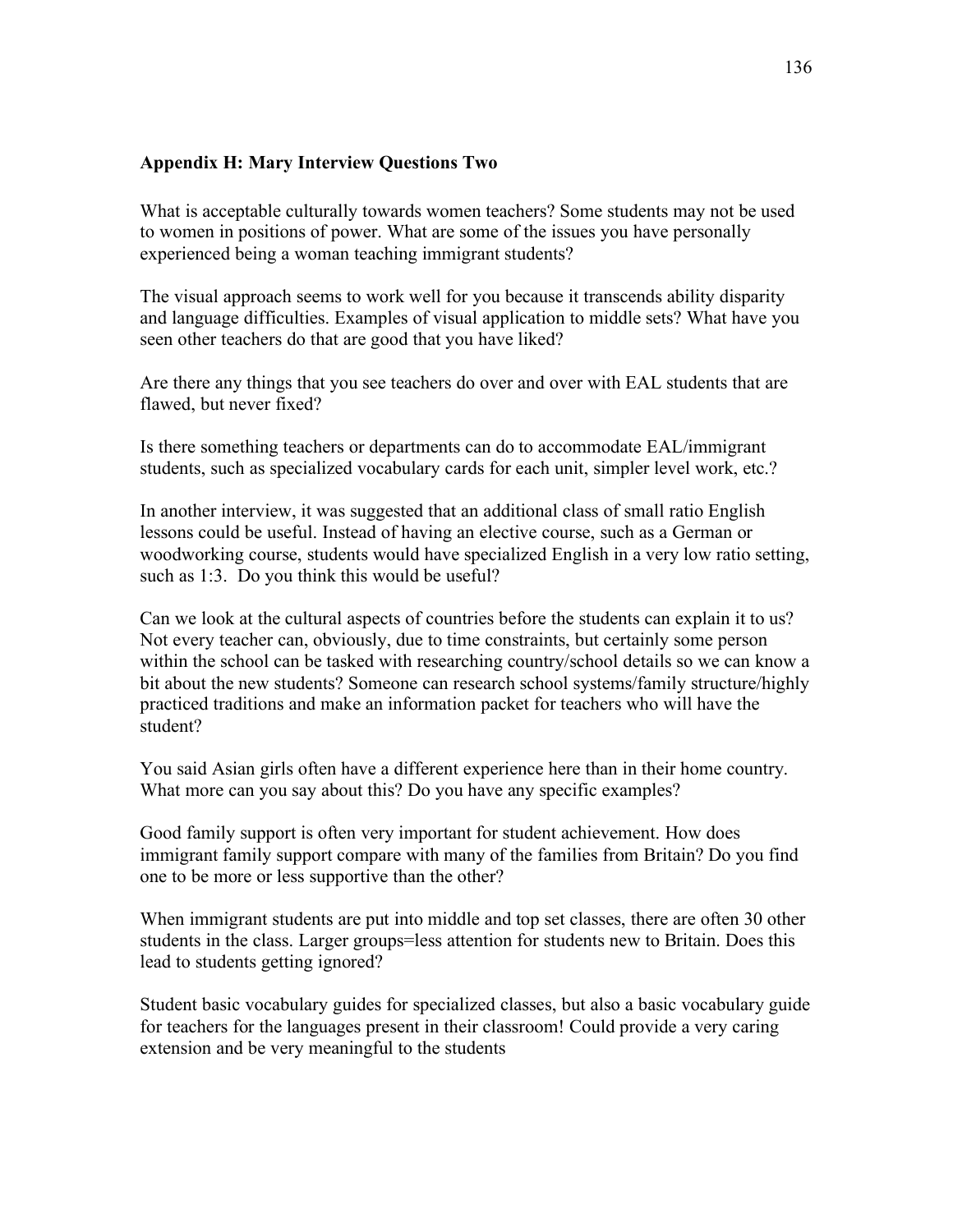**Appendix H: Mary Interview Questions Two**

What is acceptable culturally towards women teachers? Some students may not be used to women in positions of power. What are some of the issues you have personally experienced being a woman teaching immigrant students?

The visual approach seems to work well for you because it transcends ability disparity and language difficulties. Examples of visual application to middle sets? What have you seen other teachers do that are good that you have liked?

Are there any things that you see teachers do over and over with EAL students that are flawed, but never fixed?

Is there something teachers or departments can do to accommodate EAL/immigrant students, such as specialized vocabulary cards for each unit, simpler level work, etc.?

In another interview, it was suggested that an additional class of small ratio English lessons could be useful. Instead of having an elective course, such as a German or woodworking course, students would have specialized English in a very low ratio setting, such as 1:3. Do you think this would be useful?

Can we look at the cultural aspects of countries before the students can explain it to us? Not every teacher can, obviously, due to time constraints, but certainly some person within the school can be tasked with researching country/school details so we can know a bit about the new students? Someone can research school systems/family structure/highly practiced traditions and make an information packet for teachers who will have the student?

You said Asian girls often have a different experience here than in their home country. What more can you say about this? Do you have any specific examples?

Good family support is often very important for student achievement. How does immigrant family support compare with many of the families from Britain? Do you find one to be more or less supportive than the other?

When immigrant students are put into middle and top set classes, there are often 30 other students in the class. Larger groups=less attention for students new to Britain. Does this lead to students getting ignored?

Student basic vocabulary guides for specialized classes, but also a basic vocabulary guide for teachers for the languages present in their classroom! Could provide a very caring extension and be very meaningful to the students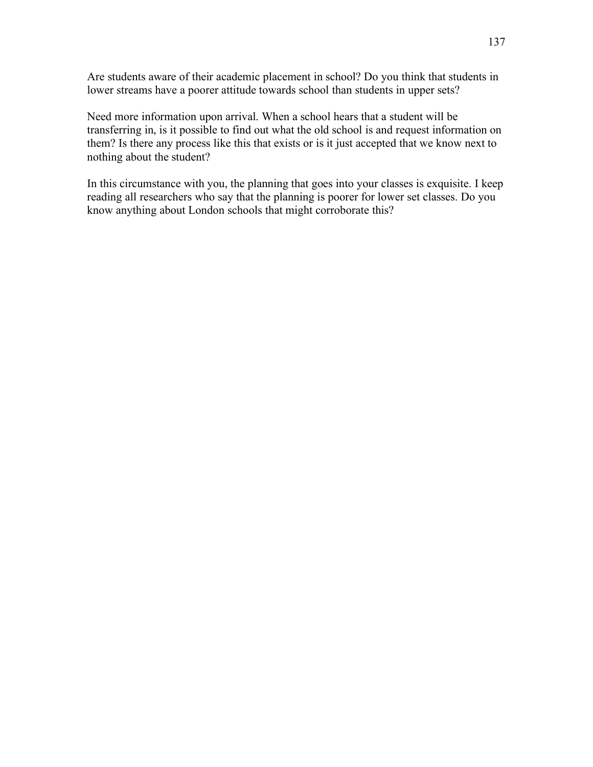Are students aware of their academic placement in school? Do you think that students in lower streams have a poorer attitude towards school than students in upper sets?

Need more information upon arrival. When a school hears that a student will be transferring in, is it possible to find out what the old school is and request information on them? Is there any process like this that exists or is it just accepted that we know next to nothing about the student?

In this circumstance with you, the planning that goes into your classes is exquisite. I keep reading all researchers who say that the planning is poorer for lower set classes. Do you know anything about London schools that might corroborate this?